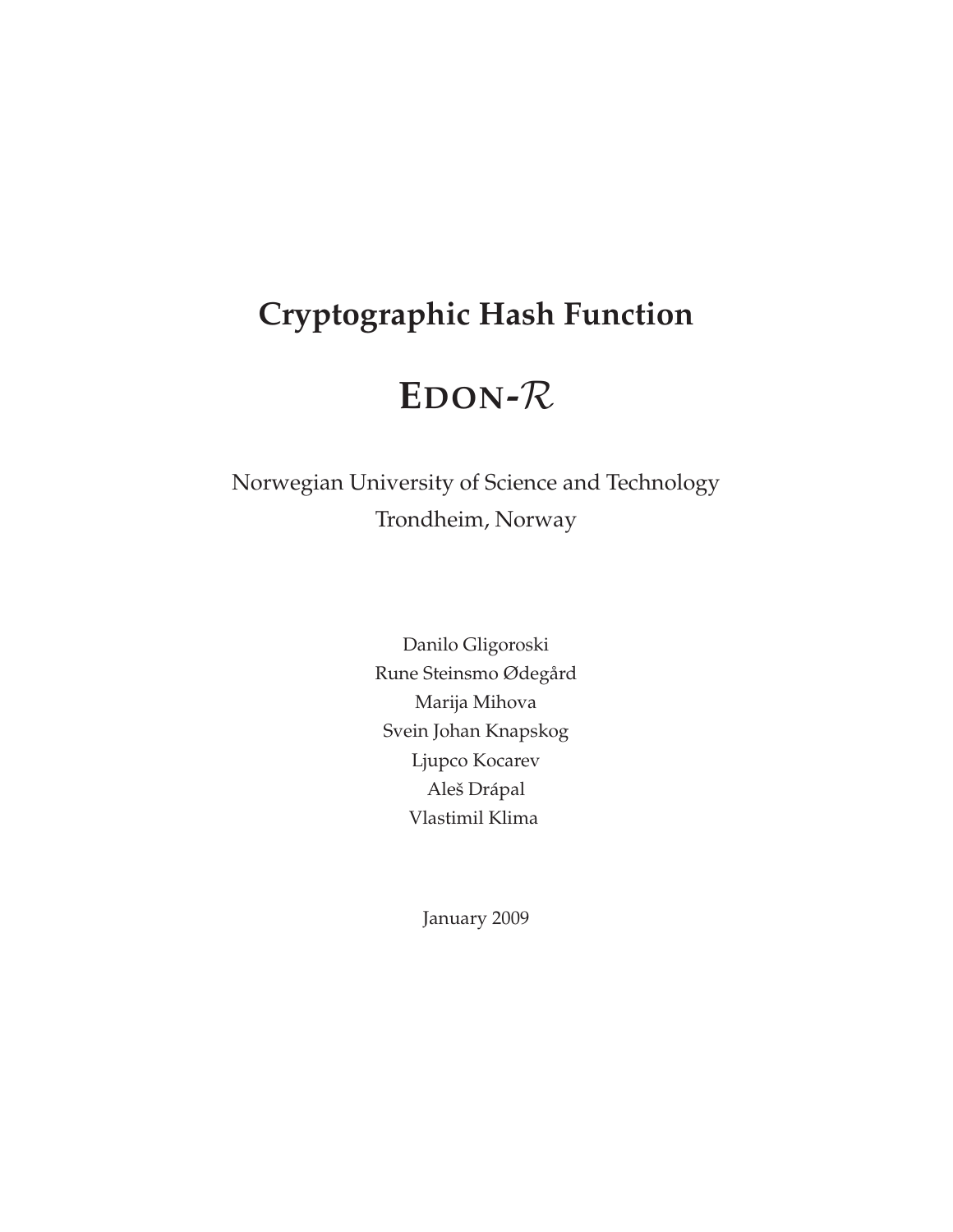# Cryptographic Hash Function

# EDON-$\mathcal{R}$

Norwegian University of Science and Technology
Trondheim, Norway

Danilo Gligoroski
Rune Steinsmo Ødegård
Marija Mihova
Svein Johan Knapskog
Ljupco Kocarev
Aleš Drápal
Vlastimil Klima

January 2009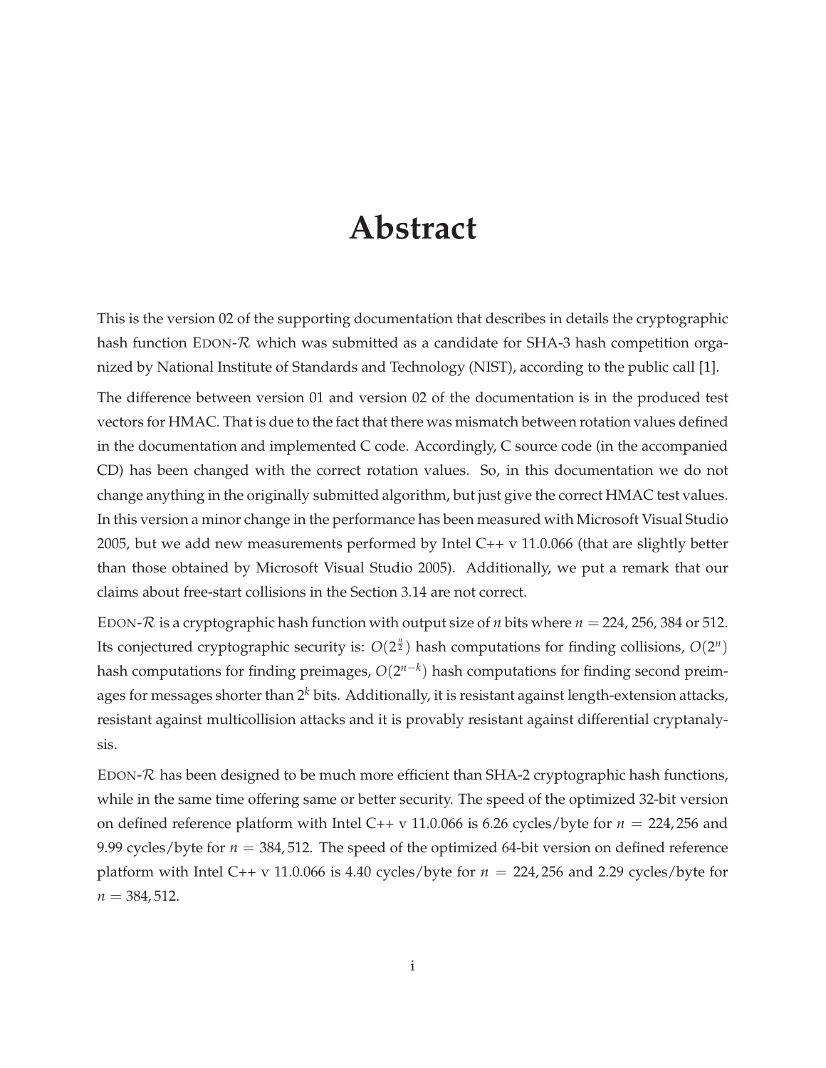# Abstract

This is the version 02 of the supporting documentation that describes in details the cryptographic hash function EDON-$\mathcal{R}$ which was submitted as a candidate for SHA-3 hash competition organized by National Institute of Standards and Technology (NIST), according to the public call [1].

The difference between version 01 and version 02 of the documentation is in the produced test vectors for HMAC. That is due to the fact that there was mismatch between rotation values defined in the documentation and implemented C code. Accordingly, C source code (in the accompanied CD) has been changed with the correct rotation values. So, in this documentation we do not change anything in the originally submitted algorithm, but just give the correct HMAC test values. In this version a minor change in the performance has been measured with Microsoft Visual Studio 2005, but we add new measurements performed by Intel C++ v 11.0.066 (that are slightly better than those obtained by Microsoft Visual Studio 2005). Additionally, we put a remark that our claims about free-start collisions in the Section 3.14 are not correct.

EDON-$\mathcal{R}$ is a cryptographic hash function with output size of $n$ bits where $n = 224$, 256, 384 or 512. Its conjectured cryptographic security is: $O(2^{\frac{n}{2}})$ hash computations for finding collisions, $O(2^n)$ hash computations for finding preimages, $O(2^{n-k})$ hash computations for finding second preimages for messages shorter than $2^k$ bits. Additionally, it is resistant against length-extension attacks, resistant against multicollision attacks and it is provably resistant against differential cryptanalysis.

EDON-$\mathcal{R}$ has been designed to be much more efficient than SHA-2 cryptographic hash functions, while in the same time offering same or better security. The speed of the optimized 32-bit version on defined reference platform with Intel C++ v 11.0.066 is 6.26 cycles/byte for $n = 224, 256$ and 9.99 cycles/byte for $n = 384, 512$. The speed of the optimized 64-bit version on defined reference platform with Intel C++ v 11.0.066 is 4.40 cycles/byte for $n = 224, 256$ and 2.29 cycles/byte for $n = 384, 512$.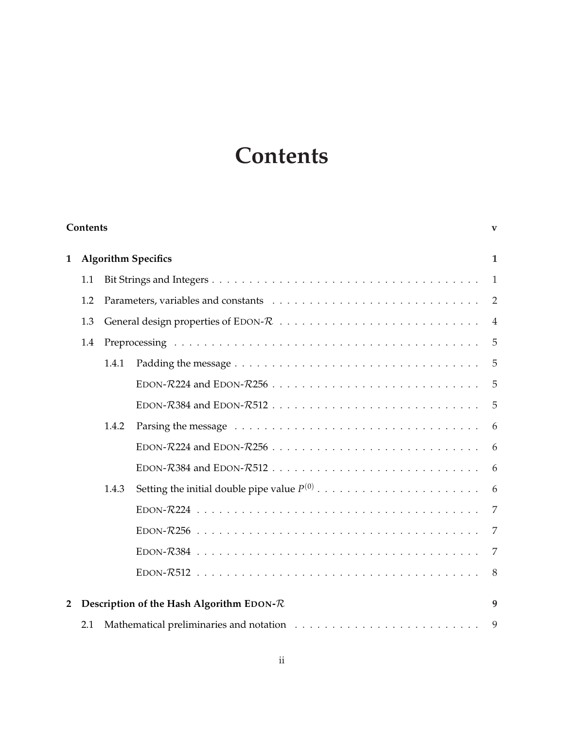# Contents

**Contents** **v**

**1 Algorithm Specifics** **1**

- 1.1 Bit Strings and Integers . . . 1
- 1.2 Parameters, variables and constants . . . 2
- 1.3 General design properties of EDON-$\mathcal{R}$ . . . 4
- 1.4 Preprocessing . . . 5
  - 1.4.1 Padding the message . . . 5
    - EDON-$\mathcal{R}$224 and EDON-$\mathcal{R}$256 . . . 5
    - EDON-$\mathcal{R}$384 and EDON-$\mathcal{R}$512 . . . 5
  - 1.4.2 Parsing the message . . . 6
    - EDON-$\mathcal{R}$224 and EDON-$\mathcal{R}$256 . . . 6
    - EDON-$\mathcal{R}$384 and EDON-$\mathcal{R}$512 . . . 6
  - 1.4.3 Setting the initial double pipe value $P^{(0)}$ . . . 6
    - EDON-$\mathcal{R}$224 . . . 7
    - EDON-$\mathcal{R}$256 . . . 7
    - EDON-$\mathcal{R}$384 . . . 7
    - EDON-$\mathcal{R}$512 . . . 8

**2 Description of the Hash Algorithm EDON-$\mathcal{R}$** **9**

- 2.1 Mathematical preliminaries and notation . . . 9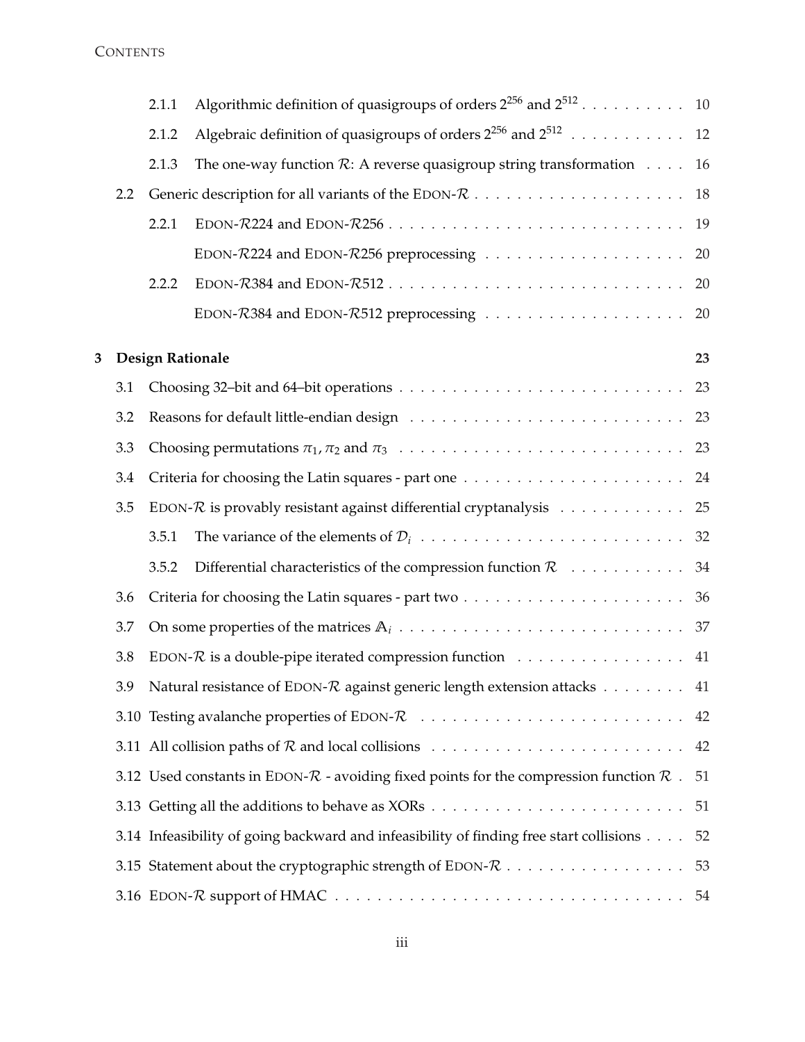2.1.1 Algorithmic definition of quasigroups of orders $2^{256}$ and $2^{512}$ . . . . . . . . . . 10

2.1.2 Algebraic definition of quasigroups of orders $2^{256}$ and $2^{512}$ . . . . . . . . . . . 12

2.1.3 The one-way function $\mathcal{R}$: A reverse quasigroup string transformation . . . . 16

2.2 Generic description for all variants of the EDON-$\mathcal{R}$ . . . . . . . . . . . . . . . . . . . . 18

2.2.1 EDON-$\mathcal{R}$224 and EDON-$\mathcal{R}$256 . . . . . . . . . . . . . . . . . . . . . . . . . . . . 19

EDON-$\mathcal{R}$224 and EDON-$\mathcal{R}$256 preprocessing . . . . . . . . . . . . . . . . . . . 20

2.2.2 EDON-$\mathcal{R}$384 and EDON-$\mathcal{R}$512 . . . . . . . . . . . . . . . . . . . . . . . . . . . . 20

EDON-$\mathcal{R}$384 and EDON-$\mathcal{R}$512 preprocessing . . . . . . . . . . . . . . . . . . . 20

**3 Design Rationale** **23**

3.1 Choosing 32–bit and 64–bit operations . . . . . . . . . . . . . . . . . . . . . . . . . . . . 23

3.2 Reasons for default little-endian design . . . . . . . . . . . . . . . . . . . . . . . . . . . 23

3.3 Choosing permutations $\pi_1, \pi_2$ and $\pi_3$ . . . . . . . . . . . . . . . . . . . . . . . . . . . 23

3.4 Criteria for choosing the Latin squares - part one . . . . . . . . . . . . . . . . . . . . . 24

3.5 EDON-$\mathcal{R}$ is provably resistant against differential cryptanalysis . . . . . . . . . . . . 25

3.5.1 The variance of the elements of $\mathcal{D}_i$ . . . . . . . . . . . . . . . . . . . . . . . . . 32

3.5.2 Differential characteristics of the compression function $\mathcal{R}$ . . . . . . . . . . . 34

3.6 Criteria for choosing the Latin squares - part two . . . . . . . . . . . . . . . . . . . . . 36

3.7 On some properties of the matrices $\mathbb{A}_i$ . . . . . . . . . . . . . . . . . . . . . . . . . . . 37

3.8 EDON-$\mathcal{R}$ is a double-pipe iterated compression function . . . . . . . . . . . . . . . . 41

3.9 Natural resistance of EDON-$\mathcal{R}$ against generic length extension attacks . . . . . . . . 41

3.10 Testing avalanche properties of EDON-$\mathcal{R}$ . . . . . . . . . . . . . . . . . . . . . . . . . 42

3.11 All collision paths of $\mathcal{R}$ and local collisions . . . . . . . . . . . . . . . . . . . . . . . . 42

3.12 Used constants in EDON-$\mathcal{R}$ - avoiding fixed points for the compression function $\mathcal{R}$ . 51

3.13 Getting all the additions to behave as XORs . . . . . . . . . . . . . . . . . . . . . . . . 51

3.14 Infeasibility of going backward and infeasibility of finding free start collisions . . . . 52

3.15 Statement about the cryptographic strength of EDON-$\mathcal{R}$ . . . . . . . . . . . . . . . . . 53

3.16 EDON-$\mathcal{R}$ support of HMAC . . . . . . . . . . . . . . . . . . . . . . . . . . . . . . . . . 54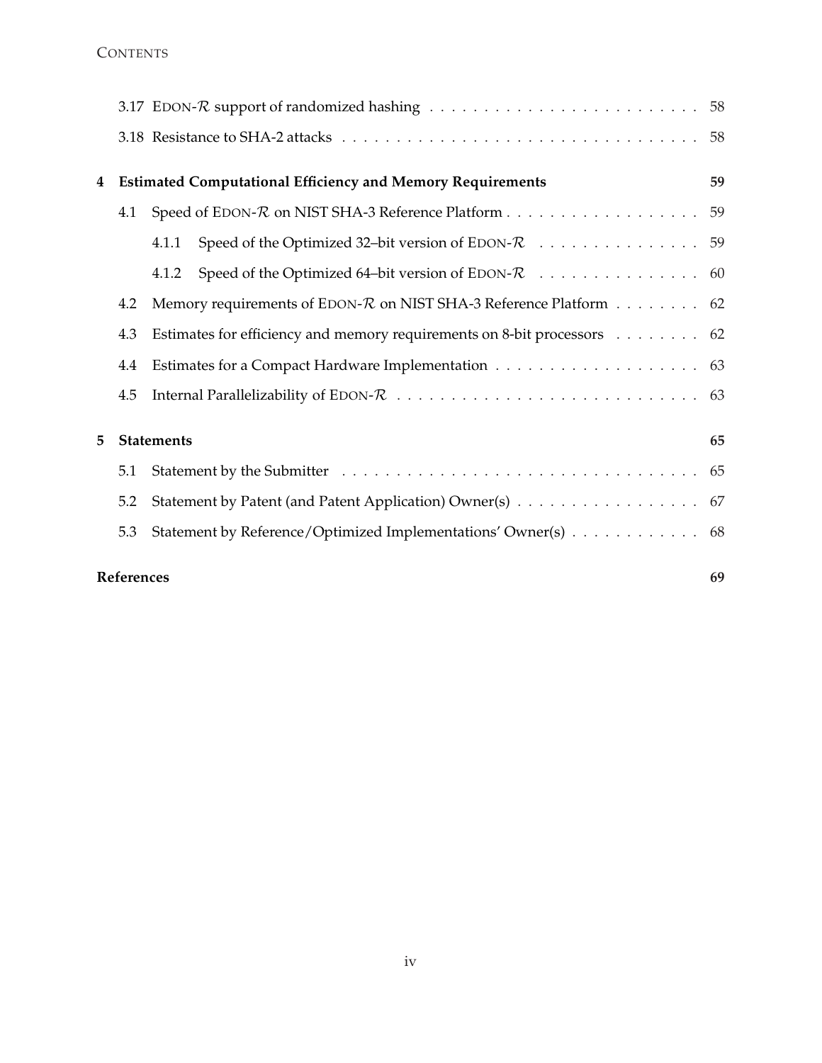3.17 EDON-$\mathcal{R}$ support of randomized hashing . . . . . . . . . . 58

3.18 Resistance to SHA-2 attacks . . . . . . . . . . 58

**4 Estimated Computational Efficiency and Memory Requirements** **59**

4.1 Speed of EDON-$\mathcal{R}$ on NIST SHA-3 Reference Platform . . . . . . . . . . 59

4.1.1 Speed of the Optimized 32–bit version of EDON-$\mathcal{R}$ . . . . . . . . . . 59

4.1.2 Speed of the Optimized 64–bit version of EDON-$\mathcal{R}$ . . . . . . . . . . 60

4.2 Memory requirements of EDON-$\mathcal{R}$ on NIST SHA-3 Reference Platform . . . . . . . . . . 62

4.3 Estimates for efficiency and memory requirements on 8-bit processors . . . . . . . . . . 62

4.4 Estimates for a Compact Hardware Implementation . . . . . . . . . . 63

4.5 Internal Parallelizability of EDON-$\mathcal{R}$ . . . . . . . . . . 63

**5 Statements** **65**

5.1 Statement by the Submitter . . . . . . . . . . 65

5.2 Statement by Patent (and Patent Application) Owner(s) . . . . . . . . . . 67

5.3 Statement by Reference/Optimized Implementations' Owner(s) . . . . . . . . . . 68

**References** **69**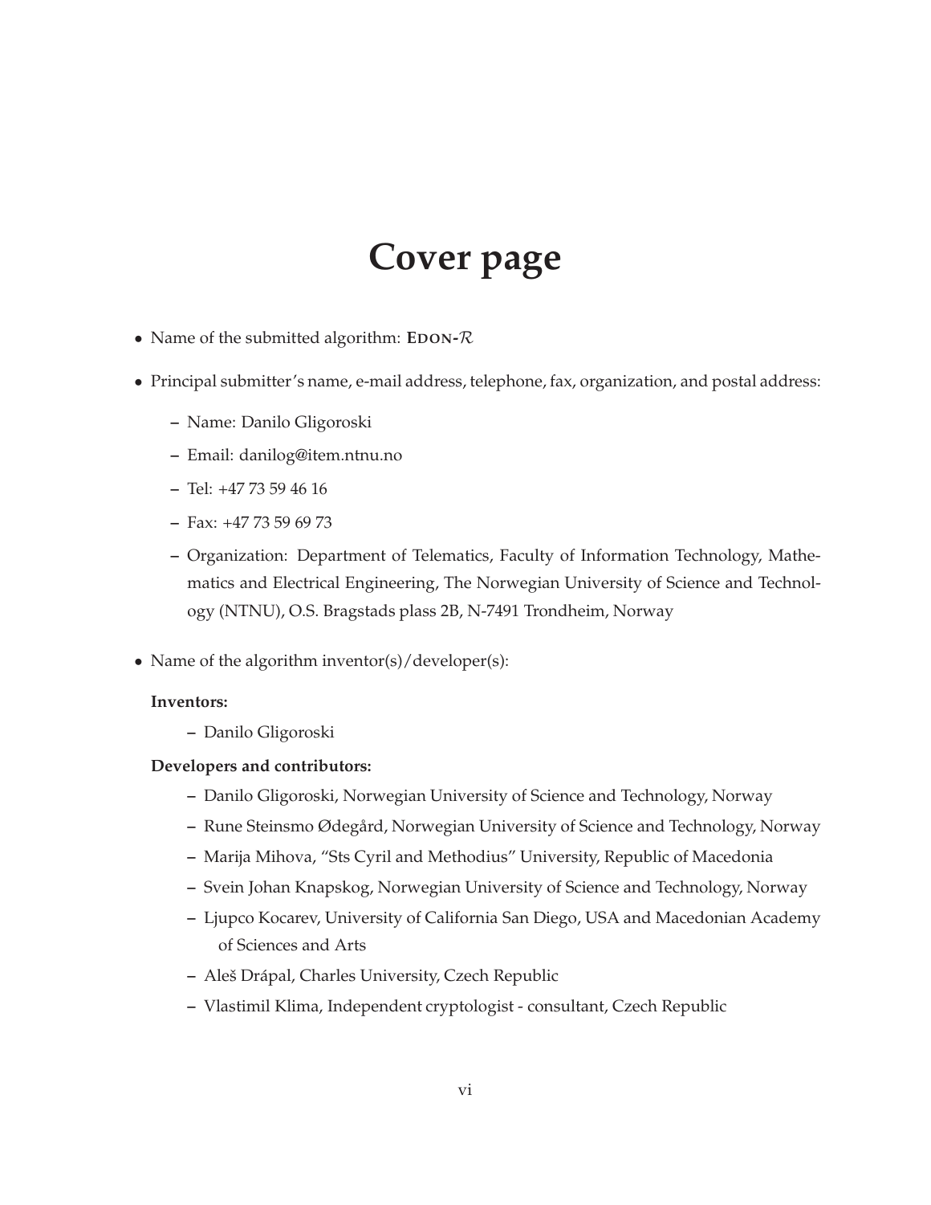# Cover page

- Name of the submitted algorithm: **EDON-**$\mathcal{R}$
- Principal submitter's name, e-mail address, telephone, fax, organization, and postal address:
  - Name: Danilo Gligoroski
  - Email: danilog@item.ntnu.no
  - Tel: +47 73 59 46 16
  - Fax: +47 73 59 69 73
  - Organization: Department of Telematics, Faculty of Information Technology, Mathematics and Electrical Engineering, The Norwegian University of Science and Technology (NTNU), O.S. Bragstads plass 2B, N-7491 Trondheim, Norway
- Name of the algorithm inventor(s)/developer(s):

  **Inventors:**
  - Danilo Gligoroski

  **Developers and contributors:**
  - Danilo Gligoroski, Norwegian University of Science and Technology, Norway
  - Rune Steinsmo Ødegård, Norwegian University of Science and Technology, Norway
  - Marija Mihova, "Sts Cyril and Methodius" University, Republic of Macedonia
  - Svein Johan Knapskog, Norwegian University of Science and Technology, Norway
  - Ljupco Kocarev, University of California San Diego, USA and Macedonian Academy of Sciences and Arts
  - Aleš Drápal, Charles University, Czech Republic
  - Vlastimil Klima, Independent cryptologist - consultant, Czech Republic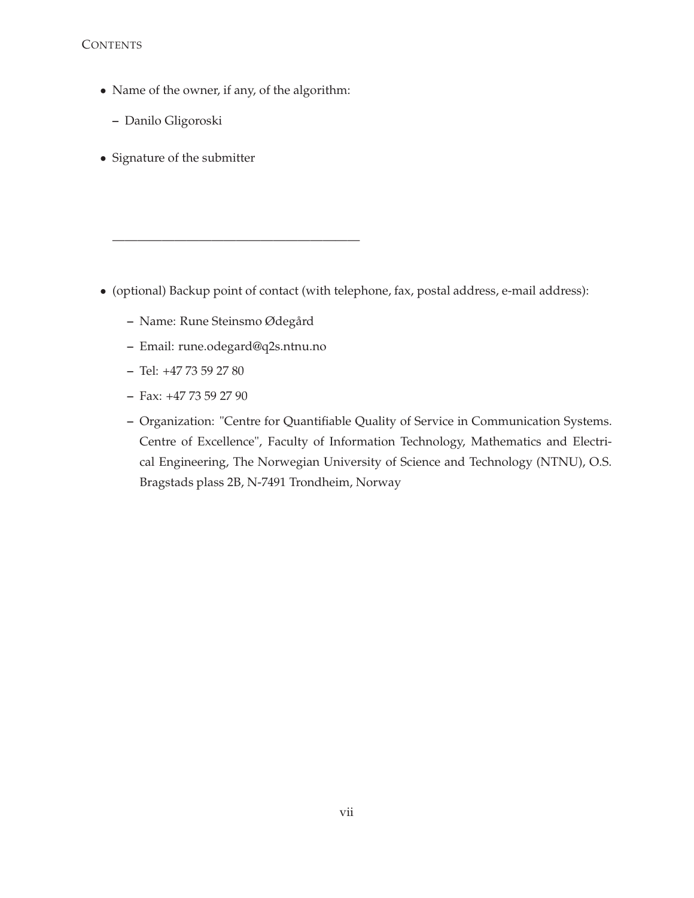- Name of the owner, if any, of the algorithm:
  - Danilo Gligoroski
- Signature of the submitter

\_\_\_\_\_\_\_\_\_\_\_\_\_\_\_\_\_\_\_\_\_\_\_\_\_\_\_\_\_\_\_\_\_\_\_\_\_\_\_\_

- (optional) Backup point of contact (with telephone, fax, postal address, e-mail address):
  - Name: Rune Steinsmo Ødegård
  - Email: rune.odegard@q2s.ntnu.no
  - Tel: +47 73 59 27 80
  - Fax: +47 73 59 27 90
  - Organization: "Centre for Quantifiable Quality of Service in Communication Systems. Centre of Excellence", Faculty of Information Technology, Mathematics and Electrical Engineering, The Norwegian University of Science and Technology (NTNU), O.S. Bragstads plass 2B, N-7491 Trondheim, Norway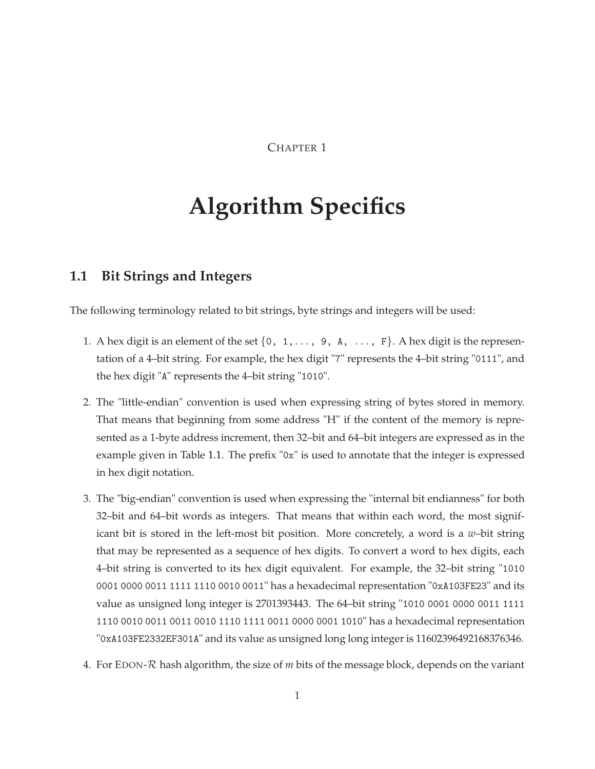# Chapter 1

# Algorithm Specifics

## 1.1 Bit Strings and Integers

The following terminology related to bit strings, byte strings and integers will be used:

1. A hex digit is an element of the set {`0, 1,..., 9, A, ..., F`}. A hex digit is the representation of a 4–bit string. For example, the hex digit "`7`" represents the 4–bit string "`0111`", and the hex digit "`A`" represents the 4–bit string "`1010`".

2. The "little-endian" convention is used when expressing string of bytes stored in memory. That means that beginning from some address "H" if the content of the memory is represented as a 1-byte address increment, then 32–bit and 64–bit integers are expressed as in the example given in Table 1.1. The prefix "`0x`" is used to annotate that the integer is expressed in hex digit notation.

3. The "big-endian" convention is used when expressing the "internal bit endianness" for both 32–bit and 64–bit words as integers. That means that within each word, the most significant bit is stored in the left-most bit position. More concretely, a word is a $w$–bit string that may be represented as a sequence of hex digits. To convert a word to hex digits, each 4–bit string is converted to its hex digit equivalent. For example, the 32–bit string "`1010 0001 0000 0011 1111 1110 0010 0011`" has a hexadecimal representation "`0xA103FE23`" and its value as unsigned long integer is 2701393443. The 64–bit string "`1010 0001 0000 0011 1111 1110 0010 0011 0011 0010 1110 1111 0011 0000 0001 1010`" has a hexadecimal representation "`0xA103FE2332EF301A`" and its value as unsigned long long integer is 11602396492168376346.

4. For EDON-$\mathcal{R}$ hash algorithm, the size of $m$ bits of the message block, depends on the variant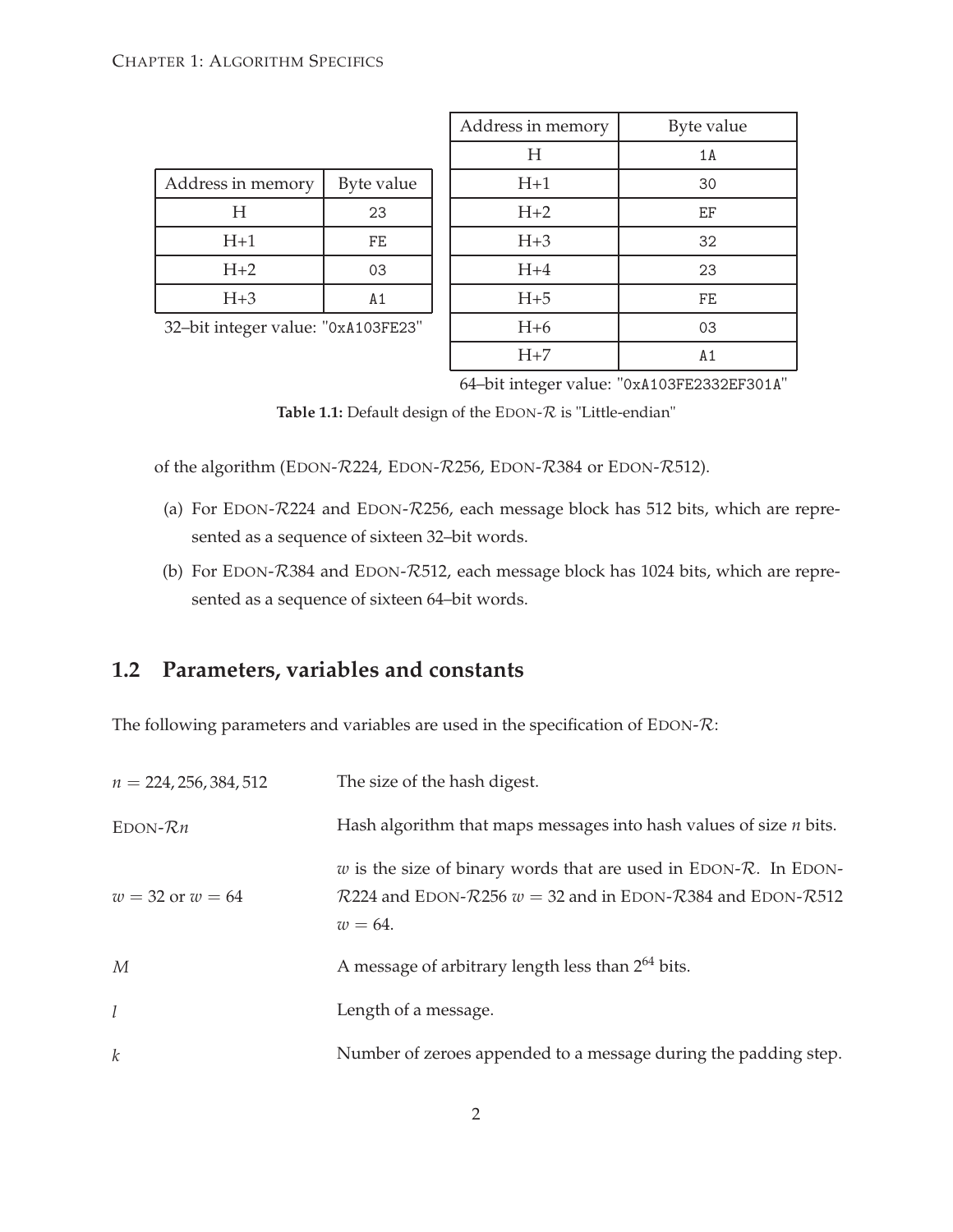| Address in memory | Byte value |
|---|---|
| H | 23 |
| H+1 | FE |
| H+2 | 03 |
| H+3 | A1 |

32–bit integer value: "0xA103FE23"

| Address in memory | Byte value |
|---|---|
| H | 1A |
| H+1 | 30 |
| H+2 | EF |
| H+3 | 32 |
| H+4 | 23 |
| H+5 | FE |
| H+6 | 03 |
| H+7 | A1 |

64–bit integer value: "0xA103FE2332EF301A"

**Table 1.1:** Default design of the EDON-$\mathcal{R}$ is "Little-endian"

of the algorithm (EDON-$\mathcal{R}$224, EDON-$\mathcal{R}$256, EDON-$\mathcal{R}$384 or EDON-$\mathcal{R}$512).

(a) For EDON-$\mathcal{R}$224 and EDON-$\mathcal{R}$256, each message block has 512 bits, which are represented as a sequence of sixteen 32–bit words.

(b) For EDON-$\mathcal{R}$384 and EDON-$\mathcal{R}$512, each message block has 1024 bits, which are represented as a sequence of sixteen 64–bit words.

## 1.2 Parameters, variables and constants

The following parameters and variables are used in the specification of EDON-$\mathcal{R}$:

| | |
|---|---|
| $n = 224, 256, 384, 512$ | The size of the hash digest. |
| EDON-$\mathcal{R}n$ | Hash algorithm that maps messages into hash values of size $n$ bits. |
| $w = 32$ or $w = 64$ | $w$ is the size of binary words that are used in EDON-$\mathcal{R}$. In EDON-$\mathcal{R}$224 and EDON-$\mathcal{R}$256 $w = 32$ and in EDON-$\mathcal{R}$384 and EDON-$\mathcal{R}$512 $w = 64$. |
| $M$ | A message of arbitrary length less than $2^{64}$ bits. |
| $l$ | Length of a message. |
| $k$ | Number of zeroes appended to a message during the padding step. |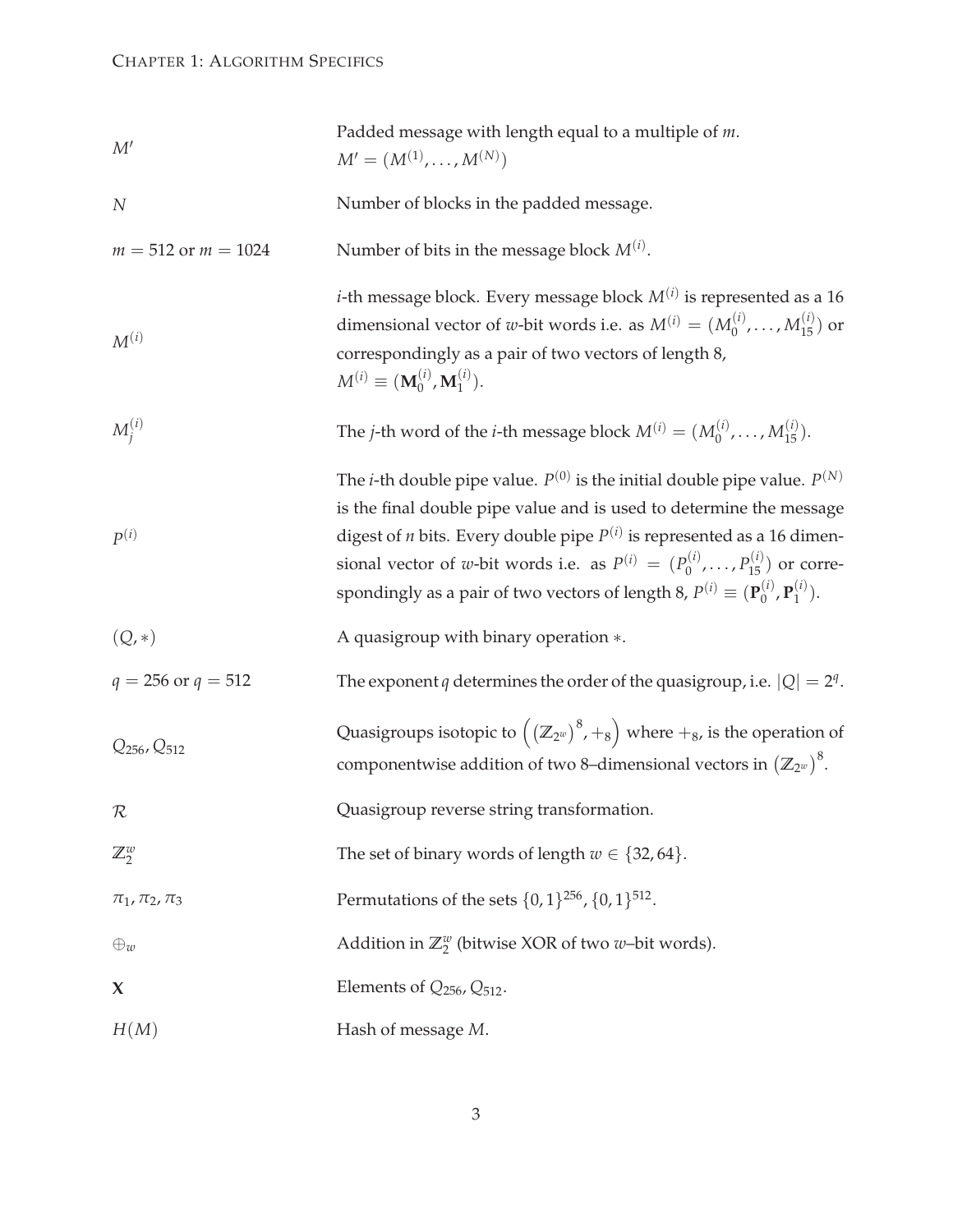| | |
|---|---|
| $M'$ | Padded message with length equal to a multiple of $m$. $M' = (M^{(1)}, \ldots, M^{(N)})$ |
| $N$ | Number of blocks in the padded message. |
| $m = 512$ or $m = 1024$ | Number of bits in the message block $M^{(i)}$. |
| $M^{(i)}$ | $i$-th message block. Every message block $M^{(i)}$ is represented as a 16 dimensional vector of $w$-bit words i.e. as $M^{(i)} = (M_0^{(i)}, \ldots, M_{15}^{(i)})$ or correspondingly as a pair of two vectors of length 8, $M^{(i)} \equiv (\mathbf{M}_0^{(i)}, \mathbf{M}_1^{(i)})$. |
| $M_j^{(i)}$ | The $j$-th word of the $i$-th message block $M^{(i)} = (M_0^{(i)}, \ldots, M_{15}^{(i)})$. |
| $P^{(i)}$ | The $i$-th double pipe value. $P^{(0)}$ is the initial double pipe value. $P^{(N)}$ is the final double pipe value and is used to determine the message digest of $n$ bits. Every double pipe $P^{(i)}$ is represented as a 16 dimensional vector of $w$-bit words i.e. as $P^{(i)} = (P_0^{(i)}, \ldots, P_{15}^{(i)})$ or correspondingly as a pair of two vectors of length 8, $P^{(i)} \equiv (\mathbf{P}_0^{(i)}, \mathbf{P}_1^{(i)})$. |
| $(Q, *)$ | A quasigroup with binary operation $*$. |
| $q = 256$ or $q = 512$ | The exponent $q$ determines the order of the quasigroup, i.e. $\lvert Q \rvert = 2^q$. |
| $Q_{256}, Q_{512}$ | Quasigroups isotopic to $\left( \left(\mathbb{Z}_{2^w}\right)^8, +_8 \right)$ where $+_8$, is the operation of componentwise addition of two 8–dimensional vectors in $\left(\mathbb{Z}_{2^w}\right)^8$. |
| $\mathcal{R}$ | Quasigroup reverse string transformation. |
| $\mathbb{Z}_2^w$ | The set of binary words of length $w \in \{32, 64\}$. |
| $\pi_1, \pi_2, \pi_3$ | Permutations of the sets $\{0,1\}^{256}$, $\{0,1\}^{512}$. |
| $\oplus_w$ | Addition in $\mathbb{Z}_2^w$ (bitwise XOR of two $w$–bit words). |
| $\mathbf{X}$ | Elements of $Q_{256}$, $Q_{512}$. |
| $H(M)$ | Hash of message $M$. |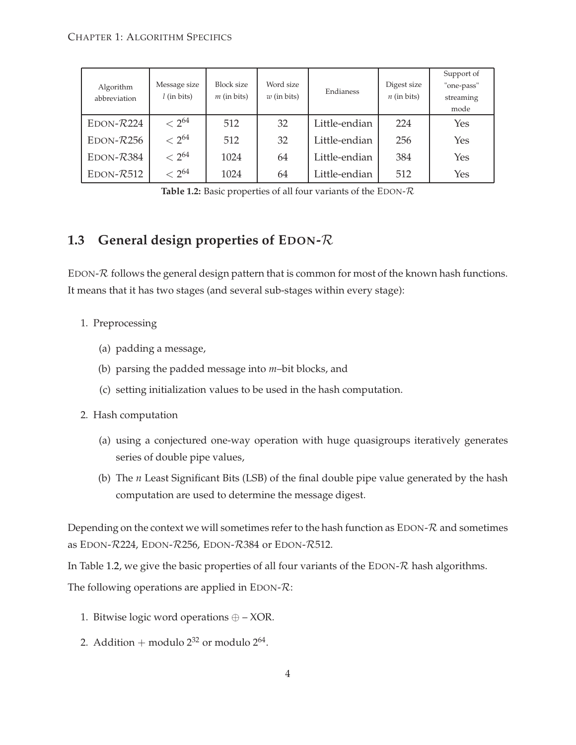| Algorithm abbreviation | Message size $l$ (in bits) | Block size $m$ (in bits) | Word size $w$ (in bits) | Endianess | Digest size $n$ (in bits) | Support of "one-pass" streaming mode |
|---|---|---|---|---|---|---|
| EDON-$\mathcal{R}$224 | $< 2^{64}$ | 512 | 32 | Little-endian | 224 | Yes |
| EDON-$\mathcal{R}$256 | $< 2^{64}$ | 512 | 32 | Little-endian | 256 | Yes |
| EDON-$\mathcal{R}$384 | $< 2^{64}$ | 1024 | 64 | Little-endian | 384 | Yes |
| EDON-$\mathcal{R}$512 | $< 2^{64}$ | 1024 | 64 | Little-endian | 512 | Yes |

**Table 1.2:** Basic properties of all four variants of the EDON-$\mathcal{R}$

## 1.3 General design properties of EDON-$\mathcal{R}$

EDON-$\mathcal{R}$ follows the general design pattern that is common for most of the known hash functions. It means that it has two stages (and several sub-stages within every stage):

1. Preprocessing
   (a) padding a message,
   (b) parsing the padded message into $m$–bit blocks, and
   (c) setting initialization values to be used in the hash computation.
2. Hash computation
   (a) using a conjectured one-way operation with huge quasigroups iteratively generates series of double pipe values,
   (b) The $n$ Least Significant Bits (LSB) of the final double pipe value generated by the hash computation are used to determine the message digest.

Depending on the context we will sometimes refer to the hash function as EDON-$\mathcal{R}$ and sometimes as EDON-$\mathcal{R}$224, EDON-$\mathcal{R}$256, EDON-$\mathcal{R}$384 or EDON-$\mathcal{R}$512.

In Table 1.2, we give the basic properties of all four variants of the EDON-$\mathcal{R}$ hash algorithms.

The following operations are applied in EDON-$\mathcal{R}$:

1. Bitwise logic word operations $\oplus$ – XOR.
2. Addition $+$ modulo $2^{32}$ or modulo $2^{64}$.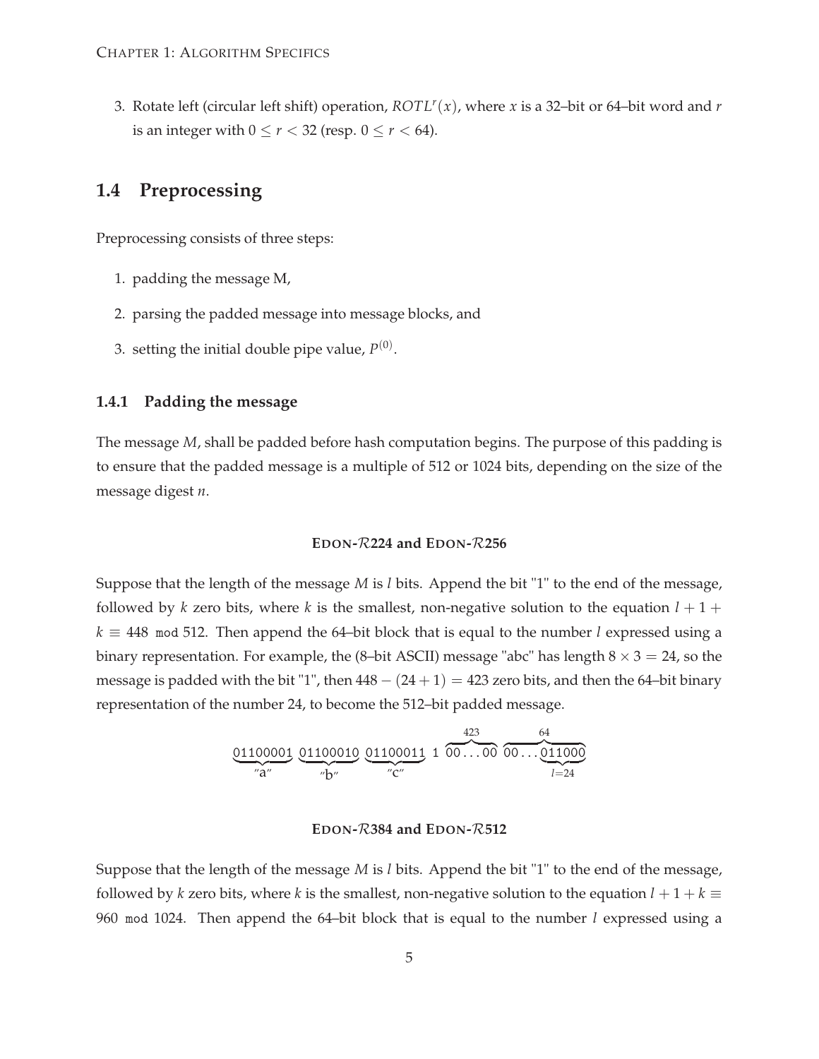3. Rotate left (circular left shift) operation, $ROTL^r(x)$, where $x$ is a 32–bit or 64–bit word and $r$ is an integer with $0 \leq r < 32$ (resp. $0 \leq r < 64$).

## 1.4 Preprocessing

Preprocessing consists of three steps:

1. padding the message M,
2. parsing the padded message into message blocks, and
3. setting the initial double pipe value, $P^{(0)}$.

### 1.4.1 Padding the message

The message $M$, shall be padded before hash computation begins. The purpose of this padding is to ensure that the padded message is a multiple of 512 or 1024 bits, depending on the size of the message digest $n$.

**EDON-$\mathcal{R}$224 and EDON-$\mathcal{R}$256**

Suppose that the length of the message $M$ is $l$ bits. Append the bit "1" to the end of the message, followed by $k$ zero bits, where $k$ is the smallest, non-negative solution to the equation $l + 1 + k \equiv 448 \bmod 512$. Then append the 64–bit block that is equal to the number $l$ expressed using a binary representation. For example, the (8–bit ASCII) message "abc" has length $8 \times 3 = 24$, so the message is padded with the bit "1", then $448 - (24 + 1) = 423$ zero bits, and then the 64–bit binary representation of the number 24, to become the 512–bit padded message.

$$\underbrace{\texttt{01100001}}_{''a''}\ \underbrace{\texttt{01100010}}_{''b''}\ \underbrace{\texttt{01100011}}_{''c''}\ \texttt{1}\ \overbrace{\texttt{00}\ldots\texttt{00}}^{423}\ \overbrace{\texttt{00}\ldots\underbrace{\texttt{011000}}_{l=24}}^{64}$$

**EDON-$\mathcal{R}$384 and EDON-$\mathcal{R}$512**

Suppose that the length of the message $M$ is $l$ bits. Append the bit "1" to the end of the message, followed by $k$ zero bits, where $k$ is the smallest, non-negative solution to the equation $l + 1 + k \equiv 960 \bmod 1024$. Then append the 64–bit block that is equal to the number $l$ expressed using a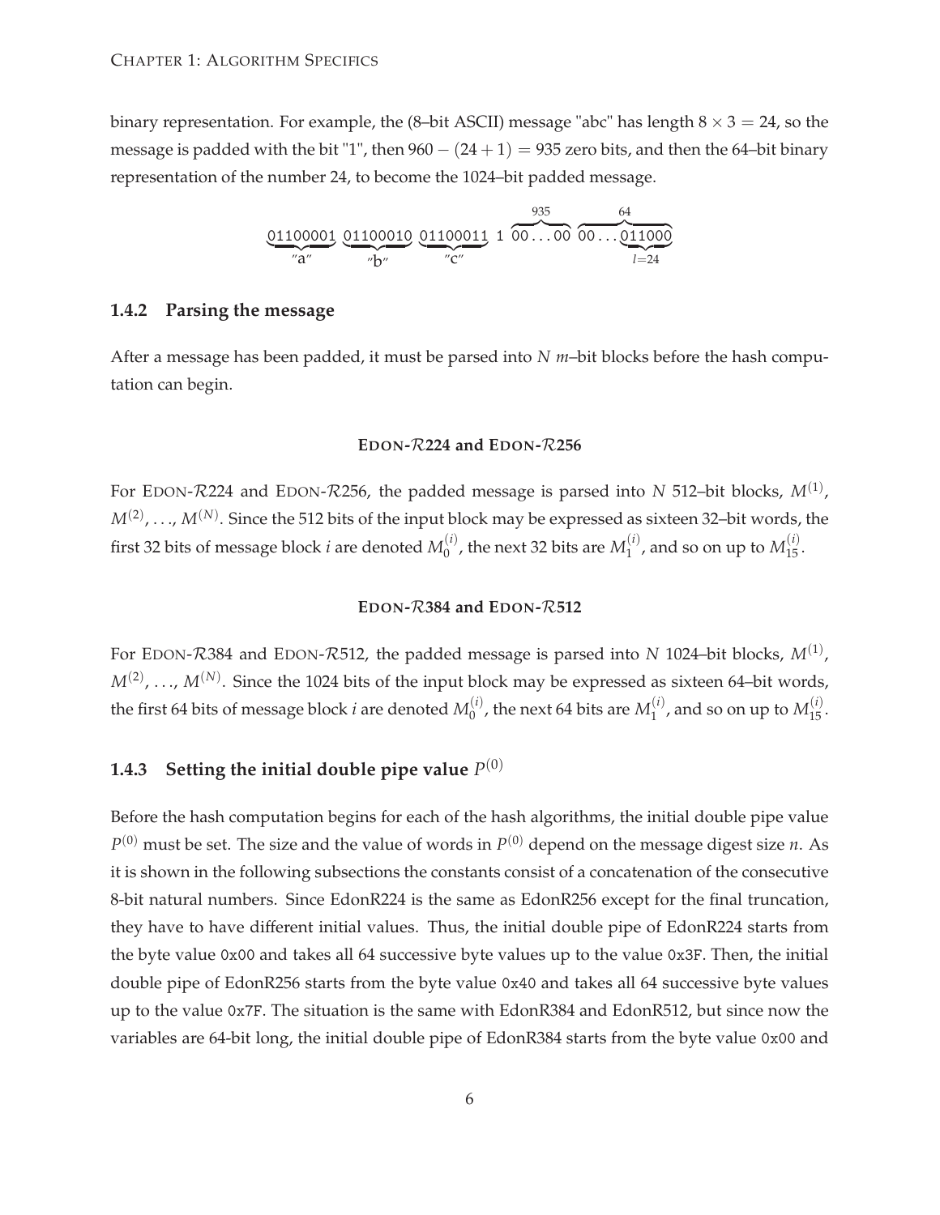binary representation. For example, the (8–bit ASCII) message "abc" has length $8 \times 3 = 24$, so the message is padded with the bit "1", then $960 - (24 + 1) = 935$ zero bits, and then the 64–bit binary representation of the number 24, to become the 1024–bit padded message.

$$\underbrace{\texttt{01100001}}_{''a''}\ \underbrace{\texttt{01100010}}_{''b''}\ \underbrace{\texttt{01100011}}_{''c''}\ \texttt{1}\ \overbrace{\texttt{00...00}}^{935}\ \overbrace{\texttt{00...}\underbrace{\texttt{011000}}_{l=24}}^{64}$$

### 1.4.2 Parsing the message

After a message has been padded, it must be parsed into $N$ $m$–bit blocks before the hash computation can begin.

#### EDON-$\mathcal{R}$224 and EDON-$\mathcal{R}$256

For EDON-$\mathcal{R}$224 and EDON-$\mathcal{R}$256, the padded message is parsed into $N$ 512–bit blocks, $M^{(1)}$, $M^{(2)}$, ..., $M^{(N)}$. Since the 512 bits of the input block may be expressed as sixteen 32–bit words, the first 32 bits of message block $i$ are denoted $M_0^{(i)}$, the next 32 bits are $M_1^{(i)}$, and so on up to $M_{15}^{(i)}$.

#### EDON-$\mathcal{R}$384 and EDON-$\mathcal{R}$512

For EDON-$\mathcal{R}$384 and EDON-$\mathcal{R}$512, the padded message is parsed into $N$ 1024–bit blocks, $M^{(1)}$, $M^{(2)}$, ..., $M^{(N)}$. Since the 1024 bits of the input block may be expressed as sixteen 64–bit words, the first 64 bits of message block $i$ are denoted $M_0^{(i)}$, the next 64 bits are $M_1^{(i)}$, and so on up to $M_{15}^{(i)}$.

### 1.4.3 Setting the initial double pipe value $P^{(0)}$

Before the hash computation begins for each of the hash algorithms, the initial double pipe value $P^{(0)}$ must be set. The size and the value of words in $P^{(0)}$ depend on the message digest size $n$. As it is shown in the following subsections the constants consist of a concatenation of the consecutive 8-bit natural numbers. Since EdonR224 is the same as EdonR256 except for the final truncation, they have to have different initial values. Thus, the initial double pipe of EdonR224 starts from the byte value `0x00` and takes all 64 successive byte values up to the value `0x3F`. Then, the initial double pipe of EdonR256 starts from the byte value `0x40` and takes all 64 successive byte values up to the value `0x7F`. The situation is the same with EdonR384 and EdonR512, but since now the variables are 64-bit long, the initial double pipe of EdonR384 starts from the byte value `0x00` and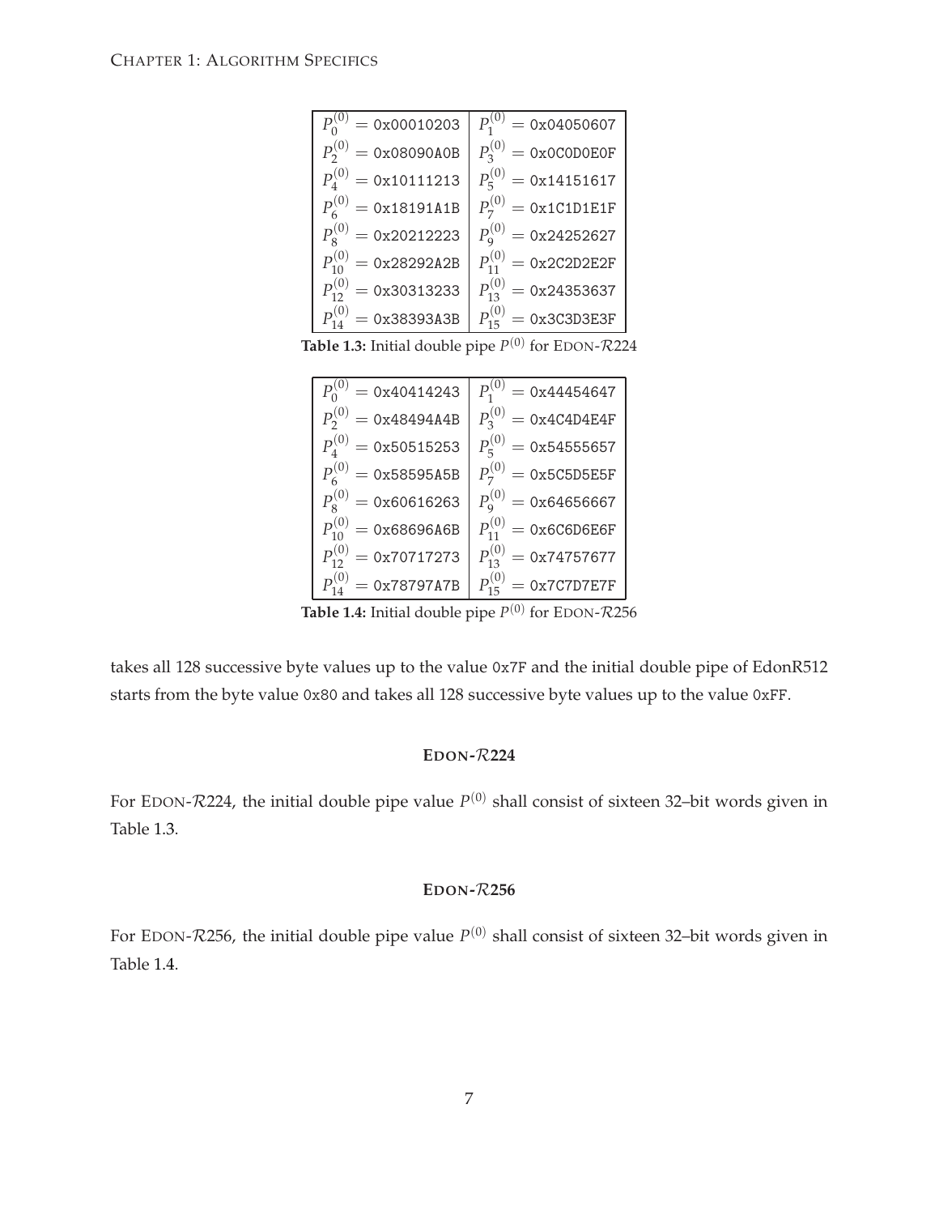| | |
|---|---|
| $P_0^{(0)}$ = 0x00010203 | $P_1^{(0)}$ = 0x04050607 |
| $P_2^{(0)}$ = 0x08090A0B | $P_3^{(0)}$ = 0x0C0D0E0F |
| $P_4^{(0)}$ = 0x10111213 | $P_5^{(0)}$ = 0x14151617 |
| $P_6^{(0)}$ = 0x18191A1B | $P_7^{(0)}$ = 0x1C1D1E1F |
| $P_8^{(0)}$ = 0x20212223 | $P_9^{(0)}$ = 0x24252627 |
| $P_{10}^{(0)}$ = 0x28292A2B | $P_{11}^{(0)}$ = 0x2C2D2E2F |
| $P_{12}^{(0)}$ = 0x30313233 | $P_{13}^{(0)}$ = 0x24353637 |
| $P_{14}^{(0)}$ = 0x38393A3B | $P_{15}^{(0)}$ = 0x3C3D3E3F |

**Table 1.3:** Initial double pipe $P^{(0)}$ for EDON-$\mathcal{R}$224

| | |
|---|---|
| $P_0^{(0)}$ = 0x40414243 | $P_1^{(0)}$ = 0x44454647 |
| $P_2^{(0)}$ = 0x48494A4B | $P_3^{(0)}$ = 0x4C4D4E4F |
| $P_4^{(0)}$ = 0x50515253 | $P_5^{(0)}$ = 0x54555657 |
| $P_6^{(0)}$ = 0x58595A5B | $P_7^{(0)}$ = 0x5C5D5E5F |
| $P_8^{(0)}$ = 0x60616263 | $P_9^{(0)}$ = 0x64656667 |
| $P_{10}^{(0)}$ = 0x68696A6B | $P_{11}^{(0)}$ = 0x6C6D6E6F |
| $P_{12}^{(0)}$ = 0x70717273 | $P_{13}^{(0)}$ = 0x74757677 |
| $P_{14}^{(0)}$ = 0x78797A7B | $P_{15}^{(0)}$ = 0x7C7D7E7F |

**Table 1.4:** Initial double pipe $P^{(0)}$ for EDON-$\mathcal{R}$256

takes all 128 successive byte values up to the value 0x7F and the initial double pipe of EdonR512 starts from the byte value 0x80 and takes all 128 successive byte values up to the value 0xFF.

### EDON-$\mathcal{R}$224

For EDON-$\mathcal{R}$224, the initial double pipe value $P^{(0)}$ shall consist of sixteen 32–bit words given in Table 1.3.

### EDON-$\mathcal{R}$256

For EDON-$\mathcal{R}$256, the initial double pipe value $P^{(0)}$ shall consist of sixteen 32–bit words given in Table 1.4.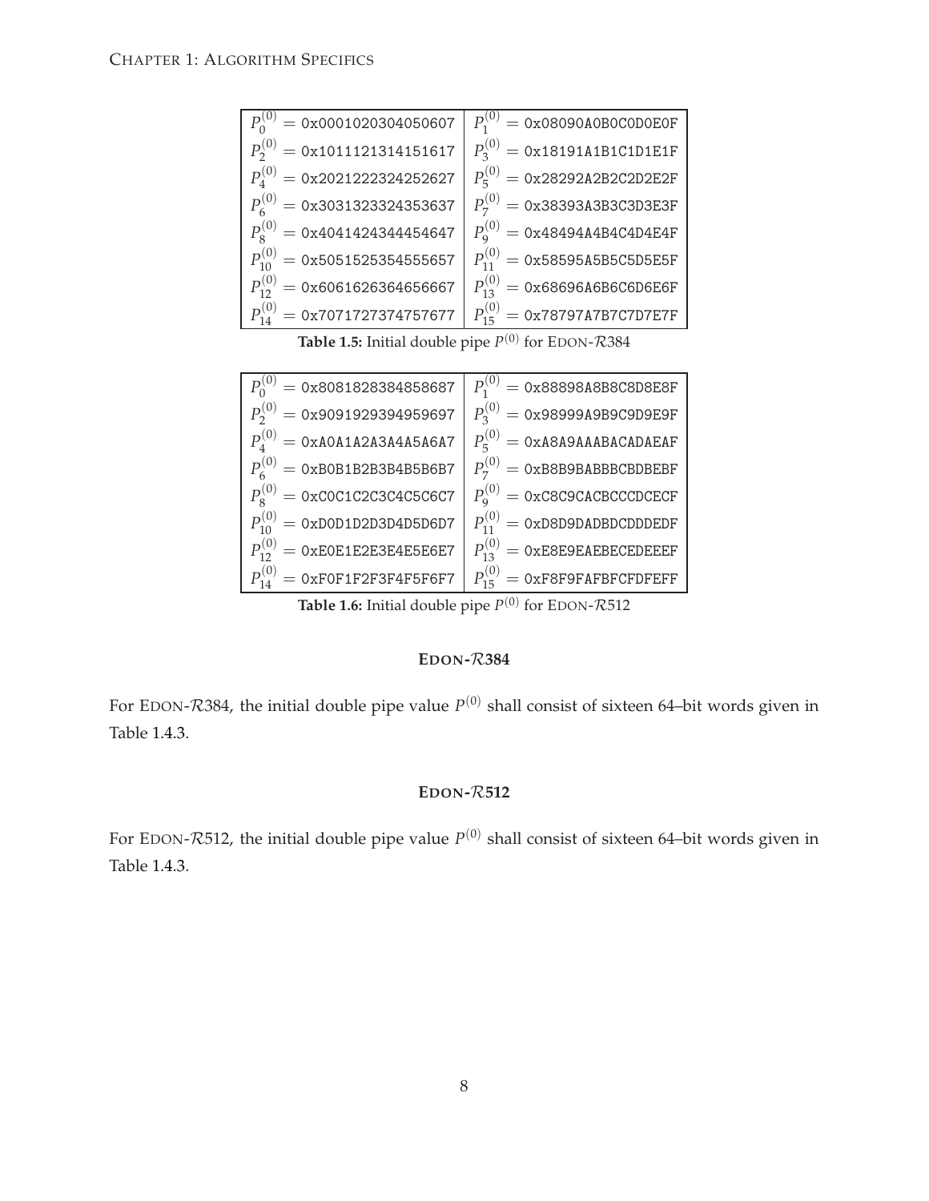| | |
|---|---|
| $P_0^{(0)}$ = 0x0001020304050607 | $P_1^{(0)}$ = 0x08090A0B0C0D0E0F |
| $P_2^{(0)}$ = 0x1011121314151617 | $P_3^{(0)}$ = 0x18191A1B1C1D1E1F |
| $P_4^{(0)}$ = 0x2021222324252627 | $P_5^{(0)}$ = 0x28292A2B2C2D2E2F |
| $P_6^{(0)}$ = 0x3031323324353637 | $P_7^{(0)}$ = 0x38393A3B3C3D3E3F |
| $P_8^{(0)}$ = 0x4041424344454647 | $P_9^{(0)}$ = 0x48494A4B4C4D4E4F |
| $P_{10}^{(0)}$ = 0x5051525354555657 | $P_{11}^{(0)}$ = 0x58595A5B5C5D5E5F |
| $P_{12}^{(0)}$ = 0x6061626364656667 | $P_{13}^{(0)}$ = 0x68696A6B6C6D6E6F |
| $P_{14}^{(0)}$ = 0x7071727374757677 | $P_{15}^{(0)}$ = 0x78797A7B7C7D7E7F |

**Table 1.5:** Initial double pipe $P^{(0)}$ for EDON-$\mathcal{R}$384

| | |
|---|---|
| $P_0^{(0)}$ = 0x8081828384858687 | $P_1^{(0)}$ = 0x88898A8B8C8D8E8F |
| $P_2^{(0)}$ = 0x9091929394959697 | $P_3^{(0)}$ = 0x98999A9B9C9D9E9F |
| $P_4^{(0)}$ = 0xA0A1A2A3A4A5A6A7 | $P_5^{(0)}$ = 0xA8A9AAABACADAEAF |
| $P_6^{(0)}$ = 0xB0B1B2B3B4B5B6B7 | $P_7^{(0)}$ = 0xB8B9BABBBCBDBEBF |
| $P_8^{(0)}$ = 0xC0C1C2C3C4C5C6C7 | $P_9^{(0)}$ = 0xC8C9CACBCCCDCECF |
| $P_{10}^{(0)}$ = 0xD0D1D2D3D4D5D6D7 | $P_{11}^{(0)}$ = 0xD8D9DADBDCDDDEDF |
| $P_{12}^{(0)}$ = 0xE0E1E2E3E4E5E6E7 | $P_{13}^{(0)}$ = 0xE8E9EAEBECEDEEEF |
| $P_{14}^{(0)}$ = 0xF0F1F2F3F4F5F6F7 | $P_{15}^{(0)}$ = 0xF8F9FAFBFCFDFEFF |

**Table 1.6:** Initial double pipe $P^{(0)}$ for EDON-$\mathcal{R}$512

### EDON-$\mathcal{R}$384

For EDON-$\mathcal{R}$384, the initial double pipe value $P^{(0)}$ shall consist of sixteen 64–bit words given in Table 1.4.3.

### EDON-$\mathcal{R}$512

For EDON-$\mathcal{R}$512, the initial double pipe value $P^{(0)}$ shall consist of sixteen 64–bit words given in Table 1.4.3.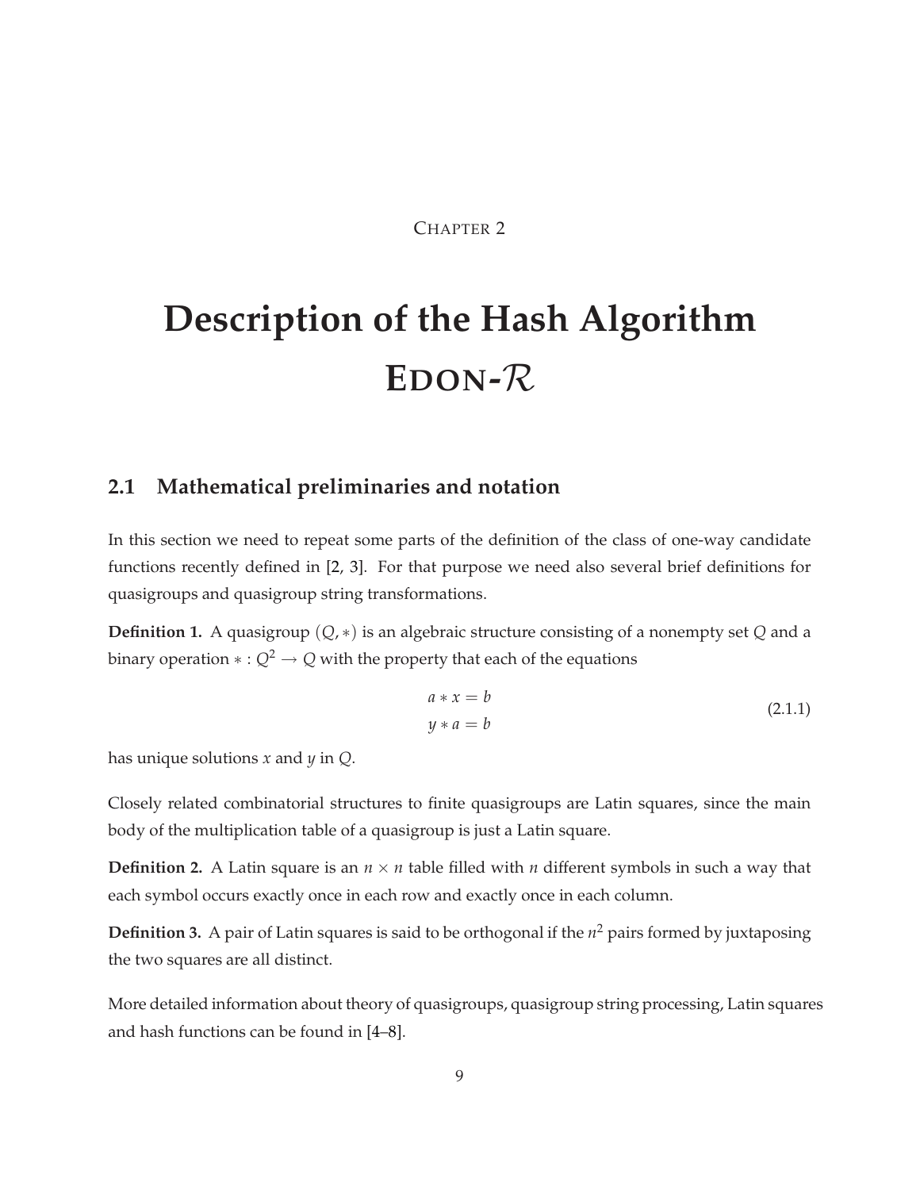Chapter 2

# Description of the Hash Algorithm EDON-$\mathcal{R}$

## 2.1 Mathematical preliminaries and notation

In this section we need to repeat some parts of the definition of the class of one-way candidate functions recently defined in [2, 3]. For that purpose we need also several brief definitions for quasigroups and quasigroup string transformations.

**Definition 1.** A quasigroup $(Q, *)$ is an algebraic structure consisting of a nonempty set $Q$ and a binary operation $* : Q^2 \rightarrow Q$ with the property that each of the equations

$$
\begin{aligned}
a * x &= b \\
y * a &= b
\end{aligned}
\tag{2.1.1}
$$

has unique solutions $x$ and $y$ in $Q$.

Closely related combinatorial structures to finite quasigroups are Latin squares, since the main body of the multiplication table of a quasigroup is just a Latin square.

**Definition 2.** A Latin square is an $n \times n$ table filled with $n$ different symbols in such a way that each symbol occurs exactly once in each row and exactly once in each column.

**Definition 3.** A pair of Latin squares is said to be orthogonal if the $n^2$ pairs formed by juxtaposing the two squares are all distinct.

More detailed information about theory of quasigroups, quasigroup string processing, Latin squares and hash functions can be found in [4–8].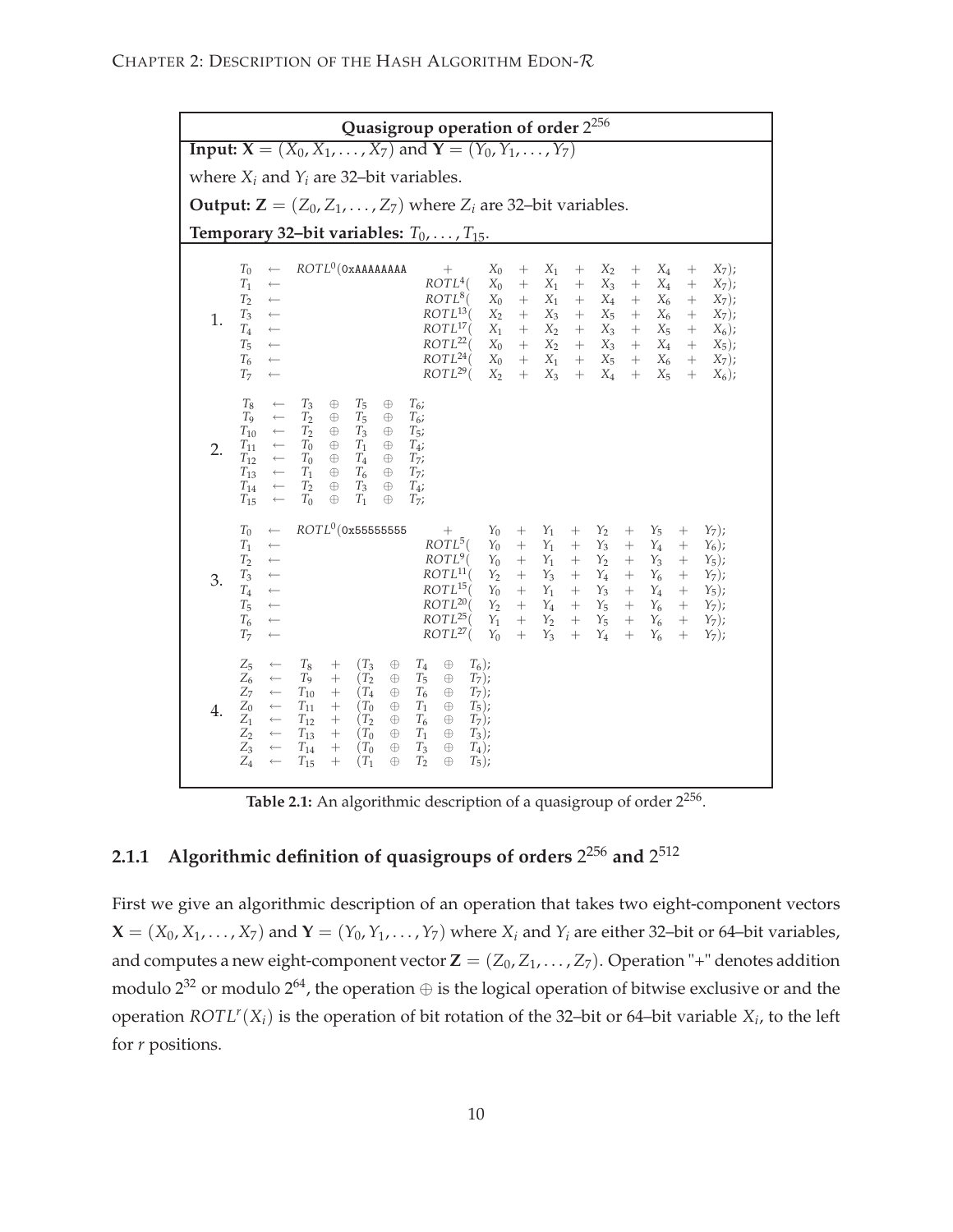**Quasigroup operation of order $2^{256}$**

**Input:** $\mathbf{X} = (X_0, X_1, \ldots, X_7)$ and $\mathbf{Y} = (Y_0, Y_1, \ldots, Y_7)$

where $X_i$ and $Y_i$ are 32–bit variables.

**Output:** $\mathbf{Z} = (Z_0, Z_1, \ldots, Z_7)$ where $Z_i$ are 32–bit variables.

**Temporary 32–bit variables:** $T_0, \ldots, T_{15}$.

1.

$$
\begin{aligned}
T_0 &\leftarrow ROTL^0(\texttt{0xAAAAAAAA} + X_0 + X_1 + X_2 + X_4 + X_7);\\
T_1 &\leftarrow ROTL^4(X_0 + X_1 + X_3 + X_4 + X_7);\\
T_2 &\leftarrow ROTL^8(X_0 + X_1 + X_4 + X_6 + X_7);\\
T_3 &\leftarrow ROTL^{13}(X_2 + X_3 + X_5 + X_6 + X_7);\\
T_4 &\leftarrow ROTL^{17}(X_1 + X_2 + X_3 + X_5 + X_6);\\
T_5 &\leftarrow ROTL^{22}(X_0 + X_2 + X_3 + X_4 + X_5);\\
T_6 &\leftarrow ROTL^{24}(X_0 + X_1 + X_5 + X_6 + X_7);\\
T_7 &\leftarrow ROTL^{29}(X_2 + X_3 + X_4 + X_5 + X_6);
\end{aligned}
$$

2.

$$
\begin{aligned}
T_8 &\leftarrow T_3 \oplus T_5 \oplus T_6;\\
T_9 &\leftarrow T_2 \oplus T_5 \oplus T_6;\\
T_{10} &\leftarrow T_2 \oplus T_3 \oplus T_5;\\
T_{11} &\leftarrow T_0 \oplus T_1 \oplus T_4;\\
T_{12} &\leftarrow T_0 \oplus T_4 \oplus T_7;\\
T_{13} &\leftarrow T_1 \oplus T_6 \oplus T_7;\\
T_{14} &\leftarrow T_2 \oplus T_3 \oplus T_4;\\
T_{15} &\leftarrow T_0 \oplus T_1 \oplus T_7;
\end{aligned}
$$

3.

$$
\begin{aligned}
T_0 &\leftarrow ROTL^0(\texttt{0x55555555} + Y_0 + Y_1 + Y_2 + Y_5 + Y_7);\\
T_1 &\leftarrow ROTL^5(Y_0 + Y_1 + Y_3 + Y_4 + Y_6);\\
T_2 &\leftarrow ROTL^9(Y_0 + Y_1 + Y_2 + Y_3 + Y_5);\\
T_3 &\leftarrow ROTL^{11}(Y_2 + Y_3 + Y_4 + Y_6 + Y_7);\\
T_4 &\leftarrow ROTL^{15}(Y_0 + Y_1 + Y_3 + Y_4 + Y_5);\\
T_5 &\leftarrow ROTL^{20}(Y_2 + Y_4 + Y_5 + Y_6 + Y_7);\\
T_6 &\leftarrow ROTL^{25}(Y_1 + Y_2 + Y_5 + Y_6 + Y_7);\\
T_7 &\leftarrow ROTL^{27}(Y_0 + Y_3 + Y_4 + Y_6 + Y_7);
\end{aligned}
$$

4.

$$
\begin{aligned}
Z_5 &\leftarrow T_8 + (T_3 \oplus T_4 \oplus T_6);\\
Z_6 &\leftarrow T_9 + (T_2 \oplus T_5 \oplus T_7);\\
Z_7 &\leftarrow T_{10} + (T_4 \oplus T_6 \oplus T_7);\\
Z_0 &\leftarrow T_{11} + (T_0 \oplus T_1 \oplus T_5);\\
Z_1 &\leftarrow T_{12} + (T_2 \oplus T_6 \oplus T_7);\\
Z_2 &\leftarrow T_{13} + (T_0 \oplus T_1 \oplus T_3);\\
Z_3 &\leftarrow T_{14} + (T_0 \oplus T_3 \oplus T_4);\\
Z_4 &\leftarrow T_{15} + (T_1 \oplus T_2 \oplus T_5);
\end{aligned}
$$

**Table 2.1:** An algorithmic description of a quasigroup of order $2^{256}$.

### 2.1.1 Algorithmic definition of quasigroups of orders $2^{256}$ and $2^{512}$

First we give an algorithmic description of an operation that takes two eight-component vectors $\mathbf{X} = (X_0, X_1, \ldots, X_7)$ and $\mathbf{Y} = (Y_0, Y_1, \ldots, Y_7)$ where $X_i$ and $Y_i$ are either 32–bit or 64–bit variables, and computes a new eight-component vector $\mathbf{Z} = (Z_0, Z_1, \ldots, Z_7)$. Operation "+" denotes addition modulo $2^{32}$ or modulo $2^{64}$, the operation $\oplus$ is the logical operation of bitwise exclusive or and the operation $ROTL^r(X_i)$ is the operation of bit rotation of the 32–bit or 64–bit variable $X_i$, to the left for $r$ positions.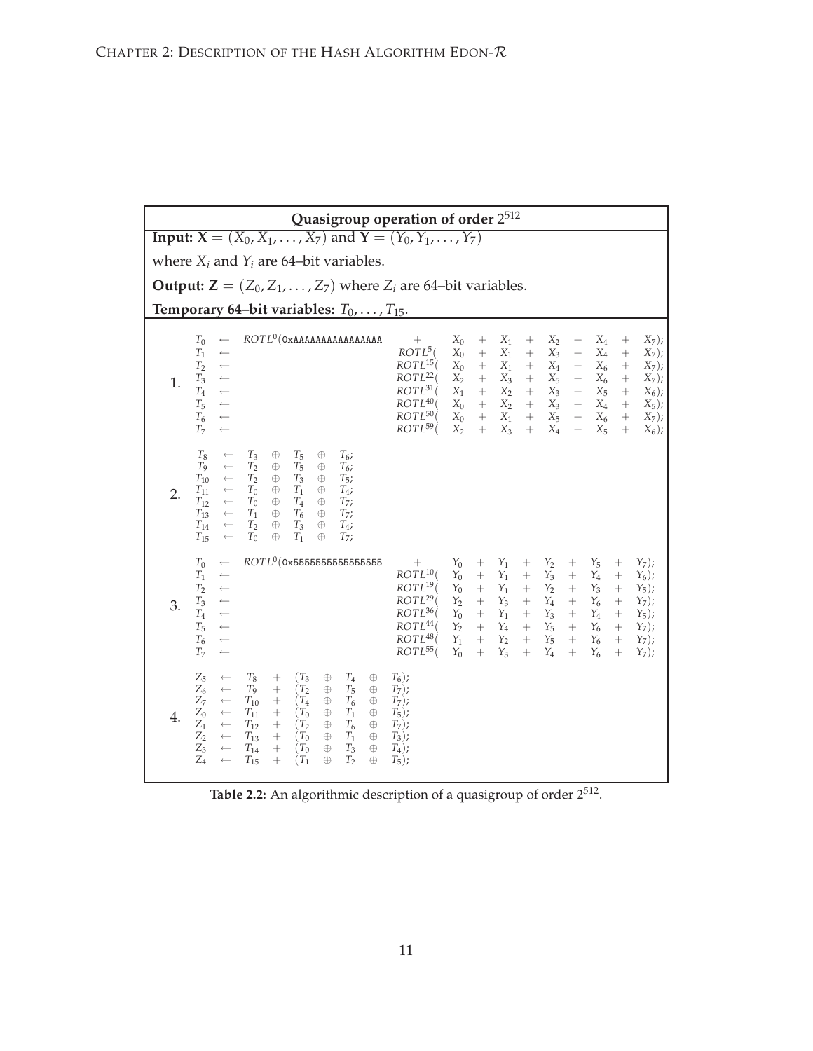**Quasigroup operation of order $2^{512}$**

**Input:** $\mathbf{X} = (X_0, X_1, \ldots, X_7)$ and $\mathbf{Y} = (Y_0, Y_1, \ldots, Y_7)$

where $X_i$ and $Y_i$ are 64–bit variables.

**Output:** $\mathbf{Z} = (Z_0, Z_1, \ldots, Z_7)$ where $Z_i$ are 64–bit variables.

**Temporary 64–bit variables:** $T_0, \ldots, T_{15}$.

1.

$$
\begin{aligned}
T_0 &\leftarrow ROTL^{0}(\texttt{0xAAAAAAAAAAAAAAAA} + X_0 + X_1 + X_2 + X_4 + X_7);\\
T_1 &\leftarrow ROTL^{5}(X_0 + X_1 + X_3 + X_4 + X_7);\\
T_2 &\leftarrow ROTL^{15}(X_0 + X_1 + X_4 + X_6 + X_7);\\
T_3 &\leftarrow ROTL^{22}(X_2 + X_3 + X_5 + X_6 + X_7);\\
T_4 &\leftarrow ROTL^{31}(X_1 + X_2 + X_3 + X_5 + X_6);\\
T_5 &\leftarrow ROTL^{40}(X_0 + X_2 + X_3 + X_4 + X_5);\\
T_6 &\leftarrow ROTL^{50}(X_0 + X_1 + X_5 + X_6 + X_7);\\
T_7 &\leftarrow ROTL^{59}(X_2 + X_3 + X_4 + X_5 + X_6);
\end{aligned}
$$

2.

$$
\begin{aligned}
T_8 &\leftarrow T_3 \oplus T_5 \oplus T_6;\\
T_9 &\leftarrow T_2 \oplus T_5 \oplus T_6;\\
T_{10} &\leftarrow T_2 \oplus T_3 \oplus T_5;\\
T_{11} &\leftarrow T_0 \oplus T_1 \oplus T_4;\\
T_{12} &\leftarrow T_0 \oplus T_4 \oplus T_7;\\
T_{13} &\leftarrow T_1 \oplus T_6 \oplus T_7;\\
T_{14} &\leftarrow T_2 \oplus T_3 \oplus T_4;\\
T_{15} &\leftarrow T_0 \oplus T_1 \oplus T_7;
\end{aligned}
$$

3.

$$
\begin{aligned}
T_0 &\leftarrow ROTL^{0}(\texttt{0x5555555555555555} + Y_0 + Y_1 + Y_2 + Y_5 + Y_7);\\
T_1 &\leftarrow ROTL^{10}(Y_0 + Y_1 + Y_3 + Y_4 + Y_6);\\
T_2 &\leftarrow ROTL^{19}(Y_0 + Y_1 + Y_2 + Y_3 + Y_5);\\
T_3 &\leftarrow ROTL^{29}(Y_2 + Y_3 + Y_4 + Y_6 + Y_7);\\
T_4 &\leftarrow ROTL^{36}(Y_0 + Y_1 + Y_3 + Y_4 + Y_5);\\
T_5 &\leftarrow ROTL^{44}(Y_2 + Y_4 + Y_5 + Y_6 + Y_7);\\
T_6 &\leftarrow ROTL^{48}(Y_1 + Y_2 + Y_5 + Y_6 + Y_7);\\
T_7 &\leftarrow ROTL^{55}(Y_0 + Y_3 + Y_4 + Y_6 + Y_7);
\end{aligned}
$$

4.

$$
\begin{aligned}
Z_5 &\leftarrow T_8 + (T_3 \oplus T_4 \oplus T_6);\\
Z_6 &\leftarrow T_9 + (T_2 \oplus T_5 \oplus T_7);\\
Z_7 &\leftarrow T_{10} + (T_4 \oplus T_6 \oplus T_7);\\
Z_0 &\leftarrow T_{11} + (T_0 \oplus T_1 \oplus T_5);\\
Z_1 &\leftarrow T_{12} + (T_2 \oplus T_6 \oplus T_7);\\
Z_2 &\leftarrow T_{13} + (T_0 \oplus T_1 \oplus T_3);\\
Z_3 &\leftarrow T_{14} + (T_0 \oplus T_3 \oplus T_4);\\
Z_4 &\leftarrow T_{15} + (T_1 \oplus T_2 \oplus T_5);
\end{aligned}
$$

**Table 2.2:** An algorithmic description of a quasigroup of order $2^{512}$.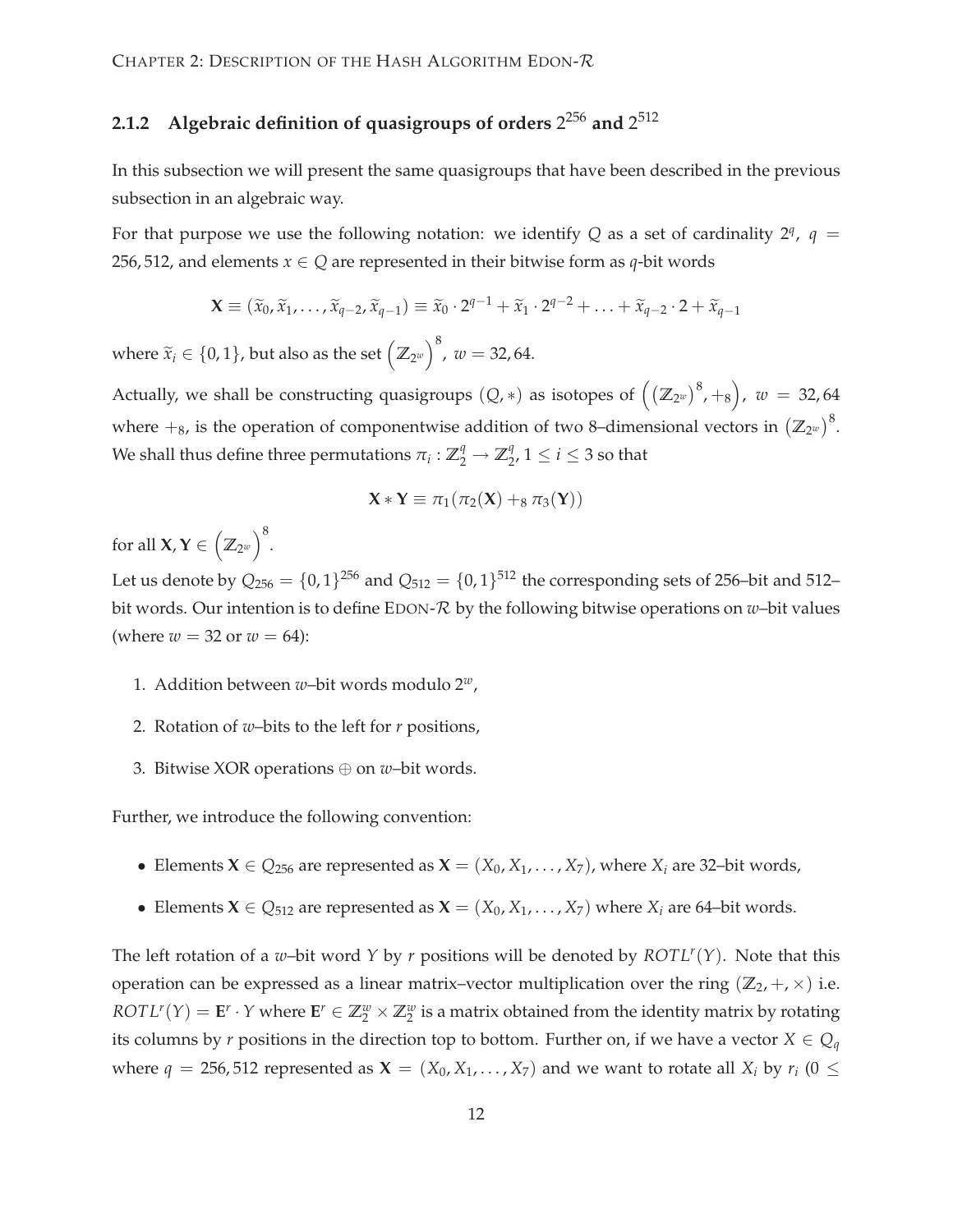### 2.1.2 Algebraic definition of quasigroups of orders $2^{256}$ and $2^{512}$

In this subsection we will present the same quasigroups that have been described in the previous subsection in an algebraic way.

For that purpose we use the following notation: we identify $Q$ as a set of cardinality $2^q$, $q = 256, 512$, and elements $x \in Q$ are represented in their bitwise form as $q$-bit words

$$\mathbf{X} \equiv (\widetilde{x}_0, \widetilde{x}_1, \ldots, \widetilde{x}_{q-2}, \widetilde{x}_{q-1}) \equiv \widetilde{x}_0 \cdot 2^{q-1} + \widetilde{x}_1 \cdot 2^{q-2} + \ldots + \widetilde{x}_{q-2} \cdot 2 + \widetilde{x}_{q-1}$$

where $\widetilde{x}_i \in \{0, 1\}$, but also as the set $\left(\mathbb{Z}_{2^w}\right)^8$, $w = 32, 64$.

Actually, we shall be constructing quasigroups $(Q, *)$ as isotopes of $\left(\left(\mathbb{Z}_{2^w}\right)^8, +_8\right)$, $w = 32, 64$ where $+_8$, is the operation of componentwise addition of two 8–dimensional vectors in $\left(\mathbb{Z}_{2^w}\right)^8$. We shall thus define three permutations $\pi_i : \mathbb{Z}_2^q \to \mathbb{Z}_2^q$, $1 \leq i \leq 3$ so that

$$\mathbf{X} * \mathbf{Y} \equiv \pi_1(\pi_2(\mathbf{X}) +_8 \pi_3(\mathbf{Y}))$$

for all $\mathbf{X}, \mathbf{Y} \in \left(\mathbb{Z}_{2^w}\right)^8$.

Let us denote by $Q_{256} = \{0, 1\}^{256}$ and $Q_{512} = \{0, 1\}^{512}$ the corresponding sets of 256–bit and 512–bit words. Our intention is to define EDON-$\mathcal{R}$ by the following bitwise operations on $w$–bit values (where $w = 32$ or $w = 64$):

1. Addition between $w$–bit words modulo $2^w$,
2. Rotation of $w$–bits to the left for $r$ positions,
3. Bitwise XOR operations $\oplus$ on $w$–bit words.

Further, we introduce the following convention:

- Elements $\mathbf{X} \in Q_{256}$ are represented as $\mathbf{X} = (X_0, X_1, \ldots, X_7)$, where $X_i$ are 32–bit words,
- Elements $\mathbf{X} \in Q_{512}$ are represented as $\mathbf{X} = (X_0, X_1, \ldots, X_7)$ where $X_i$ are 64–bit words.

The left rotation of a $w$–bit word $Y$ by $r$ positions will be denoted by $ROTL^r(Y)$. Note that this operation can be expressed as a linear matrix–vector multiplication over the ring $(\mathbb{Z}_2, +, \times)$ i.e. $ROTL^r(Y) = \mathbf{E}^r \cdot Y$ where $\mathbf{E}^r \in \mathbb{Z}_2^w \times \mathbb{Z}_2^w$ is a matrix obtained from the identity matrix by rotating its columns by $r$ positions in the direction top to bottom. Further on, if we have a vector $X \in Q_q$ where $q = 256, 512$ represented as $\mathbf{X} = (X_0, X_1, \ldots, X_7)$ and we want to rotate all $X_i$ by $r_i$ $(0 \leq$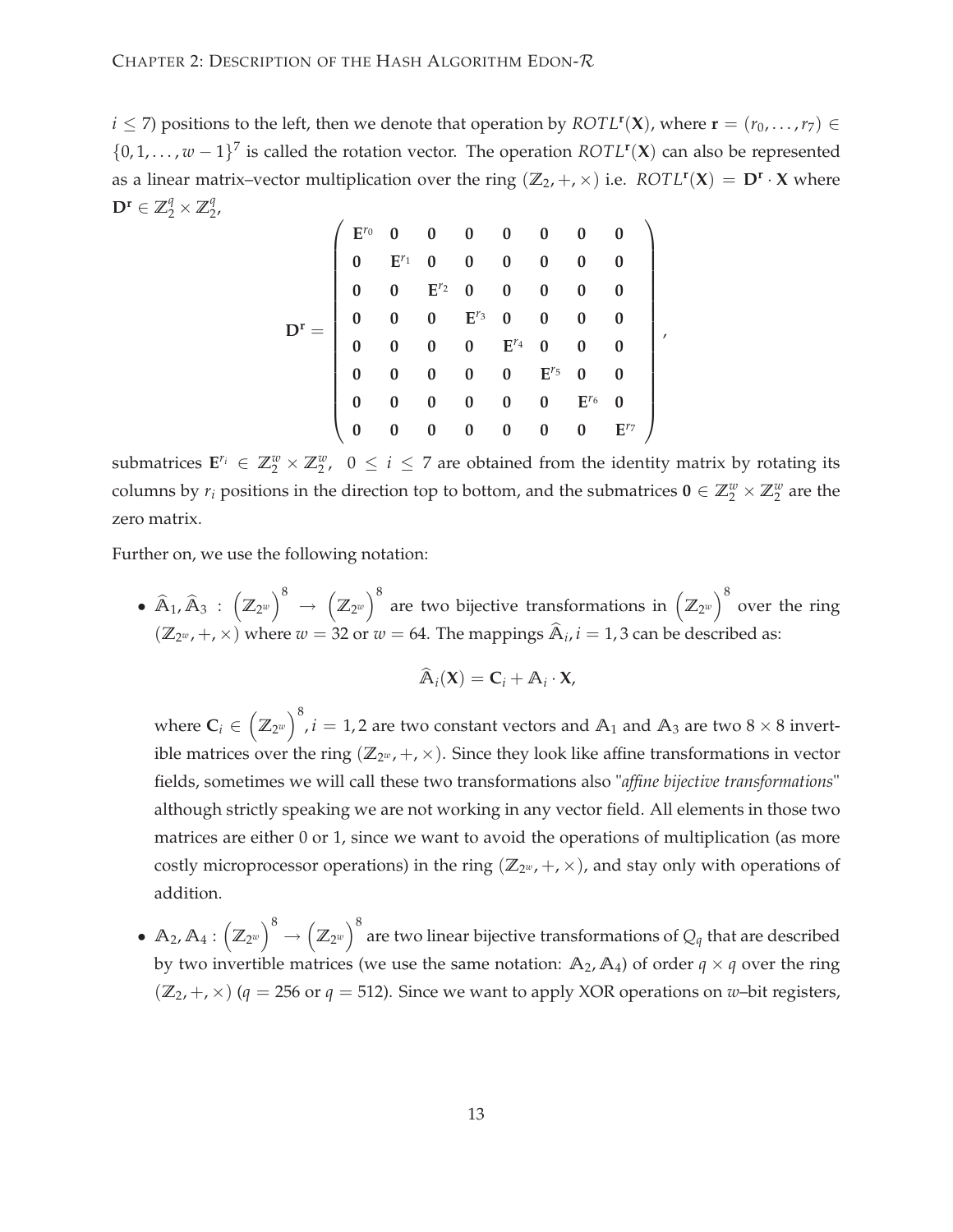$i \leq 7$) positions to the left, then we denote that operation by $ROTL^{\mathbf{r}}(\mathbf{X})$, where $\mathbf{r} = (r_0, \ldots, r_7) \in \{0, 1, \ldots, w-1\}^7$ is called the rotation vector. The operation $ROTL^{\mathbf{r}}(\mathbf{X})$ can also be represented as a linear matrix–vector multiplication over the ring $(\mathbb{Z}_2, +, \times)$ i.e. $ROTL^{\mathbf{r}}(\mathbf{X}) = \mathbf{D}^{\mathbf{r}} \cdot \mathbf{X}$ where $\mathbf{D}^{\mathbf{r}} \in \mathbb{Z}_2^q \times \mathbb{Z}_2^q$,

$$\mathbf{D}^{\mathbf{r}} = \begin{pmatrix} \mathbf{E}^{r_0} & \mathbf{0} & \mathbf{0} & \mathbf{0} & \mathbf{0} & \mathbf{0} & \mathbf{0} & \mathbf{0} \\ \mathbf{0} & \mathbf{E}^{r_1} & \mathbf{0} & \mathbf{0} & \mathbf{0} & \mathbf{0} & \mathbf{0} & \mathbf{0} \\ \mathbf{0} & \mathbf{0} & \mathbf{E}^{r_2} & \mathbf{0} & \mathbf{0} & \mathbf{0} & \mathbf{0} & \mathbf{0} \\ \mathbf{0} & \mathbf{0} & \mathbf{0} & \mathbf{E}^{r_3} & \mathbf{0} & \mathbf{0} & \mathbf{0} & \mathbf{0} \\ \mathbf{0} & \mathbf{0} & \mathbf{0} & \mathbf{0} & \mathbf{E}^{r_4} & \mathbf{0} & \mathbf{0} & \mathbf{0} \\ \mathbf{0} & \mathbf{0} & \mathbf{0} & \mathbf{0} & \mathbf{0} & \mathbf{E}^{r_5} & \mathbf{0} & \mathbf{0} \\ \mathbf{0} & \mathbf{0} & \mathbf{0} & \mathbf{0} & \mathbf{0} & \mathbf{0} & \mathbf{E}^{r_6} & \mathbf{0} \\ \mathbf{0} & \mathbf{0} & \mathbf{0} & \mathbf{0} & \mathbf{0} & \mathbf{0} & \mathbf{0} & \mathbf{E}^{r_7} \end{pmatrix},$$

submatrices $\mathbf{E}^{r_i} \in \mathbb{Z}_2^w \times \mathbb{Z}_2^w, \ \ 0 \leq i \leq 7$ are obtained from the identity matrix by rotating its columns by $r_i$ positions in the direction top to bottom, and the submatrices $\mathbf{0} \in \mathbb{Z}_2^w \times \mathbb{Z}_2^w$ are the zero matrix.

Further on, we use the following notation:

- $\widehat{\mathbb{A}}_1, \widehat{\mathbb{A}}_3 : \left(\mathbb{Z}_{2^w}\right)^8 \rightarrow \left(\mathbb{Z}_{2^w}\right)^8$ are two bijective transformations in $\left(\mathbb{Z}_{2^w}\right)^8$ over the ring $(\mathbb{Z}_{2^w}, +, \times)$ where $w = 32$ or $w = 64$. The mappings $\widehat{\mathbb{A}}_i, i = 1, 3$ can be described as:

  $$\widehat{\mathbb{A}}_i(\mathbf{X}) = \mathbf{C}_i + \mathbb{A}_i \cdot \mathbf{X},$$

  where $\mathbf{C}_i \in \left(\mathbb{Z}_{2^w}\right)^8, i = 1, 2$ are two constant vectors and $\mathbb{A}_1$ and $\mathbb{A}_3$ are two $8 \times 8$ invertible matrices over the ring $(\mathbb{Z}_{2^w}, +, \times)$. Since they look like affine transformations in vector fields, sometimes we will call these two transformations also "*affine bijective transformations*" although strictly speaking we are not working in any vector field. All elements in those two matrices are either 0 or 1, since we want to avoid the operations of multiplication (as more costly microprocessor operations) in the ring $(\mathbb{Z}_{2^w}, +, \times)$, and stay only with operations of addition.

- $\mathbb{A}_2, \mathbb{A}_4 : \left(\mathbb{Z}_{2^w}\right)^8 \rightarrow \left(\mathbb{Z}_{2^w}\right)^8$ are two linear bijective transformations of $Q_q$ that are described by two invertible matrices (we use the same notation: $\mathbb{A}_2, \mathbb{A}_4$) of order $q \times q$ over the ring $(\mathbb{Z}_2, +, \times)$ ($q = 256$ or $q = 512$). Since we want to apply XOR operations on $w$–bit registers,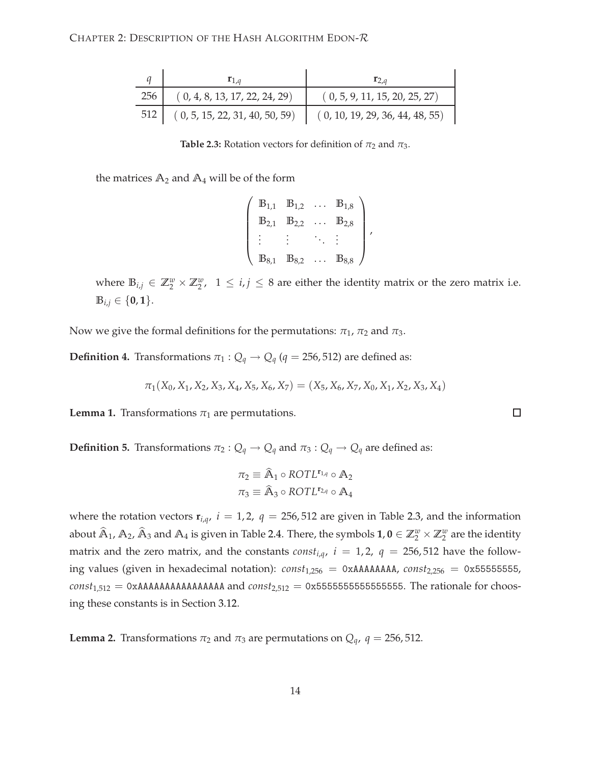| $q$ | $\mathbf{r}_{1,q}$ | $\mathbf{r}_{2,q}$ |
|---|---|---|
| 256 | ( 0, 4, 8, 13, 17, 22, 24, 29) | ( 0, 5, 9, 11, 15, 20, 25, 27) |
| 512 | ( 0, 5, 15, 22, 31, 40, 50, 59) | ( 0, 10, 19, 29, 36, 44, 48, 55) |

**Table 2.3:** Rotation vectors for definition of $\pi_2$ and $\pi_3$.

the matrices $\mathbb{A}_2$ and $\mathbb{A}_4$ will be of the form

$$\begin{pmatrix} \mathbb{B}_{1,1} & \mathbb{B}_{1,2} & \dots & \mathbb{B}_{1,8} \\ \mathbb{B}_{2,1} & \mathbb{B}_{2,2} & \dots & \mathbb{B}_{2,8} \\ \vdots & \vdots & \ddots & \vdots \\ \mathbb{B}_{8,1} & \mathbb{B}_{8,2} & \dots & \mathbb{B}_{8,8} \end{pmatrix},$$

where $\mathbb{B}_{i,j} \in \mathbb{Z}_2^w \times \mathbb{Z}_2^w,\ \ 1 \leq i,j \leq 8$ are either the identity matrix or the zero matrix i.e. $\mathbb{B}_{i,j} \in \{\mathbf{0}, \mathbf{1}\}$.

Now we give the formal definitions for the permutations: $\pi_1$, $\pi_2$ and $\pi_3$.

**Definition 4.** Transformations $\pi_1 : Q_q \rightarrow Q_q$ ($q = 256, 512$) are defined as:

$$\pi_1(X_0, X_1, X_2, X_3, X_4, X_5, X_6, X_7) = (X_5, X_6, X_7, X_0, X_1, X_2, X_3, X_4)$$

**Lemma 1.** Transformations $\pi_1$ are permutations. □

**Definition 5.** Transformations $\pi_2 : Q_q \rightarrow Q_q$ and $\pi_3 : Q_q \rightarrow Q_q$ are defined as:

$$\pi_2 \equiv \widehat{\mathbb{A}}_1 \circ ROTL^{\mathbf{r}_{1,q}} \circ \mathbb{A}_2$$
$$\pi_3 \equiv \widehat{\mathbb{A}}_3 \circ ROTL^{\mathbf{r}_{2,q}} \circ \mathbb{A}_4$$

where the rotation vectors $\mathbf{r}_{i,q},\ i = 1,2,\ q = 256, 512$ are given in Table 2.3, and the information about $\widehat{\mathbb{A}}_1$, $\mathbb{A}_2$, $\widehat{\mathbb{A}}_3$ and $\mathbb{A}_4$ is given in Table 2.4. There, the symbols $\mathbf{1}, \mathbf{0} \in \mathbb{Z}_2^w \times \mathbb{Z}_2^w$ are the identity matrix and the zero matrix, and the constants $const_{i,q},\ i = 1,2,\ q = 256, 512$ have the following values (given in hexadecimal notation): $const_{1,256}$ = `0xAAAAAAAA`, $const_{2,256}$ = `0x55555555`, $const_{1,512}$ = `0xAAAAAAAAAAAAAAAA` and $const_{2,512}$ = `0x5555555555555555`. The rationale for choosing these constants is in Section 3.12.

**Lemma 2.** Transformations $\pi_2$ and $\pi_3$ are permutations on $Q_q,\ q = 256, 512$.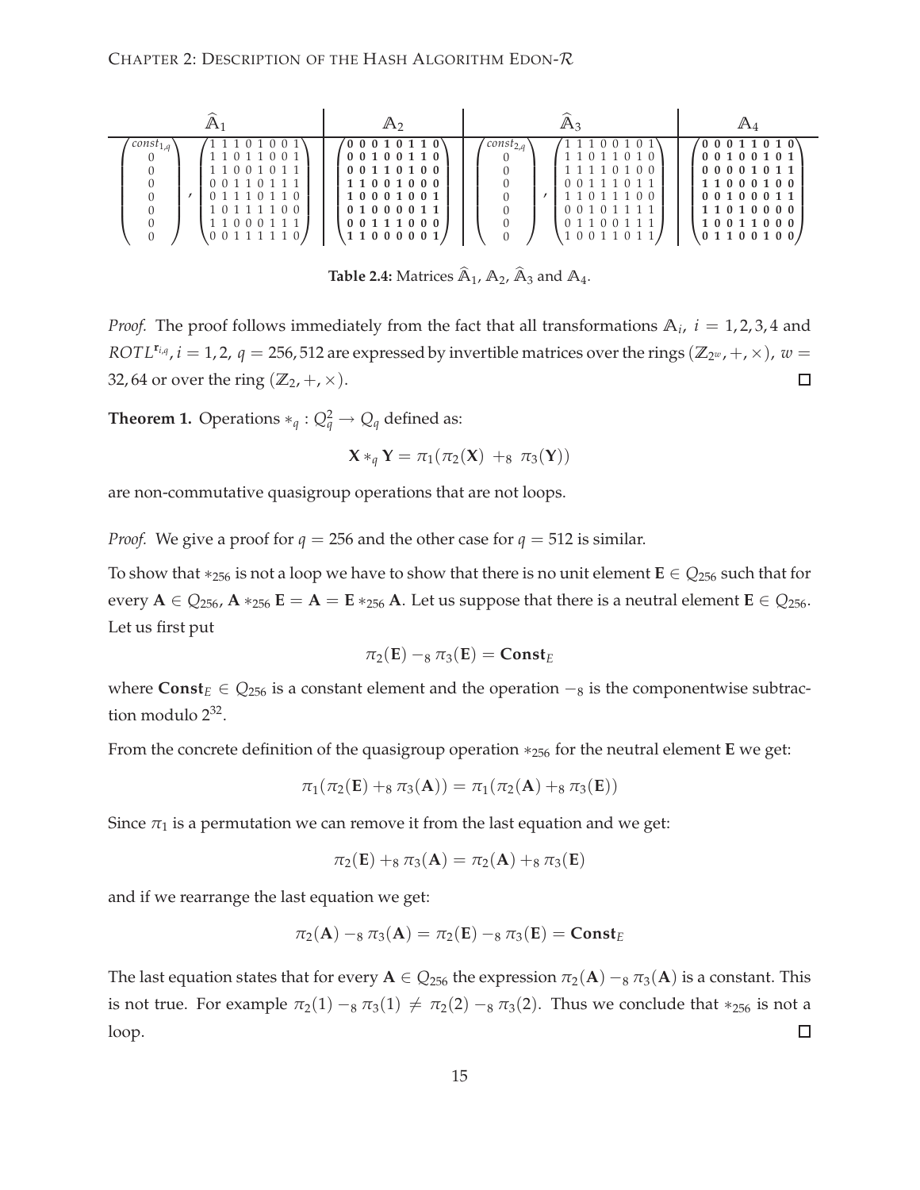| $\widehat{\mathbb{A}}_1$ | $\mathbb{A}_2$ | $\widehat{\mathbb{A}}_3$ | $\mathbb{A}_4$ |
|---|---|---|---|
| $\begin{pmatrix} const_{1,q} \\ 0 \\ 0 \\ 0 \\ 0 \\ 0 \\ 0 \\ 0 \end{pmatrix}, \begin{pmatrix} 1&1&1&0&1&0&0&1 \\ 1&1&0&1&1&0&0&1 \\ 1&1&0&0&1&0&1&1 \\ 0&0&1&1&0&1&1&1 \\ 0&1&1&1&0&1&1&0 \\ 1&0&1&1&1&1&0&0 \\ 1&1&0&0&0&1&1&1 \\ 0&0&1&1&1&1&1&0 \end{pmatrix}$ | $\begin{pmatrix} \mathbf{0}&\mathbf{0}&\mathbf{0}&\mathbf{1}&\mathbf{0}&\mathbf{1}&\mathbf{1}&\mathbf{0} \\ \mathbf{0}&\mathbf{0}&\mathbf{1}&\mathbf{0}&\mathbf{0}&\mathbf{1}&\mathbf{1}&\mathbf{0} \\ \mathbf{0}&\mathbf{0}&\mathbf{1}&\mathbf{1}&\mathbf{0}&\mathbf{1}&\mathbf{0}&\mathbf{0} \\ \mathbf{1}&\mathbf{1}&\mathbf{0}&\mathbf{0}&\mathbf{1}&\mathbf{0}&\mathbf{0}&\mathbf{0} \\ \mathbf{1}&\mathbf{0}&\mathbf{0}&\mathbf{0}&\mathbf{1}&\mathbf{0}&\mathbf{0}&\mathbf{1} \\ \mathbf{0}&\mathbf{1}&\mathbf{0}&\mathbf{0}&\mathbf{0}&\mathbf{0}&\mathbf{1}&\mathbf{1} \\ \mathbf{0}&\mathbf{0}&\mathbf{1}&\mathbf{1}&\mathbf{1}&\mathbf{0}&\mathbf{0}&\mathbf{0} \\ \mathbf{1}&\mathbf{1}&\mathbf{0}&\mathbf{0}&\mathbf{0}&\mathbf{0}&\mathbf{0}&\mathbf{1} \end{pmatrix}$ | $\begin{pmatrix} const_{2,q} \\ 0 \\ 0 \\ 0 \\ 0 \\ 0 \\ 0 \\ 0 \end{pmatrix}, \begin{pmatrix} 1&1&1&0&0&1&0&1 \\ 1&1&0&1&1&0&1&0 \\ 1&1&1&1&0&1&0&0 \\ 0&0&1&1&1&0&1&1 \\ 1&1&0&1&1&1&0&0 \\ 0&0&1&0&1&1&1&1 \\ 0&1&1&0&0&1&1&1 \\ 1&0&0&1&1&0&1&1 \end{pmatrix}$ | $\begin{pmatrix} \mathbf{0}&\mathbf{0}&\mathbf{0}&\mathbf{1}&\mathbf{1}&\mathbf{0}&\mathbf{1}&\mathbf{0} \\ \mathbf{0}&\mathbf{0}&\mathbf{1}&\mathbf{0}&\mathbf{0}&\mathbf{1}&\mathbf{0}&\mathbf{1} \\ \mathbf{0}&\mathbf{0}&\mathbf{0}&\mathbf{0}&\mathbf{1}&\mathbf{0}&\mathbf{1}&\mathbf{1} \\ \mathbf{1}&\mathbf{1}&\mathbf{0}&\mathbf{0}&\mathbf{0}&\mathbf{1}&\mathbf{0}&\mathbf{0} \\ \mathbf{0}&\mathbf{0}&\mathbf{1}&\mathbf{0}&\mathbf{0}&\mathbf{0}&\mathbf{1}&\mathbf{1} \\ \mathbf{1}&\mathbf{1}&\mathbf{0}&\mathbf{1}&\mathbf{0}&\mathbf{0}&\mathbf{0}&\mathbf{0} \\ \mathbf{1}&\mathbf{0}&\mathbf{0}&\mathbf{1}&\mathbf{1}&\mathbf{0}&\mathbf{0}&\mathbf{0} \\ \mathbf{0}&\mathbf{1}&\mathbf{1}&\mathbf{0}&\mathbf{0}&\mathbf{1}&\mathbf{0}&\mathbf{0} \end{pmatrix}$ |

**Table 2.4:** Matrices $\widehat{\mathbb{A}}_1$, $\mathbb{A}_2$, $\widehat{\mathbb{A}}_3$ and $\mathbb{A}_4$.

*Proof.* The proof follows immediately from the fact that all transformations $\mathbb{A}_i$, $i = 1, 2, 3, 4$ and $ROTL^{\mathbf{r}_{i,q}}$, $i = 1, 2$, $q = 256, 512$ are expressed by invertible matrices over the rings $(\mathbb{Z}_{2^w}, +, \times)$, $w = 32, 64$ or over the ring $(\mathbb{Z}_2, +, \times)$. □

**Theorem 1.** Operations $*_q : Q_q^2 \rightarrow Q_q$ defined as:

$$\mathbf{X} *_q \mathbf{Y} = \pi_1(\pi_2(\mathbf{X}) \ +_8 \ \pi_3(\mathbf{Y}))$$

are non-commutative quasigroup operations that are not loops.

*Proof.* We give a proof for $q = 256$ and the other case for $q = 512$ is similar.

To show that $*_{256}$ is not a loop we have to show that there is no unit element $\mathbf{E} \in Q_{256}$ such that for every $\mathbf{A} \in Q_{256}$, $\mathbf{A} *_{256} \mathbf{E} = \mathbf{A} = \mathbf{E} *_{256} \mathbf{A}$. Let us suppose that there is a neutral element $\mathbf{E} \in Q_{256}$. Let us first put

$$\pi_2(\mathbf{E}) -_8 \pi_3(\mathbf{E}) = \mathbf{Const}_E$$

where $\mathbf{Const}_E \in Q_{256}$ is a constant element and the operation $-_8$ is the componentwise subtraction modulo $2^{32}$.

From the concrete definition of the quasigroup operation $*_{256}$ for the neutral element $\mathbf{E}$ we get:

$$\pi_1(\pi_2(\mathbf{E}) +_8 \pi_3(\mathbf{A})) = \pi_1(\pi_2(\mathbf{A}) +_8 \pi_3(\mathbf{E}))$$

Since $\pi_1$ is a permutation we can remove it from the last equation and we get:

$$\pi_2(\mathbf{E}) +_8 \pi_3(\mathbf{A}) = \pi_2(\mathbf{A}) +_8 \pi_3(\mathbf{E})$$

and if we rearrange the last equation we get:

$$\pi_2(\mathbf{A}) -_8 \pi_3(\mathbf{A}) = \pi_2(\mathbf{E}) -_8 \pi_3(\mathbf{E}) = \mathbf{Const}_E$$

The last equation states that for every $\mathbf{A} \in Q_{256}$ the expression $\pi_2(\mathbf{A}) -_8 \pi_3(\mathbf{A})$ is a constant. This is not true. For example $\pi_2(1) -_8 \pi_3(1) \neq \pi_2(2) -_8 \pi_3(2)$. Thus we conclude that $*_{256}$ is not a loop. □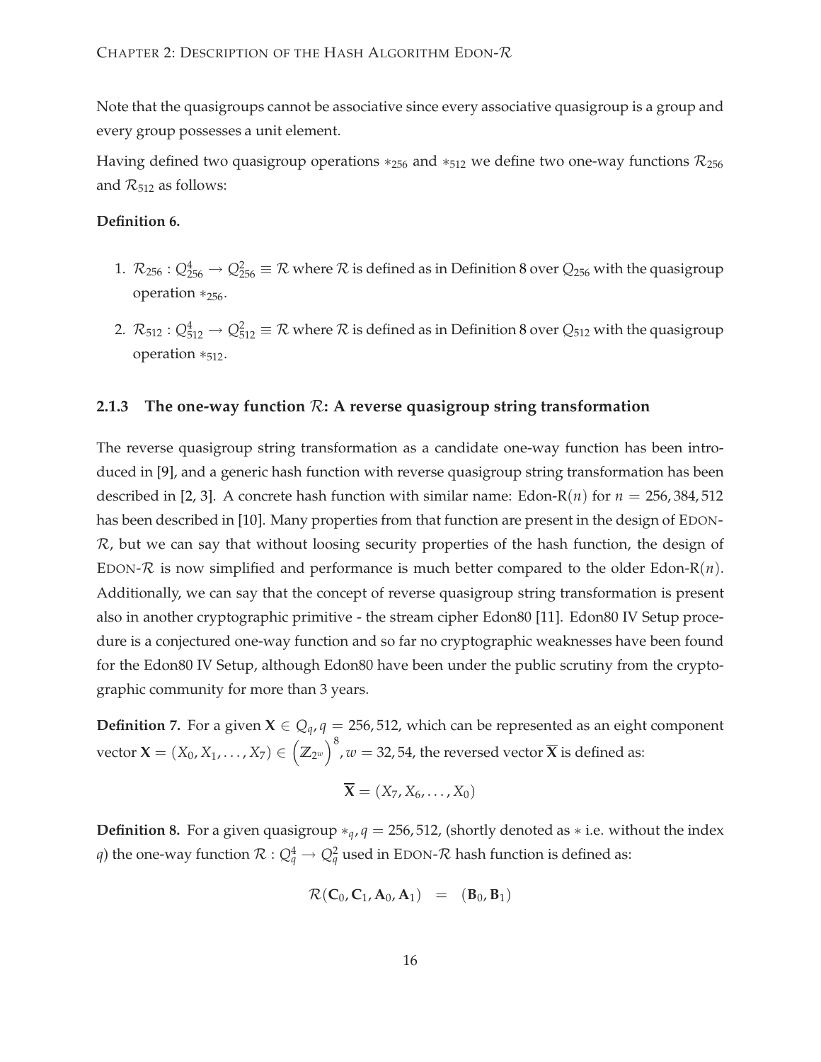Note that the quasigroups cannot be associative since every associative quasigroup is a group and every group possesses a unit element.

Having defined two quasigroup operations $*_{256}$ and $*_{512}$ we define two one-way functions $\mathcal{R}_{256}$ and $\mathcal{R}_{512}$ as follows:

**Definition 6.**

1. $\mathcal{R}_{256} : Q_{256}^4 \rightarrow Q_{256}^2 \equiv \mathcal{R}$ where $\mathcal{R}$ is defined as in Definition 8 over $Q_{256}$ with the quasigroup operation $*_{256}$.
2. $\mathcal{R}_{512} : Q_{512}^4 \rightarrow Q_{512}^2 \equiv \mathcal{R}$ where $\mathcal{R}$ is defined as in Definition 8 over $Q_{512}$ with the quasigroup operation $*_{512}$.

### 2.1.3 The one-way function $\mathcal{R}$: A reverse quasigroup string transformation

The reverse quasigroup string transformation as a candidate one-way function has been introduced in [9], and a generic hash function with reverse quasigroup string transformation has been described in [2, 3]. A concrete hash function with similar name: Edon-R($n$) for $n = 256, 384, 512$ has been described in [10]. Many properties from that function are present in the design of EDON-$\mathcal{R}$, but we can say that without loosing security properties of the hash function, the design of EDON-$\mathcal{R}$ is now simplified and performance is much better compared to the older Edon-R($n$). Additionally, we can say that the concept of reverse quasigroup string transformation is present also in another cryptographic primitive - the stream cipher Edon80 [11]. Edon80 IV Setup procedure is a conjectured one-way function and so far no cryptographic weaknesses have been found for the Edon80 IV Setup, although Edon80 have been under the public scrutiny from the cryptographic community for more than 3 years.

**Definition 7.** For a given $\mathbf{X} \in Q_q, q = 256, 512$, which can be represented as an eight component vector $\mathbf{X} = (X_0, X_1, \ldots, X_7) \in \left(\mathbb{Z}_{2^w}\right)^8, w = 32, 54$, the reversed vector $\overline{\mathbf{X}}$ is defined as:

$$\overline{\mathbf{X}} = (X_7, X_6, \ldots, X_0)$$

**Definition 8.** For a given quasigroup $*_q, q = 256, 512$, (shortly denoted as $*$ i.e. without the index $q$) the one-way function $\mathcal{R} : Q_q^4 \rightarrow Q_q^2$ used in EDON-$\mathcal{R}$ hash function is defined as:

$$\mathcal{R}(\mathbf{C}_0, \mathbf{C}_1, \mathbf{A}_0, \mathbf{A}_1) \quad = \quad (\mathbf{B}_0, \mathbf{B}_1)$$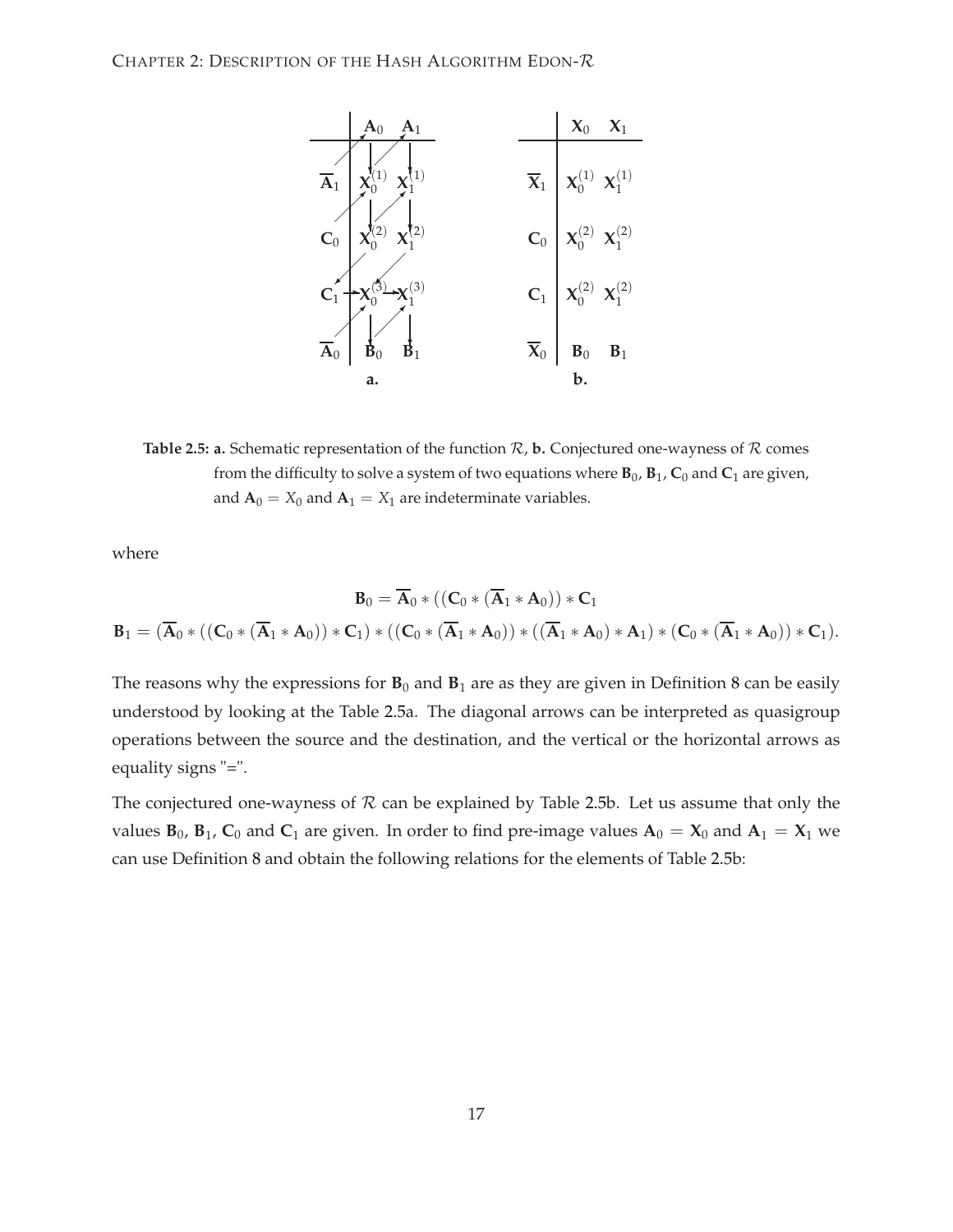| | $\mathbf{A}_0$ | $\mathbf{A}_1$ |
|---|---|---|
| $\overline{\mathbf{A}}_1$ | $\mathbf{X}_0^{(1)}$ | $\mathbf{X}_1^{(1)}$ |
| $\mathbf{C}_0$ | $\mathbf{X}_0^{(2)}$ | $\mathbf{X}_1^{(2)}$ |
| $\mathbf{C}_1$ | $\mathbf{X}_0^{(3)}$ | $\mathbf{X}_1^{(3)}$ |
| $\overline{\mathbf{A}}_0$ | $\mathbf{B}_0$ | $\mathbf{B}_1$ |

**a.**

| | $\mathbf{X}_0$ | $\mathbf{X}_1$ |
|---|---|---|
| $\overline{\mathbf{X}}_1$ | $\mathbf{X}_0^{(1)}$ | $\mathbf{X}_1^{(1)}$ |
| $\mathbf{C}_0$ | $\mathbf{X}_0^{(2)}$ | $\mathbf{X}_1^{(2)}$ |
| $\mathbf{C}_1$ | $\mathbf{X}_0^{(2)}$ | $\mathbf{X}_1^{(2)}$ |
| $\overline{\mathbf{X}}_0$ | $\mathbf{B}_0$ | $\mathbf{B}_1$ |

**b.**

**Table 2.5: a.** Schematic representation of the function $\mathcal{R}$, **b.** Conjectured one-wayness of $\mathcal{R}$ comes from the difficulty to solve a system of two equations where $\mathbf{B}_0$, $\mathbf{B}_1$, $\mathbf{C}_0$ and $\mathbf{C}_1$ are given, and $\mathbf{A}_0 = X_0$ and $\mathbf{A}_1 = X_1$ are indeterminate variables.

where

$$\mathbf{B}_0 = \overline{\mathbf{A}}_0 * ((\mathbf{C}_0 * (\overline{\mathbf{A}}_1 * \mathbf{A}_0)) * \mathbf{C}_1$$

$$\mathbf{B}_1 = (\overline{\mathbf{A}}_0 * ((\mathbf{C}_0 * (\overline{\mathbf{A}}_1 * \mathbf{A}_0)) * \mathbf{C}_1) * ((\mathbf{C}_0 * (\overline{\mathbf{A}}_1 * \mathbf{A}_0)) * ((\overline{\mathbf{A}}_1 * \mathbf{A}_0) * \mathbf{A}_1) * (\mathbf{C}_0 * (\overline{\mathbf{A}}_1 * \mathbf{A}_0)) * \mathbf{C}_1).$$

The reasons why the expressions for $\mathbf{B}_0$ and $\mathbf{B}_1$ are as they are given in Definition 8 can be easily understood by looking at the Table 2.5a. The diagonal arrows can be interpreted as quasigroup operations between the source and the destination, and the vertical or the horizontal arrows as equality signs "=".

The conjectured one-wayness of $\mathcal{R}$ can be explained by Table 2.5b. Let us assume that only the values $\mathbf{B}_0$, $\mathbf{B}_1$, $\mathbf{C}_0$ and $\mathbf{C}_1$ are given. In order to find pre-image values $\mathbf{A}_0 = \mathbf{X}_0$ and $\mathbf{A}_1 = \mathbf{X}_1$ we can use Definition 8 and obtain the following relations for the elements of Table 2.5b: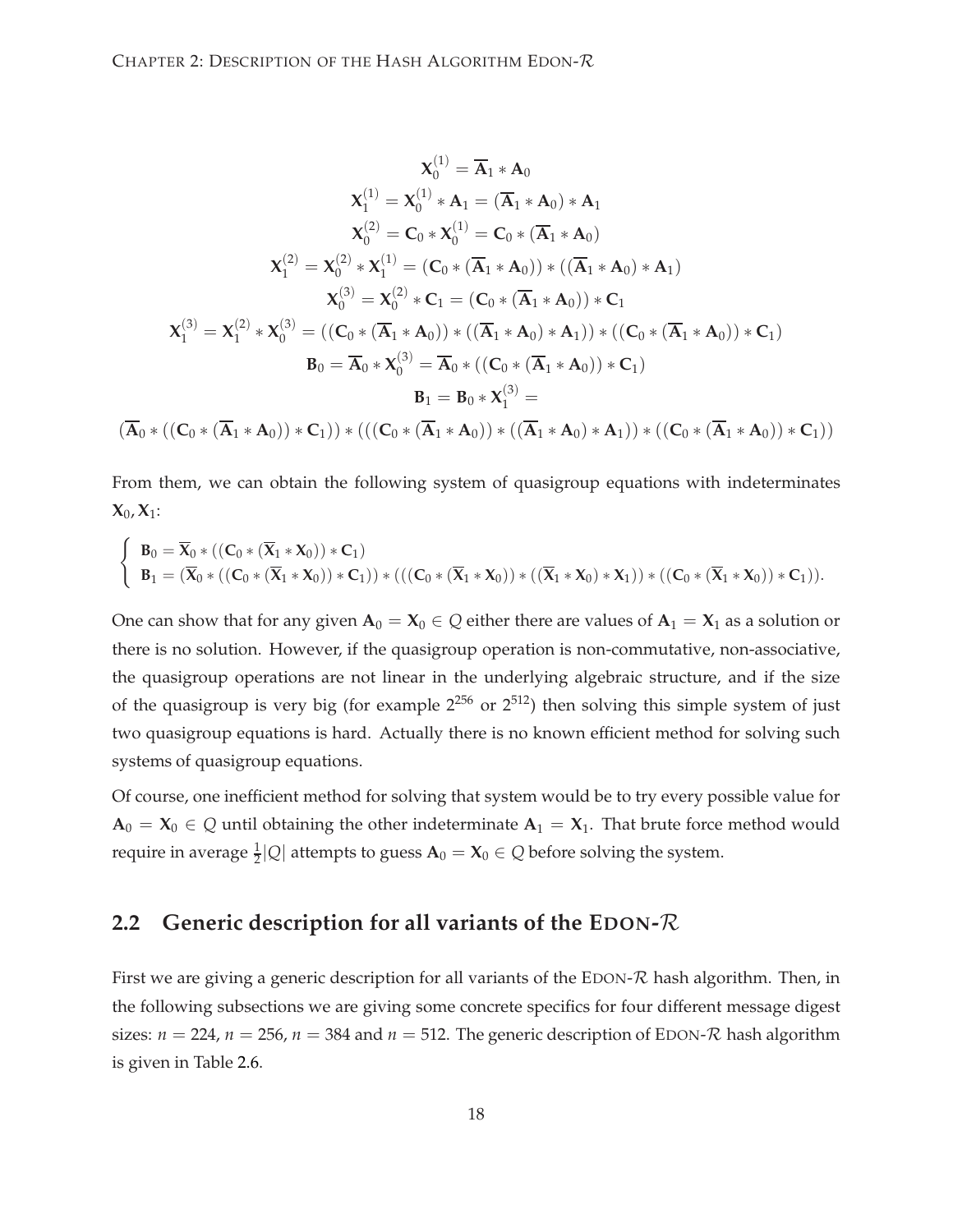$$\mathbf{X}_0^{(1)} = \overline{\mathbf{A}}_1 * \mathbf{A}_0$$

$$\mathbf{X}_1^{(1)} = \mathbf{X}_0^{(1)} * \mathbf{A}_1 = (\overline{\mathbf{A}}_1 * \mathbf{A}_0) * \mathbf{A}_1$$

$$\mathbf{X}_0^{(2)} = \mathbf{C}_0 * \mathbf{X}_0^{(1)} = \mathbf{C}_0 * (\overline{\mathbf{A}}_1 * \mathbf{A}_0)$$

$$\mathbf{X}_1^{(2)} = \mathbf{X}_0^{(2)} * \mathbf{X}_1^{(1)} = (\mathbf{C}_0 * (\overline{\mathbf{A}}_1 * \mathbf{A}_0)) * ((\overline{\mathbf{A}}_1 * \mathbf{A}_0) * \mathbf{A}_1)$$

$$\mathbf{X}_0^{(3)} = \mathbf{X}_0^{(2)} * \mathbf{C}_1 = (\mathbf{C}_0 * (\overline{\mathbf{A}}_1 * \mathbf{A}_0)) * \mathbf{C}_1$$

$$\mathbf{X}_1^{(3)} = \mathbf{X}_1^{(2)} * \mathbf{X}_0^{(3)} = ((\mathbf{C}_0 * (\overline{\mathbf{A}}_1 * \mathbf{A}_0)) * ((\overline{\mathbf{A}}_1 * \mathbf{A}_0) * \mathbf{A}_1)) * ((\mathbf{C}_0 * (\overline{\mathbf{A}}_1 * \mathbf{A}_0)) * \mathbf{C}_1)$$

$$\mathbf{B}_0 = \overline{\mathbf{A}}_0 * \mathbf{X}_0^{(3)} = \overline{\mathbf{A}}_0 * ((\mathbf{C}_0 * (\overline{\mathbf{A}}_1 * \mathbf{A}_0)) * \mathbf{C}_1)$$

$$\mathbf{B}_1 = \mathbf{B}_0 * \mathbf{X}_1^{(3)} =$$

$$(\overline{\mathbf{A}}_0 * ((\mathbf{C}_0 * (\overline{\mathbf{A}}_1 * \mathbf{A}_0)) * \mathbf{C}_1)) * (((\mathbf{C}_0 * (\overline{\mathbf{A}}_1 * \mathbf{A}_0)) * ((\overline{\mathbf{A}}_1 * \mathbf{A}_0) * \mathbf{A}_1)) * ((\mathbf{C}_0 * (\overline{\mathbf{A}}_1 * \mathbf{A}_0)) * \mathbf{C}_1))$$

From them, we can obtain the following system of quasigroup equations with indeterminates $\mathbf{X}_0, \mathbf{X}_1$:

$$\begin{cases} \mathbf{B}_0 = \overline{\mathbf{X}}_0 * ((\mathbf{C}_0 * (\overline{\mathbf{X}}_1 * \mathbf{X}_0)) * \mathbf{C}_1) \\ \mathbf{B}_1 = (\overline{\mathbf{X}}_0 * ((\mathbf{C}_0 * (\overline{\mathbf{X}}_1 * \mathbf{X}_0)) * \mathbf{C}_1)) * (((\mathbf{C}_0 * (\overline{\mathbf{X}}_1 * \mathbf{X}_0)) * ((\overline{\mathbf{X}}_1 * \mathbf{X}_0) * \mathbf{X}_1)) * ((\mathbf{C}_0 * (\overline{\mathbf{X}}_1 * \mathbf{X}_0)) * \mathbf{C}_1)). \end{cases}$$

One can show that for any given $\mathbf{A}_0 = \mathbf{X}_0 \in Q$ either there are values of $\mathbf{A}_1 = \mathbf{X}_1$ as a solution or there is no solution. However, if the quasigroup operation is non-commutative, non-associative, the quasigroup operations are not linear in the underlying algebraic structure, and if the size of the quasigroup is very big (for example $2^{256}$ or $2^{512}$) then solving this simple system of just two quasigroup equations is hard. Actually there is no known efficient method for solving such systems of quasigroup equations.

Of course, one inefficient method for solving that system would be to try every possible value for $\mathbf{A}_0 = \mathbf{X}_0 \in Q$ until obtaining the other indeterminate $\mathbf{A}_1 = \mathbf{X}_1$. That brute force method would require in average $\frac{1}{2}|Q|$ attempts to guess $\mathbf{A}_0 = \mathbf{X}_0 \in Q$ before solving the system.

## 2.2 Generic description for all variants of the EDON-$\mathcal{R}$

First we are giving a generic description for all variants of the EDON-$\mathcal{R}$ hash algorithm. Then, in the following subsections we are giving some concrete specifics for four different message digest sizes: $n = 224$, $n = 256$, $n = 384$ and $n = 512$. The generic description of EDON-$\mathcal{R}$ hash algorithm is given in Table 2.6.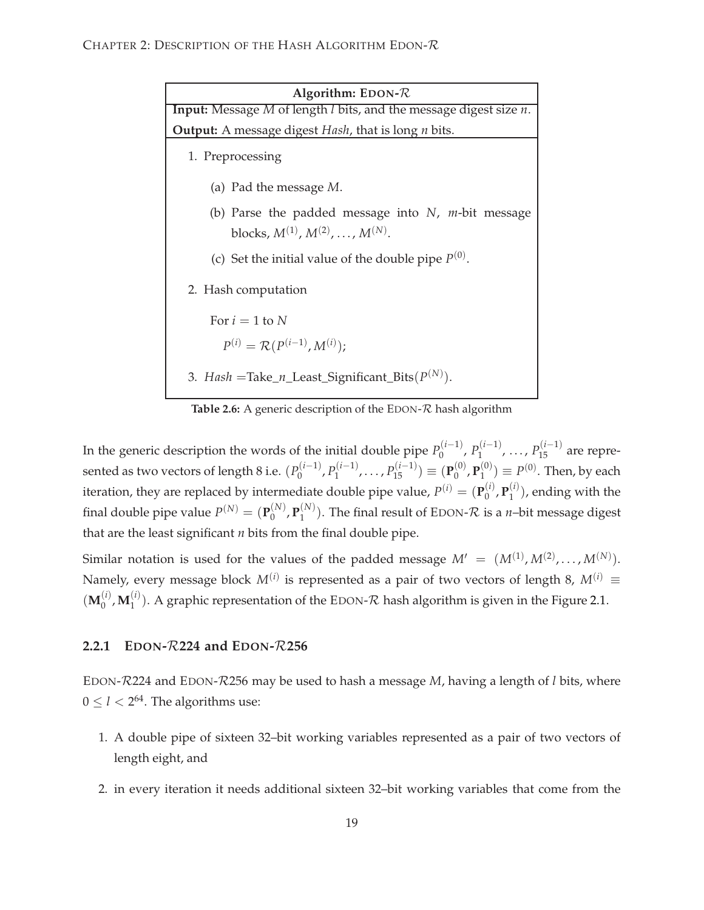| **Algorithm: EDON-$\mathcal{R}$** |
|---|
| **Input:** Message $M$ of length $l$ bits, and the message digest size $n$. |
| **Output:** A message digest *Hash*, that is long $n$ bits. |
| 1. Preprocessing<br>(a) Pad the message $M$.<br>(b) Parse the padded message into $N$, $m$-bit message blocks, $M^{(1)}, M^{(2)}, \ldots, M^{(N)}$.<br>(c) Set the initial value of the double pipe $P^{(0)}$.<br>2. Hash computation<br>For $i = 1$ to $N$<br>$P^{(i)} = \mathcal{R}(P^{(i-1)}, M^{(i)})$;<br>3. $Hash$ =Take_$n$_Least_Significant_Bits($P^{(N)}$). |

**Table 2.6:** A generic description of the EDON-$\mathcal{R}$ hash algorithm

In the generic description the words of the initial double pipe $P_0^{(i-1)}, P_1^{(i-1)}, \ldots, P_{15}^{(i-1)}$ are represented as two vectors of length 8 i.e. $(P_0^{(i-1)}, P_1^{(i-1)}, \ldots, P_{15}^{(i-1)}) \equiv (\mathbf{P}_0^{(0)}, \mathbf{P}_1^{(0)}) \equiv P^{(0)}$. Then, by each iteration, they are replaced by intermediate double pipe value, $P^{(i)} = (\mathbf{P}_0^{(i)}, \mathbf{P}_1^{(i)})$, ending with the final double pipe value $P^{(N)} = (\mathbf{P}_0^{(N)}, \mathbf{P}_1^{(N)})$. The final result of EDON-$\mathcal{R}$ is a $n$–bit message digest that are the least significant $n$ bits from the final double pipe.

Similar notation is used for the values of the padded message $M' = (M^{(1)}, M^{(2)}, \ldots, M^{(N)})$. Namely, every message block $M^{(i)}$ is represented as a pair of two vectors of length 8, $M^{(i)} \equiv (\mathbf{M}_0^{(i)}, \mathbf{M}_1^{(i)})$. A graphic representation of the EDON-$\mathcal{R}$ hash algorithm is given in the Figure 2.1.

### 2.2.1 EDON-$\mathcal{R}$224 and EDON-$\mathcal{R}$256

EDON-$\mathcal{R}$224 and EDON-$\mathcal{R}$256 may be used to hash a message $M$, having a length of $l$ bits, where $0 \leq l < 2^{64}$. The algorithms use:

1. A double pipe of sixteen 32–bit working variables represented as a pair of two vectors of length eight, and
2. in every iteration it needs additional sixteen 32–bit working variables that come from the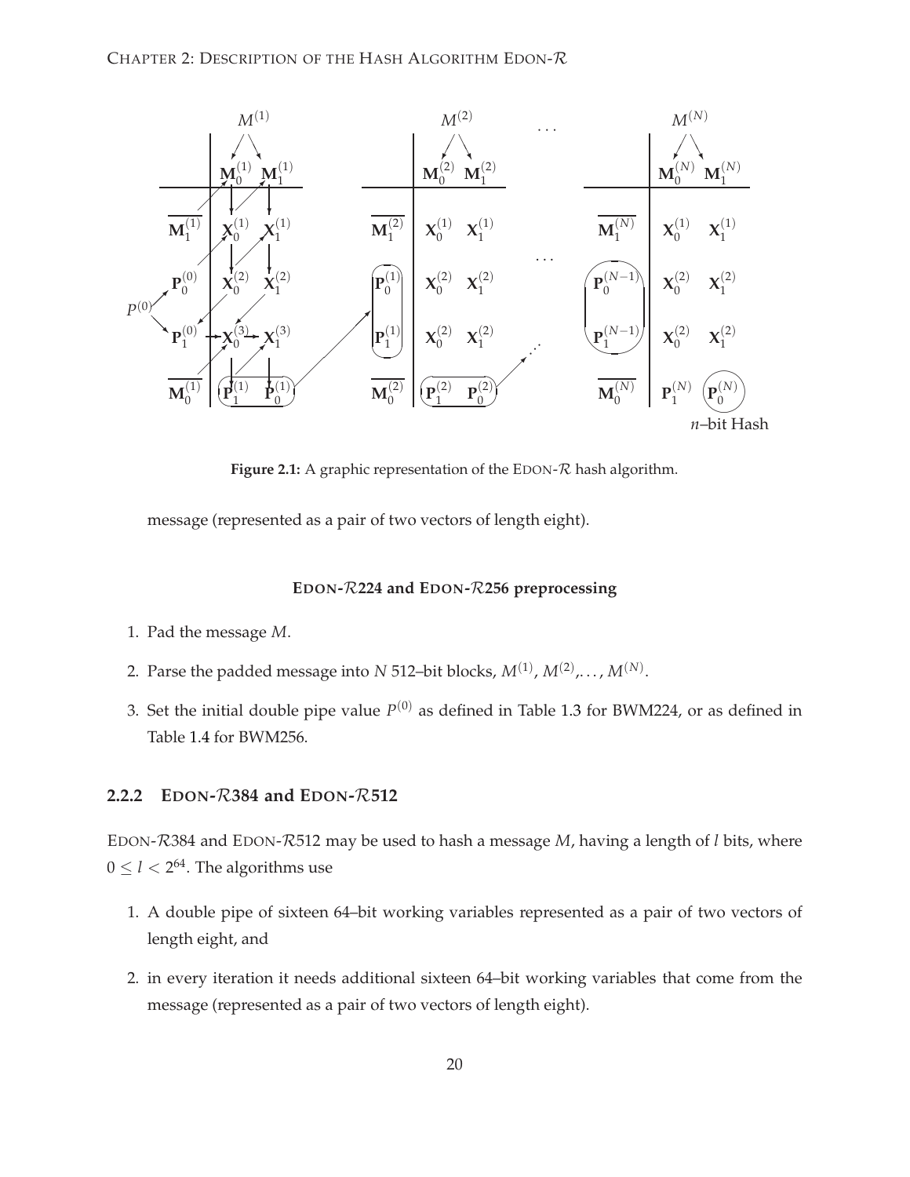$M^{(1)}$

$\mathbf{M}_0^{(1)}$ $\mathbf{M}_1^{(1)}$

$\overline{\mathbf{M}_1^{(1)}}$ $\mathbf{X}_0^{(1)}$ $\mathbf{X}_1^{(1)}$

$P^{(0)}$ $\mathbf{P}_0^{(0)}$ $\mathbf{X}_0^{(2)}$ $\mathbf{X}_1^{(2)}$

$\mathbf{P}_1^{(0)}$ $\mathbf{X}_0^{(3)}$ $\mathbf{X}_1^{(3)}$

$\overline{\mathbf{M}_0^{(1)}}$ $\mathbf{P}_1^{(1)}$ $\mathbf{P}_0^{(1)}$

$M^{(2)}$

$\mathbf{M}_0^{(2)}$ $\mathbf{M}_1^{(2)}$

$\overline{\mathbf{M}_1^{(2)}}$ $\mathbf{X}_0^{(1)}$ $\mathbf{X}_1^{(1)}$

$\mathbf{P}_0^{(1)}$ $\mathbf{X}_0^{(2)}$ $\mathbf{X}_1^{(2)}$

$\mathbf{P}_1^{(1)}$ $\mathbf{X}_0^{(2)}$ $\mathbf{X}_1^{(2)}$

$\overline{\mathbf{M}_0^{(2)}}$ $\mathbf{P}_1^{(2)}$ $\mathbf{P}_0^{(2)}$

...

$M^{(N)}$

$\mathbf{M}_0^{(N)}$ $\mathbf{M}_1^{(N)}$

$\overline{\mathbf{M}_1^{(N)}}$ $\mathbf{X}_0^{(1)}$ $\mathbf{X}_1^{(1)}$

$\mathbf{P}_0^{(N-1)}$ $\mathbf{X}_0^{(2)}$ $\mathbf{X}_1^{(2)}$

$\mathbf{P}_1^{(N-1)}$ $\mathbf{X}_0^{(2)}$ $\mathbf{X}_1^{(2)}$

$\overline{\mathbf{M}_0^{(N)}}$ $\mathbf{P}_1^{(N)}$ $\mathbf{P}_0^{(N)}$

$n$–bit Hash

**Figure 2.1:** A graphic representation of the EDON-$\mathcal{R}$ hash algorithm.

message (represented as a pair of two vectors of length eight).

**EDON-$\mathcal{R}$224 and EDON-$\mathcal{R}$256 preprocessing**

1. Pad the message $M$.
2. Parse the padded message into $N$ 512–bit blocks, $M^{(1)}$, $M^{(2)}$,..., $M^{(N)}$.
3. Set the initial double pipe value $P^{(0)}$ as defined in Table 1.3 for BWM224, or as defined in Table 1.4 for BWM256.

### 2.2.2 EDON-$\mathcal{R}$384 and EDON-$\mathcal{R}$512

EDON-$\mathcal{R}$384 and EDON-$\mathcal{R}$512 may be used to hash a message $M$, having a length of $l$ bits, where $0 \leq l < 2^{64}$. The algorithms use

1. A double pipe of sixteen 64–bit working variables represented as a pair of two vectors of length eight, and
2. in every iteration it needs additional sixteen 64–bit working variables that come from the message (represented as a pair of two vectors of length eight).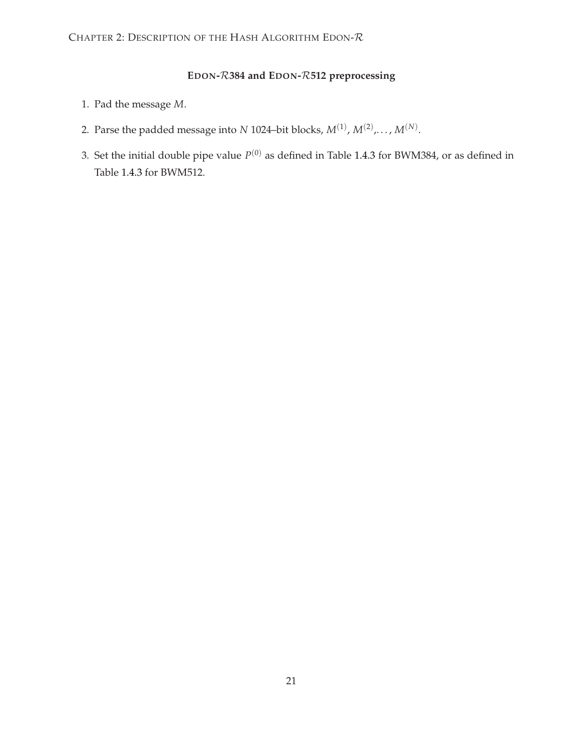### Edon-$\mathcal{R}$384 and Edon-$\mathcal{R}$512 preprocessing

1. Pad the message $M$.
2. Parse the padded message into $N$ 1024–bit blocks, $M^{(1)}$, $M^{(2)}$,..., $M^{(N)}$.
3. Set the initial double pipe value $P^{(0)}$ as defined in Table 1.4.3 for BWM384, or as defined in Table 1.4.3 for BWM512.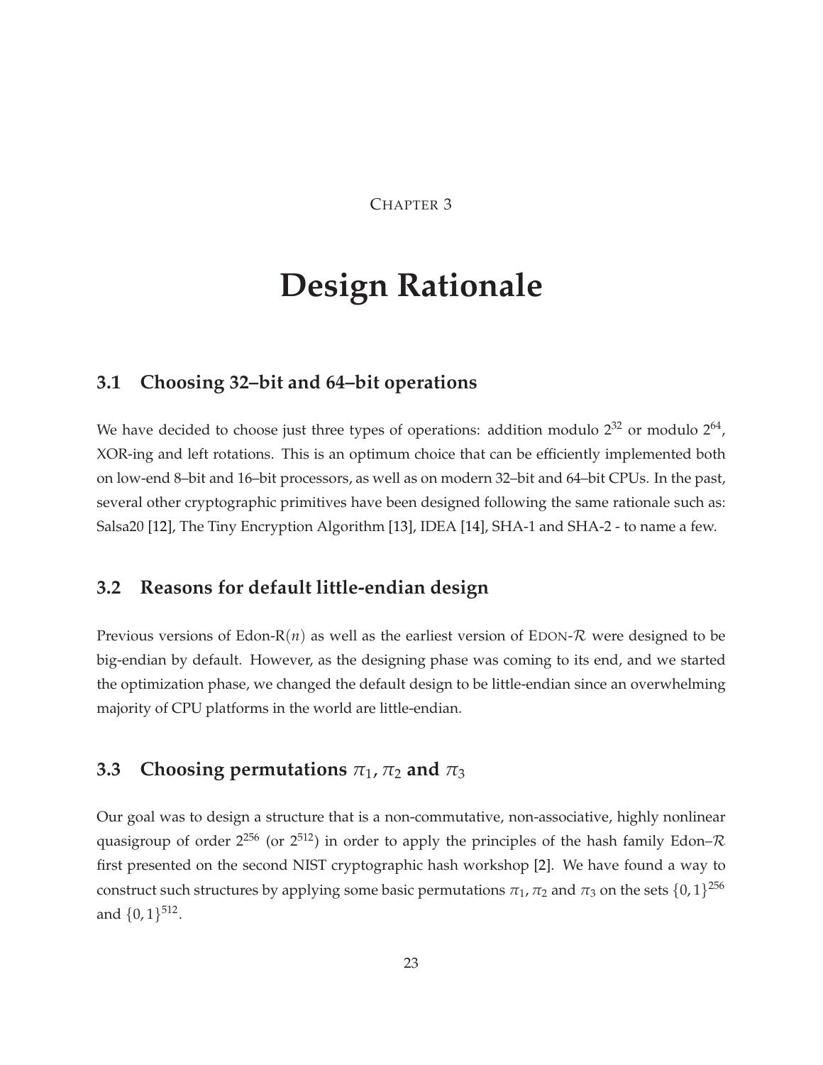CHAPTER 3

# Design Rationale

## 3.1 Choosing 32–bit and 64–bit operations

We have decided to choose just three types of operations: addition modulo $2^{32}$ or modulo $2^{64}$, XOR-ing and left rotations. This is an optimum choice that can be efficiently implemented both on low-end 8–bit and 16–bit processors, as well as on modern 32–bit and 64–bit CPUs. In the past, several other cryptographic primitives have been designed following the same rationale such as: Salsa20 [12], The Tiny Encryption Algorithm [13], IDEA [14], SHA-1 and SHA-2 - to name a few.

## 3.2 Reasons for default little-endian design

Previous versions of Edon-R($n$) as well as the earliest version of EDON-$\mathcal{R}$ were designed to be big-endian by default. However, as the designing phase was coming to its end, and we started the optimization phase, we changed the default design to be little-endian since an overwhelming majority of CPU platforms in the world are little-endian.

## 3.3 Choosing permutations $\pi_1$, $\pi_2$ and $\pi_3$

Our goal was to design a structure that is a non-commutative, non-associative, highly nonlinear quasigroup of order $2^{256}$ (or $2^{512}$) in order to apply the principles of the hash family Edon–$\mathcal{R}$ first presented on the second NIST cryptographic hash workshop [2]. We have found a way to construct such structures by applying some basic permutations $\pi_1$, $\pi_2$ and $\pi_3$ on the sets $\{0, 1\}^{256}$ and $\{0, 1\}^{512}$.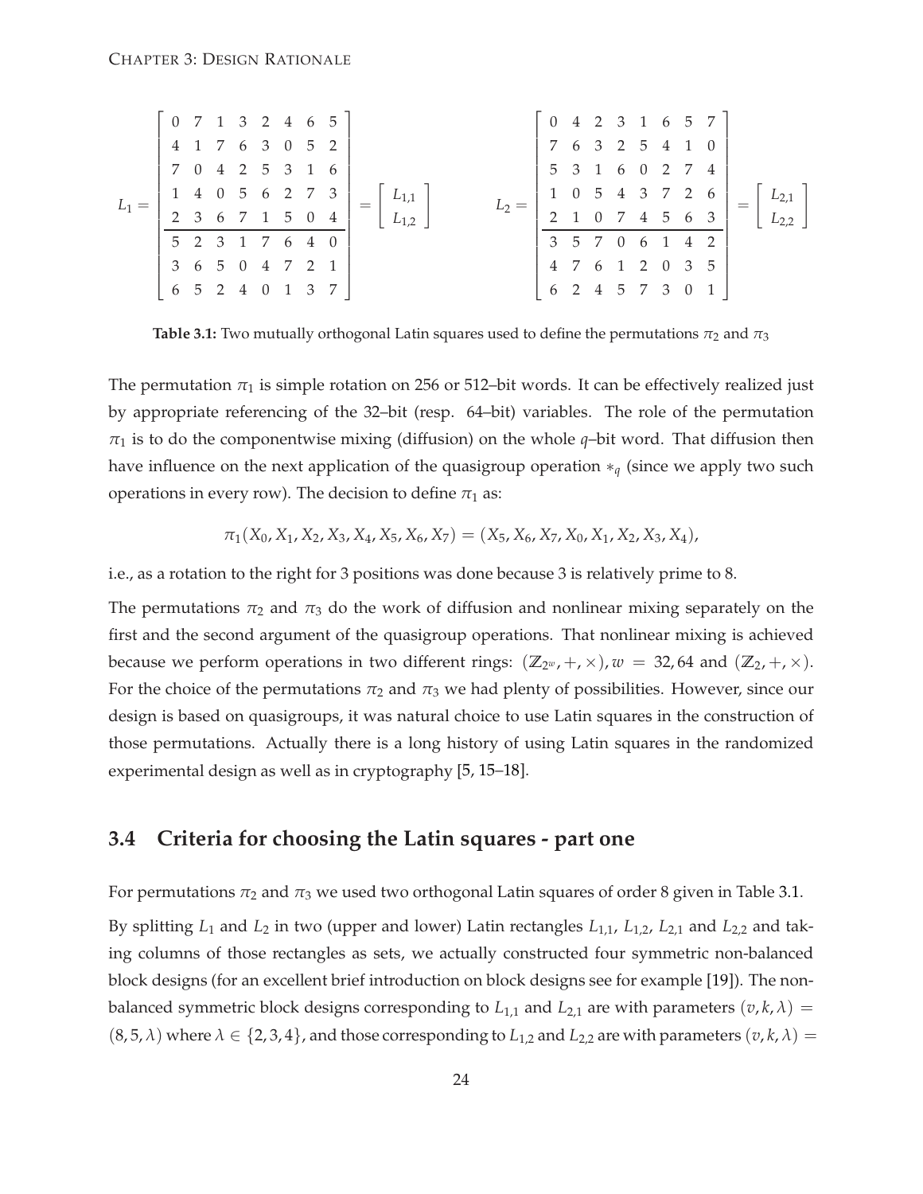$$L_1 = \left[\begin{array}{cccccccc} 0 & 7 & 1 & 3 & 2 & 4 & 6 & 5 \\ 4 & 1 & 7 & 6 & 3 & 0 & 5 & 2 \\ 7 & 0 & 4 & 2 & 5 & 3 & 1 & 6 \\ 1 & 4 & 0 & 5 & 6 & 2 & 7 & 3 \\ 2 & 3 & 6 & 7 & 1 & 5 & 0 & 4 \\ \hline 5 & 2 & 3 & 1 & 7 & 6 & 4 & 0 \\ 3 & 6 & 5 & 0 & 4 & 7 & 2 & 1 \\ 6 & 5 & 2 & 4 & 0 & 1 & 3 & 7 \end{array}\right] = \left[\begin{array}{c} L_{1,1} \\ L_{1,2} \end{array}\right] \qquad L_2 = \left[\begin{array}{cccccccc} 0 & 4 & 2 & 3 & 1 & 6 & 5 & 7 \\ 7 & 6 & 3 & 2 & 5 & 4 & 1 & 0 \\ 5 & 3 & 1 & 6 & 0 & 2 & 7 & 4 \\ 1 & 0 & 5 & 4 & 3 & 7 & 2 & 6 \\ 2 & 1 & 0 & 7 & 4 & 5 & 6 & 3 \\ \hline 3 & 5 & 7 & 0 & 6 & 1 & 4 & 2 \\ 4 & 7 & 6 & 1 & 2 & 0 & 3 & 5 \\ 6 & 2 & 4 & 5 & 7 & 3 & 0 & 1 \end{array}\right] = \left[\begin{array}{c} L_{2,1} \\ L_{2,2} \end{array}\right]$$

**Table 3.1:** Two mutually orthogonal Latin squares used to define the permutations $\pi_2$ and $\pi_3$

The permutation $\pi_1$ is simple rotation on 256 or 512–bit words. It can be effectively realized just by appropriate referencing of the 32–bit (resp. 64–bit) variables. The role of the permutation $\pi_1$ is to do the componentwise mixing (diffusion) on the whole $q$–bit word. That diffusion then have influence on the next application of the quasigroup operation $*_q$ (since we apply two such operations in every row). The decision to define $\pi_1$ as:

$$\pi_1(X_0, X_1, X_2, X_3, X_4, X_5, X_6, X_7) = (X_5, X_6, X_7, X_0, X_1, X_2, X_3, X_4),$$

i.e., as a rotation to the right for 3 positions was done because 3 is relatively prime to 8.

The permutations $\pi_2$ and $\pi_3$ do the work of diffusion and nonlinear mixing separately on the first and the second argument of the quasigroup operations. That nonlinear mixing is achieved because we perform operations in two different rings: $(\mathbb{Z}_{2^w}, +, \times), w = 32, 64$ and $(\mathbb{Z}_2, +, \times)$. For the choice of the permutations $\pi_2$ and $\pi_3$ we had plenty of possibilities. However, since our design is based on quasigroups, it was natural choice to use Latin squares in the construction of those permutations. Actually there is a long history of using Latin squares in the randomized experimental design as well as in cryptography [5, 15–18].

## 3.4 Criteria for choosing the Latin squares - part one

For permutations $\pi_2$ and $\pi_3$ we used two orthogonal Latin squares of order 8 given in Table 3.1.

By splitting $L_1$ and $L_2$ in two (upper and lower) Latin rectangles $L_{1,1}$, $L_{1,2}$, $L_{2,1}$ and $L_{2,2}$ and taking columns of those rectangles as sets, we actually constructed four symmetric non-balanced block designs (for an excellent brief introduction on block designs see for example [19]). The non-balanced symmetric block designs corresponding to $L_{1,1}$ and $L_{2,1}$ are with parameters $(v, k, \lambda) = (8, 5, \lambda)$ where $\lambda \in \{2, 3, 4\}$, and those corresponding to $L_{1,2}$ and $L_{2,2}$ are with parameters $(v, k, \lambda) =$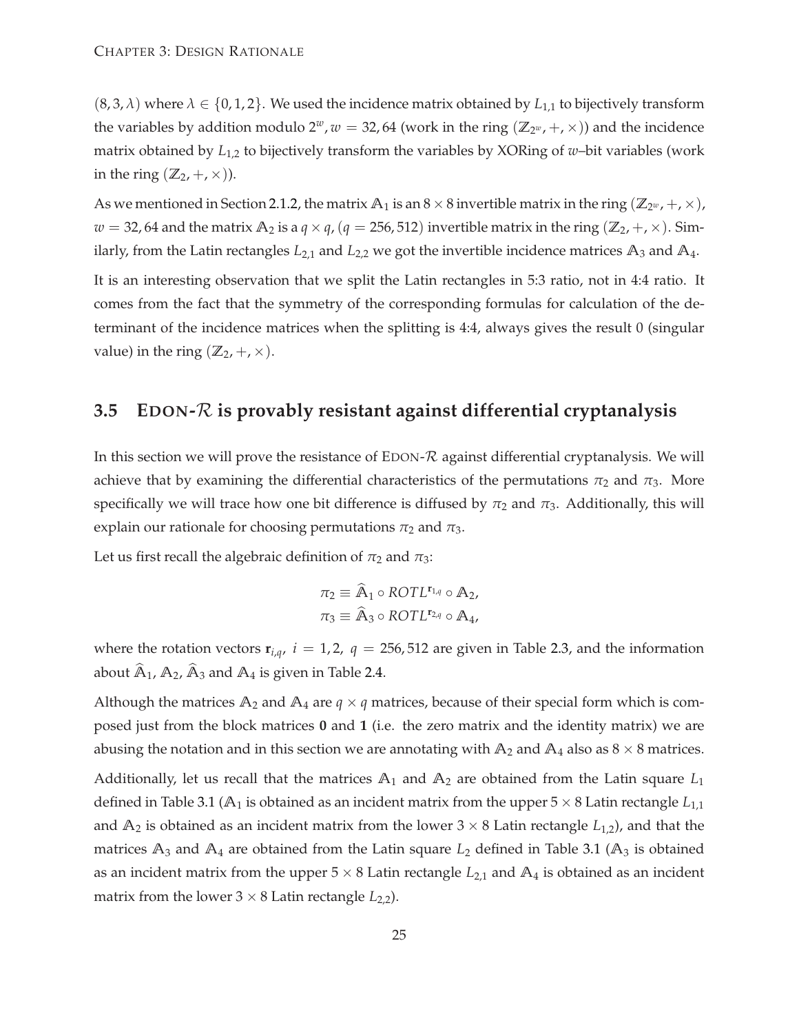$(8, 3, \lambda)$ where $\lambda \in \{0, 1, 2\}$. We used the incidence matrix obtained by $L_{1,1}$ to bijectively transform the variables by addition modulo $2^w, w = 32, 64$ (work in the ring $(\mathbb{Z}_{2^w}, +, \times)$) and the incidence matrix obtained by $L_{1,2}$ to bijectively transform the variables by XORing of $w$–bit variables (work in the ring $(\mathbb{Z}_2, +, \times)$).

As we mentioned in Section 2.1.2, the matrix $\mathbb{A}_1$ is an $8 \times 8$ invertible matrix in the ring $(\mathbb{Z}_{2^w}, +, \times)$, $w = 32, 64$ and the matrix $\mathbb{A}_2$ is a $q \times q$, $(q = 256, 512)$ invertible matrix in the ring $(\mathbb{Z}_2, +, \times)$. Similarly, from the Latin rectangles $L_{2,1}$ and $L_{2,2}$ we got the invertible incidence matrices $\mathbb{A}_3$ and $\mathbb{A}_4$.

It is an interesting observation that we split the Latin rectangles in 5:3 ratio, not in 4:4 ratio. It comes from the fact that the symmetry of the corresponding formulas for calculation of the determinant of the incidence matrices when the splitting is 4:4, always gives the result 0 (singular value) in the ring $(\mathbb{Z}_2, +, \times)$.

## 3.5 EDON-$\mathcal{R}$ is provably resistant against differential cryptanalysis

In this section we will prove the resistance of EDON-$\mathcal{R}$ against differential cryptanalysis. We will achieve that by examining the differential characteristics of the permutations $\pi_2$ and $\pi_3$. More specifically we will trace how one bit difference is diffused by $\pi_2$ and $\pi_3$. Additionally, this will explain our rationale for choosing permutations $\pi_2$ and $\pi_3$.

Let us first recall the algebraic definition of $\pi_2$ and $\pi_3$:

$$\pi_2 \equiv \widehat{\mathbb{A}}_1 \circ ROTL^{\mathbf{r}_{1,q}} \circ \mathbb{A}_2,$$
$$\pi_3 \equiv \widehat{\mathbb{A}}_3 \circ ROTL^{\mathbf{r}_{2,q}} \circ \mathbb{A}_4,$$

where the rotation vectors $\mathbf{r}_{i,q}$, $i = 1, 2$, $q = 256, 512$ are given in Table 2.3, and the information about $\widehat{\mathbb{A}}_1$, $\mathbb{A}_2$, $\widehat{\mathbb{A}}_3$ and $\mathbb{A}_4$ is given in Table 2.4.

Although the matrices $\mathbb{A}_2$ and $\mathbb{A}_4$ are $q \times q$ matrices, because of their special form which is composed just from the block matrices **0** and **1** (i.e. the zero matrix and the identity matrix) we are abusing the notation and in this section we are annotating with $\mathbb{A}_2$ and $\mathbb{A}_4$ also as $8 \times 8$ matrices.

Additionally, let us recall that the matrices $\mathbb{A}_1$ and $\mathbb{A}_2$ are obtained from the Latin square $L_1$ defined in Table 3.1 ($\mathbb{A}_1$ is obtained as an incident matrix from the upper $5 \times 8$ Latin rectangle $L_{1,1}$ and $\mathbb{A}_2$ is obtained as an incident matrix from the lower $3 \times 8$ Latin rectangle $L_{1,2}$), and that the matrices $\mathbb{A}_3$ and $\mathbb{A}_4$ are obtained from the Latin square $L_2$ defined in Table 3.1 ($\mathbb{A}_3$ is obtained as an incident matrix from the upper $5 \times 8$ Latin rectangle $L_{2,1}$ and $\mathbb{A}_4$ is obtained as an incident matrix from the lower $3 \times 8$ Latin rectangle $L_{2,2}$).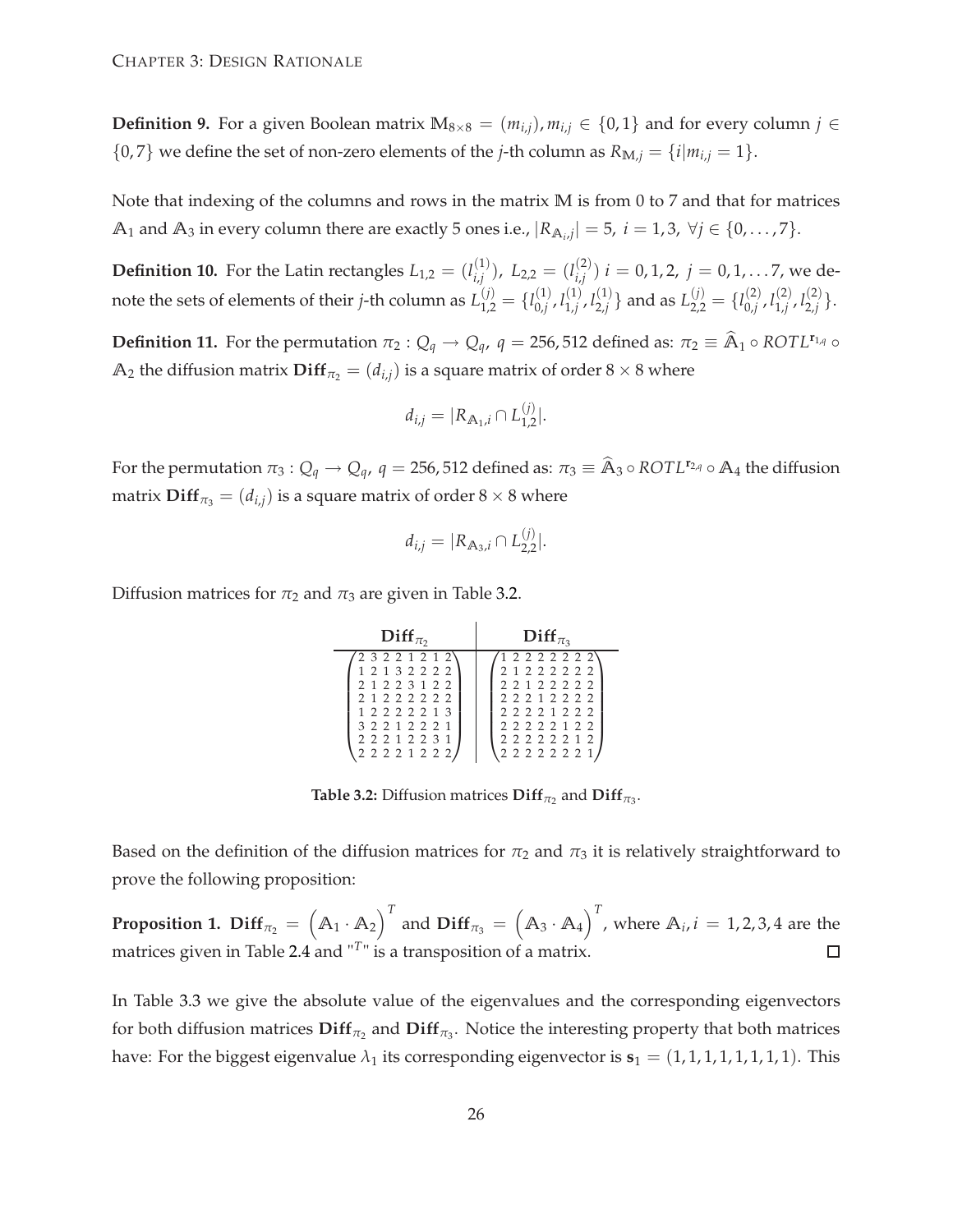**Definition 9.** For a given Boolean matrix $\mathbb{M}_{8\times 8} = (m_{i,j}), m_{i,j} \in \{0,1\}$ and for every column $j \in \{0,7\}$ we define the set of non-zero elements of the $j$-th column as $R_{\mathbb{M},j} = \{i | m_{i,j} = 1\}$.

Note that indexing of the columns and rows in the matrix $\mathbb{M}$ is from 0 to 7 and that for matrices $\mathbb{A}_1$ and $\mathbb{A}_3$ in every column there are exactly 5 ones i.e., $|R_{\mathbb{A}_i,j}| = 5,\ i = 1,3,\ \forall j \in \{0,\ldots,7\}$.

**Definition 10.** For the Latin rectangles $L_{1,2} = (l^{(1)}_{i,j}),\ L_{2,2} = (l^{(2)}_{i,j})\ i = 0,1,2,\ j = 0,1,\ldots 7$, we denote the sets of elements of their $j$-th column as $L^{(j)}_{1,2} = \{l^{(1)}_{0,j}, l^{(1)}_{1,j}, l^{(1)}_{2,j}\}$ and as $L^{(j)}_{2,2} = \{l^{(2)}_{0,j}, l^{(2)}_{1,j}, l^{(2)}_{2,j}\}$.

**Definition 11.** For the permutation $\pi_2 : Q_q \rightarrow Q_q,\ q = 256, 512$ defined as: $\pi_2 \equiv \widehat{\mathbb{A}}_1 \circ ROTL^{\mathbf{r}_{1,q}} \circ \mathbb{A}_2$ the diffusion matrix $\mathbf{Diff}_{\pi_2} = (d_{i,j})$ is a square matrix of order $8 \times 8$ where

$$d_{i,j} = |R_{\mathbb{A}_1,i} \cap L^{(j)}_{1,2}|.$$

For the permutation $\pi_3 : Q_q \rightarrow Q_q,\ q = 256, 512$ defined as: $\pi_3 \equiv \widehat{\mathbb{A}}_3 \circ ROTL^{\mathbf{r}_{2,q}} \circ \mathbb{A}_4$ the diffusion matrix $\mathbf{Diff}_{\pi_3} = (d_{i,j})$ is a square matrix of order $8 \times 8$ where

$$d_{i,j} = |R_{\mathbb{A}_3,i} \cap L^{(j)}_{2,2}|.$$

Diffusion matrices for $\pi_2$ and $\pi_3$ are given in Table 3.2.

| $\mathbf{Diff}_{\pi_2}$ | $\mathbf{Diff}_{\pi_3}$ |
|---|---|
| $\begin{pmatrix} 2&3&2&2&1&2&1&2 \\ 1&2&1&3&2&2&2&2 \\ 2&1&2&2&3&1&2&2 \\ 2&1&2&2&2&2&2&2 \\ 1&2&2&2&2&2&1&3 \\ 3&2&2&1&2&2&2&1 \\ 2&2&2&1&2&2&3&1 \\ 2&2&2&2&1&2&2&2 \end{pmatrix}$ | $\begin{pmatrix} 1&2&2&2&2&2&2&2 \\ 2&1&2&2&2&2&2&2 \\ 2&2&1&2&2&2&2&2 \\ 2&2&2&1&2&2&2&2 \\ 2&2&2&2&1&2&2&2 \\ 2&2&2&2&2&1&2&2 \\ 2&2&2&2&2&2&1&2 \\ 2&2&2&2&2&2&2&1 \end{pmatrix}$ |

**Table 3.2:** Diffusion matrices $\mathbf{Diff}_{\pi_2}$ and $\mathbf{Diff}_{\pi_3}$.

Based on the definition of the diffusion matrices for $\pi_2$ and $\pi_3$ it is relatively straightforward to prove the following proposition:

**Proposition 1.** $\mathbf{Diff}_{\pi_2} = \Big(\mathbb{A}_1 \cdot \mathbb{A}_2\Big)^T$ and $\mathbf{Diff}_{\pi_3} = \Big(\mathbb{A}_3 \cdot \mathbb{A}_4\Big)^T$, where $\mathbb{A}_i, i = 1,2,3,4$ are the matrices given in Table 2.4 and "$^T$" is a transposition of a matrix. □

In Table 3.3 we give the absolute value of the eigenvalues and the corresponding eigenvectors for both diffusion matrices $\mathbf{Diff}_{\pi_2}$ and $\mathbf{Diff}_{\pi_3}$. Notice the interesting property that both matrices have: For the biggest eigenvalue $\lambda_1$ its corresponding eigenvector is $\mathbf{s}_1 = (1,1,1,1,1,1,1,1)$. This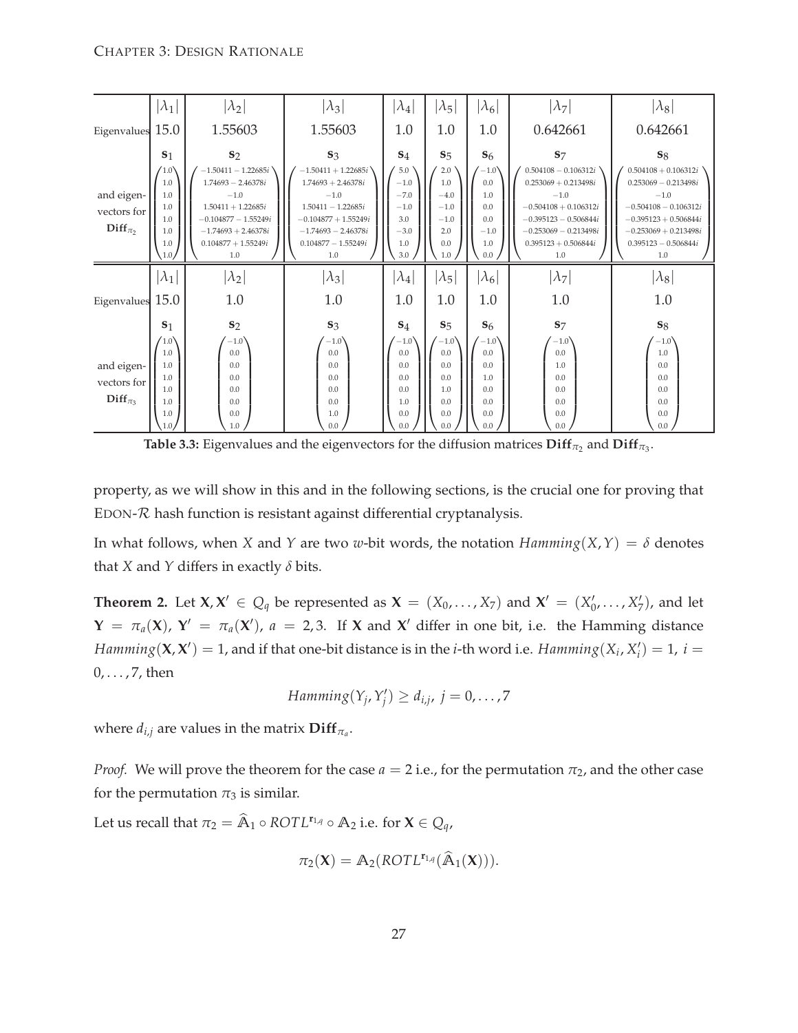| | $\|\lambda_1\|$ | $\|\lambda_2\|$ | $\|\lambda_3\|$ | $\|\lambda_4\|$ | $\|\lambda_5\|$ | $\|\lambda_6\|$ | $\|\lambda_7\|$ | $\|\lambda_8\|$ |
|---|---|---|---|---|---|---|---|---|
| Eigenvalues | 15.0 | 1.55603 | 1.55603 | 1.0 | 1.0 | 1.0 | 0.642661 | 0.642661 |
| | $\mathbf{s}_1$ | $\mathbf{s}_2$ | $\mathbf{s}_3$ | $\mathbf{s}_4$ | $\mathbf{s}_5$ | $\mathbf{s}_6$ | $\mathbf{s}_7$ | $\mathbf{s}_8$ |
| and eigenvectors for $\mathbf{Diff}_{\pi_2}$ | $\begin{pmatrix} 1.0 \\ 1.0 \\ 1.0 \\ 1.0 \\ 1.0 \\ 1.0 \\ 1.0 \\ 1.0 \end{pmatrix}$ | $\begin{pmatrix} -1.50411-1.22685i \\ 1.74693-2.46378i \\ -1.0 \\ 1.50411+1.22685i \\ -0.104877-1.55249i \\ -1.74693+2.46378i \\ 0.104877+1.55249i \\ 1.0 \end{pmatrix}$ | $\begin{pmatrix} -1.50411+1.22685i \\ 1.74693+2.46378i \\ -1.0 \\ 1.50411-1.22685i \\ -0.104877+1.55249i \\ -1.74693-2.46378i \\ 0.104877-1.55249i \\ 1.0 \end{pmatrix}$ | $\begin{pmatrix} 5.0 \\ -1.0 \\ -7.0 \\ -1.0 \\ 3.0 \\ -3.0 \\ 1.0 \\ 3.0 \end{pmatrix}$ | $\begin{pmatrix} 2.0 \\ 1.0 \\ -4.0 \\ -1.0 \\ -1.0 \\ 2.0 \\ 0.0 \\ 1.0 \end{pmatrix}$ | $\begin{pmatrix} -1.0 \\ 0.0 \\ 1.0 \\ 0.0 \\ 0.0 \\ -1.0 \\ 1.0 \\ 0.0 \end{pmatrix}$ | $\begin{pmatrix} 0.504108-0.106312i \\ 0.253069+0.213498i \\ -1.0 \\ -0.504108+0.106312i \\ -0.395123-0.506844i \\ -0.253069-0.213498i \\ 0.395123+0.506844i \\ 1.0 \end{pmatrix}$ | $\begin{pmatrix} 0.504108+0.106312i \\ 0.253069-0.213498i \\ -1.0 \\ -0.504108-0.106312i \\ -0.395123+0.506844i \\ -0.253069+0.213498i \\ 0.395123-0.506844i \\ 1.0 \end{pmatrix}$ |
| | $\|\lambda_1\|$ | $\|\lambda_2\|$ | $\|\lambda_3\|$ | $\|\lambda_4\|$ | $\|\lambda_5\|$ | $\|\lambda_6\|$ | $\|\lambda_7\|$ | $\|\lambda_8\|$ |
| Eigenvalues | 15.0 | 1.0 | 1.0 | 1.0 | 1.0 | 1.0 | 1.0 | 1.0 |
| | $\mathbf{s}_1$ | $\mathbf{s}_2$ | $\mathbf{s}_3$ | $\mathbf{s}_4$ | $\mathbf{s}_5$ | $\mathbf{s}_6$ | $\mathbf{s}_7$ | $\mathbf{s}_8$ |
| and eigenvectors for $\mathbf{Diff}_{\pi_3}$ | $\begin{pmatrix} 1.0 \\ 1.0 \\ 1.0 \\ 1.0 \\ 1.0 \\ 1.0 \\ 1.0 \\ 1.0 \end{pmatrix}$ | $\begin{pmatrix} -1.0 \\ 0.0 \\ 0.0 \\ 0.0 \\ 0.0 \\ 0.0 \\ 0.0 \\ 1.0 \end{pmatrix}$ | $\begin{pmatrix} -1.0 \\ 0.0 \\ 0.0 \\ 0.0 \\ 0.0 \\ 0.0 \\ 1.0 \\ 0.0 \end{pmatrix}$ | $\begin{pmatrix} -1.0 \\ 0.0 \\ 0.0 \\ 0.0 \\ 0.0 \\ 1.0 \\ 0.0 \\ 0.0 \end{pmatrix}$ | $\begin{pmatrix} -1.0 \\ 0.0 \\ 0.0 \\ 0.0 \\ 1.0 \\ 0.0 \\ 0.0 \\ 0.0 \end{pmatrix}$ | $\begin{pmatrix} -1.0 \\ 0.0 \\ 0.0 \\ 1.0 \\ 0.0 \\ 0.0 \\ 0.0 \\ 0.0 \end{pmatrix}$ | $\begin{pmatrix} -1.0 \\ 0.0 \\ 1.0 \\ 0.0 \\ 0.0 \\ 0.0 \\ 0.0 \\ 0.0 \end{pmatrix}$ | $\begin{pmatrix} -1.0 \\ 1.0 \\ 0.0 \\ 0.0 \\ 0.0 \\ 0.0 \\ 0.0 \\ 0.0 \end{pmatrix}$ |

**Table 3.3:** Eigenvalues and the eigenvectors for the diffusion matrices $\mathbf{Diff}_{\pi_2}$ and $\mathbf{Diff}_{\pi_3}$.

property, as we will show in this and in the following sections, is the crucial one for proving that EDON-$\mathcal{R}$ hash function is resistant against differential cryptanalysis.

In what follows, when $X$ and $Y$ are two $w$-bit words, the notation $Hamming(X,Y) = \delta$ denotes that $X$ and $Y$ differs in exactly $\delta$ bits.

**Theorem 2.** Let $\mathbf{X}, \mathbf{X}' \in Q_q$ be represented as $\mathbf{X} = (X_0, \ldots, X_7)$ and $\mathbf{X}' = (X'_0, \ldots, X'_7)$, and let $\mathbf{Y} = \pi_a(\mathbf{X})$, $\mathbf{Y}' = \pi_a(\mathbf{X}')$, $a = 2, 3$. If $\mathbf{X}$ and $\mathbf{X}'$ differ in one bit, i.e. the Hamming distance $Hamming(\mathbf{X}, \mathbf{X}') = 1$, and if that one-bit distance is in the $i$-th word i.e. $Hamming(X_i, X'_i) = 1$, $i = 0, \ldots, 7$, then

$$Hamming(Y_j, Y'_j) \geq d_{i,j},\ j = 0, \ldots, 7$$

where $d_{i,j}$ are values in the matrix $\mathbf{Diff}_{\pi_a}$.

*Proof.* We will prove the theorem for the case $a = 2$ i.e., for the permutation $\pi_2$, and the other case for the permutation $\pi_3$ is similar.

Let us recall that $\pi_2 = \widehat{\mathbb{A}}_1 \circ ROTL^{\mathbf{r}_{1,q}} \circ \mathbb{A}_2$ i.e. for $\mathbf{X} \in Q_q$,

$$\pi_2(\mathbf{X}) = \mathbb{A}_2(ROTL^{\mathbf{r}_{1,q}}(\widehat{\mathbb{A}}_1(\mathbf{X}))).$$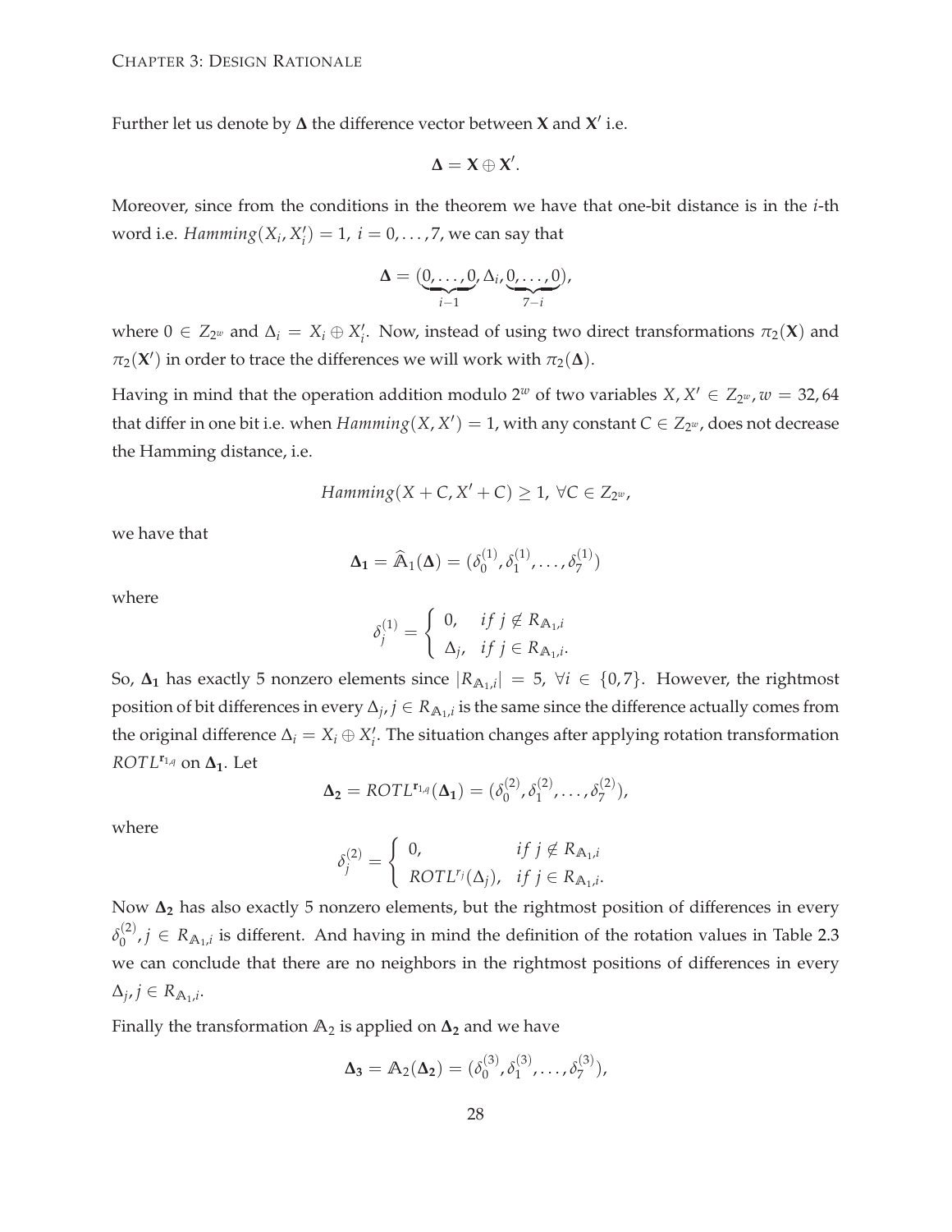Further let us denote by $\mathbf{\Delta}$ the difference vector between $\mathbf{X}$ and $\mathbf{X}'$ i.e.

$$\mathbf{\Delta} = \mathbf{X} \oplus \mathbf{X}'.$$

Moreover, since from the conditions in the theorem we have that one-bit distance is in the $i$-th word i.e. $Hamming(X_i, X_i') = 1,\ i = 0, \ldots, 7$, we can say that

$$\mathbf{\Delta} = (\underbrace{0, \ldots, 0}_{i-1}, \Delta_i, \underbrace{0, \ldots, 0}_{7-i}),$$

where $0 \in Z_{2^w}$ and $\Delta_i = X_i \oplus X_i'$. Now, instead of using two direct transformations $\pi_2(\mathbf{X})$ and $\pi_2(\mathbf{X}')$ in order to trace the differences we will work with $\pi_2(\mathbf{\Delta})$.

Having in mind that the operation addition modulo $2^w$ of two variables $X, X' \in Z_{2^w}, w = 32, 64$ that differ in one bit i.e. when $Hamming(X, X') = 1$, with any constant $C \in Z_{2^w}$, does not decrease the Hamming distance, i.e.

$$Hamming(X + C, X' + C) \geq 1,\ \forall C \in Z_{2^w},$$

we have that

$$\mathbf{\Delta_1} = \widehat{\mathbb{A}}_1(\mathbf{\Delta}) = (\delta_0^{(1)}, \delta_1^{(1)}, \ldots, \delta_7^{(1)})$$

where

$$\delta_j^{(1)} = \begin{cases} 0, & if\ j \notin R_{\mathbb{A}_1,i} \\ \Delta_j, & if\ j \in R_{\mathbb{A}_1,i}. \end{cases}$$

So, $\mathbf{\Delta_1}$ has exactly 5 nonzero elements since $|R_{\mathbb{A}_1,i}| = 5,\ \forall i \in \{0, 7\}$. However, the rightmost position of bit differences in every $\Delta_j, j \in R_{\mathbb{A}_1,i}$ is the same since the difference actually comes from the original difference $\Delta_i = X_i \oplus X_i'$. The situation changes after applying rotation transformation $ROTL^{\mathbf{r}_{1,q}}$ on $\mathbf{\Delta_1}$. Let

$$\mathbf{\Delta_2} = ROTL^{\mathbf{r}_{1,q}}(\mathbf{\Delta_1}) = (\delta_0^{(2)}, \delta_1^{(2)}, \ldots, \delta_7^{(2)}),$$

where

$$\delta_j^{(2)} = \begin{cases} 0, & if\ j \notin R_{\mathbb{A}_1,i} \\ ROTL^{r_j}(\Delta_j), & if\ j \in R_{\mathbb{A}_1,i}. \end{cases}$$

Now $\mathbf{\Delta_2}$ has also exactly 5 nonzero elements, but the rightmost position of differences in every $\delta_0^{(2)}, j \in R_{\mathbb{A}_1,i}$ is different. And having in mind the definition of the rotation values in Table 2.3 we can conclude that there are no neighbors in the rightmost positions of differences in every $\Delta_j, j \in R_{\mathbb{A}_1,i}$.

Finally the transformation $\mathbb{A}_2$ is applied on $\mathbf{\Delta_2}$ and we have

$$\mathbf{\Delta_3} = \mathbb{A}_2(\mathbf{\Delta_2}) = (\delta_0^{(3)}, \delta_1^{(3)}, \ldots, \delta_7^{(3)}),$$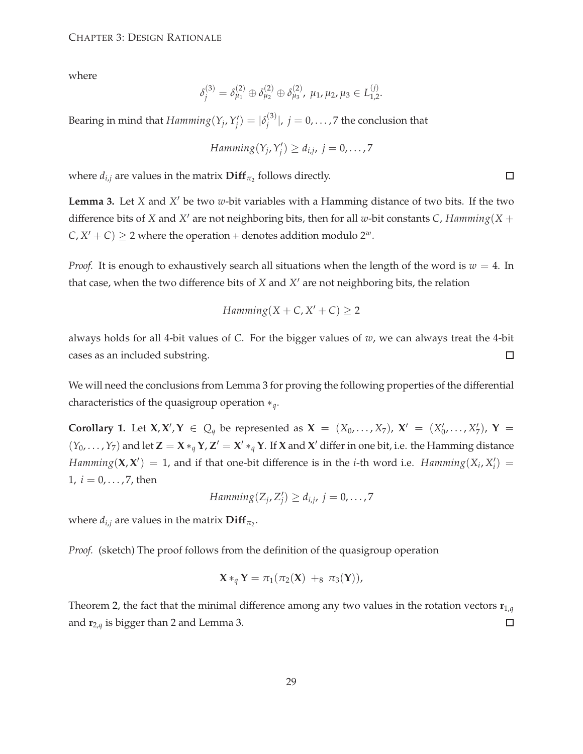where

$$\delta_j^{(3)} = \delta_{\mu_1}^{(2)} \oplus \delta_{\mu_2}^{(2)} \oplus \delta_{\mu_3}^{(2)},\ \mu_1, \mu_2, \mu_3 \in L_{1,2}^{(j)}.$$

Bearing in mind that $Hamming(Y_j, Y_j') = |\delta_j^{(3)}|,\ j = 0, \ldots, 7$ the conclusion that

$$Hamming(Y_j, Y_j') \geq d_{i,j},\ j = 0, \ldots, 7$$

where $d_{i,j}$ are values in the matrix $\mathbf{Diff}_{\pi_2}$ follows directly. □

**Lemma 3.** *Let $X$ and $X'$ be two $w$-bit variables with a Hamming distance of two bits. If the two difference bits of $X$ and $X'$ are not neighboring bits, then for all $w$-bit constants $C$, $Hamming(X + C, X' + C) \geq 2$ where the operation + denotes addition modulo $2^w$.*

*Proof.* It is enough to exhaustively search all situations when the length of the word is $w = 4$. In that case, when the two difference bits of $X$ and $X'$ are not neighboring bits, the relation

$$Hamming(X + C, X' + C) \geq 2$$

always holds for all 4-bit values of $C$. For the bigger values of $w$, we can always treat the 4-bit cases as an included substring. □

We will need the conclusions from Lemma 3 for proving the following properties of the differential characteristics of the quasigroup operation $*_q$.

**Corollary 1.** *Let $\mathbf{X}, \mathbf{X}', \mathbf{Y} \in Q_q$ be represented as $\mathbf{X} = (X_0, \ldots, X_7)$, $\mathbf{X}' = (X_0', \ldots, X_7')$, $\mathbf{Y} = (Y_0, \ldots, Y_7)$ and let $\mathbf{Z} = \mathbf{X} *_q \mathbf{Y}$, $\mathbf{Z}' = \mathbf{X}' *_q \mathbf{Y}$. If $\mathbf{X}$ and $\mathbf{X}'$ differ in one bit, i.e. the Hamming distance $Hamming(\mathbf{X}, \mathbf{X}') = 1$, and if that one-bit difference is in the $i$-th word i.e. $Hamming(X_i, X_i') = 1,\ i = 0, \ldots, 7$, then*

$$Hamming(Z_j, Z_j') \geq d_{i,j},\ j = 0, \ldots, 7$$

*where $d_{i,j}$ are values in the matrix $\mathbf{Diff}_{\pi_2}$.*

*Proof.* (sketch) The proof follows from the definition of the quasigroup operation

$$\mathbf{X} *_q \mathbf{Y} = \pi_1(\pi_2(\mathbf{X})\ +_8\ \pi_3(\mathbf{Y})),$$

Theorem 2, the fact that the minimal difference among any two values in the rotation vectors $\mathbf{r}_{1,q}$ and $\mathbf{r}_{2,q}$ is bigger than 2 and Lemma 3. □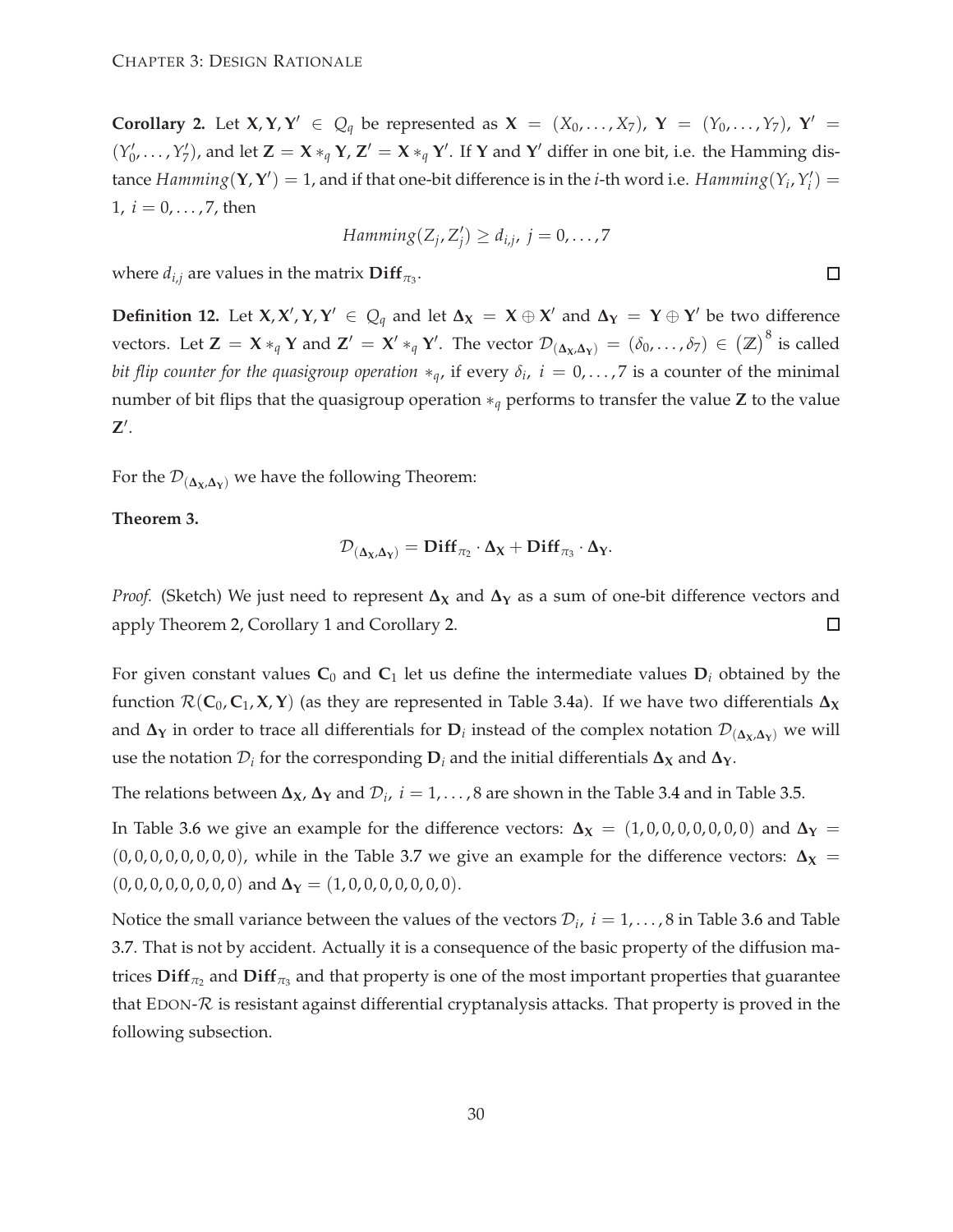**Corollary 2.** Let $\mathbf{X}, \mathbf{Y}, \mathbf{Y}' \in Q_q$ be represented as $\mathbf{X} = (X_0, \ldots, X_7)$, $\mathbf{Y} = (Y_0, \ldots, Y_7)$, $\mathbf{Y}' = (Y'_0, \ldots, Y'_7)$, and let $\mathbf{Z} = \mathbf{X} *_q \mathbf{Y}$, $\mathbf{Z}' = \mathbf{X} *_q \mathbf{Y}'$. If $\mathbf{Y}$ and $\mathbf{Y}'$ differ in one bit, i.e. the Hamming distance $Hamming(\mathbf{Y}, \mathbf{Y}') = 1$, and if that one-bit difference is in the $i$-th word i.e. $Hamming(Y_i, Y'_i) = 1$, $i = 0, \ldots, 7$, then

$$Hamming(Z_j, Z'_j) \geq d_{i,j},\ j = 0, \ldots, 7$$

where $d_{i,j}$ are values in the matrix $\mathbf{Diff}_{\pi_3}$. □

**Definition 12.** Let $\mathbf{X}, \mathbf{X}', \mathbf{Y}, \mathbf{Y}' \in Q_q$ and let $\mathbf{\Delta_X} = \mathbf{X} \oplus \mathbf{X}'$ and $\mathbf{\Delta_Y} = \mathbf{Y} \oplus \mathbf{Y}'$ be two difference vectors. Let $\mathbf{Z} = \mathbf{X} *_q \mathbf{Y}$ and $\mathbf{Z}' = \mathbf{X}' *_q \mathbf{Y}'$. The vector $\mathcal{D}_{(\mathbf{\Delta_X}, \mathbf{\Delta_Y})} = (\delta_0, \ldots, \delta_7) \in (\mathbb{Z})^8$ is called *bit flip counter for the quasigroup operation* $*_q$, if every $\delta_i$, $i = 0, \ldots, 7$ is a counter of the minimal number of bit flips that the quasigroup operation $*_q$ performs to transfer the value $\mathbf{Z}$ to the value $\mathbf{Z}'$.

For the $\mathcal{D}_{(\mathbf{\Delta_X}, \mathbf{\Delta_Y})}$ we have the following Theorem:

**Theorem 3.**

$$\mathcal{D}_{(\mathbf{\Delta_X}, \mathbf{\Delta_Y})} = \mathbf{Diff}_{\pi_2} \cdot \mathbf{\Delta_X} + \mathbf{Diff}_{\pi_3} \cdot \mathbf{\Delta_Y}.$$

*Proof.* (Sketch) We just need to represent $\mathbf{\Delta_X}$ and $\mathbf{\Delta_Y}$ as a sum of one-bit difference vectors and apply Theorem 2, Corollary 1 and Corollary 2. □

For given constant values $\mathbf{C}_0$ and $\mathbf{C}_1$ let us define the intermediate values $\mathbf{D}_i$ obtained by the function $\mathcal{R}(\mathbf{C}_0, \mathbf{C}_1, \mathbf{X}, \mathbf{Y})$ (as they are represented in Table 3.4a). If we have two differentials $\mathbf{\Delta_X}$ and $\mathbf{\Delta_Y}$ in order to trace all differentials for $\mathbf{D}_i$ instead of the complex notation $\mathcal{D}_{(\mathbf{\Delta_X}, \mathbf{\Delta_Y})}$ we will use the notation $\mathcal{D}_i$ for the corresponding $\mathbf{D}_i$ and the initial differentials $\mathbf{\Delta_X}$ and $\mathbf{\Delta_Y}$.

The relations between $\mathbf{\Delta_X}$, $\mathbf{\Delta_Y}$ and $\mathcal{D}_i$, $i = 1, \ldots, 8$ are shown in the Table 3.4 and in Table 3.5.

In Table 3.6 we give an example for the difference vectors: $\mathbf{\Delta_X} = (1, 0, 0, 0, 0, 0, 0, 0)$ and $\mathbf{\Delta_Y} = (0, 0, 0, 0, 0, 0, 0, 0)$, while in the Table 3.7 we give an example for the difference vectors: $\mathbf{\Delta_X} = (0, 0, 0, 0, 0, 0, 0, 0)$ and $\mathbf{\Delta_Y} = (1, 0, 0, 0, 0, 0, 0, 0)$.

Notice the small variance between the values of the vectors $\mathcal{D}_i$, $i = 1, \ldots, 8$ in Table 3.6 and Table 3.7. That is not by accident. Actually it is a consequence of the basic property of the diffusion matrices $\mathbf{Diff}_{\pi_2}$ and $\mathbf{Diff}_{\pi_3}$ and that property is one of the most important properties that guarantee that EDON-$\mathcal{R}$ is resistant against differential cryptanalysis attacks. That property is proved in the following subsection.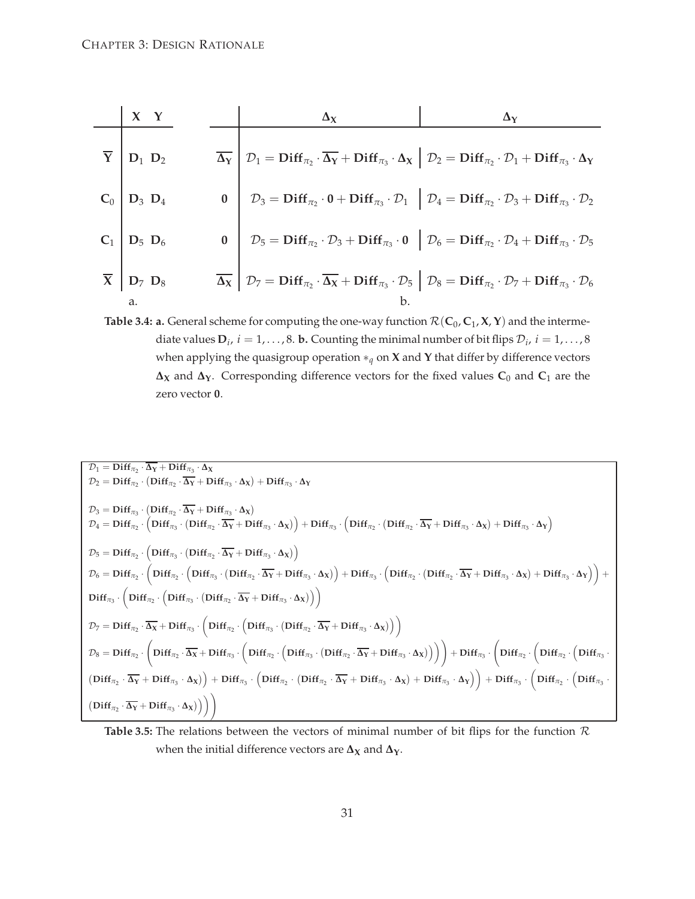| | X | Y |
|---|---|---|
| $\overline{\mathbf{Y}}$ | $\mathbf{D}_1$ | $\mathbf{D}_2$ |
| $\mathbf{C}_0$ | $\mathbf{D}_3$ | $\mathbf{D}_4$ |
| $\mathbf{C}_1$ | $\mathbf{D}_5$ | $\mathbf{D}_6$ |
| $\overline{\mathbf{X}}$ | $\mathbf{D}_7$ | $\mathbf{D}_8$ |

a.

| | $\boldsymbol{\Delta}_\mathbf{X}$ | $\boldsymbol{\Delta}_\mathbf{Y}$ |
|---|---|---|
| $\overline{\boldsymbol{\Delta}_\mathbf{Y}}$ | $\mathcal{D}_1 = \mathbf{Diff}_{\pi_2} \cdot \overline{\boldsymbol{\Delta}_\mathbf{Y}} + \mathbf{Diff}_{\pi_3} \cdot \boldsymbol{\Delta}_\mathbf{X}$ | $\mathcal{D}_2 = \mathbf{Diff}_{\pi_2} \cdot \mathcal{D}_1 + \mathbf{Diff}_{\pi_3} \cdot \boldsymbol{\Delta}_\mathbf{Y}$ |
| $\mathbf{0}$ | $\mathcal{D}_3 = \mathbf{Diff}_{\pi_2} \cdot \mathbf{0} + \mathbf{Diff}_{\pi_3} \cdot \mathcal{D}_1$ | $\mathcal{D}_4 = \mathbf{Diff}_{\pi_2} \cdot \mathcal{D}_3 + \mathbf{Diff}_{\pi_3} \cdot \mathcal{D}_2$ |
| $\mathbf{0}$ | $\mathcal{D}_5 = \mathbf{Diff}_{\pi_2} \cdot \mathcal{D}_3 + \mathbf{Diff}_{\pi_3} \cdot \mathbf{0}$ | $\mathcal{D}_6 = \mathbf{Diff}_{\pi_2} \cdot \mathcal{D}_4 + \mathbf{Diff}_{\pi_3} \cdot \mathcal{D}_5$ |
| $\overline{\boldsymbol{\Delta}_\mathbf{X}}$ | $\mathcal{D}_7 = \mathbf{Diff}_{\pi_2} \cdot \overline{\boldsymbol{\Delta}_\mathbf{X}} + \mathbf{Diff}_{\pi_3} \cdot \mathcal{D}_5$ | $\mathcal{D}_8 = \mathbf{Diff}_{\pi_2} \cdot \mathcal{D}_7 + \mathbf{Diff}_{\pi_3} \cdot \mathcal{D}_6$ |

b.

**Table 3.4: a.** General scheme for computing the one-way function $\mathcal{R}(\mathbf{C}_0, \mathbf{C}_1, \mathbf{X}, \mathbf{Y})$ and the intermediate values $\mathbf{D}_i$, $i = 1, \ldots, 8$. **b.** Counting the minimal number of bit flips $\mathcal{D}_i$, $i = 1, \ldots, 8$ when applying the quasigroup operation $*_q$ on $\mathbf{X}$ and $\mathbf{Y}$ that differ by difference vectors $\boldsymbol{\Delta}_\mathbf{X}$ and $\boldsymbol{\Delta}_\mathbf{Y}$. Corresponding difference vectors for the fixed values $\mathbf{C}_0$ and $\mathbf{C}_1$ are the zero vector $\mathbf{0}$.

$$\mathcal{D}_1 = \mathbf{Diff}_{\pi_2} \cdot \overline{\boldsymbol{\Delta}_\mathbf{Y}} + \mathbf{Diff}_{\pi_3} \cdot \boldsymbol{\Delta}_\mathbf{X}$$

$$\mathcal{D}_2 = \mathbf{Diff}_{\pi_2} \cdot (\mathbf{Diff}_{\pi_2} \cdot \overline{\boldsymbol{\Delta}_\mathbf{Y}} + \mathbf{Diff}_{\pi_3} \cdot \boldsymbol{\Delta}_\mathbf{X}) + \mathbf{Diff}_{\pi_3} \cdot \boldsymbol{\Delta}_\mathbf{Y}$$

$$\mathcal{D}_3 = \mathbf{Diff}_{\pi_3} \cdot (\mathbf{Diff}_{\pi_2} \cdot \overline{\boldsymbol{\Delta}_\mathbf{Y}} + \mathbf{Diff}_{\pi_3} \cdot \boldsymbol{\Delta}_\mathbf{X})$$

$$\mathcal{D}_4 = \mathbf{Diff}_{\pi_2} \cdot \Big(\mathbf{Diff}_{\pi_3} \cdot (\mathbf{Diff}_{\pi_2} \cdot \overline{\boldsymbol{\Delta}_\mathbf{Y}} + \mathbf{Diff}_{\pi_3} \cdot \boldsymbol{\Delta}_\mathbf{X})\Big) + \mathbf{Diff}_{\pi_3} \cdot \Big(\mathbf{Diff}_{\pi_2} \cdot (\mathbf{Diff}_{\pi_2} \cdot \overline{\boldsymbol{\Delta}_\mathbf{Y}} + \mathbf{Diff}_{\pi_3} \cdot \boldsymbol{\Delta}_\mathbf{X}) + \mathbf{Diff}_{\pi_3} \cdot \boldsymbol{\Delta}_\mathbf{Y}\Big)$$

$$\mathcal{D}_5 = \mathbf{Diff}_{\pi_2} \cdot \Big(\mathbf{Diff}_{\pi_3} \cdot (\mathbf{Diff}_{\pi_2} \cdot \overline{\boldsymbol{\Delta}_\mathbf{Y}} + \mathbf{Diff}_{\pi_3} \cdot \boldsymbol{\Delta}_\mathbf{X})\Big)$$

$$\mathcal{D}_6 = \mathbf{Diff}_{\pi_2} \cdot \bigg(\mathbf{Diff}_{\pi_2} \cdot \Big(\mathbf{Diff}_{\pi_3} \cdot (\mathbf{Diff}_{\pi_2} \cdot \overline{\boldsymbol{\Delta}_\mathbf{Y}} + \mathbf{Diff}_{\pi_3} \cdot \boldsymbol{\Delta}_\mathbf{X})\Big) + \mathbf{Diff}_{\pi_3} \cdot \Big(\mathbf{Diff}_{\pi_2} \cdot (\mathbf{Diff}_{\pi_2} \cdot \overline{\boldsymbol{\Delta}_\mathbf{Y}} + \mathbf{Diff}_{\pi_3} \cdot \boldsymbol{\Delta}_\mathbf{X}) + \mathbf{Diff}_{\pi_3} \cdot \boldsymbol{\Delta}_\mathbf{Y}\Big)\bigg) + \mathbf{Diff}_{\pi_3} \cdot \bigg(\mathbf{Diff}_{\pi_2} \cdot \Big(\mathbf{Diff}_{\pi_3} \cdot (\mathbf{Diff}_{\pi_2} \cdot \overline{\boldsymbol{\Delta}_\mathbf{Y}} + \mathbf{Diff}_{\pi_3} \cdot \boldsymbol{\Delta}_\mathbf{X})\Big)\bigg)$$

$$\mathcal{D}_7 = \mathbf{Diff}_{\pi_2} \cdot \overline{\boldsymbol{\Delta}_\mathbf{X}} + \mathbf{Diff}_{\pi_3} \cdot \bigg(\mathbf{Diff}_{\pi_2} \cdot \Big(\mathbf{Diff}_{\pi_3} \cdot (\mathbf{Diff}_{\pi_2} \cdot \overline{\boldsymbol{\Delta}_\mathbf{Y}} + \mathbf{Diff}_{\pi_3} \cdot \boldsymbol{\Delta}_\mathbf{X})\Big)\bigg)$$

$$\mathcal{D}_8 = \mathbf{Diff}_{\pi_2} \cdot \bigg(\mathbf{Diff}_{\pi_2} \cdot \overline{\boldsymbol{\Delta}_\mathbf{X}} + \mathbf{Diff}_{\pi_3} \cdot \bigg(\mathbf{Diff}_{\pi_2} \cdot \Big(\mathbf{Diff}_{\pi_3} \cdot (\mathbf{Diff}_{\pi_2} \cdot \overline{\boldsymbol{\Delta}_\mathbf{Y}} + \mathbf{Diff}_{\pi_3} \cdot \boldsymbol{\Delta}_\mathbf{X})\Big)\bigg)\bigg) + \mathbf{Diff}_{\pi_3} \cdot \bigg(\mathbf{Diff}_{\pi_2} \cdot \bigg(\mathbf{Diff}_{\pi_2} \cdot \Big(\mathbf{Diff}_{\pi_3} \cdot (\mathbf{Diff}_{\pi_2} \cdot \overline{\boldsymbol{\Delta}_\mathbf{Y}} + \mathbf{Diff}_{\pi_3} \cdot \boldsymbol{\Delta}_\mathbf{X})\Big) + \mathbf{Diff}_{\pi_3} \cdot \Big(\mathbf{Diff}_{\pi_2} \cdot (\mathbf{Diff}_{\pi_2} \cdot \overline{\boldsymbol{\Delta}_\mathbf{Y}} + \mathbf{Diff}_{\pi_3} \cdot \boldsymbol{\Delta}_\mathbf{X}) + \mathbf{Diff}_{\pi_3} \cdot \boldsymbol{\Delta}_\mathbf{Y}\Big)\bigg) + \mathbf{Diff}_{\pi_3} \cdot \bigg(\mathbf{Diff}_{\pi_2} \cdot \Big(\mathbf{Diff}_{\pi_3} \cdot (\mathbf{Diff}_{\pi_2} \cdot \overline{\boldsymbol{\Delta}_\mathbf{Y}} + \mathbf{Diff}_{\pi_3} \cdot \boldsymbol{\Delta}_\mathbf{X})\Big)\bigg)\bigg)$$

**Table 3.5:** The relations between the vectors of minimal number of bit flips for the function $\mathcal{R}$ when the initial difference vectors are $\boldsymbol{\Delta}_\mathbf{X}$ and $\boldsymbol{\Delta}_\mathbf{Y}$.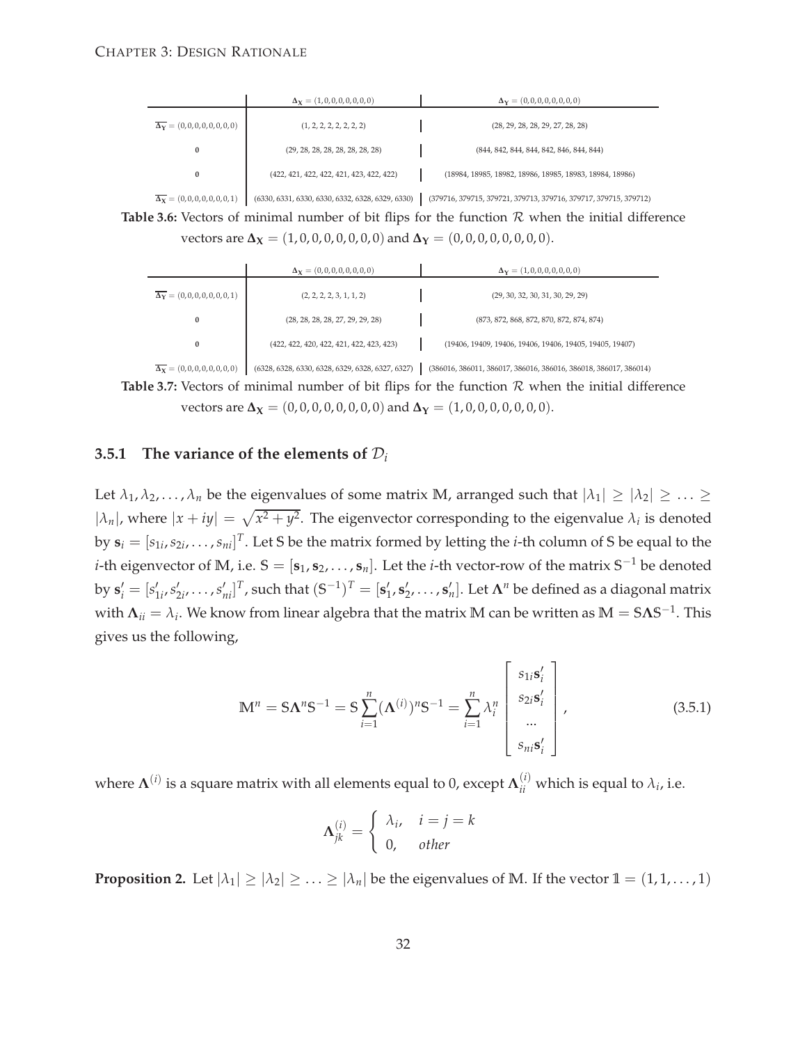| | $\Delta_{\mathbf{X}} = (1,0,0,0,0,0,0,0)$ | $\Delta_{\mathbf{Y}} = (0,0,0,0,0,0,0,0)$ |
|---|---|---|
| $\overline{\Delta_{\mathbf{Y}}} = (0,0,0,0,0,0,0,0)$ | (1, 2, 2, 2, 2, 2, 2, 2) | (28, 29, 28, 28, 29, 27, 28, 28) |
| $\mathbf{0}$ | (29, 28, 28, 28, 28, 28, 28, 28) | (844, 842, 844, 844, 842, 846, 844, 844) |
| $\mathbf{0}$ | (422, 421, 422, 422, 421, 423, 422, 422) | (18984, 18985, 18982, 18986, 18985, 18983, 18984, 18986) |
| $\overline{\Delta_{\mathbf{X}}} = (0,0,0,0,0,0,0,1)$ | (6330, 6331, 6330, 6330, 6332, 6328, 6329, 6330) | (379716, 379715, 379721, 379713, 379716, 379717, 379715, 379712) |

**Table 3.6:** Vectors of minimal number of bit flips for the function $\mathcal{R}$ when the initial difference vectors are $\mathbf{\Delta_X} = (1,0,0,0,0,0,0,0)$ and $\mathbf{\Delta_Y} = (0,0,0,0,0,0,0,0)$.

| | $\Delta_{\mathbf{X}} = (0,0,0,0,0,0,0,0)$ | $\Delta_{\mathbf{Y}} = (1,0,0,0,0,0,0,0)$ |
|---|---|---|
| $\overline{\Delta_{\mathbf{Y}}} = (0,0,0,0,0,0,0,1)$ | (2, 2, 2, 2, 3, 1, 1, 2) | (29, 30, 32, 30, 31, 30, 29, 29) |
| $\mathbf{0}$ | (28, 28, 28, 28, 27, 29, 29, 28) | (873, 872, 868, 872, 870, 872, 874, 874) |
| $\mathbf{0}$ | (422, 422, 420, 422, 421, 422, 423, 423) | (19406, 19409, 19406, 19406, 19406, 19405, 19405, 19407) |
| $\overline{\Delta_{\mathbf{X}}} = (0,0,0,0,0,0,0,0)$ | (6328, 6328, 6330, 6328, 6329, 6328, 6327, 6327) | (386016, 386011, 386017, 386016, 386016, 386018, 386017, 386014) |

**Table 3.7:** Vectors of minimal number of bit flips for the function $\mathcal{R}$ when the initial difference vectors are $\mathbf{\Delta_X} = (0,0,0,0,0,0,0,0)$ and $\mathbf{\Delta_Y} = (1,0,0,0,0,0,0,0)$.

### 3.5.1 The variance of the elements of $\mathcal{D}_i$

Let $\lambda_1, \lambda_2, \ldots, \lambda_n$ be the eigenvalues of some matrix $\mathbb{M}$, arranged such that $|\lambda_1| \geq |\lambda_2| \geq \ldots \geq |\lambda_n|$, where $|x + iy| = \sqrt{x^2 + y^2}$. The eigenvector corresponding to the eigenvalue $\lambda_i$ is denoted by $\mathbf{s}_i = [s_{1i}, s_{2i}, \ldots, s_{ni}]^T$. Let $\mathbb{S}$ be the matrix formed by letting the $i$-th column of $\mathbb{S}$ be equal to the $i$-th eigenvector of $\mathbb{M}$, i.e. $\mathbb{S} = [\mathbf{s}_1, \mathbf{s}_2, \ldots, \mathbf{s}_n]$. Let the $i$-th vector-row of the matrix $\mathbb{S}^{-1}$ be denoted by $\mathbf{s}'_i = [s'_{1i}, s'_{2i}, \ldots, s'_{ni}]^T$, such that $(\mathbb{S}^{-1})^T = [\mathbf{s}'_1, \mathbf{s}'_2, \ldots, \mathbf{s}'_n]$. Let $\mathbf{\Lambda}^n$ be defined as a diagonal matrix with $\mathbf{\Lambda}_{ii} = \lambda_i$. We know from linear algebra that the matrix $\mathbb{M}$ can be written as $\mathbb{M} = \mathbb{S}\mathbf{\Lambda}\mathbb{S}^{-1}$. This gives us the following,

$$\mathbb{M}^n = \mathbb{S}\mathbf{\Lambda}^n\mathbb{S}^{-1} = \mathbb{S}\sum_{i=1}^{n}(\mathbf{\Lambda}^{(i)})^n\mathbb{S}^{-1} = \sum_{i=1}^{n}\lambda_i^n \begin{bmatrix} s_{1i}\mathbf{s}'_i \\ s_{2i}\mathbf{s}'_i \\ \ldots \\ s_{ni}\mathbf{s}'_i \end{bmatrix}, \tag{3.5.1}$$

where $\mathbf{\Lambda}^{(i)}$ is a square matrix with all elements equal to 0, except $\mathbf{\Lambda}^{(i)}_{ii}$ which is equal to $\lambda_i$, i.e.

$$\mathbf{\Lambda}^{(i)}_{jk} = \begin{cases} \lambda_i, & i = j = k \\ 0, & other \end{cases}$$

**Proposition 2.** Let $|\lambda_1| \geq |\lambda_2| \geq \ldots \geq |\lambda_n|$ be the eigenvalues of $\mathbb{M}$. If the vector $\mathbb{1} = (1, 1, \ldots, 1)$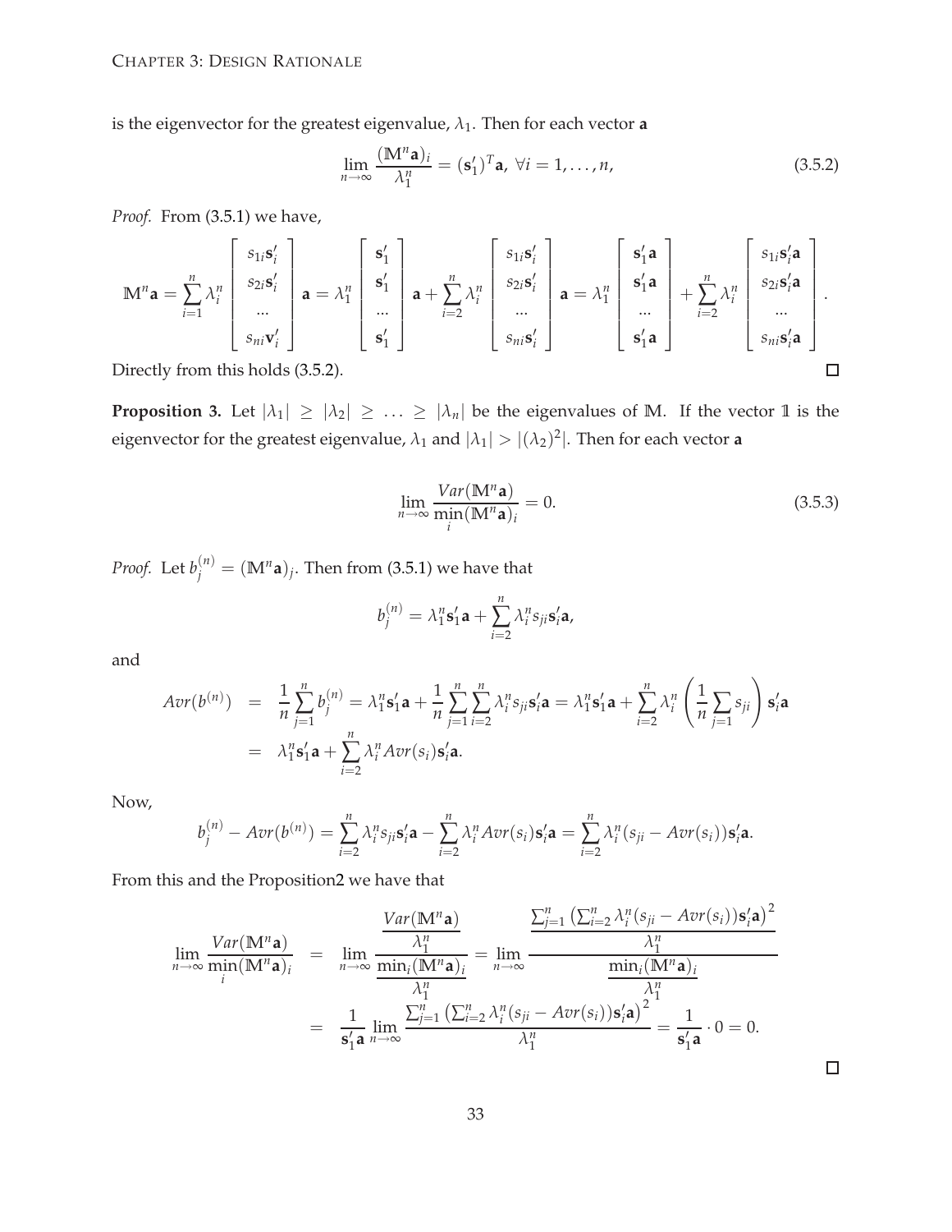is the eigenvector for the greatest eigenvalue, $\lambda_1$. Then for each vector $\mathbf{a}$

$$\lim_{n\to\infty} \frac{(\mathbb{M}^n \mathbf{a})_i}{\lambda_1^n} = (\mathbf{s}'_1)^T \mathbf{a},\ \forall i = 1, \ldots, n, \tag{3.5.2}$$

*Proof.* From (3.5.1) we have,

$$\mathbb{M}^n \mathbf{a} = \sum_{i=1}^{n} \lambda_i^n \begin{bmatrix} s_{1i}\mathbf{s}'_i \\ s_{2i}\mathbf{s}'_i \\ \ldots \\ s_{ni}\mathbf{v}'_i \end{bmatrix} \mathbf{a} = \lambda_1^n \begin{bmatrix} \mathbf{s}'_1 \\ \mathbf{s}'_1 \\ \ldots \\ \mathbf{s}'_1 \end{bmatrix} \mathbf{a} + \sum_{i=2}^{n} \lambda_i^n \begin{bmatrix} s_{1i}\mathbf{s}'_i \\ s_{2i}\mathbf{s}'_i \\ \ldots \\ s_{ni}\mathbf{s}'_i \end{bmatrix} \mathbf{a} = \lambda_1^n \begin{bmatrix} \mathbf{s}'_1\mathbf{a} \\ \mathbf{s}'_1\mathbf{a} \\ \ldots \\ \mathbf{s}'_1\mathbf{a} \end{bmatrix} + \sum_{i=2}^{n} \lambda_i^n \begin{bmatrix} s_{1i}\mathbf{s}'_i\mathbf{a} \\ s_{2i}\mathbf{s}'_i\mathbf{a} \\ \ldots \\ s_{ni}\mathbf{s}'_i\mathbf{a} \end{bmatrix}.$$

Directly from this holds (3.5.2). □

**Proposition 3.** Let $|\lambda_1| \geq |\lambda_2| \geq \ldots \geq |\lambda_n|$ be the eigenvalues of $\mathbb{M}$. If the vector $\mathbb{1}$ is the eigenvector for the greatest eigenvalue, $\lambda_1$ and $|\lambda_1| > |(\lambda_2)^2|$. Then for each vector $\mathbf{a}$

$$\lim_{n\to\infty} \frac{Var(\mathbb{M}^n \mathbf{a})}{\min_i (\mathbb{M}^n \mathbf{a})_i} = 0. \tag{3.5.3}$$

*Proof.* Let $b_j^{(n)} = (\mathbb{M}^n \mathbf{a})_j$. Then from (3.5.1) we have that

$$b_j^{(n)} = \lambda_1^n \mathbf{s}'_1 \mathbf{a} + \sum_{i=2}^{n} \lambda_i^n s_{ji} \mathbf{s}'_i \mathbf{a},$$

and

$$\begin{aligned} Avr(b^{(n)}) &= \frac{1}{n}\sum_{j=1}^{n} b_j^{(n)} = \lambda_1^n \mathbf{s}'_1 \mathbf{a} + \frac{1}{n}\sum_{j=1}^{n}\sum_{i=2}^{n} \lambda_i^n s_{ji}\mathbf{s}'_i \mathbf{a} = \lambda_1^n \mathbf{s}'_1 \mathbf{a} + \sum_{i=2}^{n} \lambda_i^n \left(\frac{1}{n}\sum_{j=1}^{n} s_{ji}\right)\mathbf{s}'_i \mathbf{a} \\ &= \lambda_1^n \mathbf{s}'_1 \mathbf{a} + \sum_{i=2}^{n} \lambda_i^n Avr(s_i)\mathbf{s}'_i \mathbf{a}. \end{aligned}$$

Now,

$$b_j^{(n)} - Avr(b^{(n)}) = \sum_{i=2}^{n} \lambda_i^n s_{ji}\mathbf{s}'_i \mathbf{a} - \sum_{i=2}^{n} \lambda_i^n Avr(s_i)\mathbf{s}'_i \mathbf{a} = \sum_{i=2}^{n} \lambda_i^n (s_{ji} - Avr(s_i))\mathbf{s}'_i \mathbf{a}.$$

From this and the Proposition2 we have that

$$\begin{aligned} \lim_{n\to\infty} \frac{Var(\mathbb{M}^n \mathbf{a})}{\min_i (\mathbb{M}^n \mathbf{a})_i} &= \lim_{n\to\infty} \frac{\frac{Var(\mathbb{M}^n \mathbf{a})}{\lambda_1^n}}{\frac{\min_i(\mathbb{M}^n \mathbf{a})_i}{\lambda_1^n}} = \lim_{n\to\infty} \frac{\frac{\sum_{j=1}^{n}\left(\sum_{i=2}^{n} \lambda_i^n (s_{ji} - Avr(s_i))\mathbf{s}'_i \mathbf{a}\right)^2}{\lambda_1^n}}{\frac{\min_i(\mathbb{M}^n \mathbf{a})_i}{\lambda_1^n}} \\ &= \frac{1}{\mathbf{s}'_1 \mathbf{a}} \lim_{n\to\infty} \frac{\sum_{j=1}^{n}\left(\sum_{i=2}^{n} \lambda_i^n (s_{ji} - Avr(s_i))\mathbf{s}'_i \mathbf{a}\right)^2}{\lambda_1^n} = \frac{1}{\mathbf{s}'_1 \mathbf{a}} \cdot 0 = 0. \end{aligned}$$

□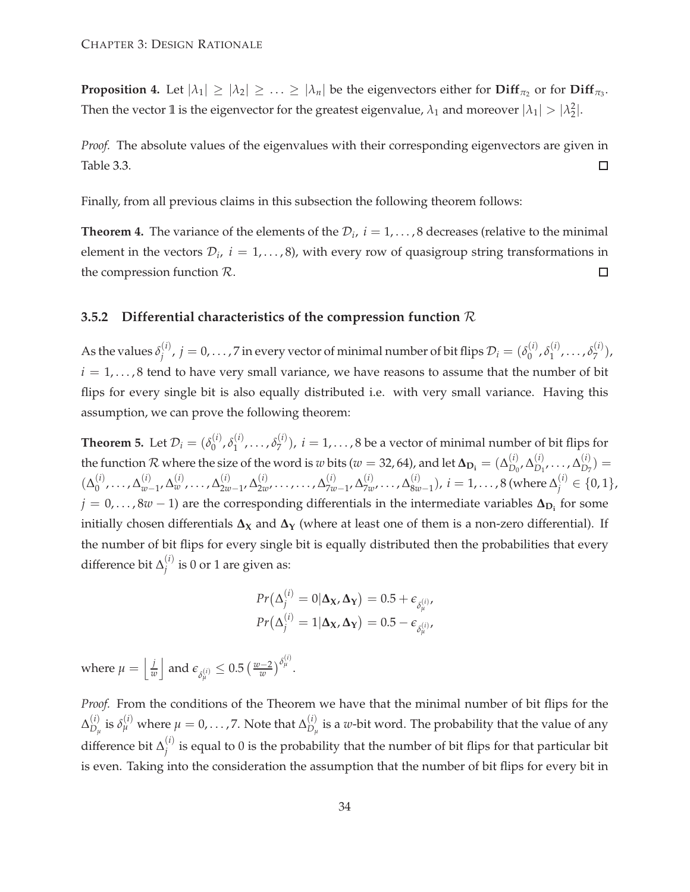**Proposition 4.** Let $|\lambda_1| \geq |\lambda_2| \geq \ldots \geq |\lambda_n|$ be the eigenvectors either for $\mathbf{Diff}_{\pi_2}$ or for $\mathbf{Diff}_{\pi_3}$. Then the vector $\mathbb{1}$ is the eigenvector for the greatest eigenvalue, $\lambda_1$ and moreover $|\lambda_1| > |\lambda_2^2|$.

*Proof.* The absolute values of the eigenvalues with their corresponding eigenvectors are given in Table 3.3. □

Finally, from all previous claims in this subsection the following theorem follows:

**Theorem 4.** The variance of the elements of the $\mathcal{D}_i$, $i = 1, \ldots, 8$ decreases (relative to the minimal element in the vectors $\mathcal{D}_i$, $i = 1, \ldots, 8$), with every row of quasigroup string transformations in the compression function $\mathcal{R}$. □

### 3.5.2 Differential characteristics of the compression function $\mathcal{R}$

As the values $\delta_j^{(i)}$, $j = 0, \ldots, 7$ in every vector of minimal number of bit flips $\mathcal{D}_i = (\delta_0^{(i)}, \delta_1^{(i)}, \ldots, \delta_7^{(i)})$, $i = 1, \ldots, 8$ tend to have very small variance, we have reasons to assume that the number of bit flips for every single bit is also equally distributed i.e. with very small variance. Having this assumption, we can prove the following theorem:

**Theorem 5.** Let $\mathcal{D}_i = (\delta_0^{(i)}, \delta_1^{(i)}, \ldots, \delta_7^{(i)})$, $i = 1, \ldots, 8$ be a vector of minimal number of bit flips for the function $\mathcal{R}$ where the size of the word is $w$ bits ($w = 32, 64$), and let $\mathbf{\Delta_{D_i}} = (\Delta_{D_0}^{(i)}, \Delta_{D_1}^{(i)}, \ldots, \Delta_{D_7}^{(i)}) = (\Delta_0^{(i)}, \ldots, \Delta_{w-1}^{(i)}, \Delta_w^{(i)}, \ldots, \Delta_{2w-1}^{(i)}, \Delta_{2w}^{(i)}, \ldots, \ldots, \Delta_{7w-1}^{(i)}, \Delta_{7w}^{(i)}, \ldots, \Delta_{8w-1}^{(i)})$, $i = 1, \ldots, 8$ (where $\Delta_j^{(i)} \in \{0, 1\}$, $j = 0, \ldots, 8w - 1$) are the corresponding differentials in the intermediate variables $\mathbf{\Delta_{D_i}}$ for some initially chosen differentials $\mathbf{\Delta_X}$ and $\mathbf{\Delta_Y}$ (where at least one of them is a non-zero differential). If the number of bit flips for every single bit is equally distributed then the probabilities that every difference bit $\Delta_j^{(i)}$ is 0 or 1 are given as:

$$
Pr\big(\Delta_j^{(i)} = 0 | \mathbf{\Delta_X}, \mathbf{\Delta_Y}\big) = 0.5 + \epsilon_{\delta_\mu^{(i)}},
$$
$$
Pr\big(\Delta_j^{(i)} = 1 | \mathbf{\Delta_X}, \mathbf{\Delta_Y}\big) = 0.5 - \epsilon_{\delta_\mu^{(i)}},
$$

where $\mu = \left\lfloor \frac{j}{w} \right\rfloor$ and $\epsilon_{\delta_\mu^{(i)}} \leq 0.5 \left(\frac{w-2}{w}\right)^{\delta_\mu^{(i)}}$.

*Proof.* From the conditions of the Theorem we have that the minimal number of bit flips for the $\Delta_{D_\mu}^{(i)}$ is $\delta_\mu^{(i)}$ where $\mu = 0, \ldots, 7$. Note that $\Delta_{D_\mu}^{(i)}$ is a $w$-bit word. The probability that the value of any difference bit $\Delta_j^{(i)}$ is equal to 0 is the probability that the number of bit flips for that particular bit is even. Taking into the consideration the assumption that the number of bit flips for every bit in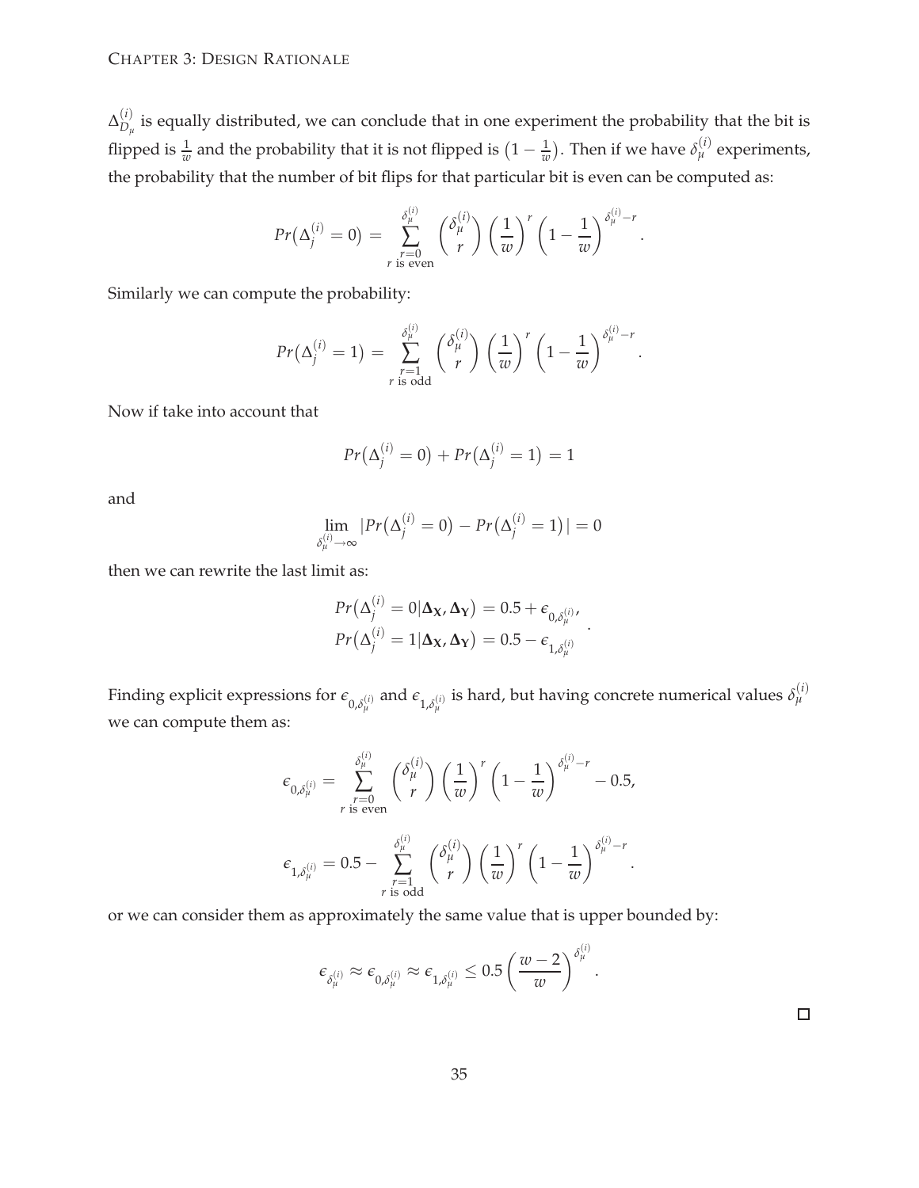$\Delta^{(i)}_{D_\mu}$ is equally distributed, we can conclude that in one experiment the probability that the bit is flipped is $\frac{1}{w}$ and the probability that it is not flipped is $(1 - \frac{1}{w})$. Then if we have $\delta^{(i)}_\mu$ experiments, the probability that the number of bit flips for that particular bit is even can be computed as:

$$Pr\big(\Delta^{(i)}_j = 0\big) = \sum_{\substack{r=0 \\ r \text{ is even}}}^{\delta^{(i)}_\mu} \binom{\delta^{(i)}_\mu}{r} \left(\frac{1}{w}\right)^r \left(1 - \frac{1}{w}\right)^{\delta^{(i)}_\mu - r}.$$

Similarly we can compute the probability:

$$Pr\big(\Delta^{(i)}_j = 1\big) = \sum_{\substack{r=1 \\ r \text{ is odd}}}^{\delta^{(i)}_\mu} \binom{\delta^{(i)}_\mu}{r} \left(\frac{1}{w}\right)^r \left(1 - \frac{1}{w}\right)^{\delta^{(i)}_\mu - r}.$$

Now if take into account that

$$Pr\big(\Delta^{(i)}_j = 0\big) + Pr\big(\Delta^{(i)}_j = 1\big) = 1$$

and

$$\lim_{\delta^{(i)}_\mu \to \infty} |Pr\big(\Delta^{(i)}_j = 0\big) - Pr\big(\Delta^{(i)}_j = 1\big)| = 0$$

then we can rewrite the last limit as:

$$\begin{aligned} Pr\big(\Delta^{(i)}_j = 0 | \mathbf{\Delta_X}, \mathbf{\Delta_Y}\big) &= 0.5 + \epsilon_{0,\delta^{(i)}_\mu}, \\ Pr\big(\Delta^{(i)}_j = 1 | \mathbf{\Delta_X}, \mathbf{\Delta_Y}\big) &= 0.5 - \epsilon_{1,\delta^{(i)}_\mu} \end{aligned}.$$

Finding explicit expressions for $\epsilon_{0,\delta^{(i)}_\mu}$ and $\epsilon_{1,\delta^{(i)}_\mu}$ is hard, but having concrete numerical values $\delta^{(i)}_\mu$ we can compute them as:

$$\epsilon_{0,\delta^{(i)}_\mu} = \sum_{\substack{r=0 \\ r \text{ is even}}}^{\delta^{(i)}_\mu} \binom{\delta^{(i)}_\mu}{r} \left(\frac{1}{w}\right)^r \left(1 - \frac{1}{w}\right)^{\delta^{(i)}_\mu - r} - 0.5,$$

$$\epsilon_{1,\delta^{(i)}_\mu} = 0.5 - \sum_{\substack{r=1 \\ r \text{ is odd}}}^{\delta^{(i)}_\mu} \binom{\delta^{(i)}_\mu}{r} \left(\frac{1}{w}\right)^r \left(1 - \frac{1}{w}\right)^{\delta^{(i)}_\mu - r}.$$

or we can consider them as approximately the same value that is upper bounded by:

$$\epsilon_{\delta^{(i)}_\mu} \approx \epsilon_{0,\delta^{(i)}_\mu} \approx \epsilon_{1,\delta^{(i)}_\mu} \leq 0.5 \left(\frac{w-2}{w}\right)^{\delta^{(i)}_\mu}.$$

□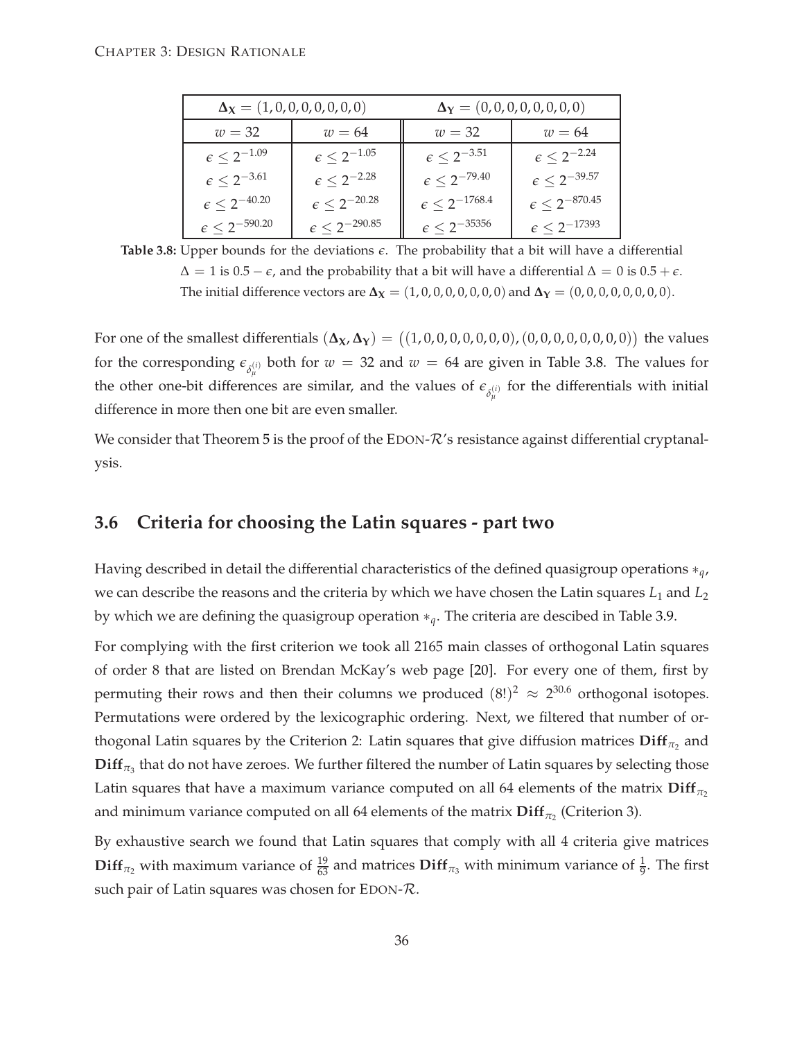| $\mathbf{\Delta_X} = (1,0,0,0,0,0,0,0)$ | | $\mathbf{\Delta_Y} = (0,0,0,0,0,0,0,0)$ | |
|---|---|---|---|
| $w = 32$ | $w = 64$ | $w = 32$ | $w = 64$ |
| $\epsilon \leq 2^{-1.09}$ | $\epsilon \leq 2^{-1.05}$ | $\epsilon \leq 2^{-3.51}$ | $\epsilon \leq 2^{-2.24}$ |
| $\epsilon \leq 2^{-3.61}$ | $\epsilon \leq 2^{-2.28}$ | $\epsilon \leq 2^{-79.40}$ | $\epsilon \leq 2^{-39.57}$ |
| $\epsilon \leq 2^{-40.20}$ | $\epsilon \leq 2^{-20.28}$ | $\epsilon \leq 2^{-1768.4}$ | $\epsilon \leq 2^{-870.45}$ |
| $\epsilon \leq 2^{-590.20}$ | $\epsilon \leq 2^{-290.85}$ | $\epsilon \leq 2^{-35356}$ | $\epsilon \leq 2^{-17393}$ |

**Table 3.8:** Upper bounds for the deviations $\epsilon$. The probability that a bit will have a differential $\Delta = 1$ is $0.5 - \epsilon$, and the probability that a bit will have a differential $\Delta = 0$ is $0.5 + \epsilon$. The initial difference vectors are $\mathbf{\Delta_X} = (1,0,0,0,0,0,0,0)$ and $\mathbf{\Delta_Y} = (0,0,0,0,0,0,0,0)$.

For one of the smallest differentials $(\mathbf{\Delta_X}, \mathbf{\Delta_Y}) = \big((1,0,0,0,0,0,0,0),(0,0,0,0,0,0,0,0)\big)$ the values for the corresponding $\epsilon_{\delta_\mu^{(i)}}$ both for $w = 32$ and $w = 64$ are given in Table 3.8. The values for the other one-bit differences are similar, and the values of $\epsilon_{\delta_\mu^{(i)}}$ for the differentials with initial difference in more then one bit are even smaller.

We consider that Theorem 5 is the proof of the EDON-$\mathcal{R}$'s resistance against differential cryptanalysis.

## 3.6 Criteria for choosing the Latin squares - part two

Having described in detail the differential characteristics of the defined quasigroup operations $*_q$, we can describe the reasons and the criteria by which we have chosen the Latin squares $L_1$ and $L_2$ by which we are defining the quasigroup operation $*_q$. The criteria are descibed in Table 3.9.

For complying with the first criterion we took all 2165 main classes of orthogonal Latin squares of order 8 that are listed on Brendan McKay's web page [20]. For every one of them, first by permuting their rows and then their columns we produced $(8!)^2 \approx 2^{30.6}$ orthogonal isotopes. Permutations were ordered by the lexicographic ordering. Next, we filtered that number of orthogonal Latin squares by the Criterion 2: Latin squares that give diffusion matrices $\mathbf{Diff}_{\pi_2}$ and $\mathbf{Diff}_{\pi_3}$ that do not have zeroes. We further filtered the number of Latin squares by selecting those Latin squares that have a maximum variance computed on all 64 elements of the matrix $\mathbf{Diff}_{\pi_2}$ and minimum variance computed on all 64 elements of the matrix $\mathbf{Diff}_{\pi_2}$ (Criterion 3).

By exhaustive search we found that Latin squares that comply with all 4 criteria give matrices $\mathbf{Diff}_{\pi_2}$ with maximum variance of $\frac{19}{63}$ and matrices $\mathbf{Diff}_{\pi_3}$ with minimum variance of $\frac{1}{9}$. The first such pair of Latin squares was chosen for EDON-$\mathcal{R}$.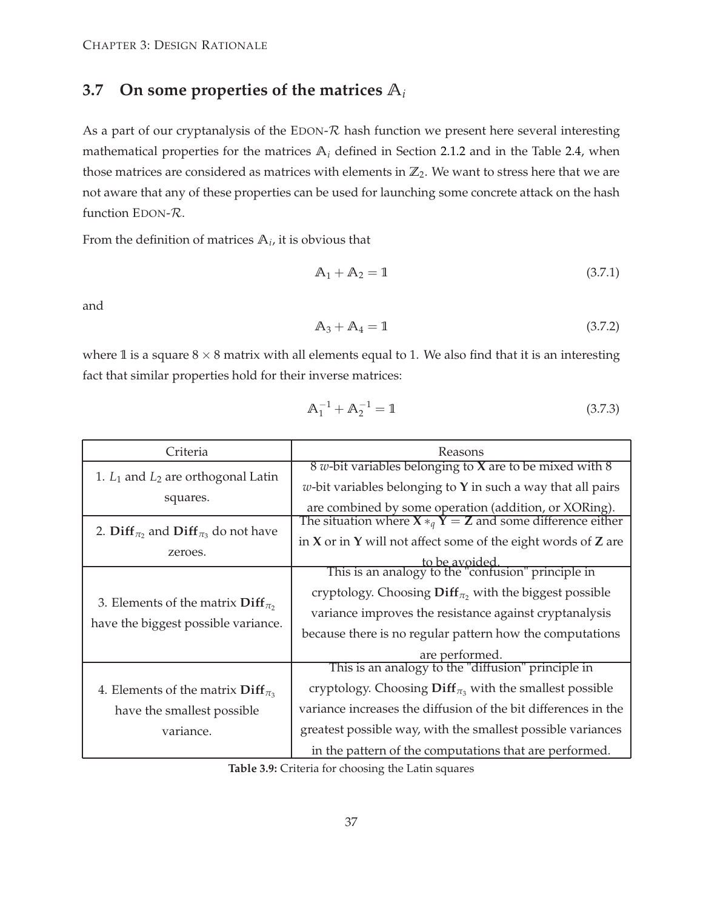## 3.7 On some properties of the matrices $\mathbb{A}_i$

As a part of our cryptanalysis of the EDON-$\mathcal{R}$ hash function we present here several interesting mathematical properties for the matrices $\mathbb{A}_i$ defined in Section 2.1.2 and in the Table 2.4, when those matrices are considered as matrices with elements in $\mathbb{Z}_2$. We want to stress here that we are not aware that any of these properties can be used for launching some concrete attack on the hash function EDON-$\mathcal{R}$.

From the definition of matrices $\mathbb{A}_i$, it is obvious that

$$\mathbb{A}_1 + \mathbb{A}_2 = \mathbb{1} \tag{3.7.1}$$

and

$$\mathbb{A}_3 + \mathbb{A}_4 = \mathbb{1} \tag{3.7.2}$$

where $\mathbb{1}$ is a square $8 \times 8$ matrix with all elements equal to 1. We also find that it is an interesting fact that similar properties hold for their inverse matrices:

$$\mathbb{A}_1^{-1} + \mathbb{A}_2^{-1} = \mathbb{1} \tag{3.7.3}$$

| Criteria | Reasons |
|---|---|
| 1. $L_1$ and $L_2$ are orthogonal Latin squares. | 8 $w$-bit variables belonging to $\mathbf{X}$ are to be mixed with 8 $w$-bit variables belonging to $\mathbf{Y}$ in such a way that all pairs are combined by some operation (addition, or XORing). |
| 2. $\mathbf{Diff}_{\pi_2}$ and $\mathbf{Diff}_{\pi_3}$ do not have zeroes. | The situation where $\mathbf{X} *_q \mathbf{Y} = \mathbf{Z}$ and some difference either in $\mathbf{X}$ or in $\mathbf{Y}$ will not affect some of the eight words of $\mathbf{Z}$ are to be avoided. |
| 3. Elements of the matrix $\mathbf{Diff}_{\pi_2}$ have the biggest possible variance. | This is an analogy to the "confusion" principle in cryptology. Choosing $\mathbf{Diff}_{\pi_2}$ with the biggest possible variance improves the resistance against cryptanalysis because there is no regular pattern how the computations are performed. |
| 4. Elements of the matrix $\mathbf{Diff}_{\pi_3}$ have the smallest possible variance. | This is an analogy to the "diffusion" principle in cryptology. Choosing $\mathbf{Diff}_{\pi_3}$ with the smallest possible variance increases the diffusion of the bit differences in the greatest possible way, with the smallest possible variances in the pattern of the computations that are performed. |

**Table 3.9:** Criteria for choosing the Latin squares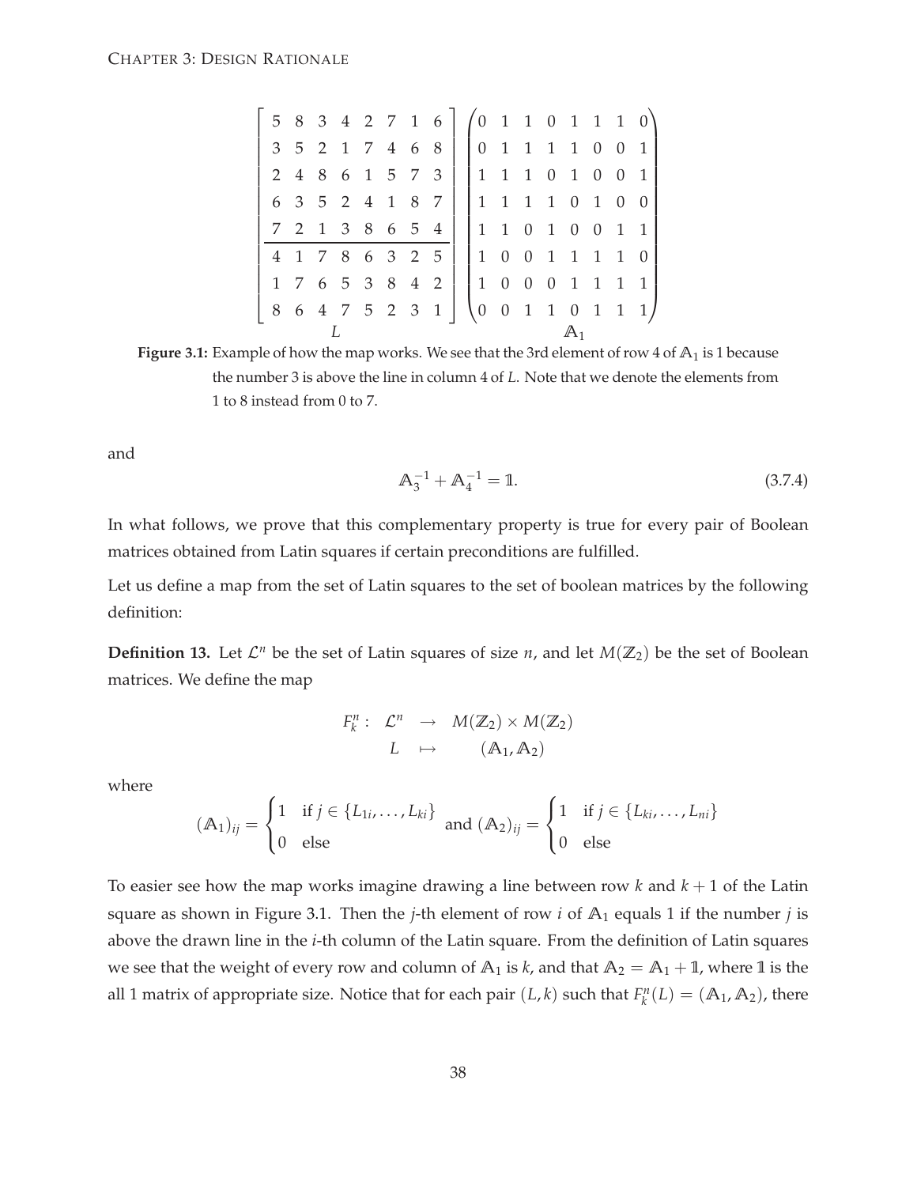$$
\left[\begin{array}{cccccccc}
5 & 8 & 3 & 4 & 2 & 7 & 1 & 6 \\
3 & 5 & 2 & 1 & 7 & 4 & 6 & 8 \\
2 & 4 & 8 & 6 & 1 & 5 & 7 & 3 \\
6 & 3 & 5 & 2 & 4 & 1 & 8 & 7 \\
7 & 2 & 1 & 3 & 8 & 6 & 5 & 4 \\
\hline
4 & 1 & 7 & 8 & 6 & 3 & 2 & 5 \\
1 & 7 & 6 & 5 & 3 & 8 & 4 & 2 \\
8 & 6 & 4 & 7 & 5 & 2 & 3 & 1
\end{array}\right]_{L}
\begin{pmatrix}
0 & 1 & 1 & 0 & 1 & 1 & 1 & 0 \\
0 & 1 & 1 & 1 & 1 & 0 & 0 & 1 \\
1 & 1 & 1 & 0 & 1 & 0 & 0 & 1 \\
1 & 1 & 1 & 1 & 0 & 1 & 0 & 0 \\
1 & 1 & 0 & 1 & 0 & 0 & 1 & 1 \\
1 & 0 & 0 & 1 & 1 & 1 & 1 & 0 \\
1 & 0 & 0 & 0 & 1 & 1 & 1 & 1 \\
0 & 0 & 1 & 1 & 0 & 1 & 1 & 1
\end{pmatrix}_{\mathbb{A}_1}
$$

**Figure 3.1:** Example of how the map works. We see that the 3rd element of row 4 of $\mathbb{A}_1$ is 1 because the number 3 is above the line in column 4 of $L$. Note that we denote the elements from 1 to 8 instead from 0 to 7.

and

$$
\mathbb{A}_3^{-1} + \mathbb{A}_4^{-1} = \mathbb{1}. \tag{3.7.4}
$$

In what follows, we prove that this complementary property is true for every pair of Boolean matrices obtained from Latin squares if certain preconditions are fulfilled.

Let us define a map from the set of Latin squares to the set of boolean matrices by the following definition:

**Definition 13.** Let $\mathcal{L}^n$ be the set of Latin squares of size $n$, and let $M(\mathbb{Z}_2)$ be the set of Boolean matrices. We define the map

$$
\begin{array}{rccc}
F_k^n : & \mathcal{L}^n & \rightarrow & M(\mathbb{Z}_2) \times M(\mathbb{Z}_2) \\
& L & \mapsto & (\mathbb{A}_1, \mathbb{A}_2)
\end{array}
$$

where

$$
(\mathbb{A}_1)_{ij} = \begin{cases} 1 & \text{if } j \in \{L_{1i}, \ldots, L_{ki}\} \\ 0 & \text{else} \end{cases} \text{ and } (\mathbb{A}_2)_{ij} = \begin{cases} 1 & \text{if } j \in \{L_{ki}, \ldots, L_{ni}\} \\ 0 & \text{else} \end{cases}
$$

To easier see how the map works imagine drawing a line between row $k$ and $k+1$ of the Latin square as shown in Figure 3.1. Then the $j$-th element of row $i$ of $\mathbb{A}_1$ equals 1 if the number $j$ is above the drawn line in the $i$-th column of the Latin square. From the definition of Latin squares we see that the weight of every row and column of $\mathbb{A}_1$ is $k$, and that $\mathbb{A}_2 = \mathbb{A}_1 + \mathbb{1}$, where $\mathbb{1}$ is the all 1 matrix of appropriate size. Notice that for each pair $(L, k)$ such that $F_k^n(L) = (\mathbb{A}_1, \mathbb{A}_2)$, there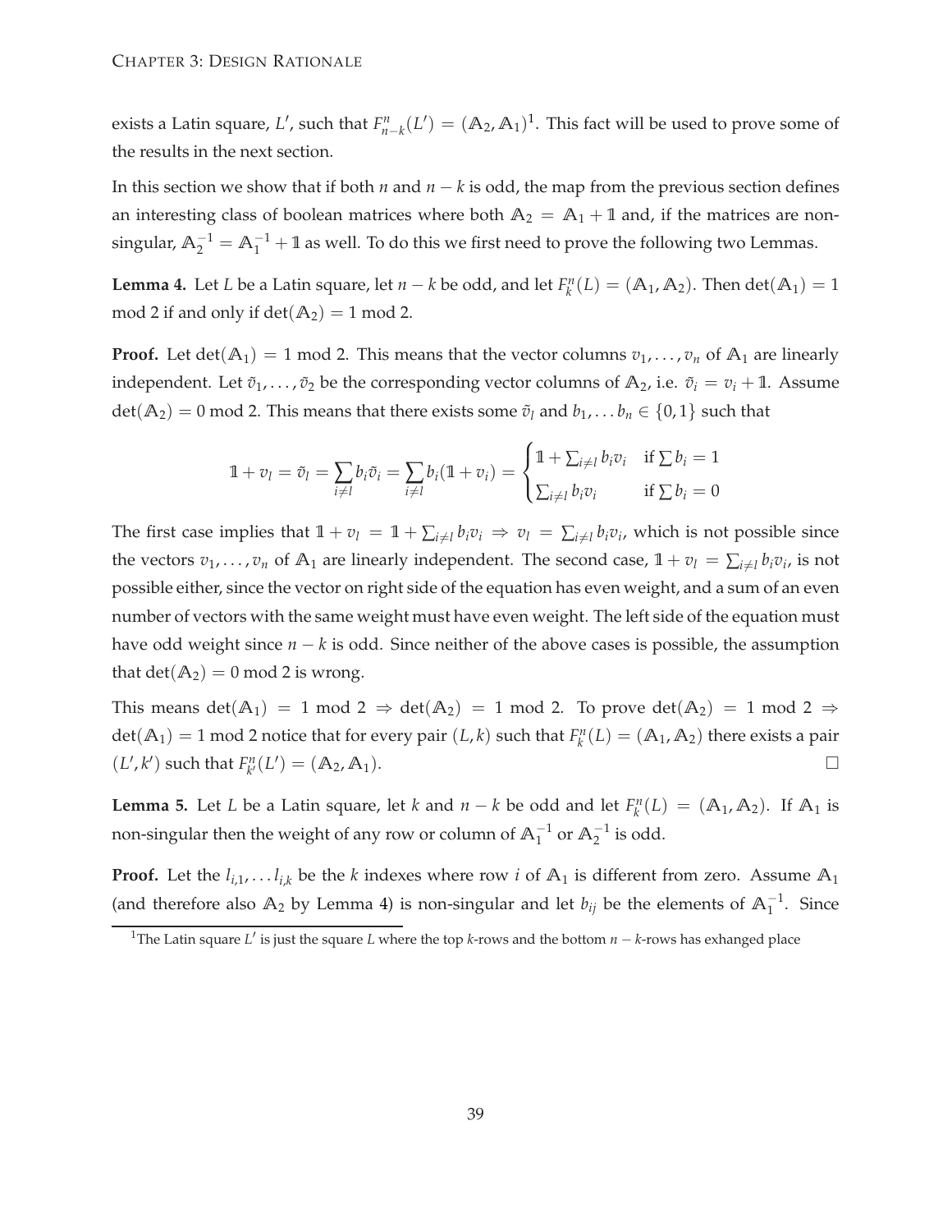exists a Latin square, $L'$, such that $F^n_{n-k}(L') = (\mathbb{A}_2, \mathbb{A}_1)$[1]. This fact will be used to prove some of the results in the next section.

In this section we show that if both $n$ and $n-k$ is odd, the map from the previous section defines an interesting class of boolean matrices where both $\mathbb{A}_2 = \mathbb{A}_1 + \mathbb{1}$ and, if the matrices are non-singular, $\mathbb{A}_2^{-1} = \mathbb{A}_1^{-1} + \mathbb{1}$ as well. To do this we first need to prove the following two Lemmas.

**Lemma 4.** *Let $L$ be a Latin square, let $n-k$ be odd, and let $F^n_k(L) = (\mathbb{A}_1, \mathbb{A}_2)$. Then $\det(\mathbb{A}_1) = 1 \bmod 2$ if and only if $\det(\mathbb{A}_2) = 1 \bmod 2$.*

**Proof.** Let $\det(\mathbb{A}_1) = 1 \bmod 2$. This means that the vector columns $v_1, \ldots, v_n$ of $\mathbb{A}_1$ are linearly independent. Let $\tilde{v}_1, \ldots, \tilde{v}_2$ be the corresponding vector columns of $\mathbb{A}_2$, i.e. $\tilde{v}_i = v_i + \mathbb{1}$. Assume $\det(\mathbb{A}_2) = 0 \bmod 2$. This means that there exists some $\tilde{v}_l$ and $b_1, \ldots b_n \in \{0, 1\}$ such that

$$\mathbb{1} + v_l = \tilde{v}_l = \sum_{i \neq l} b_i \tilde{v}_i = \sum_{i \neq l} b_i(\mathbb{1} + v_i) = \begin{cases} \mathbb{1} + \sum_{i \neq l} b_i v_i & \text{if } \sum b_i = 1 \\ \sum_{i \neq l} b_i v_i & \text{if } \sum b_i = 0 \end{cases}$$

The first case implies that $\mathbb{1} + v_l = \mathbb{1} + \sum_{i \neq l} b_i v_i \Rightarrow v_l = \sum_{i \neq l} b_i v_i$, which is not possible since the vectors $v_1, \ldots, v_n$ of $\mathbb{A}_1$ are linearly independent. The second case, $\mathbb{1} + v_l = \sum_{i \neq l} b_i v_i$, is not possible either, since the vector on right side of the equation has even weight, and a sum of an even number of vectors with the same weight must have even weight. The left side of the equation must have odd weight since $n-k$ is odd. Since neither of the above cases is possible, the assumption that $\det(\mathbb{A}_2) = 0 \bmod 2$ is wrong.

This means $\det(\mathbb{A}_1) = 1 \bmod 2 \Rightarrow \det(\mathbb{A}_2) = 1 \bmod 2$. To prove $\det(\mathbb{A}_2) = 1 \bmod 2 \Rightarrow \det(\mathbb{A}_1) = 1 \bmod 2$ notice that for every pair $(L, k)$ such that $F^n_k(L) = (\mathbb{A}_1, \mathbb{A}_2)$ there exists a pair $(L', k')$ such that $F^n_{k'}(L') = (\mathbb{A}_2, \mathbb{A}_1)$. □

**Lemma 5.** *Let $L$ be a Latin square, let $k$ and $n-k$ be odd and let $F^n_k(L) = (\mathbb{A}_1, \mathbb{A}_2)$. If $\mathbb{A}_1$ is non-singular then the weight of any row or column of $\mathbb{A}_1^{-1}$ or $\mathbb{A}_2^{-1}$ is odd.*

**Proof.** Let the $l_{i,1}, \ldots l_{i,k}$ be the $k$ indexes where row $i$ of $\mathbb{A}_1$ is different from zero. Assume $\mathbb{A}_1$ (and therefore also $\mathbb{A}_2$ by Lemma 4) is non-singular and let $b_{ij}$ be the elements of $\mathbb{A}_1^{-1}$. Since

[1] The Latin square $L'$ is just the square $L$ where the top $k$-rows and the bottom $n-k$-rows has exhanged place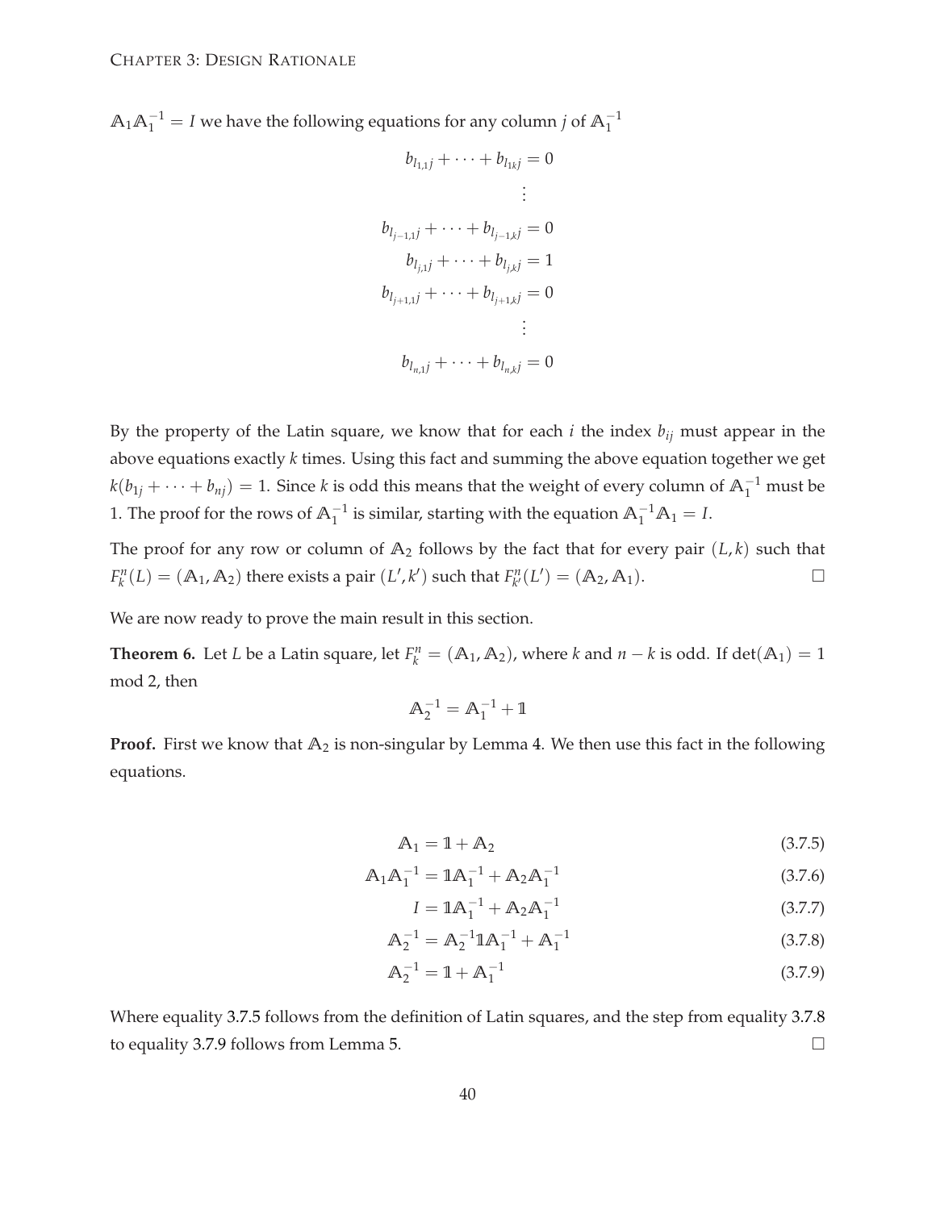$\mathbb{A}_1\mathbb{A}_1^{-1} = I$ we have the following equations for any column $j$ of $\mathbb{A}_1^{-1}$

$$
\begin{aligned}
b_{l_{1,1}j} + \cdots + b_{l_{1k}j} &= 0 \\
&\vdots \\
b_{l_{j-1,1}j} + \cdots + b_{l_{j-1,k}j} &= 0 \\
b_{l_{j,1}j} + \cdots + b_{l_{j,k}j} &= 1 \\
b_{l_{j+1,1}j} + \cdots + b_{l_{j+1,k}j} &= 0 \\
&\vdots \\
b_{l_{n,1}j} + \cdots + b_{l_{n,k}j} &= 0
\end{aligned}
$$

By the property of the Latin square, we know that for each $i$ the index $b_{ij}$ must appear in the above equations exactly $k$ times. Using this fact and summing the above equation together we get $k(b_{1j} + \cdots + b_{nj}) = 1$. Since $k$ is odd this means that the weight of every column of $\mathbb{A}_1^{-1}$ must be 1. The proof for the rows of $\mathbb{A}_1^{-1}$ is similar, starting with the equation $\mathbb{A}_1^{-1}\mathbb{A}_1 = I$.

The proof for any row or column of $\mathbb{A}_2$ follows by the fact that for every pair $(L, k)$ such that $F_k^n(L) = (\mathbb{A}_1, \mathbb{A}_2)$ there exists a pair $(L', k')$ such that $F_{k'}^n(L') = (\mathbb{A}_2, \mathbb{A}_1)$. □

We are now ready to prove the main result in this section.

**Theorem 6.** Let $L$ be a Latin square, let $F_k^n = (\mathbb{A}_1, \mathbb{A}_2)$, where $k$ and $n - k$ is odd. If $\det(\mathbb{A}_1) = 1 \mod 2$, then

$$\mathbb{A}_2^{-1} = \mathbb{A}_1^{-1} + \mathbb{1}$$

**Proof.** First we know that $\mathbb{A}_2$ is non-singular by Lemma 4. We then use this fact in the following equations.

$$
\begin{aligned}
\mathbb{A}_1 &= \mathbb{1} + \mathbb{A}_2 && (3.7.5) \\
\mathbb{A}_1\mathbb{A}_1^{-1} &= \mathbb{1}\mathbb{A}_1^{-1} + \mathbb{A}_2\mathbb{A}_1^{-1} && (3.7.6) \\
I &= \mathbb{1}\mathbb{A}_1^{-1} + \mathbb{A}_2\mathbb{A}_1^{-1} && (3.7.7) \\
\mathbb{A}_2^{-1} &= \mathbb{A}_2^{-1}\mathbb{1}\mathbb{A}_1^{-1} + \mathbb{A}_1^{-1} && (3.7.8) \\
\mathbb{A}_2^{-1} &= \mathbb{1} + \mathbb{A}_1^{-1} && (3.7.9)
\end{aligned}
$$

Where equality 3.7.5 follows from the definition of Latin squares, and the step from equality 3.7.8 to equality 3.7.9 follows from Lemma 5. □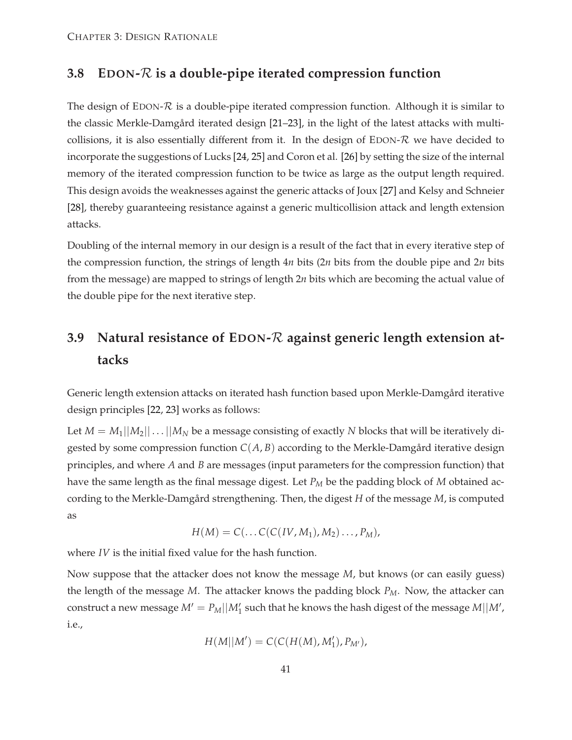## 3.8 EDON-$\mathcal{R}$ is a double-pipe iterated compression function

The design of EDON-$\mathcal{R}$ is a double-pipe iterated compression function. Although it is similar to the classic Merkle-Damgård iterated design [21–23], in the light of the latest attacks with multicollisions, it is also essentially different from it. In the design of EDON-$\mathcal{R}$ we have decided to incorporate the suggestions of Lucks [24, 25] and Coron et al. [26] by setting the size of the internal memory of the iterated compression function to be twice as large as the output length required. This design avoids the weaknesses against the generic attacks of Joux [27] and Kelsy and Schneier [28], thereby guaranteeing resistance against a generic multicollision attack and length extension attacks.

Doubling of the internal memory in our design is a result of the fact that in every iterative step of the compression function, the strings of length $4n$ bits ($2n$ bits from the double pipe and $2n$ bits from the message) are mapped to strings of length $2n$ bits which are becoming the actual value of the double pipe for the next iterative step.

## 3.9 Natural resistance of EDON-$\mathcal{R}$ against generic length extension attacks

Generic length extension attacks on iterated hash function based upon Merkle-Damgård iterative design principles [22, 23] works as follows:

Let $M = M_1||M_2||\ldots||M_N$ be a message consisting of exactly $N$ blocks that will be iteratively digested by some compression function $C(A, B)$ according to the Merkle-Damgård iterative design principles, and where $A$ and $B$ are messages (input parameters for the compression function) that have the same length as the final message digest. Let $P_M$ be the padding block of $M$ obtained according to the Merkle-Damgård strengthening. Then, the digest $H$ of the message $M$, is computed as

$$H(M) = C(\ldots C(C(IV, M_1), M_2) \ldots, P_M),$$

where $IV$ is the initial fixed value for the hash function.

Now suppose that the attacker does not know the message $M$, but knows (or can easily guess) the length of the message $M$. The attacker knows the padding block $P_M$. Now, the attacker can construct a new message $M' = P_M||M'_1$ such that he knows the hash digest of the message $M||M'$, i.e.,

$$H(M||M') = C(C(H(M), M'_1), P_{M'}),$$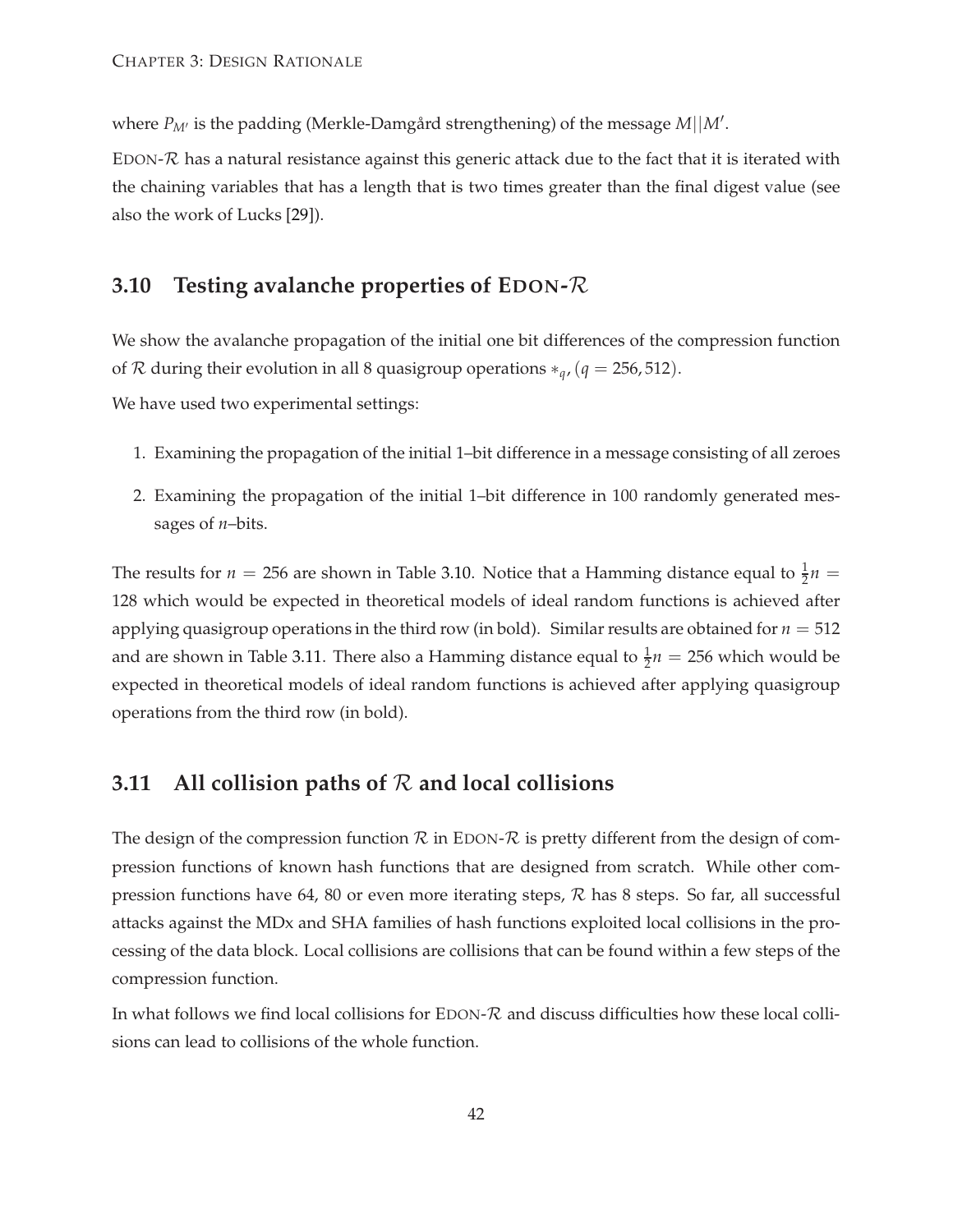where $P_{M'}$ is the padding (Merkle-Damgård strengthening) of the message $M||M'$.

EDON-$\mathcal{R}$ has a natural resistance against this generic attack due to the fact that it is iterated with the chaining variables that has a length that is two times greater than the final digest value (see also the work of Lucks [29]).

## 3.10 Testing avalanche properties of EDON-$\mathcal{R}$

We show the avalanche propagation of the initial one bit differences of the compression function of $\mathcal{R}$ during their evolution in all 8 quasigroup operations $*_q, (q = 256, 512)$.

We have used two experimental settings:

1. Examining the propagation of the initial 1–bit difference in a message consisting of all zeroes
2. Examining the propagation of the initial 1–bit difference in 100 randomly generated messages of $n$–bits.

The results for $n = 256$ are shown in Table 3.10. Notice that a Hamming distance equal to $\frac{1}{2}n = 128$ which would be expected in theoretical models of ideal random functions is achieved after applying quasigroup operations in the third row (in bold). Similar results are obtained for $n = 512$ and are shown in Table 3.11. There also a Hamming distance equal to $\frac{1}{2}n = 256$ which would be expected in theoretical models of ideal random functions is achieved after applying quasigroup operations from the third row (in bold).

## 3.11 All collision paths of $\mathcal{R}$ and local collisions

The design of the compression function $\mathcal{R}$ in EDON-$\mathcal{R}$ is pretty different from the design of compression functions of known hash functions that are designed from scratch. While other compression functions have 64, 80 or even more iterating steps, $\mathcal{R}$ has 8 steps. So far, all successful attacks against the MDx and SHA families of hash functions exploited local collisions in the processing of the data block. Local collisions are collisions that can be found within a few steps of the compression function.

In what follows we find local collisions for EDON-$\mathcal{R}$ and discuss difficulties how these local collisions can lead to collisions of the whole function.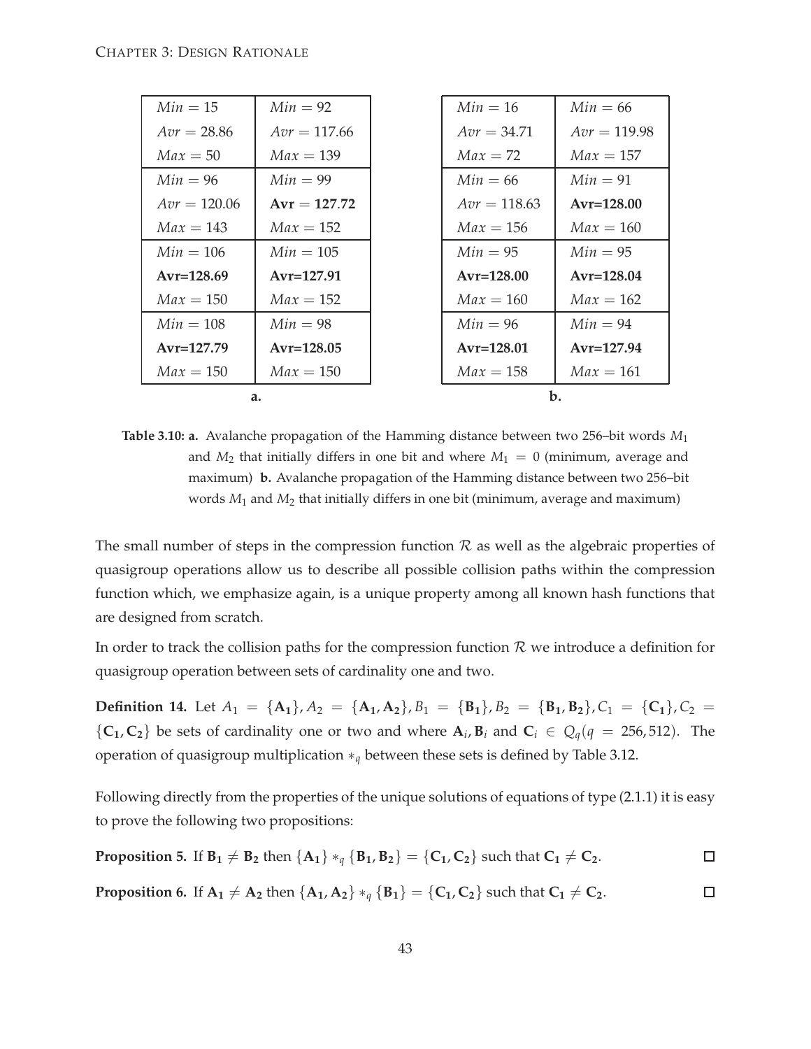| | | | | |
|---|---|---|---|---|
| $Min = 15$ <br> $Avr = 28.86$ <br> $Max = 50$ | $Min = 92$ <br> $Avr = 117.66$ <br> $Max = 139$ | | $Min = 16$ <br> $Avr = 34.71$ <br> $Max = 72$ | $Min = 66$ <br> $Avr = 119.98$ <br> $Max = 157$ |
| $Min = 96$ <br> $Avr = 120.06$ <br> $Max = 143$ | $Min = 99$ <br> **Avr = 127.72** <br> $Max = 152$ | | $Min = 66$ <br> $Avr = 118.63$ <br> $Max = 156$ | $Min = 91$ <br> **Avr=128.00** <br> $Max = 160$ |
| $Min = 106$ <br> **Avr=128.69** <br> $Max = 150$ | $Min = 105$ <br> **Avr=127.91** <br> $Max = 152$ | | $Min = 95$ <br> **Avr=128.00** <br> $Max = 160$ | $Min = 95$ <br> **Avr=128.04** <br> $Max = 162$ |
| $Min = 108$ <br> **Avr=127.79** <br> $Max = 150$ | $Min = 98$ <br> **Avr=128.05** <br> $Max = 150$ | | $Min = 96$ <br> **Avr=128.01** <br> $Max = 158$ | $Min = 94$ <br> **Avr=127.94** <br> $Max = 161$ |
| **a.** | | | **b.** | |

**Table 3.10: a.** Avalanche propagation of the Hamming distance between two 256–bit words $M_1$ and $M_2$ that initially differs in one bit and where $M_1 = 0$ (minimum, average and maximum) **b.** Avalanche propagation of the Hamming distance between two 256–bit words $M_1$ and $M_2$ that initially differs in one bit (minimum, average and maximum)

The small number of steps in the compression function $\mathcal{R}$ as well as the algebraic properties of quasigroup operations allow us to describe all possible collision paths within the compression function which, we emphasize again, is a unique property among all known hash functions that are designed from scratch.

In order to track the collision paths for the compression function $\mathcal{R}$ we introduce a definition for quasigroup operation between sets of cardinality one and two.

**Definition 14.** Let $A_1 = \{\mathbf{A_1}\}, A_2 = \{\mathbf{A_1}, \mathbf{A_2}\}, B_1 = \{\mathbf{B_1}\}, B_2 = \{\mathbf{B_1}, \mathbf{B_2}\}, C_1 = \{\mathbf{C_1}\}, C_2 = \{\mathbf{C_1}, \mathbf{C_2}\}$ be sets of cardinality one or two and where $\mathbf{A}_i, \mathbf{B}_i$ and $\mathbf{C}_i \in Q_q(q = 256, 512)$. The operation of quasigroup multiplication $*_q$ between these sets is defined by Table 3.12.

Following directly from the properties of the unique solutions of equations of type (2.1.1) it is easy to prove the following two propositions:

**Proposition 5.** If $\mathbf{B_1} \neq \mathbf{B_2}$ then $\{\mathbf{A_1}\} *_q \{\mathbf{B_1}, \mathbf{B_2}\} = \{\mathbf{C_1}, \mathbf{C_2}\}$ such that $\mathbf{C_1} \neq \mathbf{C_2}$. □

**Proposition 6.** If $\mathbf{A_1} \neq \mathbf{A_2}$ then $\{\mathbf{A_1}, \mathbf{A_2}\} *_q \{\mathbf{B_1}\} = \{\mathbf{C_1}, \mathbf{C_2}\}$ such that $\mathbf{C_1} \neq \mathbf{C_2}$. □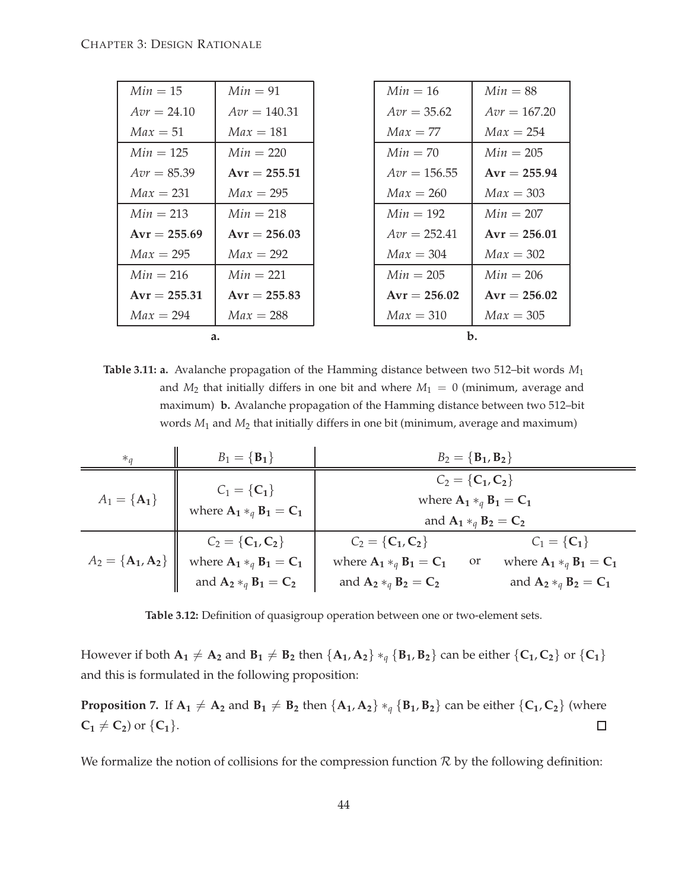**a.**

| | |
|---|---|
| $Min = 15$<br>$Avr = 24.10$<br>$Max = 51$ | $Min = 91$<br>$Avr = 140.31$<br>$Max = 181$ |
| $Min = 125$<br>$Avr = 85.39$<br>$Max = 231$ | $Min = 220$<br>$\mathbf{Avr = 255.51}$<br>$Max = 295$ |
| $Min = 213$<br>$\mathbf{Avr = 255.69}$<br>$Max = 295$ | $Min = 218$<br>$\mathbf{Avr = 256.03}$<br>$Max = 292$ |
| $Min = 216$<br>$\mathbf{Avr = 255.31}$<br>$Max = 294$ | $Min = 221$<br>$\mathbf{Avr = 255.83}$<br>$Max = 288$ |

**b.**

| | |
|---|---|
| $Min = 16$<br>$Avr = 35.62$<br>$Max = 77$ | $Min = 88$<br>$Avr = 167.20$<br>$Max = 254$ |
| $Min = 70$<br>$Avr = 156.55$<br>$Max = 260$ | $Min = 205$<br>$\mathbf{Avr = 255.94}$<br>$Max = 303$ |
| $Min = 192$<br>$Avr = 252.41$<br>$Max = 304$ | $Min = 207$<br>$\mathbf{Avr = 256.01}$<br>$Max = 302$ |
| $Min = 205$<br>$\mathbf{Avr = 256.02}$<br>$Max = 310$ | $Min = 206$<br>$\mathbf{Avr = 256.02}$<br>$Max = 305$ |

**Table 3.11: a.** Avalanche propagation of the Hamming distance between two 512–bit words $M_1$ and $M_2$ that initially differs in one bit and where $M_1 = 0$ (minimum, average and maximum) **b.** Avalanche propagation of the Hamming distance between two 512–bit words $M_1$ and $M_2$ that initially differs in one bit (minimum, average and maximum)

| $*_q$ | $B_1 = \{\mathbf{B_1}\}$ | $B_2 = \{\mathbf{B_1}, \mathbf{B_2}\}$ | | |
|---|---|---|---|---|
| $A_1 = \{\mathbf{A_1}\}$ | $C_1 = \{\mathbf{C_1}\}$ where $\mathbf{A_1} *_q \mathbf{B_1} = \mathbf{C_1}$ | $C_2 = \{\mathbf{C_1}, \mathbf{C_2}\}$ where $\mathbf{A_1} *_q \mathbf{B_1} = \mathbf{C_1}$ and $\mathbf{A_1} *_q \mathbf{B_2} = \mathbf{C_2}$ | | |
| $A_2 = \{\mathbf{A_1}, \mathbf{A_2}\}$ | $C_2 = \{\mathbf{C_1}, \mathbf{C_2}\}$ where $\mathbf{A_1} *_q \mathbf{B_1} = \mathbf{C_1}$ and $\mathbf{A_2} *_q \mathbf{B_1} = \mathbf{C_2}$ | $C_2 = \{\mathbf{C_1}, \mathbf{C_2}\}$ where $\mathbf{A_1} *_q \mathbf{B_1} = \mathbf{C_1}$ and $\mathbf{A_2} *_q \mathbf{B_2} = \mathbf{C_2}$ | or | $C_1 = \{\mathbf{C_1}\}$ where $\mathbf{A_1} *_q \mathbf{B_1} = \mathbf{C_1}$ and $\mathbf{A_2} *_q \mathbf{B_2} = \mathbf{C_1}$ |

**Table 3.12:** Definition of quasigroup operation between one or two-element sets.

However if both $\mathbf{A_1} \neq \mathbf{A_2}$ and $\mathbf{B_1} \neq \mathbf{B_2}$ then $\{\mathbf{A_1}, \mathbf{A_2}\} *_q \{\mathbf{B_1}, \mathbf{B_2}\}$ can be either $\{\mathbf{C_1}, \mathbf{C_2}\}$ or $\{\mathbf{C_1}\}$ and this is formulated in the following proposition:

**Proposition 7.** If $\mathbf{A_1} \neq \mathbf{A_2}$ and $\mathbf{B_1} \neq \mathbf{B_2}$ then $\{\mathbf{A_1}, \mathbf{A_2}\} *_q \{\mathbf{B_1}, \mathbf{B_2}\}$ can be either $\{\mathbf{C_1}, \mathbf{C_2}\}$ (where $\mathbf{C_1} \neq \mathbf{C_2}$) or $\{\mathbf{C_1}\}$. □

We formalize the notion of collisions for the compression function $\mathcal{R}$ by the following definition: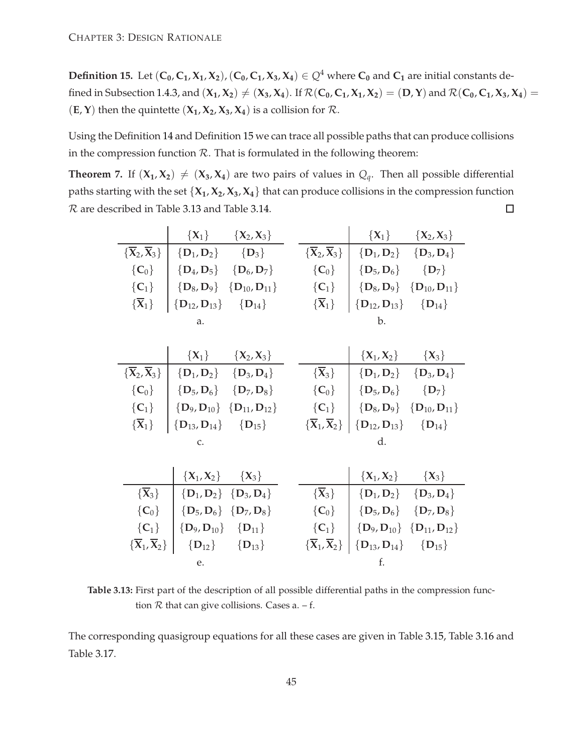**Definition 15.** Let $(\mathbf{C_0}, \mathbf{C_1}, \mathbf{X_1}, \mathbf{X_2}), (\mathbf{C_0}, \mathbf{C_1}, \mathbf{X_3}, \mathbf{X_4}) \in Q^4$ where $\mathbf{C_0}$ and $\mathbf{C_1}$ are initial constants defined in Subsection 1.4.3, and $(\mathbf{X_1}, \mathbf{X_2}) \neq (\mathbf{X_3}, \mathbf{X_4})$. If $\mathcal{R}(\mathbf{C_0}, \mathbf{C_1}, \mathbf{X_1}, \mathbf{X_2}) = (\mathbf{D}, \mathbf{Y})$ and $\mathcal{R}(\mathbf{C_0}, \mathbf{C_1}, \mathbf{X_3}, \mathbf{X_4}) = (\mathbf{E}, \mathbf{Y})$ then the quintette $(\mathbf{X_1}, \mathbf{X_2}, \mathbf{X_3}, \mathbf{X_4})$ is a collision for $\mathcal{R}$.

Using the Definition 14 and Definition 15 we can trace all possible paths that can produce collisions in the compression function $\mathcal{R}$. That is formulated in the following theorem:

**Theorem 7.** If $(\mathbf{X_1}, \mathbf{X_2}) \neq (\mathbf{X_3}, \mathbf{X_4})$ are two pairs of values in $Q_q$. Then all possible differential paths starting with the set $\{\mathbf{X_1}, \mathbf{X_2}, \mathbf{X_3}, \mathbf{X_4}\}$ that can produce collisions in the compression function $\mathcal{R}$ are described in Table 3.13 and Table 3.14. □

| | $\{\mathbf{X}_1\}$ | $\{\mathbf{X}_2, \mathbf{X}_3\}$ |
|---|---|---|
| $\{\overline{\mathbf{X}}_2, \overline{\mathbf{X}}_3\}$ | $\{\mathbf{D}_1, \mathbf{D}_2\}$ | $\{\mathbf{D}_3\}$ |
| $\{\mathbf{C}_0\}$ | $\{\mathbf{D}_4, \mathbf{D}_5\}$ | $\{\mathbf{D}_6, \mathbf{D}_7\}$ |
| $\{\mathbf{C}_1\}$ | $\{\mathbf{D}_8, \mathbf{D}_9\}$ | $\{\mathbf{D}_{10}, \mathbf{D}_{11}\}$ |
| $\{\overline{\mathbf{X}}_1\}$ | $\{\mathbf{D}_{12}, \mathbf{D}_{13}\}$ | $\{\mathbf{D}_{14}\}$ |

a.

| | $\{\mathbf{X}_1\}$ | $\{\mathbf{X}_2, \mathbf{X}_3\}$ |
|---|---|---|
| $\{\overline{\mathbf{X}}_2, \overline{\mathbf{X}}_3\}$ | $\{\mathbf{D}_1, \mathbf{D}_2\}$ | $\{\mathbf{D}_3, \mathbf{D}_4\}$ |
| $\{\mathbf{C}_0\}$ | $\{\mathbf{D}_5, \mathbf{D}_6\}$ | $\{\mathbf{D}_7\}$ |
| $\{\mathbf{C}_1\}$ | $\{\mathbf{D}_8, \mathbf{D}_9\}$ | $\{\mathbf{D}_{10}, \mathbf{D}_{11}\}$ |
| $\{\overline{\mathbf{X}}_1\}$ | $\{\mathbf{D}_{12}, \mathbf{D}_{13}\}$ | $\{\mathbf{D}_{14}\}$ |

b.

| | $\{\mathbf{X}_1\}$ | $\{\mathbf{X}_2, \mathbf{X}_3\}$ |
|---|---|---|
| $\{\overline{\mathbf{X}}_2, \overline{\mathbf{X}}_3\}$ | $\{\mathbf{D}_1, \mathbf{D}_2\}$ | $\{\mathbf{D}_3, \mathbf{D}_4\}$ |
| $\{\mathbf{C}_0\}$ | $\{\mathbf{D}_5, \mathbf{D}_6\}$ | $\{\mathbf{D}_7, \mathbf{D}_8\}$ |
| $\{\mathbf{C}_1\}$ | $\{\mathbf{D}_9, \mathbf{D}_{10}\}$ | $\{\mathbf{D}_{11}, \mathbf{D}_{12}\}$ |
| $\{\overline{\mathbf{X}}_1\}$ | $\{\mathbf{D}_{13}, \mathbf{D}_{14}\}$ | $\{\mathbf{D}_{15}\}$ |

c.

| | $\{\mathbf{X}_1, \mathbf{X}_2\}$ | $\{\mathbf{X}_3\}$ |
|---|---|---|
| $\{\overline{\mathbf{X}}_3\}$ | $\{\mathbf{D}_1, \mathbf{D}_2\}$ | $\{\mathbf{D}_3, \mathbf{D}_4\}$ |
| $\{\mathbf{C}_0\}$ | $\{\mathbf{D}_5, \mathbf{D}_6\}$ | $\{\mathbf{D}_7\}$ |
| $\{\mathbf{C}_1\}$ | $\{\mathbf{D}_8, \mathbf{D}_9\}$ | $\{\mathbf{D}_{10}, \mathbf{D}_{11}\}$ |
| $\{\overline{\mathbf{X}}_1, \overline{\mathbf{X}}_2\}$ | $\{\mathbf{D}_{12}, \mathbf{D}_{13}\}$ | $\{\mathbf{D}_{14}\}$ |

d.

| | $\{\mathbf{X}_1, \mathbf{X}_2\}$ | $\{\mathbf{X}_3\}$ |
|---|---|---|
| $\{\overline{\mathbf{X}}_3\}$ | $\{\mathbf{D}_1, \mathbf{D}_2\}$ | $\{\mathbf{D}_3, \mathbf{D}_4\}$ |
| $\{\mathbf{C}_0\}$ | $\{\mathbf{D}_5, \mathbf{D}_6\}$ | $\{\mathbf{D}_7, \mathbf{D}_8\}$ |
| $\{\mathbf{C}_1\}$ | $\{\mathbf{D}_9, \mathbf{D}_{10}\}$ | $\{\mathbf{D}_{11}\}$ |
| $\{\overline{\mathbf{X}}_1, \overline{\mathbf{X}}_2\}$ | $\{\mathbf{D}_{12}\}$ | $\{\mathbf{D}_{13}\}$ |

e.

| | $\{\mathbf{X}_1, \mathbf{X}_2\}$ | $\{\mathbf{X}_3\}$ |
|---|---|---|
| $\{\overline{\mathbf{X}}_3\}$ | $\{\mathbf{D}_1, \mathbf{D}_2\}$ | $\{\mathbf{D}_3, \mathbf{D}_4\}$ |
| $\{\mathbf{C}_0\}$ | $\{\mathbf{D}_5, \mathbf{D}_6\}$ | $\{\mathbf{D}_7, \mathbf{D}_8\}$ |
| $\{\mathbf{C}_1\}$ | $\{\mathbf{D}_9, \mathbf{D}_{10}\}$ | $\{\mathbf{D}_{11}, \mathbf{D}_{12}\}$ |
| $\{\overline{\mathbf{X}}_1, \overline{\mathbf{X}}_2\}$ | $\{\mathbf{D}_{13}, \mathbf{D}_{14}\}$ | $\{\mathbf{D}_{15}\}$ |

f.

**Table 3.13:** First part of the description of all possible differential paths in the compression function $\mathcal{R}$ that can give collisions. Cases a. – f.

The corresponding quasigroup equations for all these cases are given in Table 3.15, Table 3.16 and Table 3.17.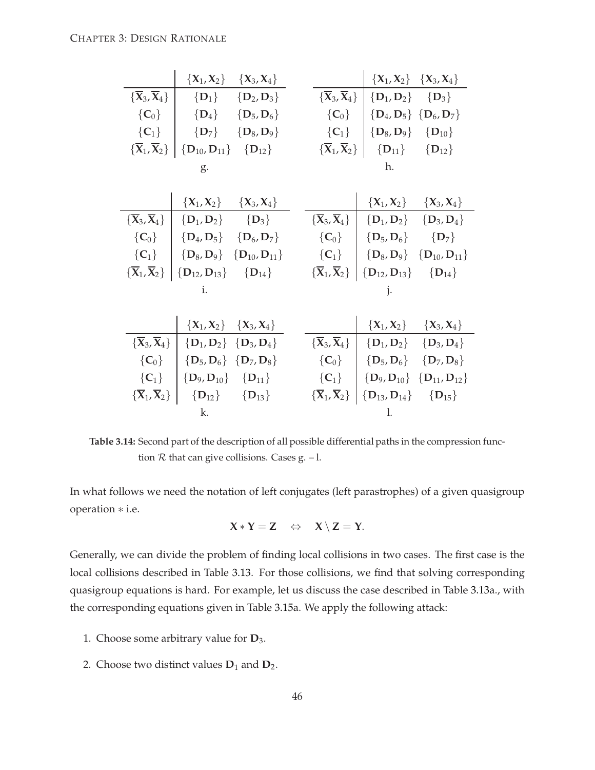|  | $\{\mathbf{X}_1, \mathbf{X}_2\}$ | $\{\mathbf{X}_3, \mathbf{X}_4\}$ |
|---|---|---|
| $\{\overline{\mathbf{X}}_3, \overline{\mathbf{X}}_4\}$ | $\{\mathbf{D}_1\}$ | $\{\mathbf{D}_2, \mathbf{D}_3\}$ |
| $\{\mathbf{C}_0\}$ | $\{\mathbf{D}_4\}$ | $\{\mathbf{D}_5, \mathbf{D}_6\}$ |
| $\{\mathbf{C}_1\}$ | $\{\mathbf{D}_7\}$ | $\{\mathbf{D}_8, \mathbf{D}_9\}$ |
| $\{\overline{\mathbf{X}}_1, \overline{\mathbf{X}}_2\}$ | $\{\mathbf{D}_{10}, \mathbf{D}_{11}\}$ | $\{\mathbf{D}_{12}\}$ |

g.

|  | $\{\mathbf{X}_1, \mathbf{X}_2\}$ | $\{\mathbf{X}_3, \mathbf{X}_4\}$ |
|---|---|---|
| $\{\overline{\mathbf{X}}_3, \overline{\mathbf{X}}_4\}$ | $\{\mathbf{D}_1, \mathbf{D}_2\}$ | $\{\mathbf{D}_3\}$ |
| $\{\mathbf{C}_0\}$ | $\{\mathbf{D}_4, \mathbf{D}_5\}$ | $\{\mathbf{D}_6, \mathbf{D}_7\}$ |
| $\{\mathbf{C}_1\}$ | $\{\mathbf{D}_8, \mathbf{D}_9\}$ | $\{\mathbf{D}_{10}\}$ |
| $\{\overline{\mathbf{X}}_1, \overline{\mathbf{X}}_2\}$ | $\{\mathbf{D}_{11}\}$ | $\{\mathbf{D}_{12}\}$ |

h.

|  | $\{\mathbf{X}_1, \mathbf{X}_2\}$ | $\{\mathbf{X}_3, \mathbf{X}_4\}$ |
|---|---|---|
| $\{\overline{\mathbf{X}}_3, \overline{\mathbf{X}}_4\}$ | $\{\mathbf{D}_1, \mathbf{D}_2\}$ | $\{\mathbf{D}_3\}$ |
| $\{\mathbf{C}_0\}$ | $\{\mathbf{D}_4, \mathbf{D}_5\}$ | $\{\mathbf{D}_6, \mathbf{D}_7\}$ |
| $\{\mathbf{C}_1\}$ | $\{\mathbf{D}_8, \mathbf{D}_9\}$ | $\{\mathbf{D}_{10}, \mathbf{D}_{11}\}$ |
| $\{\overline{\mathbf{X}}_1, \overline{\mathbf{X}}_2\}$ | $\{\mathbf{D}_{12}, \mathbf{D}_{13}\}$ | $\{\mathbf{D}_{14}\}$ |

i.

|  | $\{\mathbf{X}_1, \mathbf{X}_2\}$ | $\{\mathbf{X}_3, \mathbf{X}_4\}$ |
|---|---|---|
| $\{\overline{\mathbf{X}}_3, \overline{\mathbf{X}}_4\}$ | $\{\mathbf{D}_1, \mathbf{D}_2\}$ | $\{\mathbf{D}_3, \mathbf{D}_4\}$ |
| $\{\mathbf{C}_0\}$ | $\{\mathbf{D}_5, \mathbf{D}_6\}$ | $\{\mathbf{D}_7\}$ |
| $\{\mathbf{C}_1\}$ | $\{\mathbf{D}_8, \mathbf{D}_9\}$ | $\{\mathbf{D}_{10}, \mathbf{D}_{11}\}$ |
| $\{\overline{\mathbf{X}}_1, \overline{\mathbf{X}}_2\}$ | $\{\mathbf{D}_{12}, \mathbf{D}_{13}\}$ | $\{\mathbf{D}_{14}\}$ |

j.

|  | $\{\mathbf{X}_1, \mathbf{X}_2\}$ | $\{\mathbf{X}_3, \mathbf{X}_4\}$ |
|---|---|---|
| $\{\overline{\mathbf{X}}_3, \overline{\mathbf{X}}_4\}$ | $\{\mathbf{D}_1, \mathbf{D}_2\}$ | $\{\mathbf{D}_3, \mathbf{D}_4\}$ |
| $\{\mathbf{C}_0\}$ | $\{\mathbf{D}_5, \mathbf{D}_6\}$ | $\{\mathbf{D}_7, \mathbf{D}_8\}$ |
| $\{\mathbf{C}_1\}$ | $\{\mathbf{D}_9, \mathbf{D}_{10}\}$ | $\{\mathbf{D}_{11}\}$ |
| $\{\overline{\mathbf{X}}_1, \overline{\mathbf{X}}_2\}$ | $\{\mathbf{D}_{12}\}$ | $\{\mathbf{D}_{13}\}$ |

k.

|  | $\{\mathbf{X}_1, \mathbf{X}_2\}$ | $\{\mathbf{X}_3, \mathbf{X}_4\}$ |
|---|---|---|
| $\{\overline{\mathbf{X}}_3, \overline{\mathbf{X}}_4\}$ | $\{\mathbf{D}_1, \mathbf{D}_2\}$ | $\{\mathbf{D}_3, \mathbf{D}_4\}$ |
| $\{\mathbf{C}_0\}$ | $\{\mathbf{D}_5, \mathbf{D}_6\}$ | $\{\mathbf{D}_7, \mathbf{D}_8\}$ |
| $\{\mathbf{C}_1\}$ | $\{\mathbf{D}_9, \mathbf{D}_{10}\}$ | $\{\mathbf{D}_{11}, \mathbf{D}_{12}\}$ |
| $\{\overline{\mathbf{X}}_1, \overline{\mathbf{X}}_2\}$ | $\{\mathbf{D}_{13}, \mathbf{D}_{14}\}$ | $\{\mathbf{D}_{15}\}$ |

l.

**Table 3.14:** Second part of the description of all possible differential paths in the compression function $\mathcal{R}$ that can give collisions. Cases g. – l.

In what follows we need the notation of left conjugates (left parastrophes) of a given quasigroup operation $*$ i.e.

$$\mathbf{X} * \mathbf{Y} = \mathbf{Z} \quad \Leftrightarrow \quad \mathbf{X} \setminus \mathbf{Z} = \mathbf{Y}.$$

Generally, we can divide the problem of finding local collisions in two cases. The first case is the local collisions described in Table 3.13. For those collisions, we find that solving corresponding quasigroup equations is hard. For example, let us discuss the case described in Table 3.13a., with the corresponding equations given in Table 3.15a. We apply the following attack:

1. Choose some arbitrary value for $\mathbf{D}_3$.
2. Choose two distinct values $\mathbf{D}_1$ and $\mathbf{D}_2$.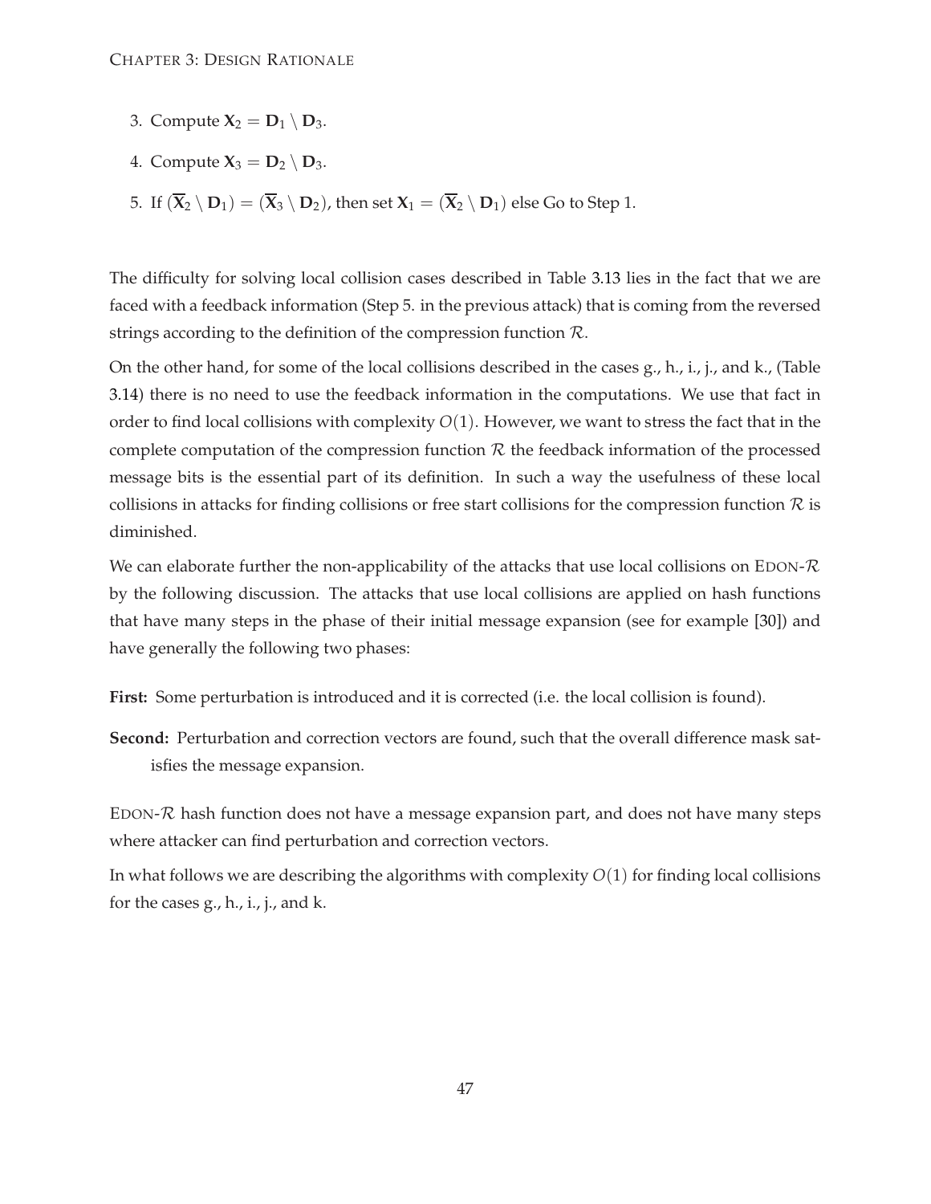3. Compute $\mathbf{X}_2 = \mathbf{D}_1 \setminus \mathbf{D}_3$.

4. Compute $\mathbf{X}_3 = \mathbf{D}_2 \setminus \mathbf{D}_3$.

5. If $(\overline{\mathbf{X}}_2 \setminus \mathbf{D}_1) = (\overline{\mathbf{X}}_3 \setminus \mathbf{D}_2)$, then set $\mathbf{X}_1 = (\overline{\mathbf{X}}_2 \setminus \mathbf{D}_1)$ else Go to Step 1.

The difficulty for solving local collision cases described in Table 3.13 lies in the fact that we are faced with a feedback information (Step 5. in the previous attack) that is coming from the reversed strings according to the definition of the compression function $\mathcal{R}$.

On the other hand, for some of the local collisions described in the cases g., h., i., j., and k., (Table 3.14) there is no need to use the feedback information in the computations. We use that fact in order to find local collisions with complexity $O(1)$. However, we want to stress the fact that in the complete computation of the compression function $\mathcal{R}$ the feedback information of the processed message bits is the essential part of its definition. In such a way the usefulness of these local collisions in attacks for finding collisions or free start collisions for the compression function $\mathcal{R}$ is diminished.

We can elaborate further the non-applicability of the attacks that use local collisions on EDON-$\mathcal{R}$ by the following discussion. The attacks that use local collisions are applied on hash functions that have many steps in the phase of their initial message expansion (see for example [30]) and have generally the following two phases:

**First:** Some perturbation is introduced and it is corrected (i.e. the local collision is found).

**Second:** Perturbation and correction vectors are found, such that the overall difference mask satisfies the message expansion.

EDON-$\mathcal{R}$ hash function does not have a message expansion part, and does not have many steps where attacker can find perturbation and correction vectors.

In what follows we are describing the algorithms with complexity $O(1)$ for finding local collisions for the cases g., h., i., j., and k.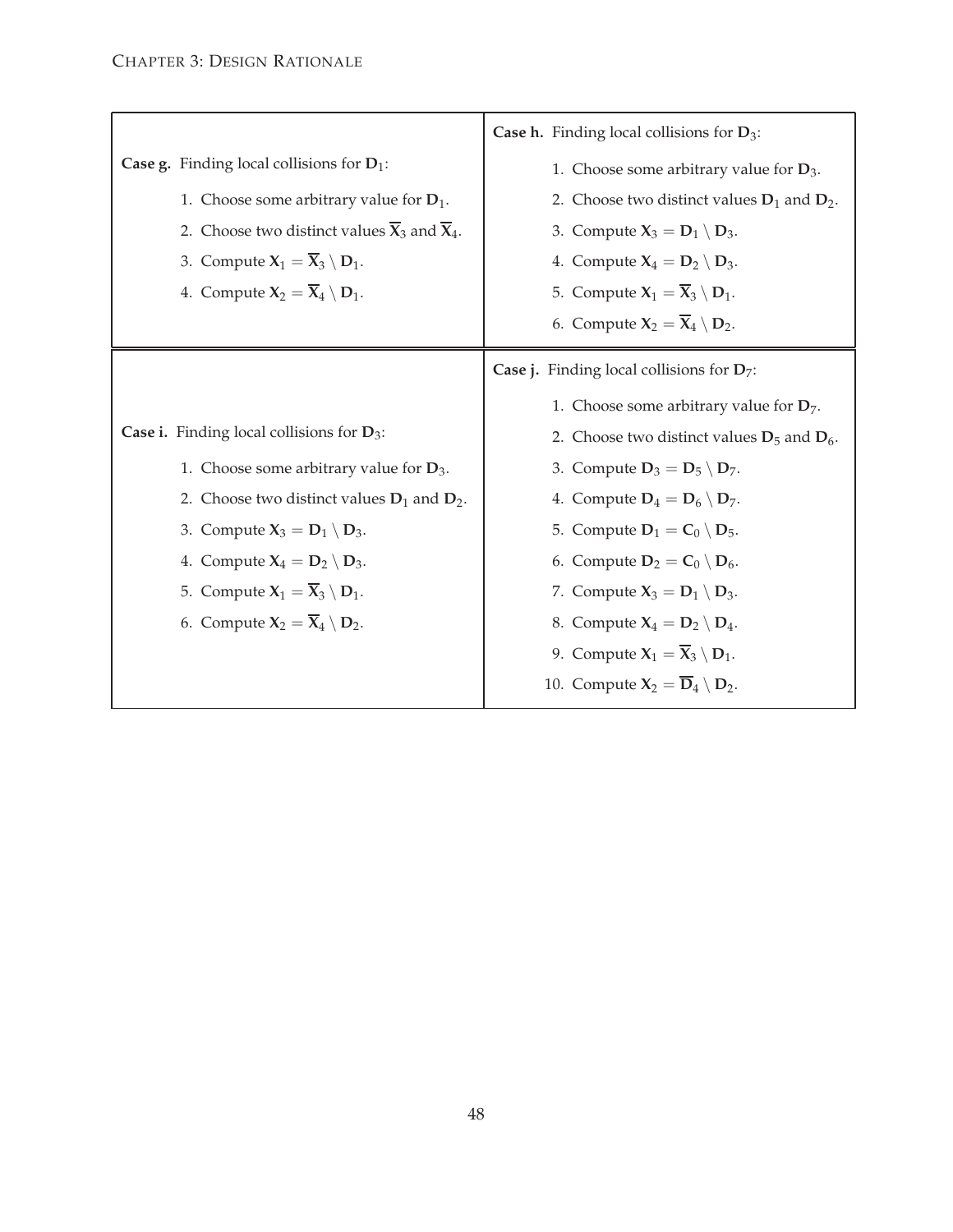**Case g.** Finding local collisions for $\mathbf{D}_1$:

1. Choose some arbitrary value for $\mathbf{D}_1$.
2. Choose two distinct values $\overline{\mathbf{X}}_3$ and $\overline{\mathbf{X}}_4$.
3. Compute $\mathbf{X}_1 = \overline{\mathbf{X}}_3 \setminus \mathbf{D}_1$.
4. Compute $\mathbf{X}_2 = \overline{\mathbf{X}}_4 \setminus \mathbf{D}_1$.

**Case h.** Finding local collisions for $\mathbf{D}_3$:

1. Choose some arbitrary value for $\mathbf{D}_3$.
2. Choose two distinct values $\mathbf{D}_1$ and $\mathbf{D}_2$.
3. Compute $\mathbf{X}_3 = \mathbf{D}_1 \setminus \mathbf{D}_3$.
4. Compute $\mathbf{X}_4 = \mathbf{D}_2 \setminus \mathbf{D}_3$.
5. Compute $\mathbf{X}_1 = \overline{\mathbf{X}}_3 \setminus \mathbf{D}_1$.
6. Compute $\mathbf{X}_2 = \overline{\mathbf{X}}_4 \setminus \mathbf{D}_2$.

**Case i.** Finding local collisions for $\mathbf{D}_3$:

1. Choose some arbitrary value for $\mathbf{D}_3$.
2. Choose two distinct values $\mathbf{D}_1$ and $\mathbf{D}_2$.
3. Compute $\mathbf{X}_3 = \mathbf{D}_1 \setminus \mathbf{D}_3$.
4. Compute $\mathbf{X}_4 = \mathbf{D}_2 \setminus \mathbf{D}_3$.
5. Compute $\mathbf{X}_1 = \overline{\mathbf{X}}_3 \setminus \mathbf{D}_1$.
6. Compute $\mathbf{X}_2 = \overline{\mathbf{X}}_4 \setminus \mathbf{D}_2$.

**Case j.** Finding local collisions for $\mathbf{D}_7$:

1. Choose some arbitrary value for $\mathbf{D}_7$.
2. Choose two distinct values $\mathbf{D}_5$ and $\mathbf{D}_6$.
3. Compute $\mathbf{D}_3 = \mathbf{D}_5 \setminus \mathbf{D}_7$.
4. Compute $\mathbf{D}_4 = \mathbf{D}_6 \setminus \mathbf{D}_7$.
5. Compute $\mathbf{D}_1 = \mathbf{C}_0 \setminus \mathbf{D}_5$.
6. Compute $\mathbf{D}_2 = \mathbf{C}_0 \setminus \mathbf{D}_6$.
7. Compute $\mathbf{X}_3 = \mathbf{D}_1 \setminus \mathbf{D}_3$.
8. Compute $\mathbf{X}_4 = \mathbf{D}_2 \setminus \mathbf{D}_4$.
9. Compute $\mathbf{X}_1 = \overline{\mathbf{X}}_3 \setminus \mathbf{D}_1$.
10. Compute $\mathbf{X}_2 = \overline{\mathbf{D}}_4 \setminus \mathbf{D}_2$.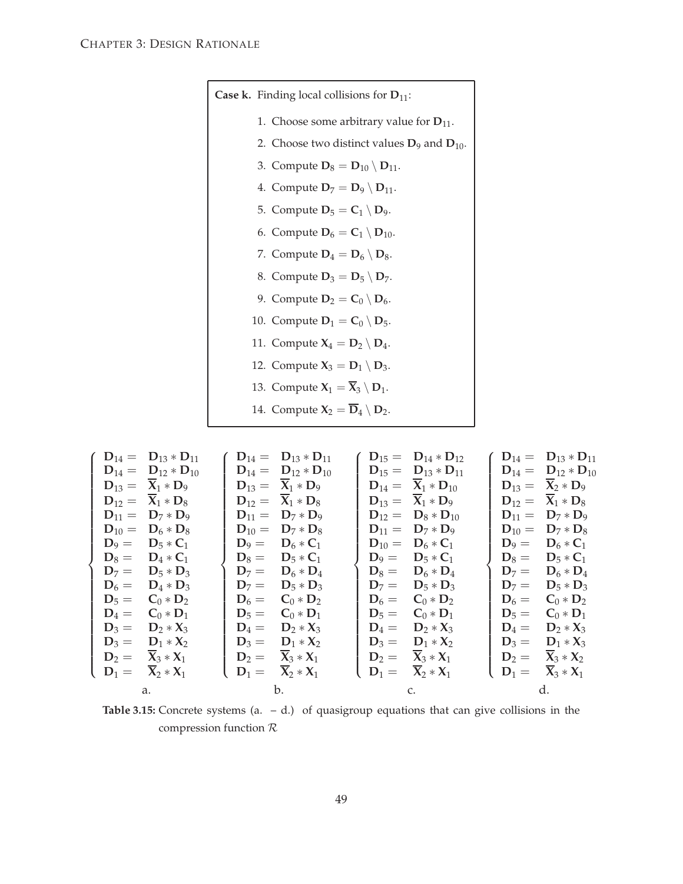**Case k.** Finding local collisions for $\mathbf{D}_{11}$:

1. Choose some arbitrary value for $\mathbf{D}_{11}$.
2. Choose two distinct values $\mathbf{D}_9$ and $\mathbf{D}_{10}$.
3. Compute $\mathbf{D}_8 = \mathbf{D}_{10} \setminus \mathbf{D}_{11}$.
4. Compute $\mathbf{D}_7 = \mathbf{D}_9 \setminus \mathbf{D}_{11}$.
5. Compute $\mathbf{D}_5 = \mathbf{C}_1 \setminus \mathbf{D}_9$.
6. Compute $\mathbf{D}_6 = \mathbf{C}_1 \setminus \mathbf{D}_{10}$.
7. Compute $\mathbf{D}_4 = \mathbf{D}_6 \setminus \mathbf{D}_8$.
8. Compute $\mathbf{D}_3 = \mathbf{D}_5 \setminus \mathbf{D}_7$.
9. Compute $\mathbf{D}_2 = \mathbf{C}_0 \setminus \mathbf{D}_6$.
10. Compute $\mathbf{D}_1 = \mathbf{C}_0 \setminus \mathbf{D}_5$.
11. Compute $\mathbf{X}_4 = \mathbf{D}_2 \setminus \mathbf{D}_4$.
12. Compute $\mathbf{X}_3 = \mathbf{D}_1 \setminus \mathbf{D}_3$.
13. Compute $\mathbf{X}_1 = \overline{\mathbf{X}}_3 \setminus \mathbf{D}_1$.
14. Compute $\mathbf{X}_2 = \overline{\mathbf{D}}_4 \setminus \mathbf{D}_2$.

$$
\left\{\begin{array}{ll}
\mathbf{D}_{14} = & \mathbf{D}_{13} * \mathbf{D}_{11} \\
\mathbf{D}_{14} = & \mathbf{D}_{12} * \mathbf{D}_{10} \\
\mathbf{D}_{13} = & \overline{\mathbf{X}}_1 * \mathbf{D}_9 \\
\mathbf{D}_{12} = & \overline{\mathbf{X}}_1 * \mathbf{D}_8 \\
\mathbf{D}_{11} = & \mathbf{D}_7 * \mathbf{D}_9 \\
\mathbf{D}_{10} = & \mathbf{D}_6 * \mathbf{D}_8 \\
\mathbf{D}_9 = & \mathbf{D}_5 * \mathbf{C}_1 \\
\mathbf{D}_8 = & \mathbf{D}_4 * \mathbf{C}_1 \\
\mathbf{D}_7 = & \mathbf{D}_5 * \mathbf{D}_3 \\
\mathbf{D}_6 = & \mathbf{D}_4 * \mathbf{D}_3 \\
\mathbf{D}_5 = & \mathbf{C}_0 * \mathbf{D}_2 \\
\mathbf{D}_4 = & \mathbf{C}_0 * \mathbf{D}_1 \\
\mathbf{D}_3 = & \mathbf{D}_2 * \mathbf{X}_3 \\
\mathbf{D}_3 = & \mathbf{D}_1 * \mathbf{X}_2 \\
\mathbf{D}_2 = & \overline{\mathbf{X}}_3 * \mathbf{X}_1 \\
\mathbf{D}_1 = & \overline{\mathbf{X}}_2 * \mathbf{X}_1
\end{array}\right.
\quad
\left\{\begin{array}{ll}
\mathbf{D}_{14} = & \mathbf{D}_{13} * \mathbf{D}_{11} \\
\mathbf{D}_{14} = & \mathbf{D}_{12} * \mathbf{D}_{10} \\
\mathbf{D}_{13} = & \overline{\mathbf{X}}_1 * \mathbf{D}_9 \\
\mathbf{D}_{12} = & \overline{\mathbf{X}}_1 * \mathbf{D}_8 \\
\mathbf{D}_{11} = & \mathbf{D}_7 * \mathbf{D}_9 \\
\mathbf{D}_{10} = & \mathbf{D}_7 * \mathbf{D}_8 \\
\mathbf{D}_9 = & \mathbf{D}_6 * \mathbf{C}_1 \\
\mathbf{D}_8 = & \mathbf{D}_5 * \mathbf{C}_1 \\
\mathbf{D}_7 = & \mathbf{D}_6 * \mathbf{D}_4 \\
\mathbf{D}_7 = & \mathbf{D}_5 * \mathbf{D}_3 \\
\mathbf{D}_6 = & \mathbf{C}_0 * \mathbf{D}_2 \\
\mathbf{D}_5 = & \mathbf{C}_0 * \mathbf{D}_1 \\
\mathbf{D}_4 = & \mathbf{D}_2 * \mathbf{X}_3 \\
\mathbf{D}_3 = & \mathbf{D}_1 * \mathbf{X}_2 \\
\mathbf{D}_2 = & \overline{\mathbf{X}}_3 * \mathbf{X}_1 \\
\mathbf{D}_1 = & \overline{\mathbf{X}}_2 * \mathbf{X}_1
\end{array}\right.
\quad
\left\{\begin{array}{ll}
\mathbf{D}_{15} = & \mathbf{D}_{14} * \mathbf{D}_{12} \\
\mathbf{D}_{15} = & \mathbf{D}_{13} * \mathbf{D}_{11} \\
\mathbf{D}_{14} = & \overline{\mathbf{X}}_1 * \mathbf{D}_{10} \\
\mathbf{D}_{13} = & \overline{\mathbf{X}}_1 * \mathbf{D}_9 \\
\mathbf{D}_{12} = & \mathbf{D}_8 * \mathbf{D}_{10} \\
\mathbf{D}_{11} = & \mathbf{D}_7 * \mathbf{D}_9 \\
\mathbf{D}_{10} = & \mathbf{D}_6 * \mathbf{C}_1 \\
\mathbf{D}_9 = & \mathbf{D}_5 * \mathbf{C}_1 \\
\mathbf{D}_8 = & \mathbf{D}_6 * \mathbf{D}_4 \\
\mathbf{D}_7 = & \mathbf{D}_5 * \mathbf{D}_3 \\
\mathbf{D}_6 = & \mathbf{C}_0 * \mathbf{D}_2 \\
\mathbf{D}_5 = & \mathbf{C}_0 * \mathbf{D}_1 \\
\mathbf{D}_4 = & \mathbf{D}_2 * \mathbf{X}_3 \\
\mathbf{D}_3 = & \mathbf{D}_1 * \mathbf{X}_2 \\
\mathbf{D}_2 = & \overline{\mathbf{X}}_3 * \mathbf{X}_1 \\
\mathbf{D}_1 = & \overline{\mathbf{X}}_2 * \mathbf{X}_1
\end{array}\right.
\quad
\left\{\begin{array}{ll}
\mathbf{D}_{14} = & \mathbf{D}_{13} * \mathbf{D}_{11} \\
\mathbf{D}_{14} = & \mathbf{D}_{12} * \mathbf{D}_{10} \\
\mathbf{D}_{13} = & \overline{\mathbf{X}}_2 * \mathbf{D}_9 \\
\mathbf{D}_{12} = & \overline{\mathbf{X}}_1 * \mathbf{D}_8 \\
\mathbf{D}_{11} = & \mathbf{D}_7 * \mathbf{D}_9 \\
\mathbf{D}_{10} = & \mathbf{D}_7 * \mathbf{D}_8 \\
\mathbf{D}_9 = & \mathbf{D}_6 * \mathbf{C}_1 \\
\mathbf{D}_8 = & \mathbf{D}_5 * \mathbf{C}_1 \\
\mathbf{D}_7 = & \mathbf{D}_6 * \mathbf{D}_4 \\
\mathbf{D}_7 = & \mathbf{D}_5 * \mathbf{D}_3 \\
\mathbf{D}_6 = & \mathbf{C}_0 * \mathbf{D}_2 \\
\mathbf{D}_5 = & \mathbf{C}_0 * \mathbf{D}_1 \\
\mathbf{D}_4 = & \mathbf{D}_2 * \mathbf{X}_3 \\
\mathbf{D}_3 = & \mathbf{D}_1 * \mathbf{X}_3 \\
\mathbf{D}_2 = & \overline{\mathbf{X}}_3 * \mathbf{X}_2 \\
\mathbf{D}_1 = & \overline{\mathbf{X}}_3 * \mathbf{X}_1
\end{array}\right.
$$

a. b. c. d.

**Table 3.15:** Concrete systems (a. – d.) of quasigroup equations that can give collisions in the compression function $\mathcal{R}$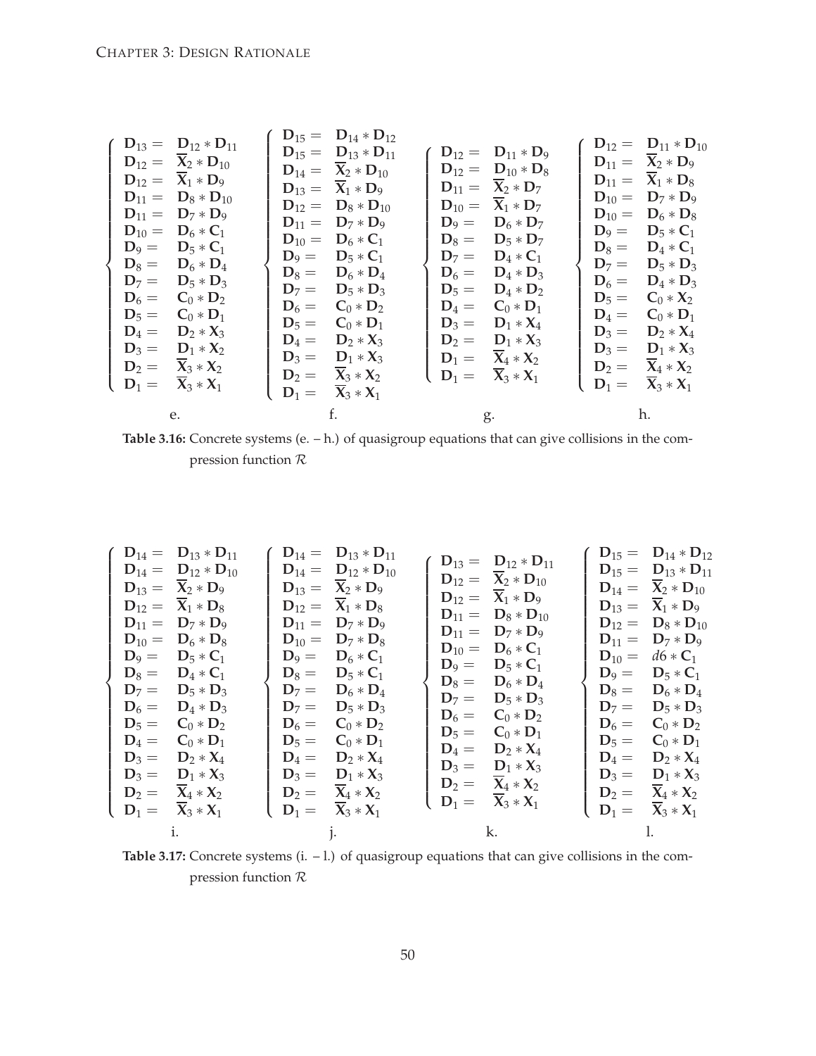$$
\left\{\begin{array}{ll}
\mathbf{D}_{13} = & \mathbf{D}_{12} * \mathbf{D}_{11} \\
\mathbf{D}_{12} = & \overline{\mathbf{X}}_2 * \mathbf{D}_{10} \\
\mathbf{D}_{12} = & \overline{\mathbf{X}}_1 * \mathbf{D}_9 \\
\mathbf{D}_{11} = & \mathbf{D}_8 * \mathbf{D}_{10} \\
\mathbf{D}_{11} = & \mathbf{D}_7 * \mathbf{D}_9 \\
\mathbf{D}_{10} = & \mathbf{D}_6 * \mathbf{C}_1 \\
\mathbf{D}_9 = & \mathbf{D}_5 * \mathbf{C}_1 \\
\mathbf{D}_8 = & \mathbf{D}_6 * \mathbf{D}_4 \\
\mathbf{D}_7 = & \mathbf{D}_5 * \mathbf{D}_3 \\
\mathbf{D}_6 = & \mathbf{C}_0 * \mathbf{D}_2 \\
\mathbf{D}_5 = & \mathbf{C}_0 * \mathbf{D}_1 \\
\mathbf{D}_4 = & \mathbf{D}_2 * \mathbf{X}_3 \\
\mathbf{D}_3 = & \mathbf{D}_1 * \mathbf{X}_2 \\
\mathbf{D}_2 = & \overline{\mathbf{X}}_3 * \mathbf{X}_2 \\
\mathbf{D}_1 = & \overline{\mathbf{X}}_3 * \mathbf{X}_1
\end{array}\right.
\quad
\left\{\begin{array}{ll}
\mathbf{D}_{15} = & \mathbf{D}_{14} * \mathbf{D}_{12} \\
\mathbf{D}_{15} = & \mathbf{D}_{13} * \mathbf{D}_{11} \\
\mathbf{D}_{14} = & \overline{\mathbf{X}}_2 * \mathbf{D}_{10} \\
\mathbf{D}_{13} = & \overline{\mathbf{X}}_1 * \mathbf{D}_9 \\
\mathbf{D}_{12} = & \mathbf{D}_8 * \mathbf{D}_{10} \\
\mathbf{D}_{11} = & \mathbf{D}_7 * \mathbf{D}_9 \\
\mathbf{D}_{10} = & \mathbf{D}_6 * \mathbf{C}_1 \\
\mathbf{D}_9 = & \mathbf{D}_5 * \mathbf{C}_1 \\
\mathbf{D}_8 = & \mathbf{D}_6 * \mathbf{D}_4 \\
\mathbf{D}_7 = & \mathbf{D}_5 * \mathbf{D}_3 \\
\mathbf{D}_6 = & \mathbf{C}_0 * \mathbf{D}_2 \\
\mathbf{D}_5 = & \mathbf{C}_0 * \mathbf{D}_1 \\
\mathbf{D}_4 = & \mathbf{D}_2 * \mathbf{X}_3 \\
\mathbf{D}_3 = & \mathbf{D}_1 * \mathbf{X}_3 \\
\mathbf{D}_2 = & \overline{\mathbf{X}}_3 * \mathbf{X}_2 \\
\mathbf{D}_1 = & \overline{\mathbf{X}}_3 * \mathbf{X}_1
\end{array}\right.
\quad
\left\{\begin{array}{ll}
\mathbf{D}_{12} = & \mathbf{D}_{11} * \mathbf{D}_9 \\
\mathbf{D}_{12} = & \mathbf{D}_{10} * \mathbf{D}_8 \\
\mathbf{D}_{11} = & \overline{\mathbf{X}}_2 * \mathbf{D}_7 \\
\mathbf{D}_{10} = & \overline{\mathbf{X}}_1 * \mathbf{D}_7 \\
\mathbf{D}_9 = & \mathbf{D}_6 * \mathbf{D}_7 \\
\mathbf{D}_8 = & \mathbf{D}_5 * \mathbf{D}_7 \\
\mathbf{D}_7 = & \mathbf{D}_4 * \mathbf{C}_1 \\
\mathbf{D}_6 = & \mathbf{D}_4 * \mathbf{D}_3 \\
\mathbf{D}_5 = & \mathbf{D}_4 * \mathbf{D}_2 \\
\mathbf{D}_4 = & \mathbf{C}_0 * \mathbf{D}_1 \\
\mathbf{D}_3 = & \mathbf{D}_1 * \mathbf{X}_4 \\
\mathbf{D}_2 = & \mathbf{D}_1 * \mathbf{X}_3 \\
\mathbf{D}_1 = & \overline{\mathbf{X}}_4 * \mathbf{X}_2 \\
\mathbf{D}_1 = & \overline{\mathbf{X}}_3 * \mathbf{X}_1
\end{array}\right.
\quad
\left\{\begin{array}{ll}
\mathbf{D}_{12} = & \mathbf{D}_{11} * \mathbf{D}_{10} \\
\mathbf{D}_{11} = & \overline{\mathbf{X}}_2 * \mathbf{D}_9 \\
\mathbf{D}_{11} = & \overline{\mathbf{X}}_1 * \mathbf{D}_8 \\
\mathbf{D}_{10} = & \mathbf{D}_7 * \mathbf{D}_9 \\
\mathbf{D}_{10} = & \mathbf{D}_6 * \mathbf{D}_8 \\
\mathbf{D}_9 = & \mathbf{D}_5 * \mathbf{C}_1 \\
\mathbf{D}_8 = & \mathbf{D}_4 * \mathbf{C}_1 \\
\mathbf{D}_7 = & \mathbf{D}_5 * \mathbf{D}_3 \\
\mathbf{D}_6 = & \mathbf{D}_4 * \mathbf{D}_3 \\
\mathbf{D}_5 = & \mathbf{C}_0 * \mathbf{X}_2 \\
\mathbf{D}_4 = & \mathbf{C}_0 * \mathbf{D}_1 \\
\mathbf{D}_3 = & \mathbf{D}_2 * \mathbf{X}_4 \\
\mathbf{D}_3 = & \mathbf{D}_1 * \mathbf{X}_3 \\
\mathbf{D}_2 = & \overline{\mathbf{X}}_4 * \mathbf{X}_2 \\
\mathbf{D}_1 = & \overline{\mathbf{X}}_3 * \mathbf{X}_1
\end{array}\right.
$$

e. f. g. h.

**Table 3.16:** Concrete systems (e. – h.) of quasigroup equations that can give collisions in the compression function $\mathcal{R}$

$$
\left\{\begin{array}{ll}
\mathbf{D}_{14} = & \mathbf{D}_{13} * \mathbf{D}_{11} \\
\mathbf{D}_{14} = & \mathbf{D}_{12} * \mathbf{D}_{10} \\
\mathbf{D}_{13} = & \overline{\mathbf{X}}_2 * \mathbf{D}_9 \\
\mathbf{D}_{12} = & \overline{\mathbf{X}}_1 * \mathbf{D}_8 \\
\mathbf{D}_{11} = & \mathbf{D}_7 * \mathbf{D}_9 \\
\mathbf{D}_{10} = & \mathbf{D}_6 * \mathbf{D}_8 \\
\mathbf{D}_9 = & \mathbf{D}_5 * \mathbf{C}_1 \\
\mathbf{D}_8 = & \mathbf{D}_4 * \mathbf{C}_1 \\
\mathbf{D}_7 = & \mathbf{D}_5 * \mathbf{D}_3 \\
\mathbf{D}_6 = & \mathbf{D}_4 * \mathbf{D}_3 \\
\mathbf{D}_5 = & \mathbf{C}_0 * \mathbf{D}_2 \\
\mathbf{D}_4 = & \mathbf{C}_0 * \mathbf{D}_1 \\
\mathbf{D}_3 = & \mathbf{D}_2 * \mathbf{X}_4 \\
\mathbf{D}_3 = & \mathbf{D}_1 * \mathbf{X}_3 \\
\mathbf{D}_2 = & \overline{\mathbf{X}}_4 * \mathbf{X}_2 \\
\mathbf{D}_1 = & \overline{\mathbf{X}}_3 * \mathbf{X}_1
\end{array}\right.
\quad
\left\{\begin{array}{ll}
\mathbf{D}_{14} = & \mathbf{D}_{13} * \mathbf{D}_{11} \\
\mathbf{D}_{14} = & \mathbf{D}_{12} * \mathbf{D}_{10} \\
\mathbf{D}_{13} = & \overline{\mathbf{X}}_2 * \mathbf{D}_9 \\
\mathbf{D}_{12} = & \overline{\mathbf{X}}_1 * \mathbf{D}_8 \\
\mathbf{D}_{11} = & \mathbf{D}_7 * \mathbf{D}_9 \\
\mathbf{D}_{10} = & \mathbf{D}_7 * \mathbf{D}_8 \\
\mathbf{D}_9 = & \mathbf{D}_6 * \mathbf{C}_1 \\
\mathbf{D}_8 = & \mathbf{D}_5 * \mathbf{C}_1 \\
\mathbf{D}_7 = & \mathbf{D}_6 * \mathbf{D}_4 \\
\mathbf{D}_7 = & \mathbf{D}_5 * \mathbf{D}_3 \\
\mathbf{D}_6 = & \mathbf{C}_0 * \mathbf{D}_2 \\
\mathbf{D}_5 = & \mathbf{C}_0 * \mathbf{D}_1 \\
\mathbf{D}_4 = & \mathbf{D}_2 * \mathbf{X}_4 \\
\mathbf{D}_3 = & \mathbf{D}_1 * \mathbf{X}_3 \\
\mathbf{D}_2 = & \overline{\mathbf{X}}_4 * \mathbf{X}_2 \\
\mathbf{D}_1 = & \overline{\mathbf{X}}_3 * \mathbf{X}_1
\end{array}\right.
\quad
\left\{\begin{array}{ll}
\mathbf{D}_{13} = & \mathbf{D}_{12} * \mathbf{D}_{11} \\
\mathbf{D}_{12} = & \overline{\mathbf{X}}_2 * \mathbf{D}_{10} \\
\mathbf{D}_{12} = & \overline{\mathbf{X}}_1 * \mathbf{D}_9 \\
\mathbf{D}_{11} = & \mathbf{D}_8 * \mathbf{D}_{10} \\
\mathbf{D}_{11} = & \mathbf{D}_7 * \mathbf{D}_9 \\
\mathbf{D}_{10} = & \mathbf{D}_6 * \mathbf{C}_1 \\
\mathbf{D}_9 = & \mathbf{D}_5 * \mathbf{C}_1 \\
\mathbf{D}_8 = & \mathbf{D}_6 * \mathbf{D}_4 \\
\mathbf{D}_7 = & \mathbf{D}_5 * \mathbf{D}_3 \\
\mathbf{D}_6 = & \mathbf{C}_0 * \mathbf{D}_2 \\
\mathbf{D}_5 = & \mathbf{C}_0 * \mathbf{D}_1 \\
\mathbf{D}_4 = & \mathbf{D}_2 * \mathbf{X}_4 \\
\mathbf{D}_3 = & \mathbf{D}_1 * \mathbf{X}_3 \\
\mathbf{D}_2 = & \overline{\mathbf{X}}_4 * \mathbf{X}_2 \\
\mathbf{D}_1 = & \overline{\mathbf{X}}_3 * \mathbf{X}_1
\end{array}\right.
\quad
\left\{\begin{array}{ll}
\mathbf{D}_{15} = & \mathbf{D}_{14} * \mathbf{D}_{12} \\
\mathbf{D}_{15} = & \mathbf{D}_{13} * \mathbf{D}_{11} \\
\mathbf{D}_{14} = & \overline{\mathbf{X}}_2 * \mathbf{D}_{10} \\
\mathbf{D}_{13} = & \overline{\mathbf{X}}_1 * \mathbf{D}_9 \\
\mathbf{D}_{12} = & \mathbf{D}_8 * \mathbf{D}_{10} \\
\mathbf{D}_{11} = & \mathbf{D}_7 * \mathbf{D}_9 \\
\mathbf{D}_{10} = & d6 * \mathbf{C}_1 \\
\mathbf{D}_9 = & \mathbf{D}_5 * \mathbf{C}_1 \\
\mathbf{D}_8 = & \mathbf{D}_6 * \mathbf{D}_4 \\
\mathbf{D}_7 = & \mathbf{D}_5 * \mathbf{D}_3 \\
\mathbf{D}_6 = & \mathbf{C}_0 * \mathbf{D}_2 \\
\mathbf{D}_5 = & \mathbf{C}_0 * \mathbf{D}_1 \\
\mathbf{D}_4 = & \mathbf{D}_2 * \mathbf{X}_4 \\
\mathbf{D}_3 = & \mathbf{D}_1 * \mathbf{X}_3 \\
\mathbf{D}_2 = & \overline{\mathbf{X}}_4 * \mathbf{X}_2 \\
\mathbf{D}_1 = & \overline{\mathbf{X}}_3 * \mathbf{X}_1
\end{array}\right.
$$

i. j. k. l.

**Table 3.17:** Concrete systems (i. – l.) of quasigroup equations that can give collisions in the compression function $\mathcal{R}$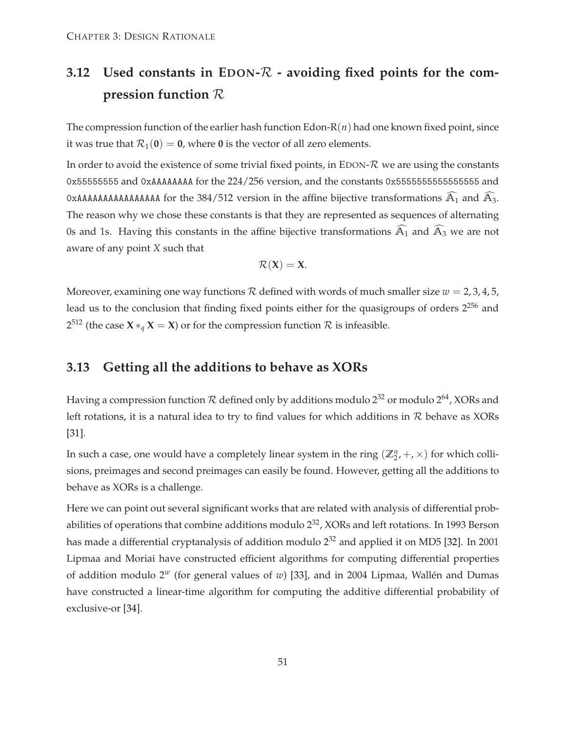## 3.12 Used constants in EDON-$\mathcal{R}$ - avoiding fixed points for the compression function $\mathcal{R}$

The compression function of the earlier hash function Edon-R($n$) had one known fixed point, since it was true that $\mathcal{R}_1(\mathbf{0}) = \mathbf{0}$, where $\mathbf{0}$ is the vector of all zero elements.

In order to avoid the existence of some trivial fixed points, in EDON-$\mathcal{R}$ we are using the constants `0x55555555` and `0xAAAAAAAA` for the 224/256 version, and the constants `0x5555555555555555` and `0xAAAAAAAAAAAAAAAA` for the 384/512 version in the affine bijective transformations $\widehat{\mathbb{A}_1}$ and $\widehat{\mathbb{A}_3}$. The reason why we chose these constants is that they are represented as sequences of alternating 0s and 1s. Having this constants in the affine bijective transformations $\widehat{\mathbb{A}_1}$ and $\widehat{\mathbb{A}_3}$ we are not aware of any point $X$ such that

$$\mathcal{R}(\mathbf{X}) = \mathbf{X}.$$

Moreover, examining one way functions $\mathcal{R}$ defined with words of much smaller size $w = 2, 3, 4, 5$, lead us to the conclusion that finding fixed points either for the quasigroups of orders $2^{256}$ and $2^{512}$ (the case $\mathbf{X} *_q \mathbf{X} = \mathbf{X}$) or for the compression function $\mathcal{R}$ is infeasible.

## 3.13 Getting all the additions to behave as XORs

Having a compression function $\mathcal{R}$ defined only by additions modulo $2^{32}$ or modulo $2^{64}$, XORs and left rotations, it is a natural idea to try to find values for which additions in $\mathcal{R}$ behave as XORs [31].

In such a case, one would have a completely linear system in the ring $(\mathbb{Z}_2^n, +, \times)$ for which collisions, preimages and second preimages can easily be found. However, getting all the additions to behave as XORs is a challenge.

Here we can point out several significant works that are related with analysis of differential probabilities of operations that combine additions modulo $2^{32}$, XORs and left rotations. In 1993 Berson has made a differential cryptanalysis of addition modulo $2^{32}$ and applied it on MD5 [32]. In 2001 Lipmaa and Moriai have constructed efficient algorithms for computing differential properties of addition modulo $2^w$ (for general values of $w$) [33], and in 2004 Lipmaa, Wallén and Dumas have constructed a linear-time algorithm for computing the additive differential probability of exclusive-or [34].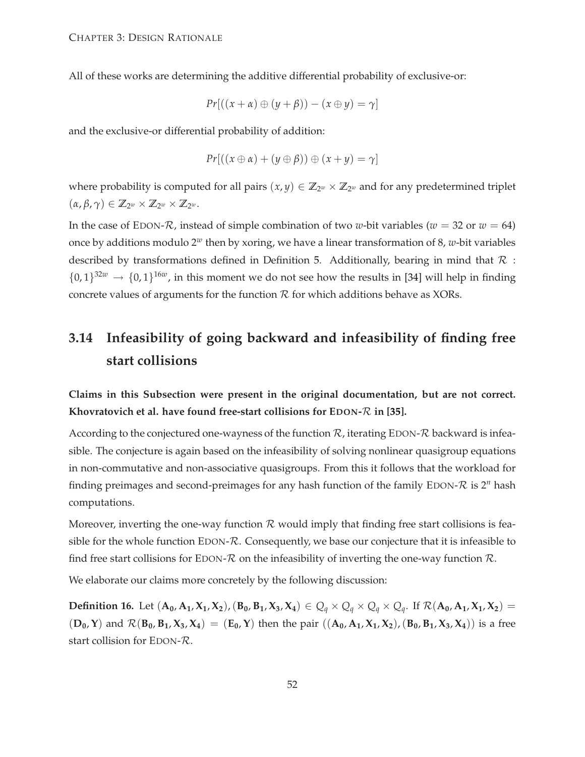All of these works are determining the additive differential probability of exclusive-or:

$$Pr[((x + \alpha) \oplus (y + \beta)) - (x \oplus y) = \gamma]$$

and the exclusive-or differential probability of addition:

$$Pr[((x \oplus \alpha) + (y \oplus \beta)) \oplus (x + y) = \gamma]$$

where probability is computed for all pairs $(x, y) \in \mathbb{Z}_{2^w} \times \mathbb{Z}_{2^w}$ and for any predetermined triplet $(\alpha, \beta, \gamma) \in \mathbb{Z}_{2^w} \times \mathbb{Z}_{2^w} \times \mathbb{Z}_{2^w}$.

In the case of EDON-$\mathcal{R}$, instead of simple combination of two $w$-bit variables ($w = 32$ or $w = 64$) once by additions modulo $2^w$ then by xoring, we have a linear transformation of 8, $w$-bit variables described by transformations defined in Definition 5. Additionally, bearing in mind that $\mathcal{R} : \{0,1\}^{32w} \rightarrow \{0,1\}^{16w}$, in this moment we do not see how the results in [34] will help in finding concrete values of arguments for the function $\mathcal{R}$ for which additions behave as XORs.

## 3.14 Infeasibility of going backward and infeasibility of finding free start collisions

**Claims in this Subsection were present in the original documentation, but are not correct. Khovratovich et al. have found free-start collisions for EDON-$\mathcal{R}$ in [35].**

According to the conjectured one-wayness of the function $\mathcal{R}$, iterating EDON-$\mathcal{R}$ backward is infeasible. The conjecture is again based on the infeasibility of solving nonlinear quasigroup equations in non-commutative and non-associative quasigroups. From this it follows that the workload for finding preimages and second-preimages for any hash function of the family EDON-$\mathcal{R}$ is $2^n$ hash computations.

Moreover, inverting the one-way function $\mathcal{R}$ would imply that finding free start collisions is feasible for the whole function EDON-$\mathcal{R}$. Consequently, we base our conjecture that it is infeasible to find free start collisions for EDON-$\mathcal{R}$ on the infeasibility of inverting the one-way function $\mathcal{R}$.

We elaborate our claims more concretely by the following discussion:

**Definition 16.** Let $(\mathbf{A_0}, \mathbf{A_1}, \mathbf{X_1}, \mathbf{X_2}), (\mathbf{B_0}, \mathbf{B_1}, \mathbf{X_3}, \mathbf{X_4}) \in Q_q \times Q_q \times Q_q \times Q_q$. If $\mathcal{R}(\mathbf{A_0}, \mathbf{A_1}, \mathbf{X_1}, \mathbf{X_2}) = (\mathbf{D_0}, \mathbf{Y})$ and $\mathcal{R}(\mathbf{B_0}, \mathbf{B_1}, \mathbf{X_3}, \mathbf{X_4}) = (\mathbf{E_0}, \mathbf{Y})$ then the pair $((\mathbf{A_0}, \mathbf{A_1}, \mathbf{X_1}, \mathbf{X_2}), (\mathbf{B_0}, \mathbf{B_1}, \mathbf{X_3}, \mathbf{X_4}))$ is a free start collision for EDON-$\mathcal{R}$.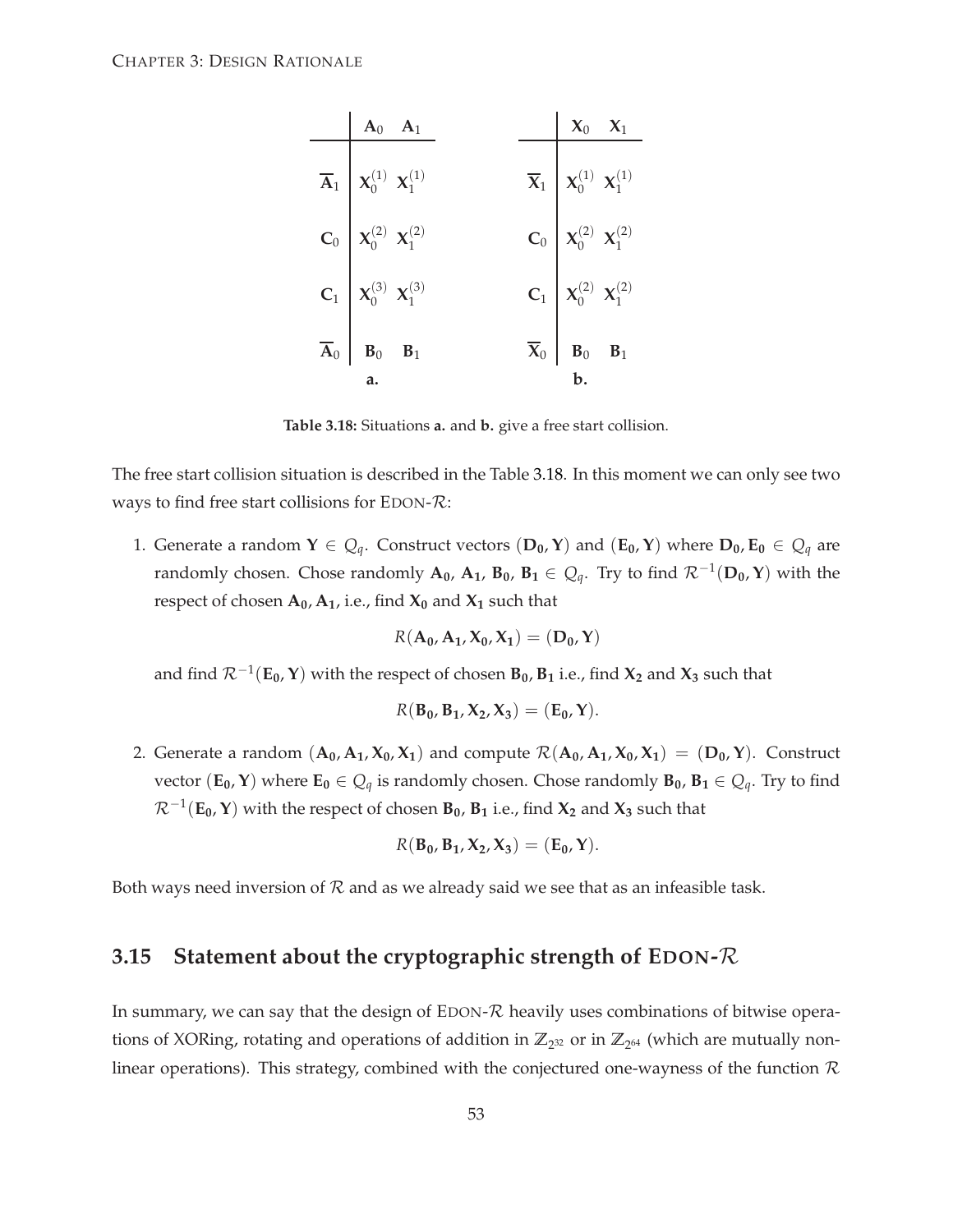| | $\mathbf{A}_0$ | $\mathbf{A}_1$ |
|---|---|---|
| $\overline{\mathbf{A}}_1$ | $\mathbf{X}_0^{(1)}$ | $\mathbf{X}_1^{(1)}$ |
| $\mathbf{C}_0$ | $\mathbf{X}_0^{(2)}$ | $\mathbf{X}_1^{(2)}$ |
| $\mathbf{C}_1$ | $\mathbf{X}_0^{(3)}$ | $\mathbf{X}_1^{(3)}$ |
| $\overline{\mathbf{A}}_0$ | $\mathbf{B}_0$ | $\mathbf{B}_1$ |

**a.**

| | $\mathbf{X}_0$ | $\mathbf{X}_1$ |
|---|---|---|
| $\overline{\mathbf{X}}_1$ | $\mathbf{X}_0^{(1)}$ | $\mathbf{X}_1^{(1)}$ |
| $\mathbf{C}_0$ | $\mathbf{X}_0^{(2)}$ | $\mathbf{X}_1^{(2)}$ |
| $\mathbf{C}_1$ | $\mathbf{X}_0^{(2)}$ | $\mathbf{X}_1^{(2)}$ |
| $\overline{\mathbf{X}}_0$ | $\mathbf{B}_0$ | $\mathbf{B}_1$ |

**b.**

**Table 3.18:** Situations **a.** and **b.** give a free start collision.

The free start collision situation is described in the Table 3.18. In this moment we can only see two ways to find free start collisions for EDON-$\mathcal{R}$:

1. Generate a random $\mathbf{Y} \in Q_q$. Construct vectors $(\mathbf{D_0}, \mathbf{Y})$ and $(\mathbf{E_0}, \mathbf{Y})$ where $\mathbf{D_0}, \mathbf{E_0} \in Q_q$ are randomly chosen. Chose randomly $\mathbf{A_0}$, $\mathbf{A_1}$, $\mathbf{B_0}$, $\mathbf{B_1} \in Q_q$. Try to find $\mathcal{R}^{-1}(\mathbf{D_0}, \mathbf{Y})$ with the respect of chosen $\mathbf{A_0}, \mathbf{A_1}$, i.e., find $\mathbf{X_0}$ and $\mathbf{X_1}$ such that

$$R(\mathbf{A_0}, \mathbf{A_1}, \mathbf{X_0}, \mathbf{X_1}) = (\mathbf{D_0}, \mathbf{Y})$$

   and find $\mathcal{R}^{-1}(\mathbf{E_0}, \mathbf{Y})$ with the respect of chosen $\mathbf{B_0}, \mathbf{B_1}$ i.e., find $\mathbf{X_2}$ and $\mathbf{X_3}$ such that

$$R(\mathbf{B_0}, \mathbf{B_1}, \mathbf{X_2}, \mathbf{X_3}) = (\mathbf{E_0}, \mathbf{Y}).$$

2. Generate a random $(\mathbf{A_0}, \mathbf{A_1}, \mathbf{X_0}, \mathbf{X_1})$ and compute $\mathcal{R}(\mathbf{A_0}, \mathbf{A_1}, \mathbf{X_0}, \mathbf{X_1}) = (\mathbf{D_0}, \mathbf{Y})$. Construct vector $(\mathbf{E_0}, \mathbf{Y})$ where $\mathbf{E_0} \in Q_q$ is randomly chosen. Chose randomly $\mathbf{B_0}$, $\mathbf{B_1} \in Q_q$. Try to find $\mathcal{R}^{-1}(\mathbf{E_0}, \mathbf{Y})$ with the respect of chosen $\mathbf{B_0}$, $\mathbf{B_1}$ i.e., find $\mathbf{X_2}$ and $\mathbf{X_3}$ such that

$$R(\mathbf{B_0}, \mathbf{B_1}, \mathbf{X_2}, \mathbf{X_3}) = (\mathbf{E_0}, \mathbf{Y}).$$

Both ways need inversion of $\mathcal{R}$ and as we already said we see that as an infeasible task.

## 3.15 Statement about the cryptographic strength of EDON-$\mathcal{R}$

In summary, we can say that the design of EDON-$\mathcal{R}$ heavily uses combinations of bitwise operations of XORing, rotating and operations of addition in $\mathbb{Z}_{2^{32}}$ or in $\mathbb{Z}_{2^{64}}$ (which are mutually nonlinear operations). This strategy, combined with the conjectured one-wayness of the function $\mathcal{R}$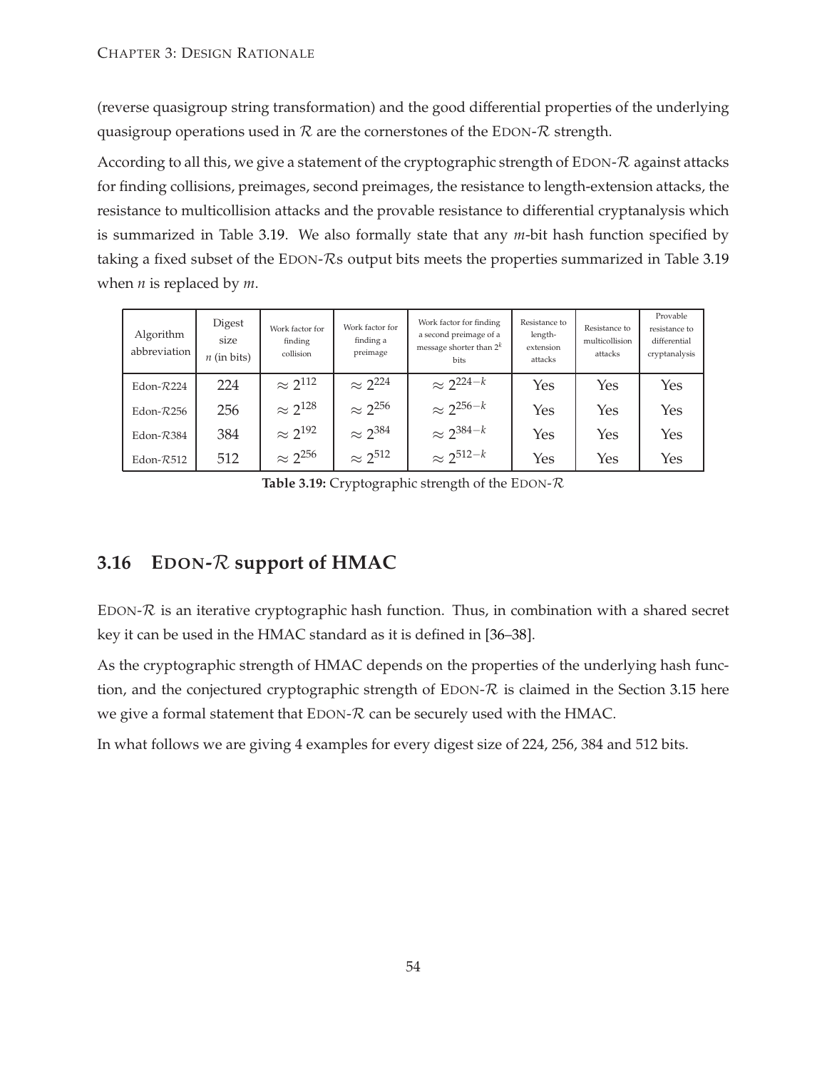(reverse quasigroup string transformation) and the good differential properties of the underlying quasigroup operations used in $\mathcal{R}$ are the cornerstones of the EDON-$\mathcal{R}$ strength.

According to all this, we give a statement of the cryptographic strength of EDON-$\mathcal{R}$ against attacks for finding collisions, preimages, second preimages, the resistance to length-extension attacks, the resistance to multicollision attacks and the provable resistance to differential cryptanalysis which is summarized in Table 3.19. We also formally state that any $m$-bit hash function specified by taking a fixed subset of the EDON-$\mathcal{R}$s output bits meets the properties summarized in Table 3.19 when $n$ is replaced by $m$.

| Algorithm abbreviation | Digest size $n$ (in bits) | Work factor for finding collision | Work factor for finding a preimage | Work factor for finding a second preimage of a message shorter than $2^k$ bits | Resistance to length-extension attacks | Resistance to multicollision attacks | Provable resistance to differential cryptanalysis |
|---|---|---|---|---|---|---|---|
| Edon-$\mathcal{R}$224 | 224 | $\approx 2^{112}$ | $\approx 2^{224}$ | $\approx 2^{224-k}$ | Yes | Yes | Yes |
| Edon-$\mathcal{R}$256 | 256 | $\approx 2^{128}$ | $\approx 2^{256}$ | $\approx 2^{256-k}$ | Yes | Yes | Yes |
| Edon-$\mathcal{R}$384 | 384 | $\approx 2^{192}$ | $\approx 2^{384}$ | $\approx 2^{384-k}$ | Yes | Yes | Yes |
| Edon-$\mathcal{R}$512 | 512 | $\approx 2^{256}$ | $\approx 2^{512}$ | $\approx 2^{512-k}$ | Yes | Yes | Yes |

**Table 3.19:** Cryptographic strength of the EDON-$\mathcal{R}$

## 3.16 EDON-$\mathcal{R}$ support of HMAC

EDON-$\mathcal{R}$ is an iterative cryptographic hash function. Thus, in combination with a shared secret key it can be used in the HMAC standard as it is defined in [36–38].

As the cryptographic strength of HMAC depends on the properties of the underlying hash function, and the conjectured cryptographic strength of EDON-$\mathcal{R}$ is claimed in the Section 3.15 here we give a formal statement that EDON-$\mathcal{R}$ can be securely used with the HMAC.

In what follows we are giving 4 examples for every digest size of 224, 256, 384 and 512 bits.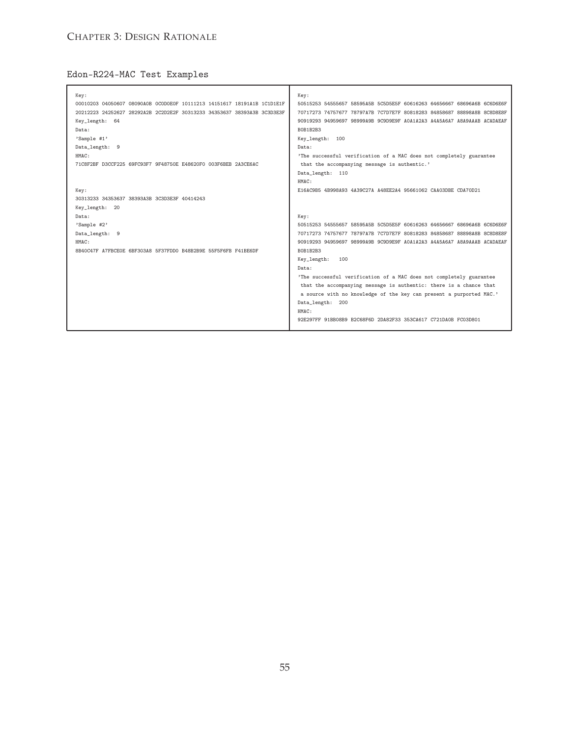## Edon-R224-MAC Test Examples

```
Key:
00010203 04050607 08090A0B 0C0D0E0F 10111213 14151617 18191A1B 1C1D1E1F
20212223 24252627 28292A2B 2C2D2E2F 30313233 34353637 38393A3B 3C3D3E3F
Key_length:  64
Data:
'Sample #1'
Data_length:  9
HMAC:
71C8F2BF D3CCF225 69FC93F7 9F48750E E48620F0 003F6BEB 2A3CE6AC


Key:
30313233 34353637 38393A3B 3C3D3E3F 40414243
Key_length:  20
Data:
'Sample #2'
Data_length:  9
HMAC:
8B40C47F A7FBCE0E 6BF303A8 5F37FDD0 B48B2B9E 55F5F6FB F41BE6DF
```

```
Key:
50515253 54555657 58595A5B 5C5D5E5F 60616263 64656667 68696A6B 6C6D6E6F
70717273 74757677 78797A7B 7C7D7E7F 80818283 84858687 88898A8B 8C8D8E8F
90919293 94959697 98999A9B 9C9D9E9F A0A1A2A3 A4A5A6A7 A8A9AAAB ACADAEAF
B0B1B2B3
Key_length:  100
Data:
'The successful verification of a MAC does not completely guarantee
 that the accompanying message is authentic.'
Data_length:  110
HMAC:
E16AC9B5 4B998A93 4A39C27A A48EE2A4 95661062 CAA03DBE CDA70D21


Key:
50515253 54555657 58595A5B 5C5D5E5F 60616263 64656667 68696A6B 6C6D6E6F
70717273 74757677 78797A7B 7C7D7E7F 80818283 84858687 88898A8B 8C8D8E8F
90919293 94959697 98999A9B 9C9D9E9F A0A1A2A3 A4A5A6A7 A8A9AAAB ACADAEAF
B0B1B2B3
Key_length:   100
Data:
'The successful verification of a MAC does not completely guarantee
 that the accompanying message is authentic: there is a chance that
 a source with no knowledge of the key can present a purported MAC.'
Data_length:  200
HMAC:
92E297FF 91BB08B9 B2C68F6D 2DA82F33 353CA617 C721DA0B FC03D801
```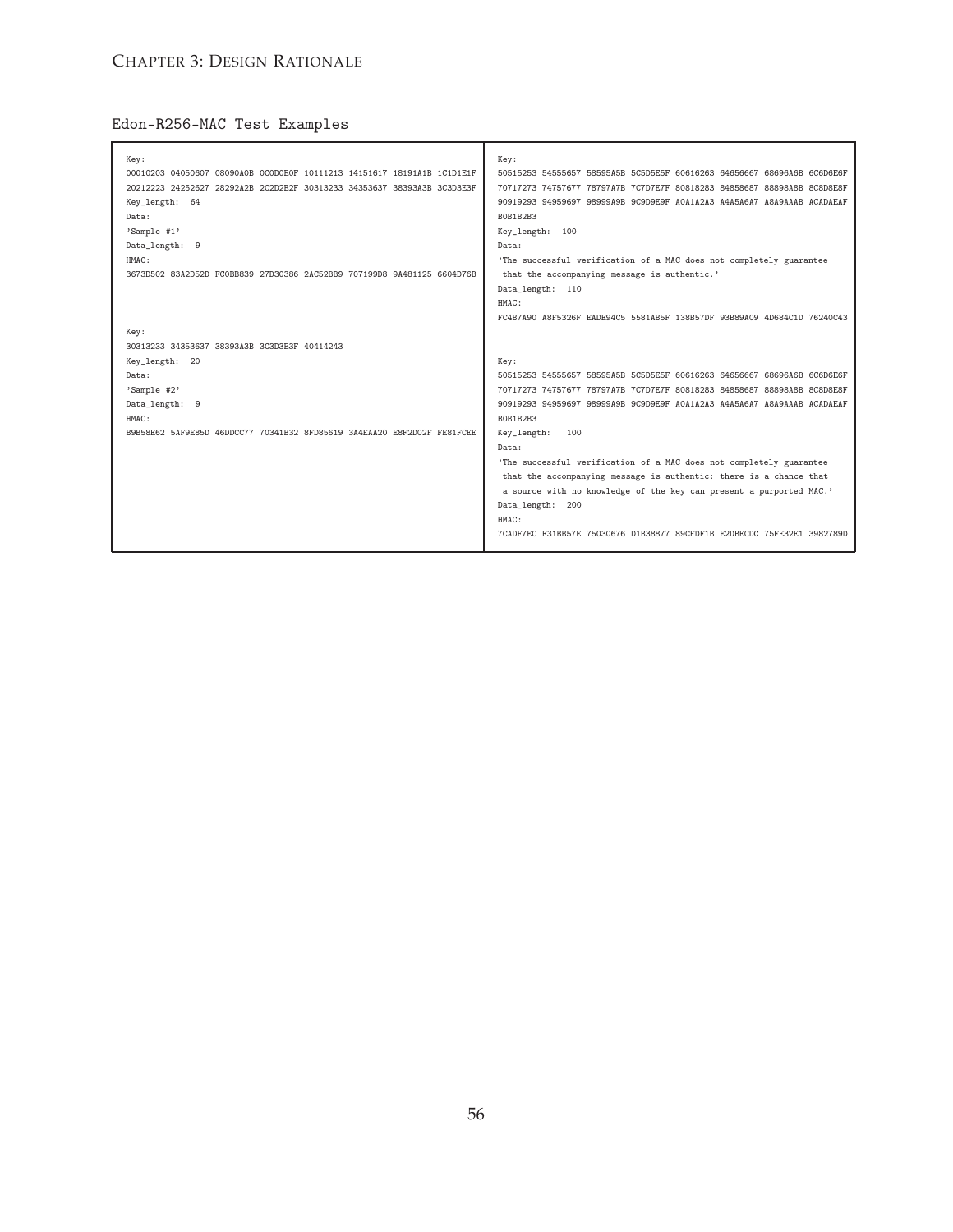Edon-R256-MAC Test Examples

```
Key:
00010203 04050607 08090A0B 0C0D0E0F 10111213 14151617 18191A1B 1C1D1E1F
20212223 24252627 28292A2B 2C2D2E2F 30313233 34353637 38393A3B 3C3D3E3F
Key_length:  64
Data:
'Sample #1'
Data_length:  9
HMAC:
3673D502 83A2D52D FC0BB839 27D30386 2AC52BB9 707199D8 9A481125 6604D76B


Key:
30313233 34353637 38393A3B 3C3D3E3F 40414243
Key_length:  20
Data:
'Sample #2'
Data_length:  9
HMAC:
B9B58E62 5AF9E85D 46DDCC77 70341B32 8FD85619 3A4EAA20 E8F2D02F FE81FCEE
```

```
Key:
50515253 54555657 58595A5B 5C5D5E5F 60616263 64656667 68696A6B 6C6D6E6F
70717273 74757677 78797A7B 7C7D7E7F 80818283 84858687 88898A8B 8C8D8E8F
90919293 94959697 98999A9B 9C9D9E9F A0A1A2A3 A4A5A6A7 A8A9AAAB ACADAEAF
B0B1B2B3
Key_length:  100
Data:
'The successful verification of a MAC does not completely guarantee
 that the accompanying message is authentic.'
Data_length:  110
HMAC:
FC4B7A90 A8F5326F EADE94C5 5581AB5F 138B57DF 93B89A09 4D684C1D 76240C43


Key:
50515253 54555657 58595A5B 5C5D5E5F 60616263 64656667 68696A6B 6C6D6E6F
70717273 74757677 78797A7B 7C7D7E7F 80818283 84858687 88898A8B 8C8D8E8F
90919293 94959697 98999A9B 9C9D9E9F A0A1A2A3 A4A5A6A7 A8A9AAAB ACADAEAF
B0B1B2B3
Key_length:  100
Data:
'The successful verification of a MAC does not completely guarantee
 that the accompanying message is authentic: there is a chance that
 a source with no knowledge of the key can present a purported MAC.'
Data_length:  200
HMAC:
7CADF7EC F31BB57E 75030676 D1B38877 89CFDF1B E2DBECDC 75FE32E1 3982789D
```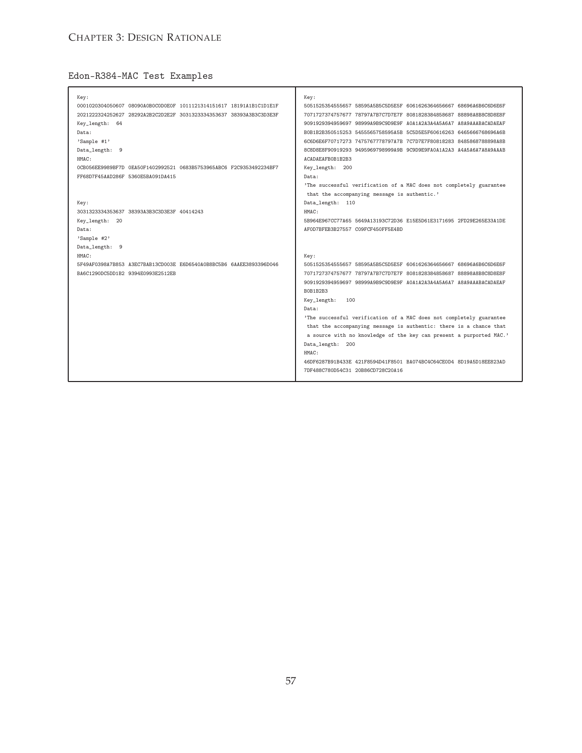Edon-R384-MAC Test Examples

```
Key:
0001020304050607 08090A0B0C0D0E0F 1011121314151617 18191A1B1C1D1E1F
2021222324252627 28292A2B2C2D2E2F 3031323334353637 38393A3B3C3D3E3F
Key_length: 64
Data:
'Sample #1'
Data_length: 9
HMAC:
0CB056EE9989BF7D 0EA50F1402992521 0683B5753965ABC6 F2C9353492234BF7
FF68D7F45AAD286F 5360E5BA091DA415
```

```
Key:
3031323334353637 38393A3B3C3D3E3F 40414243
Key_length: 20
Data:
'Sample #2'
Data_length: 9
HMAC:
5F49AF0398A7B853 A3EC7BAB13CD003E E6D6540A0B8BC5B6 6AAEE3893396D046
BA6C1290DC5DD1B2 9394E0993E2512EB
```

```
Key:
5051525354555657 58595A5B5C5D5E5F 6061626364656667 68696A6B6C6D6E6F
7071727374757677 78797A7B7C7D7E7F 8081828384858687 88898A8B8C8D8E8F
9091929394959697 98999A9B9C9D9E9F A0A1A2A3A4A5A6A7 A8A9AAABACADAEAF
B0B1B2B350515253 5455565758595A5B 5C5D5E5F60616263 6465666768696A6B
6C6D6E6F70717273 7475767778797A7B 7C7D7E7F80818283 8485868788898A8B
8C8D8E8F90919293 9495969798999A9B 9C9D9E9FA0A1A2A3 A4A5A6A7A8A9AAAB
ACADAEAFB0B1B2B3
Key_length: 200
Data:
'The successful verification of a MAC does not completely guarantee
 that the accompanying message is authentic.'
Data_length: 110
HMAC:
5B964E967CC77A65 5649A13193C72D36 E15E5D61E3171695 2FD29E265E33A1DE
AF0D7BFEB3B27557 C09FCF450FF5E4BD
```

```
Key:
5051525354555657 58595A5B5C5D5E5F 6061626364656667 68696A6B6C6D6E6F
7071727374757677 78797A7B7C7D7E7F 8081828384858687 88898A8B8C8D8E8F
9091929394959697 98999A9B9C9D9E9F A0A1A2A3A4A5A6A7 A8A9AAABACADAEAF
B0B1B2B3
Key_length: 100
Data:
'The successful verification of a MAC does not completely guarantee
 that the accompanying message is authentic: there is a chance that
 a source with no knowledge of the key can present a purported MAC.'
Data_length: 200
HMAC:
46DF6287B91B433E 421F8594D41F8501 BA074BC4C64CE0D4 8D19A5D18EE823AD
7DF488C780D54C31 20B86CD728C20A16
```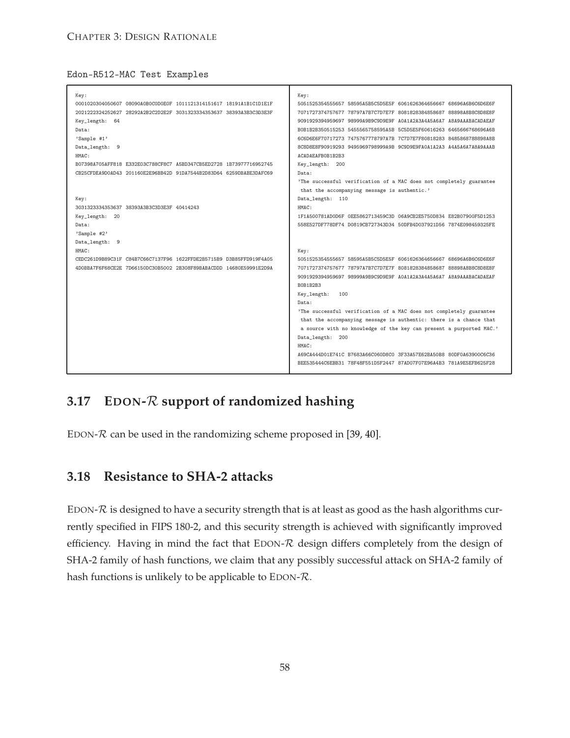Edon-R512-MAC Test Examples

```
Key:
0001020304050607 08090A0B0C0D0E0F 1011121314151617 18191A1B1C1D1E1F
2021222324252627 28292A2B2C2D2E2F 3031323334353637 38393A3B3C3D3E3F
Key_length: 64
Data:
'Sample #1'
Data_length: 9
HMAC:
B07398A705AFF818 E332E03C788CF8C7 A5BD347CB5ED2728 1B73977716952745
CB25CFDEA9D0AD43 201160E2E96BB42D 91DA7544B2D83D64 6259DBABE3DAFC69


Key:
3031323334353637 38393A3B3C3D3E3F 40414243
Key_length: 20
Data:
'Sample #2'
Data_length: 9
HMAC:
CEDC261D9B89C31F C84B7C66C7137F96 1622FFDE2B5715B9 D3B85FFD919F4A05
4D0BBA7F6F68CE2E 7D66150DC30B5002 2B308F89BABACDDD 14680E59991E2D9A
```

```
Key:
5051525354555657 58595A5B5C5D5E5F 6061626364656667 68696A6B6C6D6E6F
7071727374757677 78797A7B7C7D7E7F 8081828384858687 88898A8B8C8D8E8F
9091929394959697 98999A9B9C9D9E9F A0A1A2A3A4A5A6A7 A8A9AAABACADAEAF
B0B1B2B350515253 5455565758595A5B 5C5D5E5F60616263 6465666768696A6B
6C6D6E6F70717273 7475767778797A7B 7C7D7E7F80818283 8485868788898A8B
8C8D8E8F90919293 9495969798999A9B 9C9D9E9FA0A1A2A3 A4A5A6A7A8A9AAAB
ACADAEAFB0B1B2B3
Key_length: 200
Data:
'The successful verification of a MAC does not completely guarantee
 that the accompanying message is authentic.'
Data_length: 110
HMAC:
1F1A500781AD0D6F 0EE5862713459C3D 06A9CB2E5750D834 E82B07900F5D1253
558E527DF778DF74 D0819CB727343D34 50DFB4D037921D56 7874E098459325FE


Key:
5051525354555657 58595A5B5C5D5E5F 6061626364656667 68696A6B6C6D6E6F
7071727374757677 78797A7B7C7D7E7F 8081828384858687 88898A8B8C8D8E8F
9091929394959697 98999A9B9C9D9E9F A0A1A2A3A4A5A6A7 A8A9AAABACADAEAF
B0B1B2B3
Key_length:  100
Data:
'The successful verification of a MAC does not completely guarantee
 that the accompanying message is authentic: there is a chance that
 a source with no knowledge of the key can present a purported MAC.'
Data_length: 200
HMAC:
A69CA444D01E741C B7683A66C060D8C0 3F33A57E62BA50B8 80DF0A63900C6C36
BEE535444C6EBB31 78F48F551D5F2447 87AD07F07E96A4B3 781A9E5EFB625F28
```

## 3.17 EDON-$\mathcal{R}$ support of randomized hashing

EDON-$\mathcal{R}$ can be used in the randomizing scheme proposed in [39, 40].

## 3.18 Resistance to SHA-2 attacks

EDON-$\mathcal{R}$ is designed to have a security strength that is at least as good as the hash algorithms currently specified in FIPS 180-2, and this security strength is achieved with significantly improved efficiency. Having in mind the fact that EDON-$\mathcal{R}$ design differs completely from the design of SHA-2 family of hash functions, we claim that any possibly successful attack on SHA-2 family of hash functions is unlikely to be applicable to EDON-$\mathcal{R}$.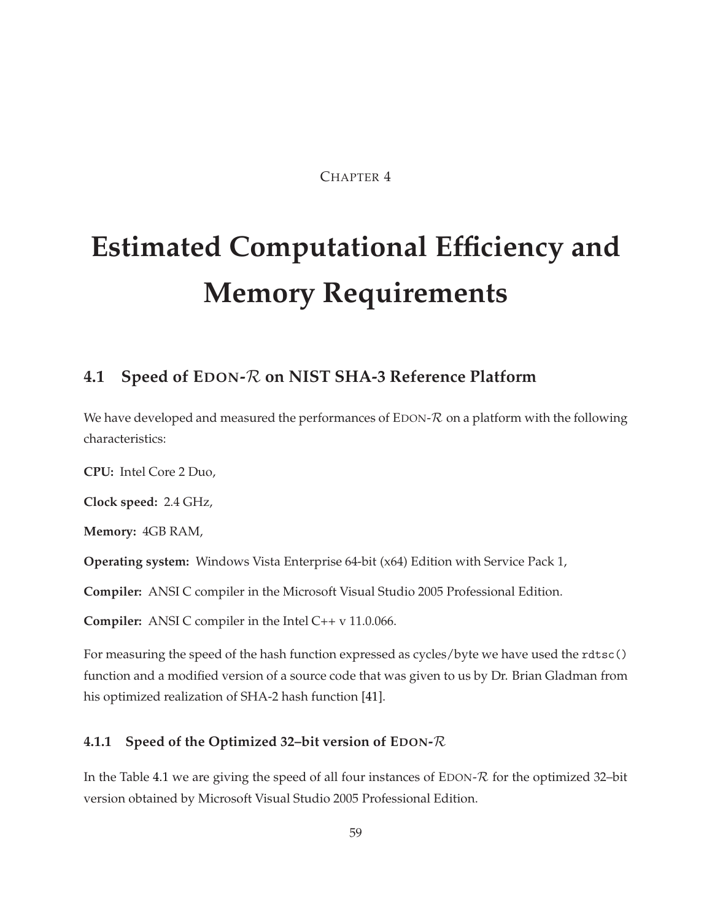CHAPTER 4

# Estimated Computational Efficiency and Memory Requirements

## 4.1 Speed of EDON-$\mathcal{R}$ on NIST SHA-3 Reference Platform

We have developed and measured the performances of EDON-$\mathcal{R}$ on a platform with the following characteristics:

**CPU:** Intel Core 2 Duo,

**Clock speed:** 2.4 GHz,

**Memory:** 4GB RAM,

**Operating system:** Windows Vista Enterprise 64-bit (x64) Edition with Service Pack 1,

**Compiler:** ANSI C compiler in the Microsoft Visual Studio 2005 Professional Edition.

**Compiler:** ANSI C compiler in the Intel C++ v 11.0.066.

For measuring the speed of the hash function expressed as cycles/byte we have used the `rdtsc()` function and a modified version of a source code that was given to us by Dr. Brian Gladman from his optimized realization of SHA-2 hash function [41].

### 4.1.1 Speed of the Optimized 32–bit version of EDON-$\mathcal{R}$

In the Table 4.1 we are giving the speed of all four instances of EDON-$\mathcal{R}$ for the optimized 32–bit version obtained by Microsoft Visual Studio 2005 Professional Edition.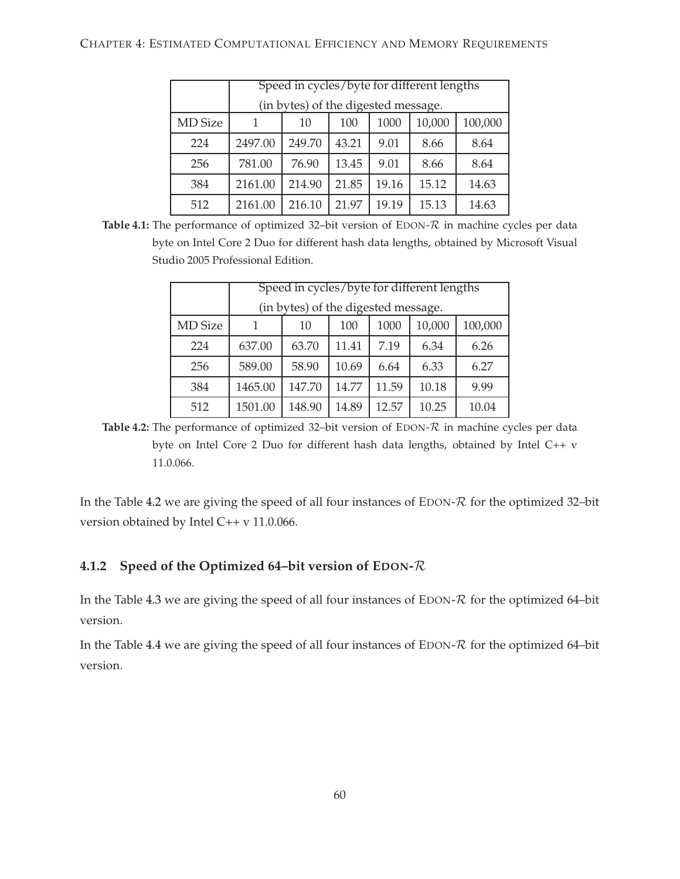| | Speed in cycles/byte for different lengths (in bytes) of the digested message. | | | | | |
|---|---|---|---|---|---|---|
| MD Size | 1 | 10 | 100 | 1000 | 10,000 | 100,000 |
| 224 | 2497.00 | 249.70 | 43.21 | 9.01 | 8.66 | 8.64 |
| 256 | 781.00 | 76.90 | 13.45 | 9.01 | 8.66 | 8.64 |
| 384 | 2161.00 | 214.90 | 21.85 | 19.16 | 15.12 | 14.63 |
| 512 | 2161.00 | 216.10 | 21.97 | 19.19 | 15.13 | 14.63 |

**Table 4.1:** The performance of optimized 32–bit version of EDON-$\mathcal{R}$ in machine cycles per data byte on Intel Core 2 Duo for different hash data lengths, obtained by Microsoft Visual Studio 2005 Professional Edition.

| | Speed in cycles/byte for different lengths (in bytes) of the digested message. | | | | | |
|---|---|---|---|---|---|---|
| MD Size | 1 | 10 | 100 | 1000 | 10,000 | 100,000 |
| 224 | 637.00 | 63.70 | 11.41 | 7.19 | 6.34 | 6.26 |
| 256 | 589.00 | 58.90 | 10.69 | 6.64 | 6.33 | 6.27 |
| 384 | 1465.00 | 147.70 | 14.77 | 11.59 | 10.18 | 9.99 |
| 512 | 1501.00 | 148.90 | 14.89 | 12.57 | 10.25 | 10.04 |

**Table 4.2:** The performance of optimized 32–bit version of EDON-$\mathcal{R}$ in machine cycles per data byte on Intel Core 2 Duo for different hash data lengths, obtained by Intel C++ v 11.0.066.

In the Table 4.2 we are giving the speed of all four instances of EDON-$\mathcal{R}$ for the optimized 32–bit version obtained by Intel C++ v 11.0.066.

### 4.1.2 Speed of the Optimized 64–bit version of EDON-$\mathcal{R}$

In the Table 4.3 we are giving the speed of all four instances of EDON-$\mathcal{R}$ for the optimized 64–bit version.

In the Table 4.4 we are giving the speed of all four instances of EDON-$\mathcal{R}$ for the optimized 64–bit version.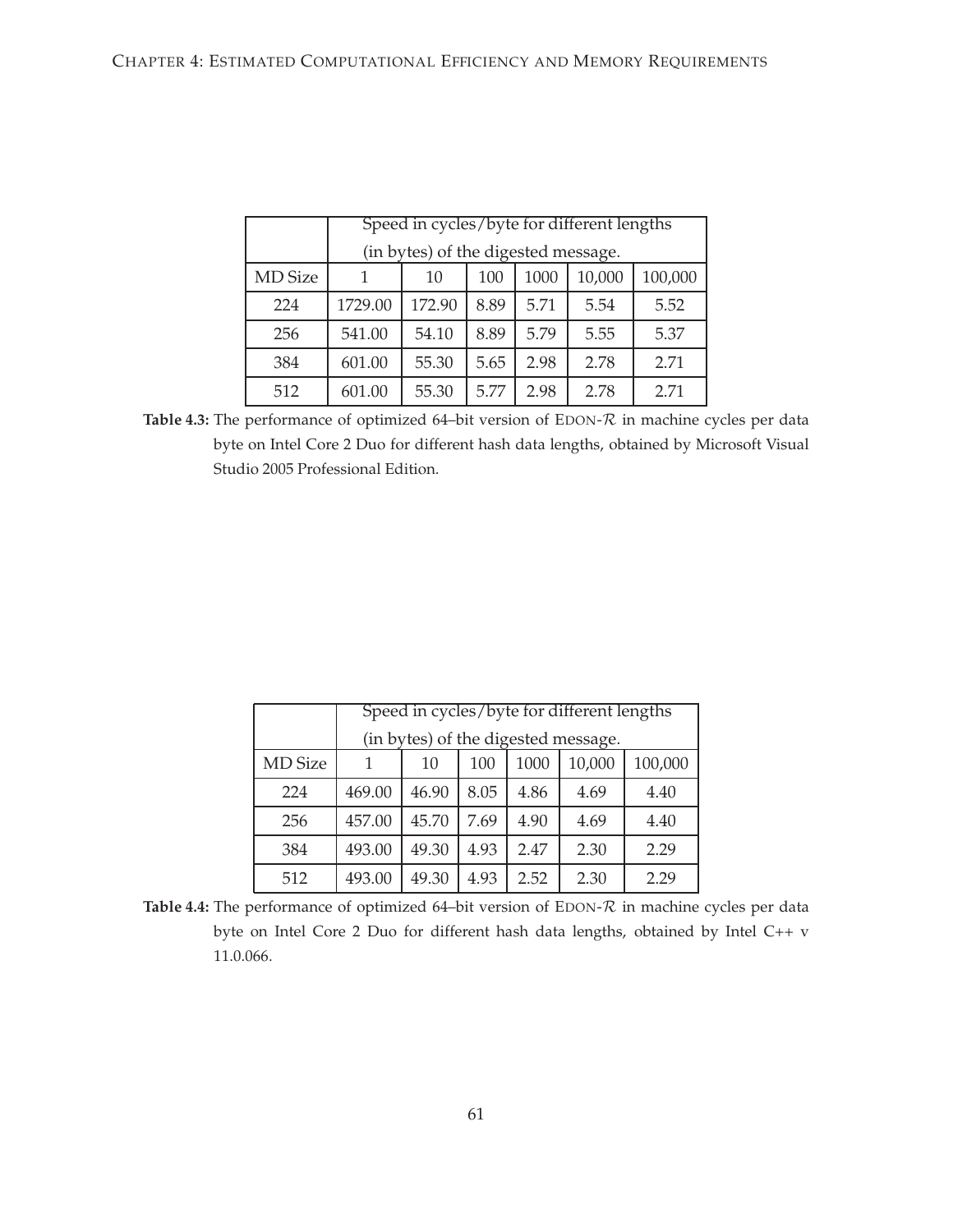| | Speed in cycles/byte for different lengths (in bytes) of the digested message. | | | | | |
|---|---|---|---|---|---|---|
| MD Size | 1 | 10 | 100 | 1000 | 10,000 | 100,000 |
| 224 | 1729.00 | 172.90 | 8.89 | 5.71 | 5.54 | 5.52 |
| 256 | 541.00 | 54.10 | 8.89 | 5.79 | 5.55 | 5.37 |
| 384 | 601.00 | 55.30 | 5.65 | 2.98 | 2.78 | 2.71 |
| 512 | 601.00 | 55.30 | 5.77 | 2.98 | 2.78 | 2.71 |

**Table 4.3:** The performance of optimized 64–bit version of EDON-$\mathcal{R}$ in machine cycles per data byte on Intel Core 2 Duo for different hash data lengths, obtained by Microsoft Visual Studio 2005 Professional Edition.

| | Speed in cycles/byte for different lengths (in bytes) of the digested message. | | | | | |
|---|---|---|---|---|---|---|
| MD Size | 1 | 10 | 100 | 1000 | 10,000 | 100,000 |
| 224 | 469.00 | 46.90 | 8.05 | 4.86 | 4.69 | 4.40 |
| 256 | 457.00 | 45.70 | 7.69 | 4.90 | 4.69 | 4.40 |
| 384 | 493.00 | 49.30 | 4.93 | 2.47 | 2.30 | 2.29 |
| 512 | 493.00 | 49.30 | 4.93 | 2.52 | 2.30 | 2.29 |

**Table 4.4:** The performance of optimized 64–bit version of EDON-$\mathcal{R}$ in machine cycles per data byte on Intel Core 2 Duo for different hash data lengths, obtained by Intel C++ v 11.0.066.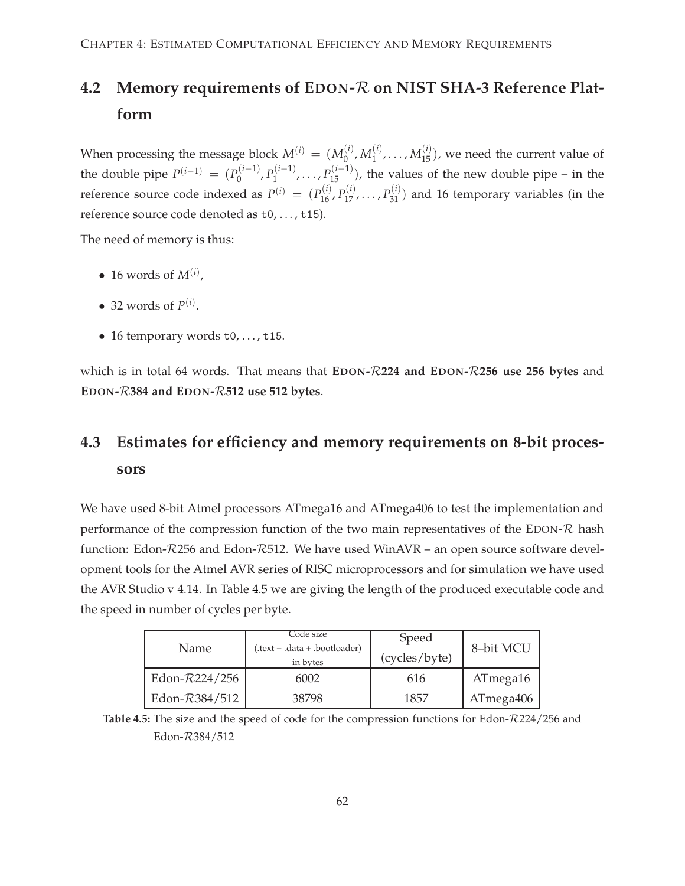## 4.2 Memory requirements of EDON-$\mathcal{R}$ on NIST SHA-3 Reference Platform

When processing the message block $M^{(i)} = (M_0^{(i)}, M_1^{(i)}, \ldots, M_{15}^{(i)})$, we need the current value of the double pipe $P^{(i-1)} = (P_0^{(i-1)}, P_1^{(i-1)}, \ldots, P_{15}^{(i-1)})$, the values of the new double pipe – in the reference source code indexed as $P^{(i)} = (P_{16}^{(i)}, P_{17}^{(i)}, \ldots, P_{31}^{(i)})$ and 16 temporary variables (in the reference source code denoted as `t0`, …, `t15`).

The need of memory is thus:

- 16 words of $M^{(i)}$,
- 32 words of $P^{(i)}$.
- 16 temporary words `t0`, …, `t15`.

which is in total 64 words. That means that **EDON-$\mathcal{R}$224 and EDON-$\mathcal{R}$256 use 256 bytes** and **EDON-$\mathcal{R}$384 and EDON-$\mathcal{R}$512 use 512 bytes**.

## 4.3 Estimates for efficiency and memory requirements on 8-bit processors

We have used 8-bit Atmel processors ATmega16 and ATmega406 to test the implementation and performance of the compression function of the two main representatives of the EDON-$\mathcal{R}$ hash function: Edon-$\mathcal{R}$256 and Edon-$\mathcal{R}$512. We have used WinAVR – an open source software development tools for the Atmel AVR series of RISC microprocessors and for simulation we have used the AVR Studio v 4.14. In Table 4.5 we are giving the length of the produced executable code and the speed in number of cycles per byte.

| Name | Code size (.text + .data + .bootloader) in bytes | Speed (cycles/byte) | 8–bit MCU |
|---|---|---|---|
| Edon-$\mathcal{R}$224/256 | 6002 | 616 | ATmega16 |
| Edon-$\mathcal{R}$384/512 | 38798 | 1857 | ATmega406 |

**Table 4.5:** The size and the speed of code for the compression functions for Edon-$\mathcal{R}$224/256 and Edon-$\mathcal{R}$384/512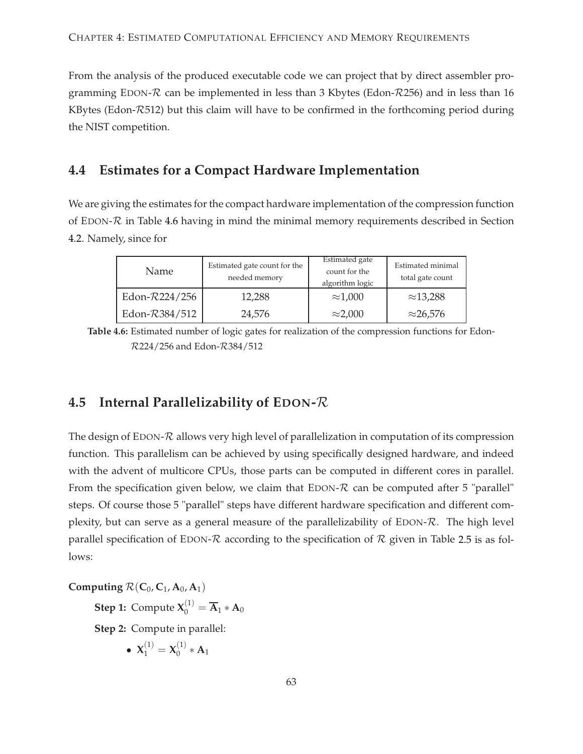From the analysis of the produced executable code we can project that by direct assembler programming EDON-$\mathcal{R}$ can be implemented in less than 3 Kbytes (Edon-$\mathcal{R}$256) and in less than 16 KBytes (Edon-$\mathcal{R}$512) but this claim will have to be confirmed in the forthcoming period during the NIST competition.

## 4.4 Estimates for a Compact Hardware Implementation

We are giving the estimates for the compact hardware implementation of the compression function of EDON-$\mathcal{R}$ in Table 4.6 having in mind the minimal memory requirements described in Section 4.2. Namely, since for

| Name | Estimated gate count for the needed memory | Estimated gate count for the algorithm logic | Estimated minimal total gate count |
|---|---|---|---|
| Edon-$\mathcal{R}$224/256 | 12,288 | ≈1,000 | ≈13,288 |
| Edon-$\mathcal{R}$384/512 | 24,576 | ≈2,000 | ≈26,576 |

**Table 4.6:** Estimated number of logic gates for realization of the compression functions for Edon-$\mathcal{R}$224/256 and Edon-$\mathcal{R}$384/512

## 4.5 Internal Parallelizability of EDON-$\mathcal{R}$

The design of EDON-$\mathcal{R}$ allows very high level of parallelization in computation of its compression function. This parallelism can be achieved by using specifically designed hardware, and indeed with the advent of multicore CPUs, those parts can be computed in different cores in parallel. From the specification given below, we claim that EDON-$\mathcal{R}$ can be computed after 5 "parallel" steps. Of course those 5 "parallel" steps have different hardware specification and different complexity, but can serve as a general measure of the parallelizability of EDON-$\mathcal{R}$. The high level parallel specification of EDON-$\mathcal{R}$ according to the specification of $\mathcal{R}$ given in Table 2.5 is as follows:

**Computing** $\mathcal{R}(\mathbf{C}_0, \mathbf{C}_1, \mathbf{A}_0, \mathbf{A}_1)$

**Step 1:** Compute $\mathbf{X}_0^{(1)} = \overline{\mathbf{A}}_1 * \mathbf{A}_0$

**Step 2:** Compute in parallel:

- $\mathbf{X}_1^{(1)} = \mathbf{X}_0^{(1)} * \mathbf{A}_1$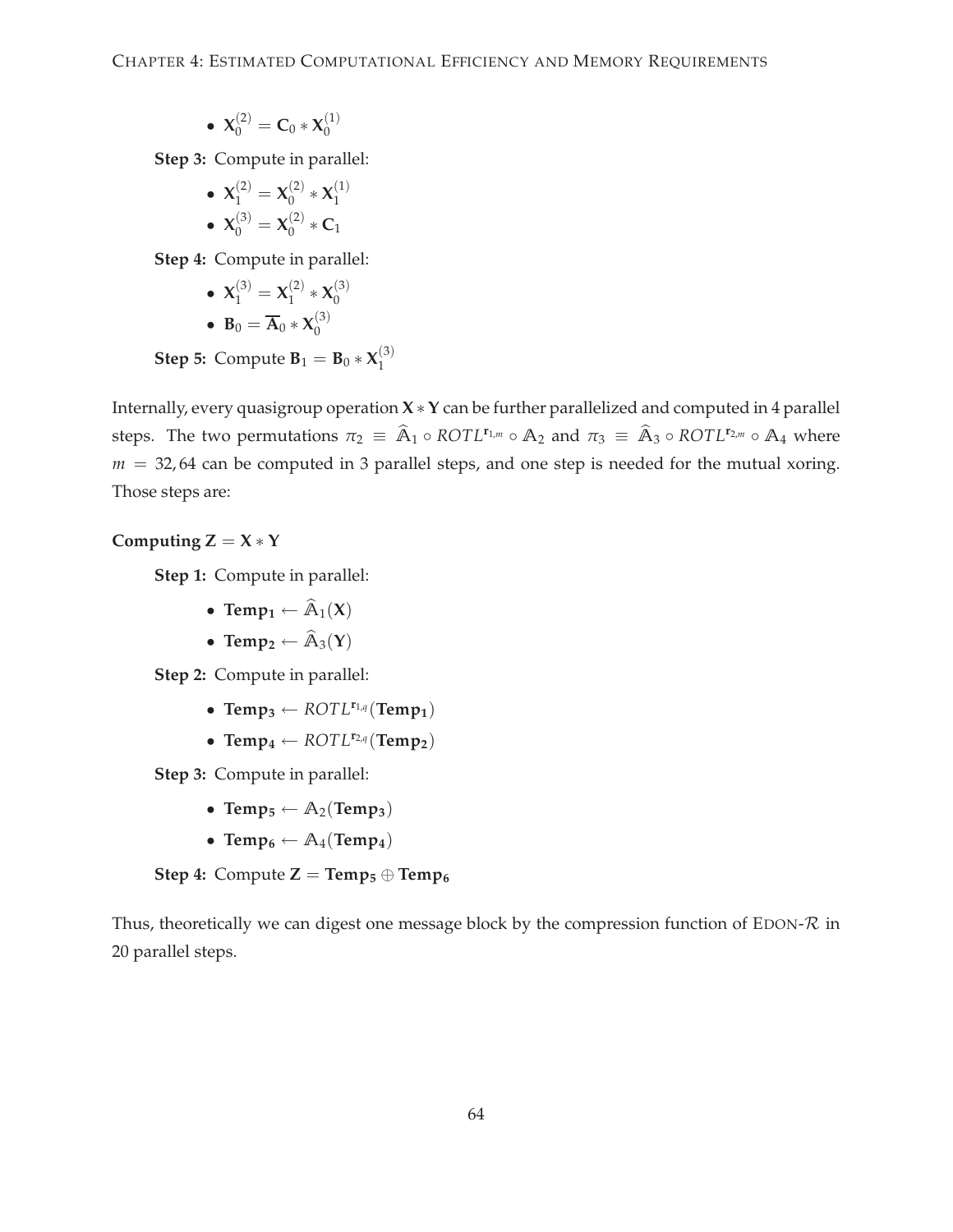- $\mathbf{X}_0^{(2)} = \mathbf{C}_0 * \mathbf{X}_0^{(1)}$

**Step 3:** Compute in parallel:

- $\mathbf{X}_1^{(2)} = \mathbf{X}_0^{(2)} * \mathbf{X}_1^{(1)}$
- $\mathbf{X}_0^{(3)} = \mathbf{X}_0^{(2)} * \mathbf{C}_1$

**Step 4:** Compute in parallel:

- $\mathbf{X}_1^{(3)} = \mathbf{X}_1^{(2)} * \mathbf{X}_0^{(3)}$
- $\mathbf{B}_0 = \overline{\mathbf{A}}_0 * \mathbf{X}_0^{(3)}$

**Step 5:** Compute $\mathbf{B}_1 = \mathbf{B}_0 * \mathbf{X}_1^{(3)}$

Internally, every quasigroup operation $\mathbf{X} * \mathbf{Y}$ can be further parallelized and computed in 4 parallel steps. The two permutations $\pi_2 \equiv \widehat{\mathbb{A}}_1 \circ ROTL^{\mathbf{r}_{1,m}} \circ \mathbb{A}_2$ and $\pi_3 \equiv \widehat{\mathbb{A}}_3 \circ ROTL^{\mathbf{r}_{2,m}} \circ \mathbb{A}_4$ where $m = 32, 64$ can be computed in 3 parallel steps, and one step is needed for the mutual xoring. Those steps are:

**Computing $\mathbf{Z} = \mathbf{X} * \mathbf{Y}$**

**Step 1:** Compute in parallel:

- $\mathbf{Temp_1} \leftarrow \widehat{\mathbb{A}}_1(\mathbf{X})$
- $\mathbf{Temp_2} \leftarrow \widehat{\mathbb{A}}_3(\mathbf{Y})$

**Step 2:** Compute in parallel:

- $\mathbf{Temp_3} \leftarrow ROTL^{\mathbf{r}_{1,q}}(\mathbf{Temp_1})$
- $\mathbf{Temp_4} \leftarrow ROTL^{\mathbf{r}_{2,q}}(\mathbf{Temp_2})$

**Step 3:** Compute in parallel:

- $\mathbf{Temp_5} \leftarrow \mathbb{A}_2(\mathbf{Temp_3})$
- $\mathbf{Temp_6} \leftarrow \mathbb{A}_4(\mathbf{Temp_4})$

**Step 4:** Compute $\mathbf{Z} = \mathbf{Temp_5} \oplus \mathbf{Temp_6}$

Thus, theoretically we can digest one message block by the compression function of EDON-$\mathcal{R}$ in 20 parallel steps.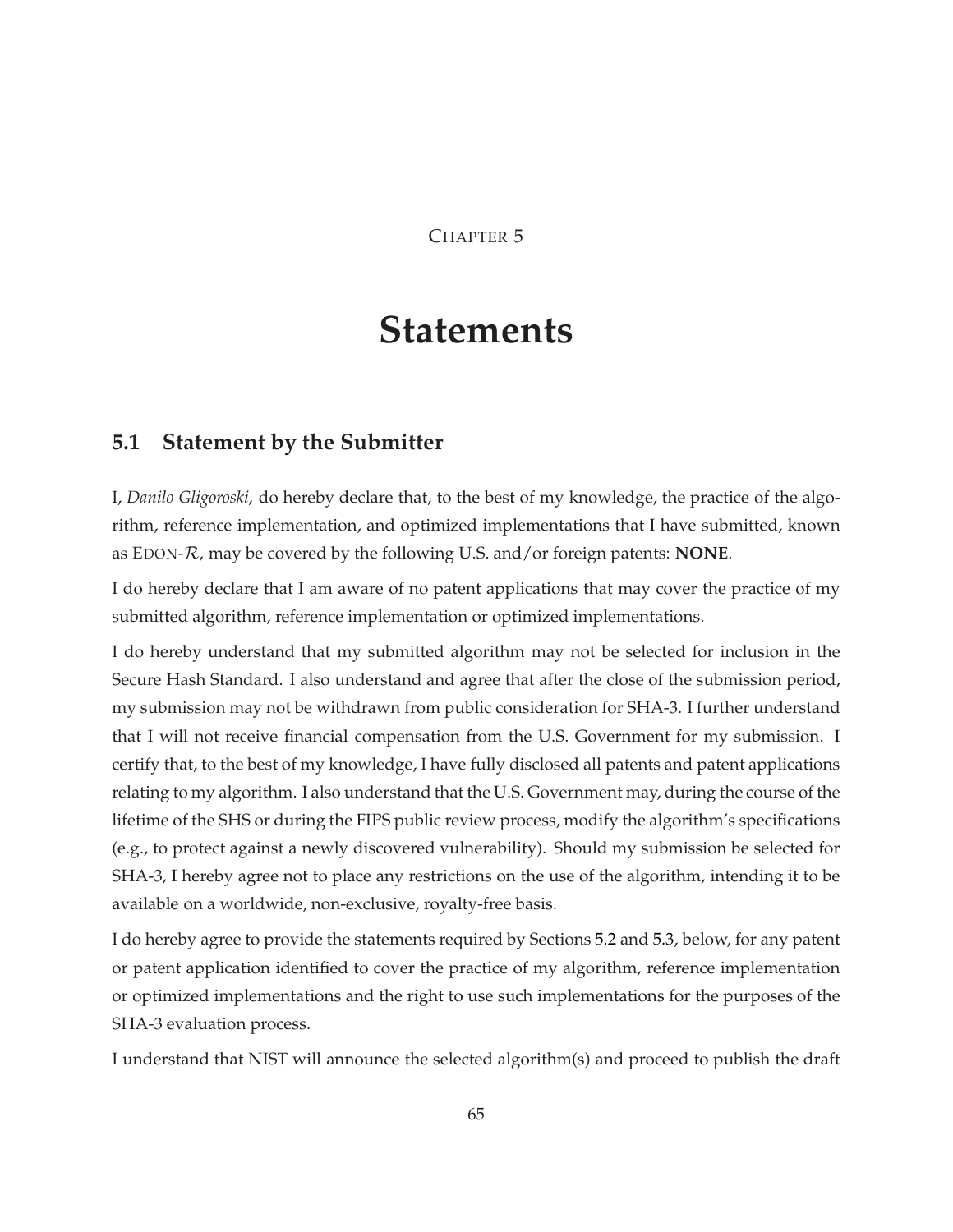CHAPTER 5

# Statements

## 5.1 Statement by the Submitter

I, *Danilo Gligoroski*, do hereby declare that, to the best of my knowledge, the practice of the algorithm, reference implementation, and optimized implementations that I have submitted, known as EDON-$\mathcal{R}$, may be covered by the following U.S. and/or foreign patents: **NONE**.

I do hereby declare that I am aware of no patent applications that may cover the practice of my submitted algorithm, reference implementation or optimized implementations.

I do hereby understand that my submitted algorithm may not be selected for inclusion in the Secure Hash Standard. I also understand and agree that after the close of the submission period, my submission may not be withdrawn from public consideration for SHA-3. I further understand that I will not receive financial compensation from the U.S. Government for my submission. I certify that, to the best of my knowledge, I have fully disclosed all patents and patent applications relating to my algorithm. I also understand that the U.S. Government may, during the course of the lifetime of the SHS or during the FIPS public review process, modify the algorithm's specifications (e.g., to protect against a newly discovered vulnerability). Should my submission be selected for SHA-3, I hereby agree not to place any restrictions on the use of the algorithm, intending it to be available on a worldwide, non-exclusive, royalty-free basis.

I do hereby agree to provide the statements required by Sections 5.2 and 5.3, below, for any patent or patent application identified to cover the practice of my algorithm, reference implementation or optimized implementations and the right to use such implementations for the purposes of the SHA-3 evaluation process.

I understand that NIST will announce the selected algorithm(s) and proceed to publish the draft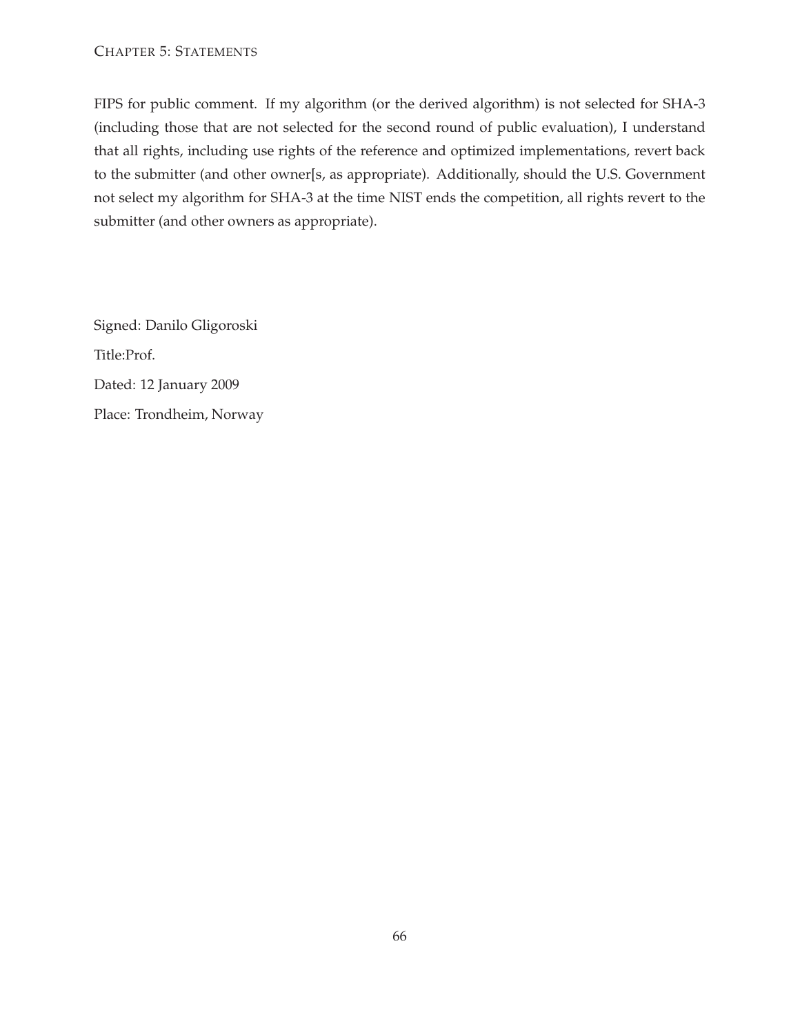FIPS for public comment. If my algorithm (or the derived algorithm) is not selected for SHA-3 (including those that are not selected for the second round of public evaluation), I understand that all rights, including use rights of the reference and optimized implementations, revert back to the submitter (and other owner[s, as appropriate). Additionally, should the U.S. Government not select my algorithm for SHA-3 at the time NIST ends the competition, all rights revert to the submitter (and other owners as appropriate).

Signed: Danilo Gligoroski

Title:Prof.

Dated: 12 January 2009

Place: Trondheim, Norway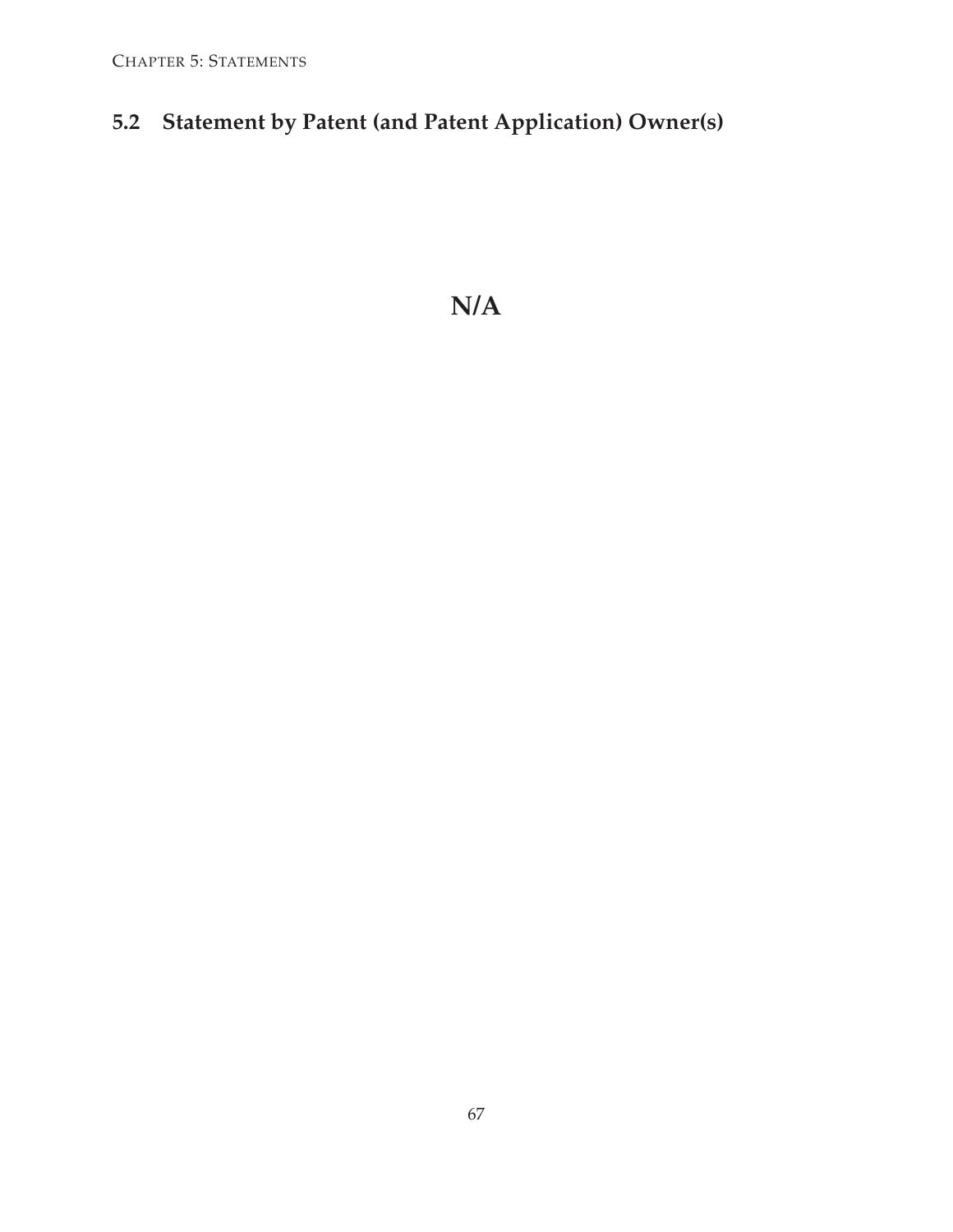## 5.2 Statement by Patent (and Patent Application) Owner(s)

**N/A**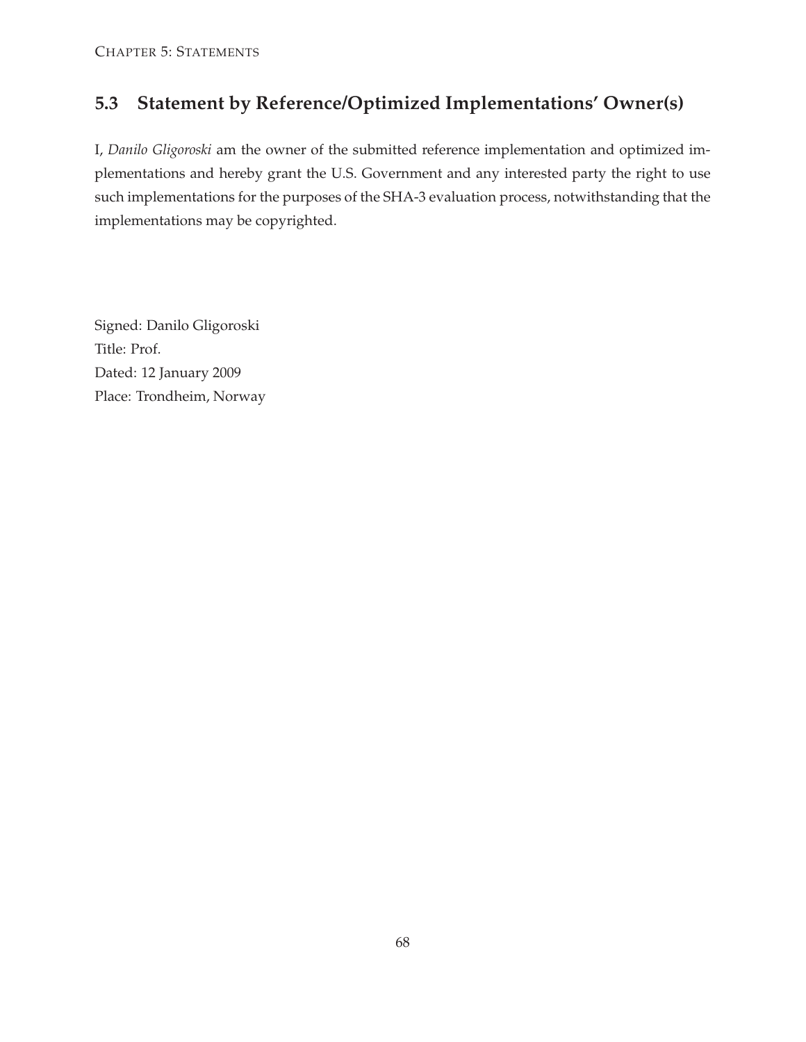## 5.3 Statement by Reference/Optimized Implementations' Owner(s)

I, *Danilo Gligoroski* am the owner of the submitted reference implementation and optimized implementations and hereby grant the U.S. Government and any interested party the right to use such implementations for the purposes of the SHA-3 evaluation process, notwithstanding that the implementations may be copyrighted.

Signed: Danilo Gligoroski
Title: Prof.
Dated: 12 January 2009
Place: Trondheim, Norway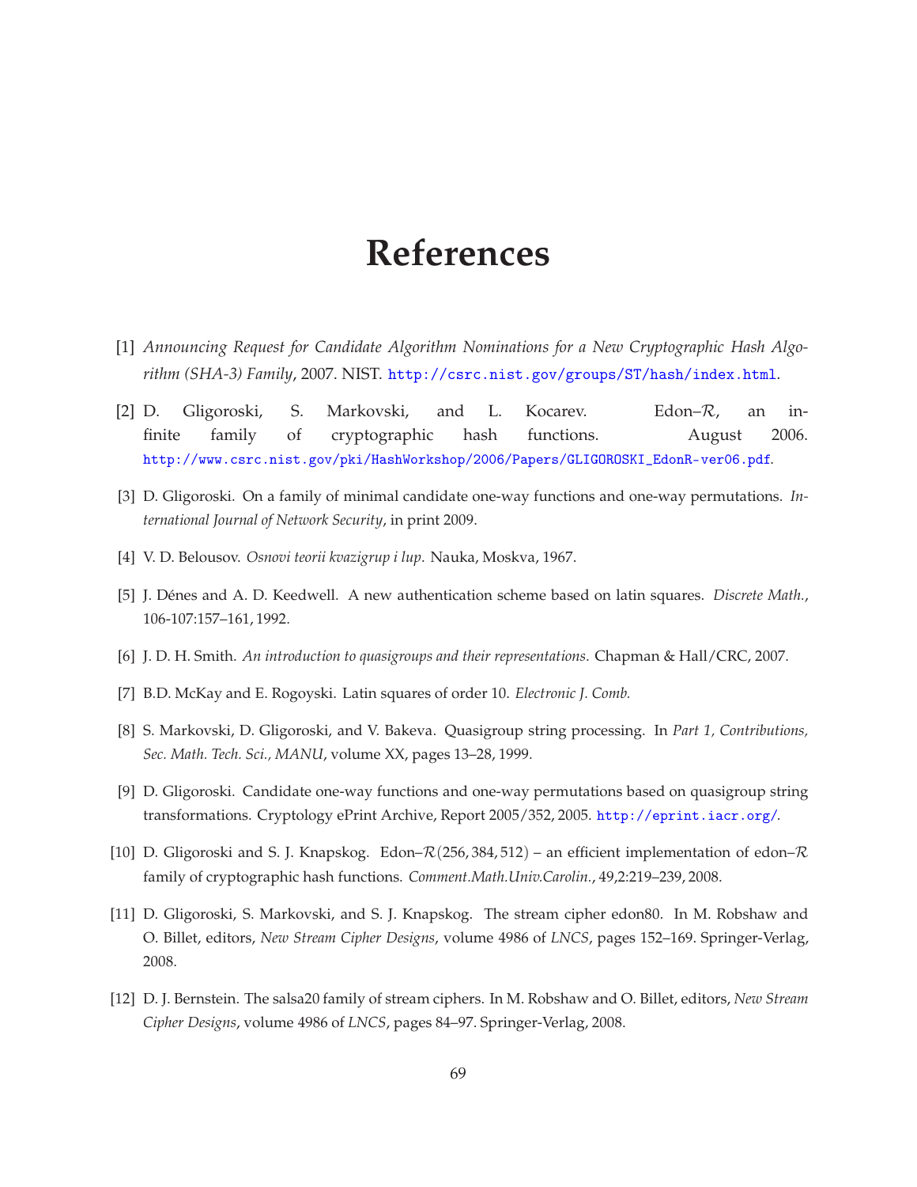# References

[1] *Announcing Request for Candidate Algorithm Nominations for a New Cryptographic Hash Algorithm (SHA-3) Family*, 2007. NIST. http://csrc.nist.gov/groups/ST/hash/index.html.

[2] D. Gligoroski, S. Markovski, and L. Kocarev. Edon–$\mathcal{R}$, an infinite family of cryptographic hash functions. August 2006. http://www.csrc.nist.gov/pki/HashWorkshop/2006/Papers/GLIGOROSKI_EdonR-ver06.pdf.

[3] D. Gligoroski. On a family of minimal candidate one-way functions and one-way permutations. *International Journal of Network Security*, in print 2009.

[4] V. D. Belousov. *Osnovi teorii kvazigrup i lup*. Nauka, Moskva, 1967.

[5] J. Dénes and A. D. Keedwell. A new authentication scheme based on latin squares. *Discrete Math.*, 106-107:157–161, 1992.

[6] J. D. H. Smith. *An introduction to quasigroups and their representations*. Chapman & Hall/CRC, 2007.

[7] B.D. McKay and E. Rogoyski. Latin squares of order 10. *Electronic J. Comb.*

[8] S. Markovski, D. Gligoroski, and V. Bakeva. Quasigroup string processing. In *Part 1, Contributions, Sec. Math. Tech. Sci., MANU*, volume XX, pages 13–28, 1999.

[9] D. Gligoroski. Candidate one-way functions and one-way permutations based on quasigroup string transformations. Cryptology ePrint Archive, Report 2005/352, 2005. http://eprint.iacr.org/.

[10] D. Gligoroski and S. J. Knapskog. Edon–$\mathcal{R}(256, 384, 512)$ – an efficient implementation of edon–$\mathcal{R}$ family of cryptographic hash functions. *Comment.Math.Univ.Carolin.*, 49,2:219–239, 2008.

[11] D. Gligoroski, S. Markovski, and S. J. Knapskog. The stream cipher edon80. In M. Robshaw and O. Billet, editors, *New Stream Cipher Designs*, volume 4986 of *LNCS*, pages 152–169. Springer-Verlag, 2008.

[12] D. J. Bernstein. The salsa20 family of stream ciphers. In M. Robshaw and O. Billet, editors, *New Stream Cipher Designs*, volume 4986 of *LNCS*, pages 84–97. Springer-Verlag, 2008.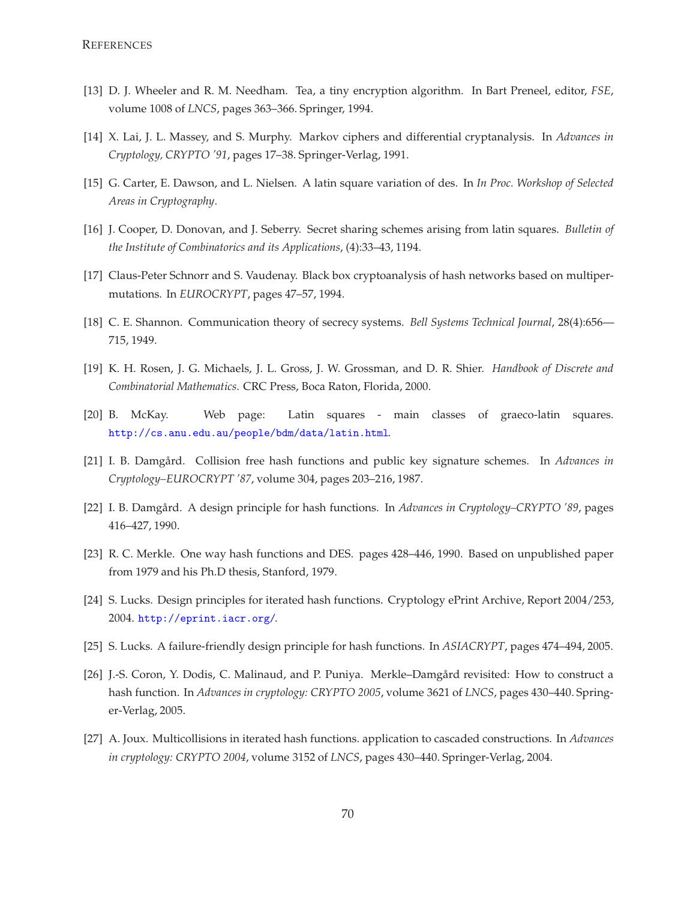[13] D. J. Wheeler and R. M. Needham. Tea, a tiny encryption algorithm. In Bart Preneel, editor, *FSE*, volume 1008 of *LNCS*, pages 363–366. Springer, 1994.

[14] X. Lai, J. L. Massey, and S. Murphy. Markov ciphers and differential cryptanalysis. In *Advances in Cryptology, CRYPTO '91*, pages 17–38. Springer-Verlag, 1991.

[15] G. Carter, E. Dawson, and L. Nielsen. A latin square variation of des. In *In Proc. Workshop of Selected Areas in Cryptography*.

[16] J. Cooper, D. Donovan, and J. Seberry. Secret sharing schemes arising from latin squares. *Bulletin of the Institute of Combinatorics and its Applications*, (4):33–43, 1194.

[17] Claus-Peter Schnorr and S. Vaudenay. Black box cryptoanalysis of hash networks based on multipermutations. In *EUROCRYPT*, pages 47–57, 1994.

[18] C. E. Shannon. Communication theory of secrecy systems. *Bell Systems Technical Journal*, 28(4):656—715, 1949.

[19] K. H. Rosen, J. G. Michaels, J. L. Gross, J. W. Grossman, and D. R. Shier. *Handbook of Discrete and Combinatorial Mathematics.* CRC Press, Boca Raton, Florida, 2000.

[20] B. McKay. Web page: Latin squares - main classes of graeco-latin squares. http://cs.anu.edu.au/people/bdm/data/latin.html.

[21] I. B. Damgård. Collision free hash functions and public key signature schemes. In *Advances in Cryptology–EUROCRYPT '87*, volume 304, pages 203–216, 1987.

[22] I. B. Damgård. A design principle for hash functions. In *Advances in Cryptology–CRYPTO '89*, pages 416–427, 1990.

[23] R. C. Merkle. One way hash functions and DES. pages 428–446, 1990. Based on unpublished paper from 1979 and his Ph.D thesis, Stanford, 1979.

[24] S. Lucks. Design principles for iterated hash functions. Cryptology ePrint Archive, Report 2004/253, 2004. http://eprint.iacr.org/.

[25] S. Lucks. A failure-friendly design principle for hash functions. In *ASIACRYPT*, pages 474–494, 2005.

[26] J.-S. Coron, Y. Dodis, C. Malinaud, and P. Puniya. Merkle–Damgård revisited: How to construct a hash function. In *Advances in cryptology: CRYPTO 2005*, volume 3621 of *LNCS*, pages 430–440. Springer-Verlag, 2005.

[27] A. Joux. Multicollisions in iterated hash functions. application to cascaded constructions. In *Advances in cryptology: CRYPTO 2004*, volume 3152 of *LNCS*, pages 430–440. Springer-Verlag, 2004.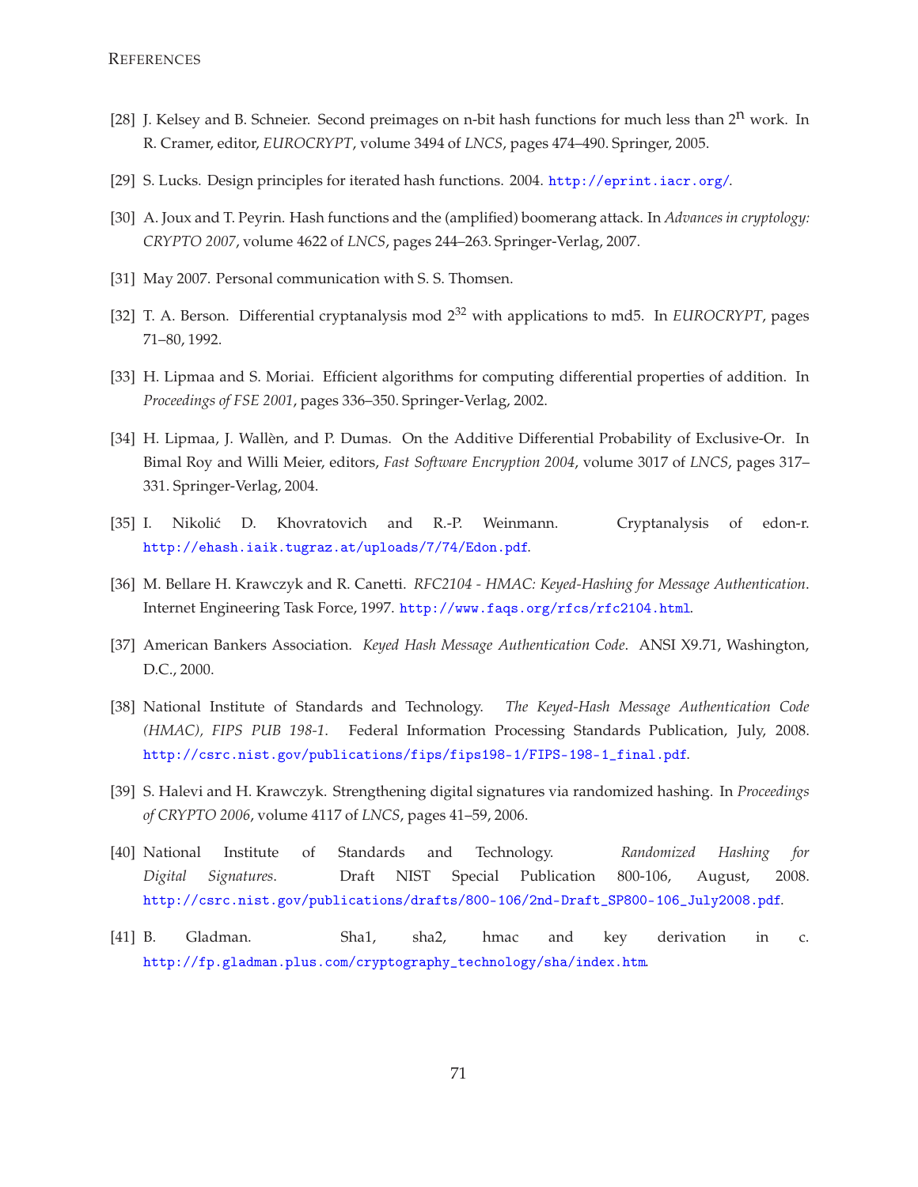[28] J. Kelsey and B. Schneier. Second preimages on n-bit hash functions for much less than $2^n$ work. In R. Cramer, editor, *EUROCRYPT*, volume 3494 of *LNCS*, pages 474–490. Springer, 2005.

[29] S. Lucks. Design principles for iterated hash functions. 2004. http://eprint.iacr.org/.

[30] A. Joux and T. Peyrin. Hash functions and the (amplified) boomerang attack. In *Advances in cryptology: CRYPTO 2007*, volume 4622 of *LNCS*, pages 244–263. Springer-Verlag, 2007.

[31] May 2007. Personal communication with S. S. Thomsen.

[32] T. A. Berson. Differential cryptanalysis mod $2^{32}$ with applications to md5. In *EUROCRYPT*, pages 71–80, 1992.

[33] H. Lipmaa and S. Moriai. Efficient algorithms for computing differential properties of addition. In *Proceedings of FSE 2001*, pages 336–350. Springer-Verlag, 2002.

[34] H. Lipmaa, J. Wallèn, and P. Dumas. On the Additive Differential Probability of Exclusive-Or. In Bimal Roy and Willi Meier, editors, *Fast Software Encryption 2004*, volume 3017 of *LNCS*, pages 317–331. Springer-Verlag, 2004.

[35] I. Nikolić D. Khovratovich and R.-P. Weinmann. Cryptanalysis of edon-r. http://ehash.iaik.tugraz.at/uploads/7/74/Edon.pdf.

[36] M. Bellare H. Krawczyk and R. Canetti. *RFC2104 - HMAC: Keyed-Hashing for Message Authentication*. Internet Engineering Task Force, 1997. http://www.faqs.org/rfcs/rfc2104.html.

[37] American Bankers Association. *Keyed Hash Message Authentication Code*. ANSI X9.71, Washington, D.C., 2000.

[38] National Institute of Standards and Technology. *The Keyed-Hash Message Authentication Code (HMAC), FIPS PUB 198-1*. Federal Information Processing Standards Publication, July, 2008. http://csrc.nist.gov/publications/fips/fips198-1/FIPS-198-1_final.pdf.

[39] S. Halevi and H. Krawczyk. Strengthening digital signatures via randomized hashing. In *Proceedings of CRYPTO 2006*, volume 4117 of *LNCS*, pages 41–59, 2006.

[40] National Institute of Standards and Technology. *Randomized Hashing for Digital Signatures*. Draft NIST Special Publication 800-106, August, 2008. http://csrc.nist.gov/publications/drafts/800-106/2nd-Draft_SP800-106_July2008.pdf.

[41] B. Gladman. Sha1, sha2, hmac and key derivation in c. http://fp.gladman.plus.com/cryptography_technology/sha/index.htm.